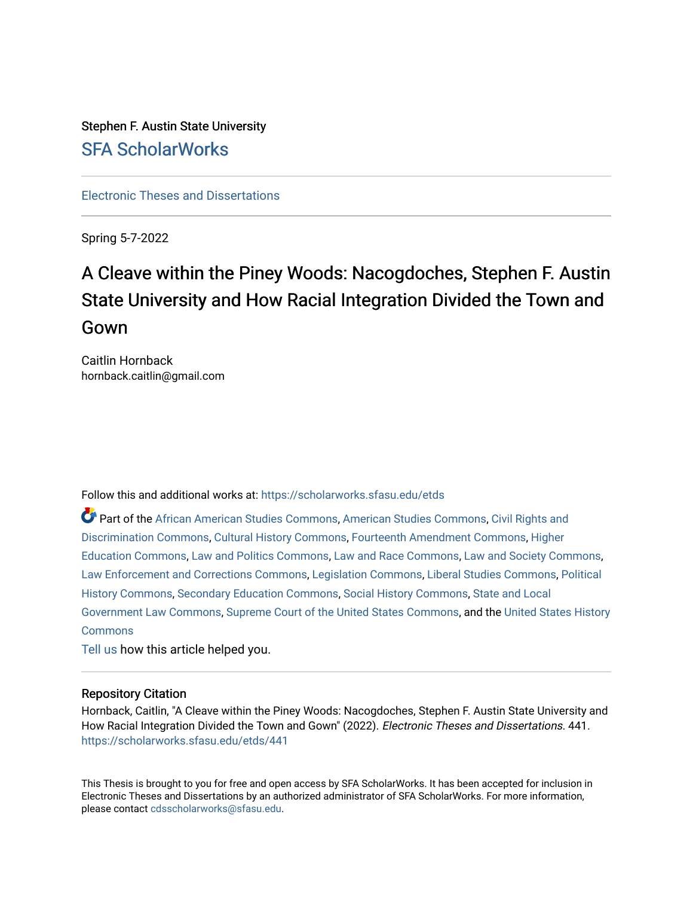Stephen F. Austin State University

# SFA ScholarWorks

Electronic Theses and Dissertations

Spring 5-7-2022

## A Cleave within the Piney Woods: Nacogdoches, Stephen F. Austin State University and How Racial Integration Divided the Town and Gown

Caitlin Hornback
hornback.caitlin@gmail.com

Follow this and additional works at: https://scholarworks.sfasu.edu/etds

Part of the African American Studies Commons, American Studies Commons, Civil Rights and Discrimination Commons, Cultural History Commons, Fourteenth Amendment Commons, Higher Education Commons, Law and Politics Commons, Law and Race Commons, Law and Society Commons, Law Enforcement and Corrections Commons, Legislation Commons, Liberal Studies Commons, Political History Commons, Secondary Education Commons, Social History Commons, State and Local Government Law Commons, Supreme Court of the United States Commons, and the United States History Commons

Tell us how this article helped you.

### Repository Citation

Hornback, Caitlin, "A Cleave within the Piney Woods: Nacogdoches, Stephen F. Austin State University and How Racial Integration Divided the Town and Gown" (2022). *Electronic Theses and Dissertations*. 441.
https://scholarworks.sfasu.edu/etds/441

This Thesis is brought to you for free and open access by SFA ScholarWorks. It has been accepted for inclusion in Electronic Theses and Dissertations by an authorized administrator of SFA ScholarWorks. For more information, please contact cdsscholarworks@sfasu.edu.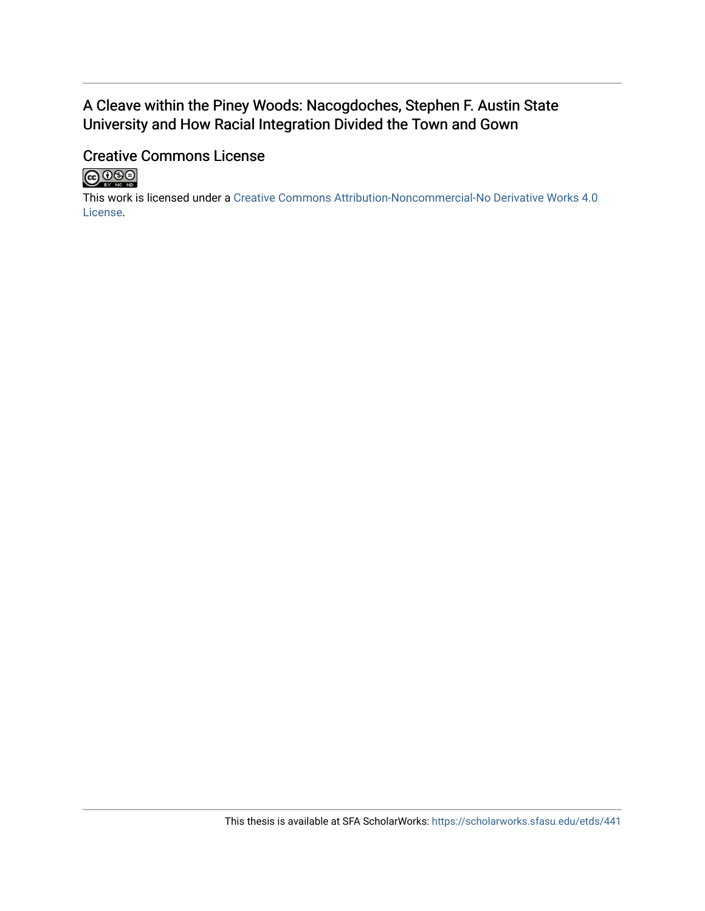A Cleave within the Piney Woods: Nacogdoches, Stephen F. Austin State University and How Racial Integration Divided the Town and Gown

## Creative Commons License

This work is licensed under a Creative Commons Attribution-Noncommercial-No Derivative Works 4.0 License.

This thesis is available at SFA ScholarWorks: https://scholarworks.sfasu.edu/etds/441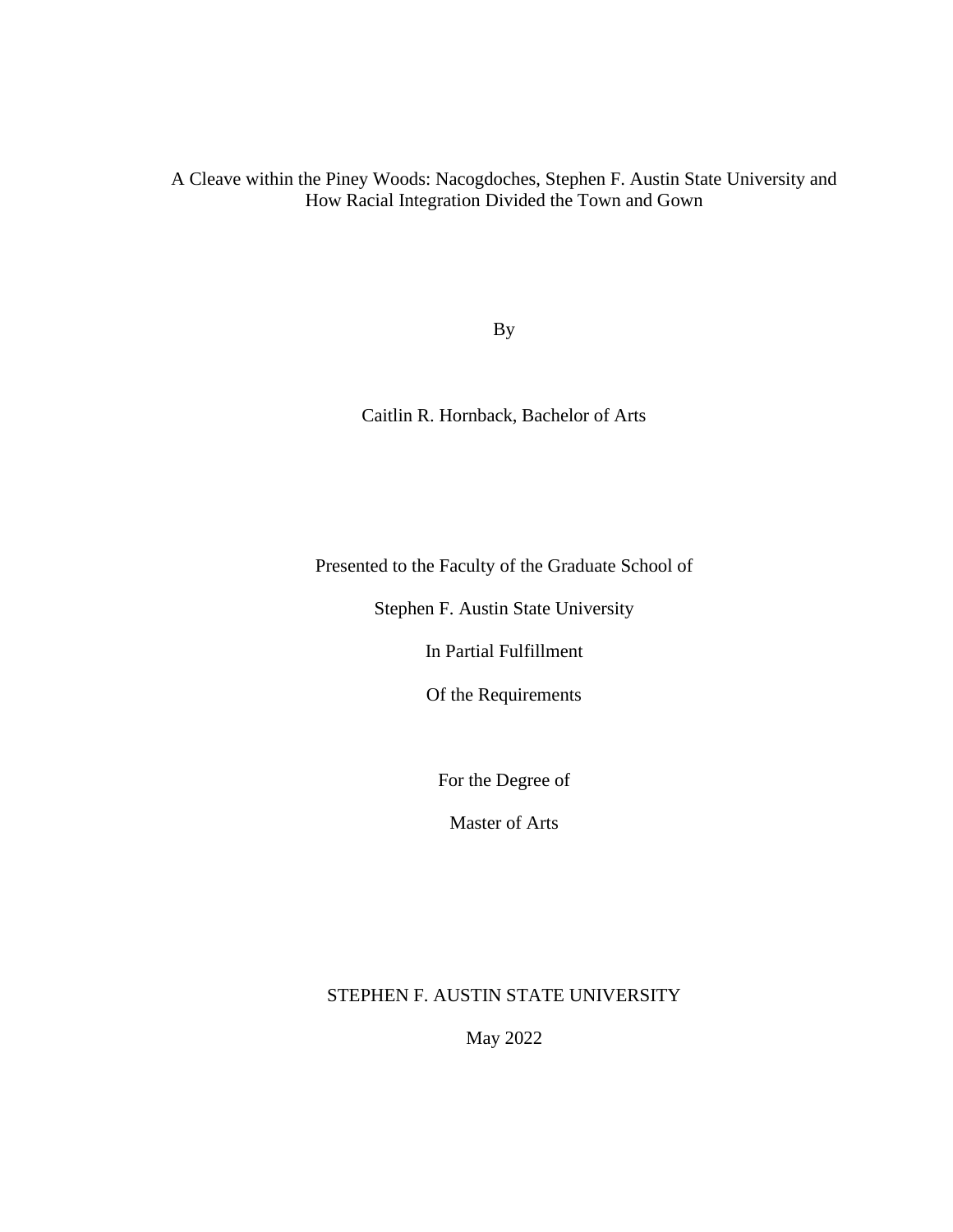A Cleave within the Piney Woods: Nacogdoches, Stephen F. Austin State University and How Racial Integration Divided the Town and Gown

By

Caitlin R. Hornback, Bachelor of Arts

Presented to the Faculty of the Graduate School of

Stephen F. Austin State University

In Partial Fulfillment

Of the Requirements

For the Degree of

Master of Arts

STEPHEN F. AUSTIN STATE UNIVERSITY

May 2022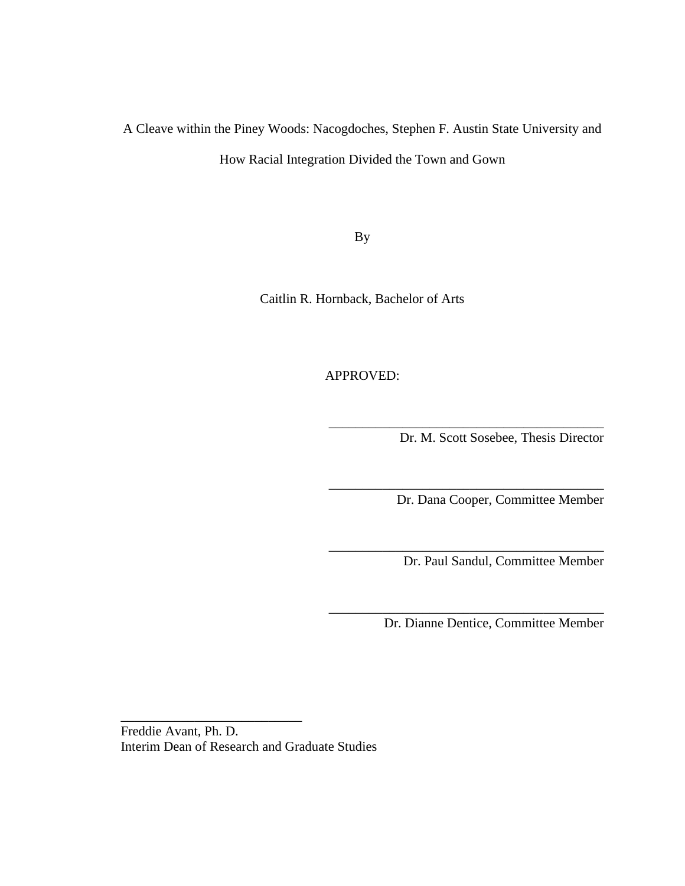A Cleave within the Piney Woods: Nacogdoches, Stephen F. Austin State University and How Racial Integration Divided the Town and Gown

By

Caitlin R. Hornback, Bachelor of Arts

APPROVED:

\_\_\_\_\_\_\_\_\_\_\_\_\_\_\_\_\_\_\_\_\_\_\_\_\_\_\_\_\_\_\_\_\_\_\_\_\_\_\_\_
Dr. M. Scott Sosebee, Thesis Director

\_\_\_\_\_\_\_\_\_\_\_\_\_\_\_\_\_\_\_\_\_\_\_\_\_\_\_\_\_\_\_\_\_\_\_\_\_\_\_\_
Dr. Dana Cooper, Committee Member

\_\_\_\_\_\_\_\_\_\_\_\_\_\_\_\_\_\_\_\_\_\_\_\_\_\_\_\_\_\_\_\_\_\_\_\_\_\_\_\_
Dr. Paul Sandul, Committee Member

\_\_\_\_\_\_\_\_\_\_\_\_\_\_\_\_\_\_\_\_\_\_\_\_\_\_\_\_\_\_\_\_\_\_\_\_\_\_\_\_
Dr. Dianne Dentice, Committee Member

\_\_\_\_\_\_\_\_\_\_\_\_\_\_\_\_\_\_\_\_\_\_\_\_\_\_\_\_
Freddie Avant, Ph. D.
Interim Dean of Research and Graduate Studies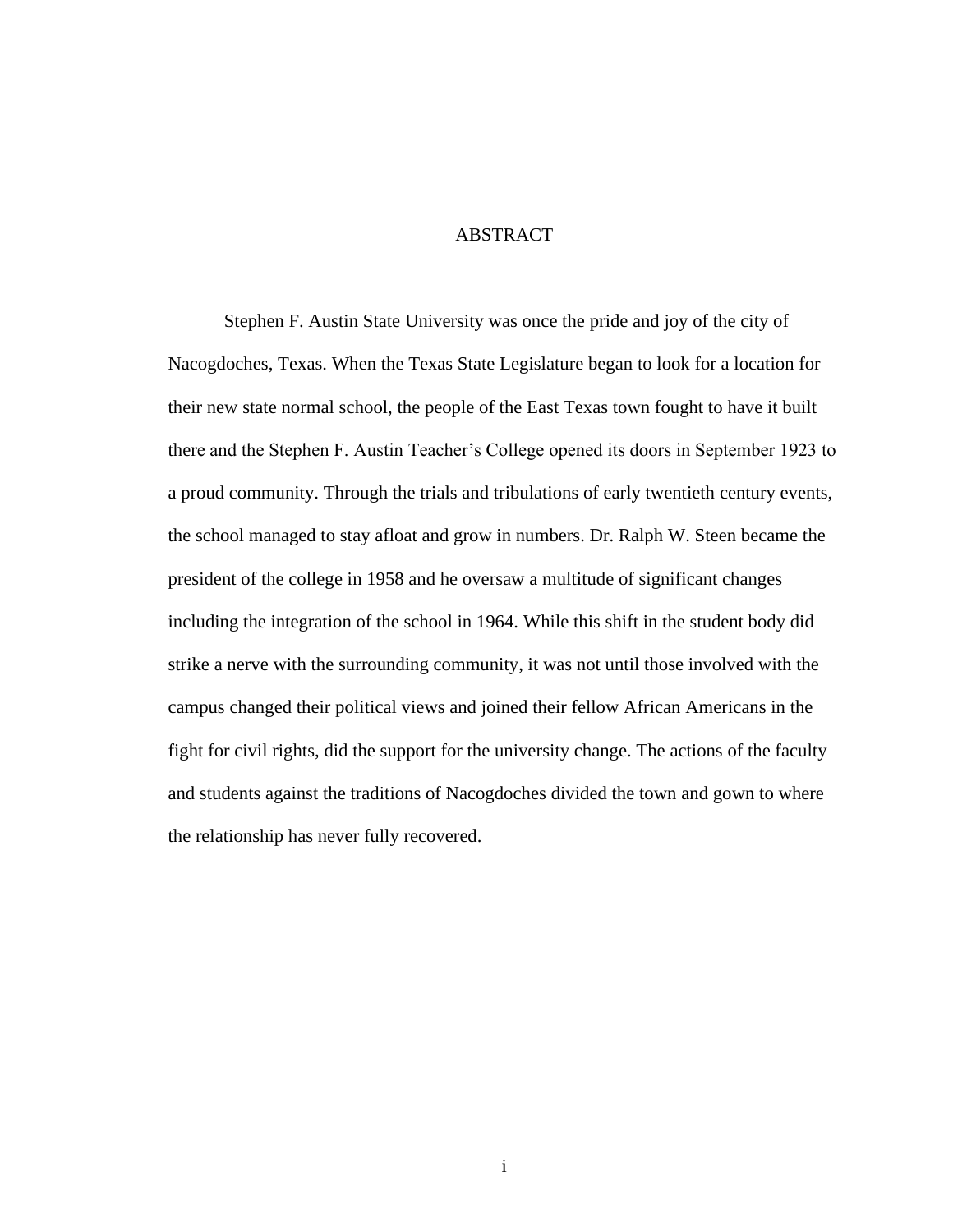# ABSTRACT

Stephen F. Austin State University was once the pride and joy of the city of Nacogdoches, Texas. When the Texas State Legislature began to look for a location for their new state normal school, the people of the East Texas town fought to have it built there and the Stephen F. Austin Teacher's College opened its doors in September 1923 to a proud community. Through the trials and tribulations of early twentieth century events, the school managed to stay afloat and grow in numbers. Dr. Ralph W. Steen became the president of the college in 1958 and he oversaw a multitude of significant changes including the integration of the school in 1964. While this shift in the student body did strike a nerve with the surrounding community, it was not until those involved with the campus changed their political views and joined their fellow African Americans in the fight for civil rights, did the support for the university change. The actions of the faculty and students against the traditions of Nacogdoches divided the town and gown to where the relationship has never fully recovered.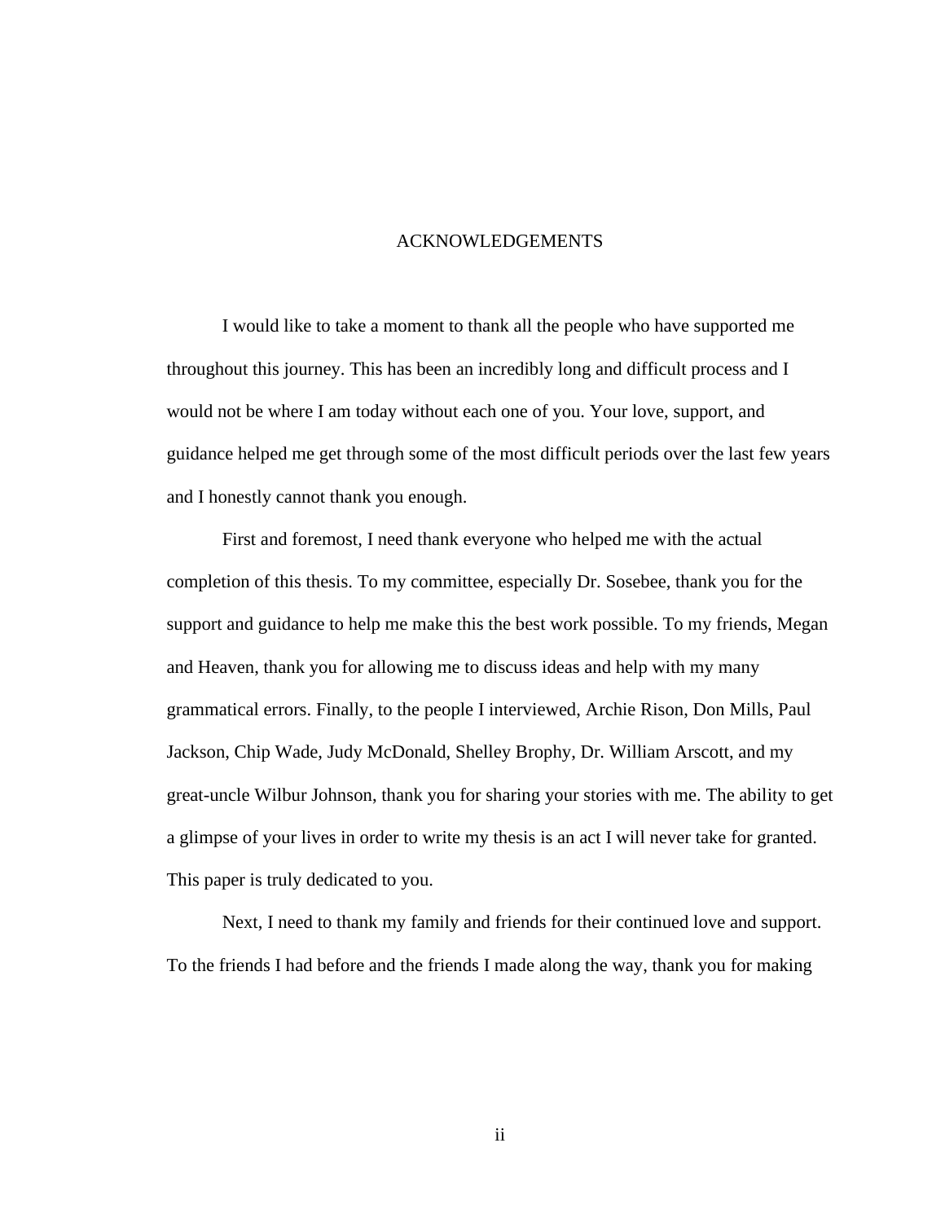# ACKNOWLEDGEMENTS

I would like to take a moment to thank all the people who have supported me throughout this journey. This has been an incredibly long and difficult process and I would not be where I am today without each one of you. Your love, support, and guidance helped me get through some of the most difficult periods over the last few years and I honestly cannot thank you enough.

First and foremost, I need thank everyone who helped me with the actual completion of this thesis. To my committee, especially Dr. Sosebee, thank you for the support and guidance to help me make this the best work possible. To my friends, Megan and Heaven, thank you for allowing me to discuss ideas and help with my many grammatical errors. Finally, to the people I interviewed, Archie Rison, Don Mills, Paul Jackson, Chip Wade, Judy McDonald, Shelley Brophy, Dr. William Arscott, and my great-uncle Wilbur Johnson, thank you for sharing your stories with me. The ability to get a glimpse of your lives in order to write my thesis is an act I will never take for granted. This paper is truly dedicated to you.

Next, I need to thank my family and friends for their continued love and support. To the friends I had before and the friends I made along the way, thank you for making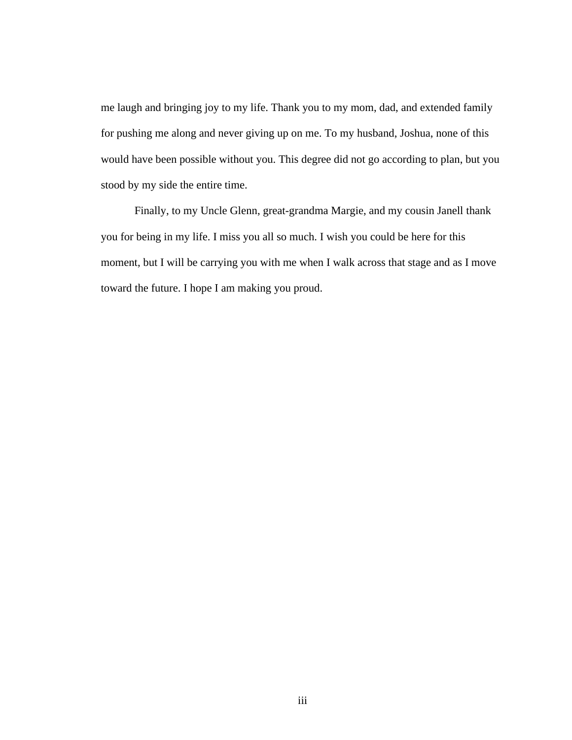me laugh and bringing joy to my life. Thank you to my mom, dad, and extended family for pushing me along and never giving up on me. To my husband, Joshua, none of this would have been possible without you. This degree did not go according to plan, but you stood by my side the entire time.

Finally, to my Uncle Glenn, great-grandma Margie, and my cousin Janell thank you for being in my life. I miss you all so much. I wish you could be here for this moment, but I will be carrying you with me when I walk across that stage and as I move toward the future. I hope I am making you proud.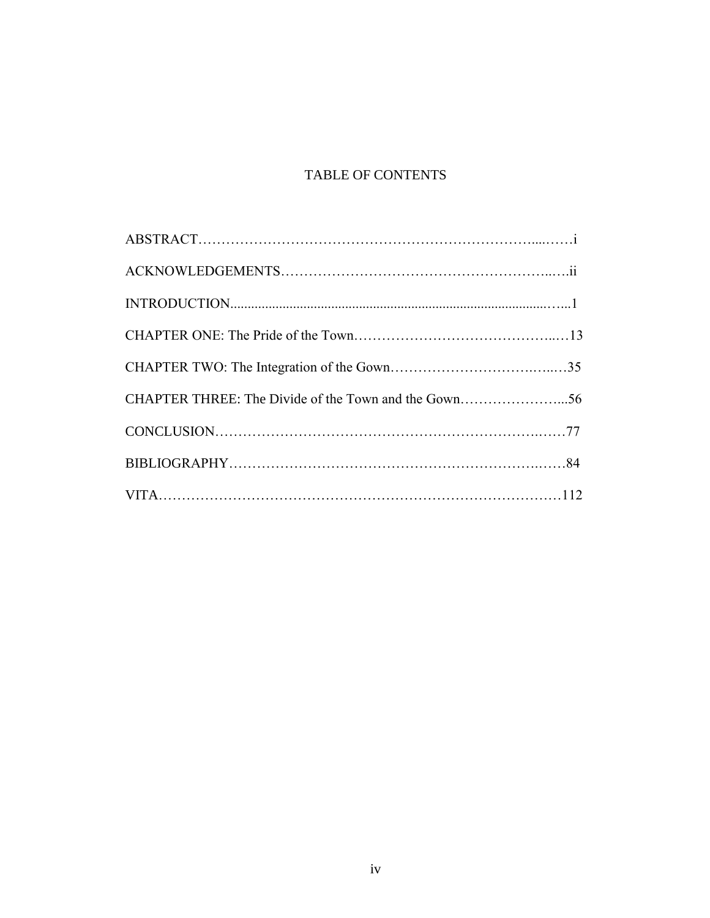# TABLE OF CONTENTS

ABSTRACT………………………………………………………………....……i

ACKNOWLEDGEMENTS…………………………………………………...….ii

INTRODUCTION.......................................................................................…..1

CHAPTER ONE: The Pride of the Town……………………………………...…13

CHAPTER TWO: The Integration of the Gown…………………………..…...…35

CHAPTER THREE: The Divide of the Town and the Gown…………………...56

CONCLUSION……………………………………………………………….……77

BIBLIOGRAPHY…………………………………………………………..……84

VITA…………………………………………………………………………112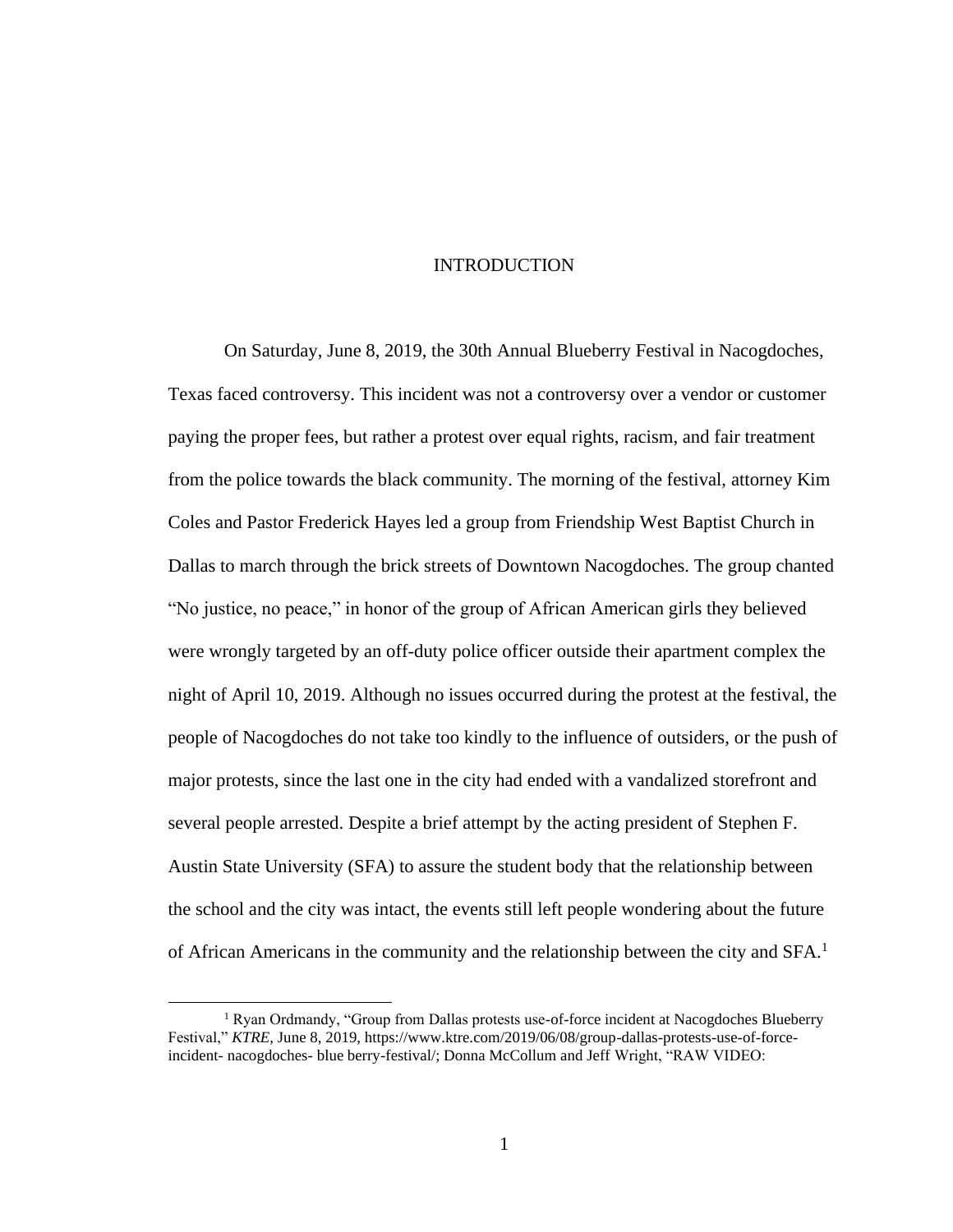# INTRODUCTION

On Saturday, June 8, 2019, the 30th Annual Blueberry Festival in Nacogdoches, Texas faced controversy. This incident was not a controversy over a vendor or customer paying the proper fees, but rather a protest over equal rights, racism, and fair treatment from the police towards the black community. The morning of the festival, attorney Kim Coles and Pastor Frederick Hayes led a group from Friendship West Baptist Church in Dallas to march through the brick streets of Downtown Nacogdoches. The group chanted "No justice, no peace," in honor of the group of African American girls they believed were wrongly targeted by an off-duty police officer outside their apartment complex the night of April 10, 2019. Although no issues occurred during the protest at the festival, the people of Nacogdoches do not take too kindly to the influence of outsiders, or the push of major protests, since the last one in the city had ended with a vandalized storefront and several people arrested. Despite a brief attempt by the acting president of Stephen F. Austin State University (SFA) to assure the student body that the relationship between the school and the city was intact, the events still left people wondering about the future of African Americans in the community and the relationship between the city and SFA.[1]

[1] Ryan Ordmandy, "Group from Dallas protests use-of-force incident at Nacogdoches Blueberry Festival," *KTRE*, June 8, 2019, https://www.ktre.com/2019/06/08/group-dallas-protests-use-of-force-incident- nacogdoches- blue berry-festival/; Donna McCollum and Jeff Wright, "RAW VIDEO: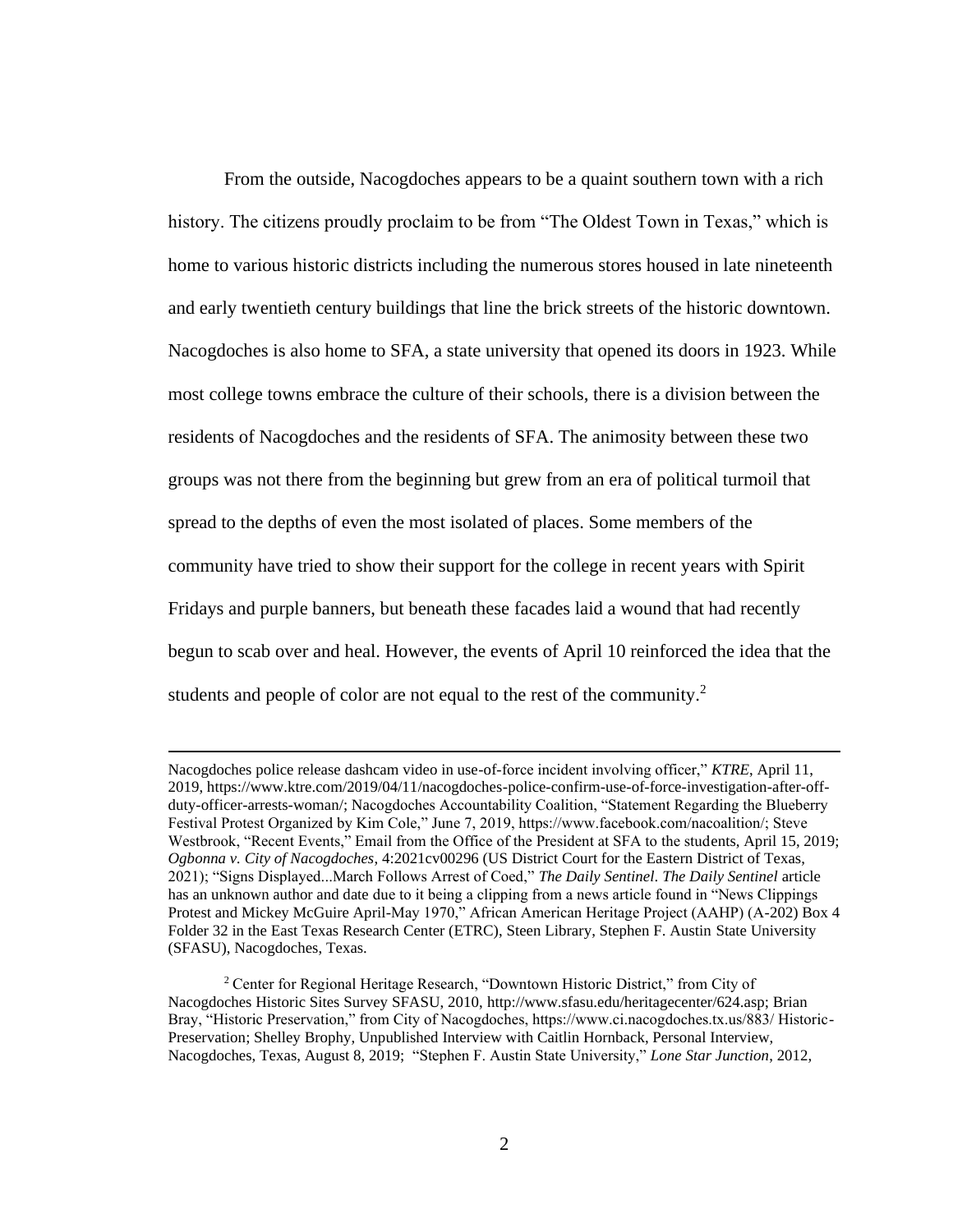From the outside, Nacogdoches appears to be a quaint southern town with a rich history. The citizens proudly proclaim to be from "The Oldest Town in Texas," which is home to various historic districts including the numerous stores housed in late nineteenth and early twentieth century buildings that line the brick streets of the historic downtown. Nacogdoches is also home to SFA, a state university that opened its doors in 1923. While most college towns embrace the culture of their schools, there is a division between the residents of Nacogdoches and the residents of SFA. The animosity between these two groups was not there from the beginning but grew from an era of political turmoil that spread to the depths of even the most isolated of places. Some members of the community have tried to show their support for the college in recent years with Spirit Fridays and purple banners, but beneath these facades laid a wound that had recently begun to scab over and heal. However, the events of April 10 reinforced the idea that the students and people of color are not equal to the rest of the community.[2]

---

Nacogdoches police release dashcam video in use-of-force incident involving officer," *KTRE*, April 11, 2019, https://www.ktre.com/2019/04/11/nacogdoches-police-confirm-use-of-force-investigation-after-off-duty-officer-arrests-woman/; Nacogdoches Accountability Coalition, "Statement Regarding the Blueberry Festival Protest Organized by Kim Cole," June 7, 2019, https://www.facebook.com/nacoalition/; Steve Westbrook, "Recent Events," Email from the Office of the President at SFA to the students, April 15, 2019; *Ogbonna v. City of Nacogdoches*, 4:2021cv00296 (US District Court for the Eastern District of Texas, 2021); "Signs Displayed...March Follows Arrest of Coed," *The Daily Sentinel*. *The Daily Sentinel* article has an unknown author and date due to it being a clipping from a news article found in "News Clippings Protest and Mickey McGuire April-May 1970," African American Heritage Project (AAHP) (A-202) Box 4 Folder 32 in the East Texas Research Center (ETRC), Steen Library, Stephen F. Austin State University (SFASU), Nacogdoches, Texas.

[2] Center for Regional Heritage Research, "Downtown Historic District," from City of Nacogdoches Historic Sites Survey SFASU, 2010, http://www.sfasu.edu/heritagecenter/624.asp; Brian Bray, "Historic Preservation," from City of Nacogdoches, https://www.ci.nacogdoches.tx.us/883/ Historic-Preservation; Shelley Brophy, Unpublished Interview with Caitlin Hornback, Personal Interview, Nacogdoches, Texas, August 8, 2019; "Stephen F. Austin State University," *Lone Star Junction*, 2012,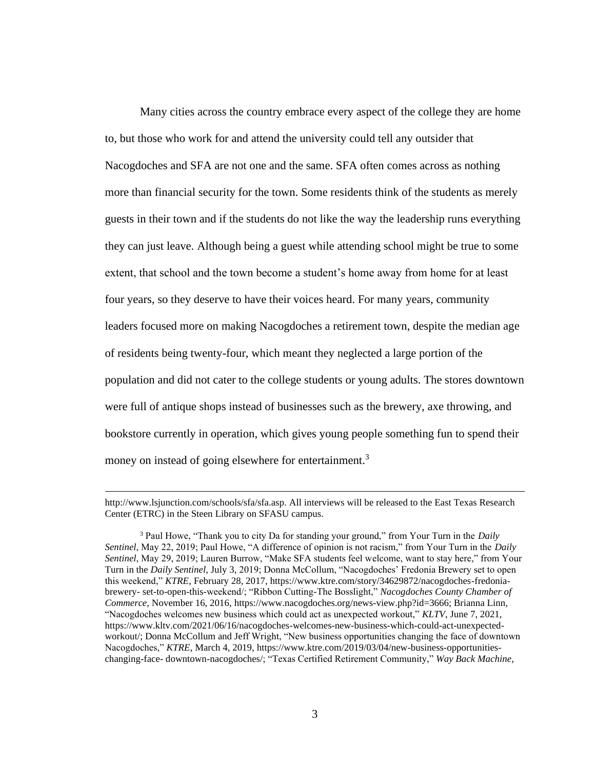Many cities across the country embrace every aspect of the college they are home to, but those who work for and attend the university could tell any outsider that Nacogdoches and SFA are not one and the same. SFA often comes across as nothing more than financial security for the town. Some residents think of the students as merely guests in their town and if the students do not like the way the leadership runs everything they can just leave. Although being a guest while attending school might be true to some extent, that school and the town become a student's home away from home for at least four years, so they deserve to have their voices heard. For many years, community leaders focused more on making Nacogdoches a retirement town, despite the median age of residents being twenty-four, which meant they neglected a large portion of the population and did not cater to the college students or young adults. The stores downtown were full of antique shops instead of businesses such as the brewery, axe throwing, and bookstore currently in operation, which gives young people something fun to spend their money on instead of going elsewhere for entertainment.[3]

---

http://www.lsjunction.com/schools/sfa/sfa.asp. All interviews will be released to the East Texas Research Center (ETRC) in the Steen Library on SFASU campus.

[3] Paul Howe, "Thank you to city Da for standing your ground," from Your Turn in the *Daily Sentinel*, May 22, 2019; Paul Howe, "A difference of opinion is not racism," from Your Turn in the *Daily Sentinel*, May 29, 2019; Lauren Burrow, "Make SFA students feel welcome, want to stay here," from Your Turn in the *Daily Sentinel*, July 3, 2019; Donna McCollum, "Nacogdoches' Fredonia Brewery set to open this weekend," *KTRE*, February 28, 2017, https://www.ktre.com/story/34629872/nacogdoches-fredonia-brewery- set-to-open-this-weekend/; "Ribbon Cutting-The Bosslight," *Nacogdoches County Chamber of Commerce*, November 16, 2016, https://www.nacogdoches.org/news-view.php?id=3666; Brianna Linn, "Nacogdoches welcomes new business which could act as unexpected workout," *KLTV*, June 7, 2021, https://www.kltv.com/2021/06/16/nacogdoches-welcomes-new-business-which-could-act-unexpected-workout/; Donna McCollum and Jeff Wright, "New business opportunities changing the face of downtown Nacogdoches," *KTRE*, March 4, 2019, https://www.ktre.com/2019/03/04/new-business-opportunities-changing-face- downtown-nacogdoches/; "Texas Certified Retirement Community," *Way Back Machine*,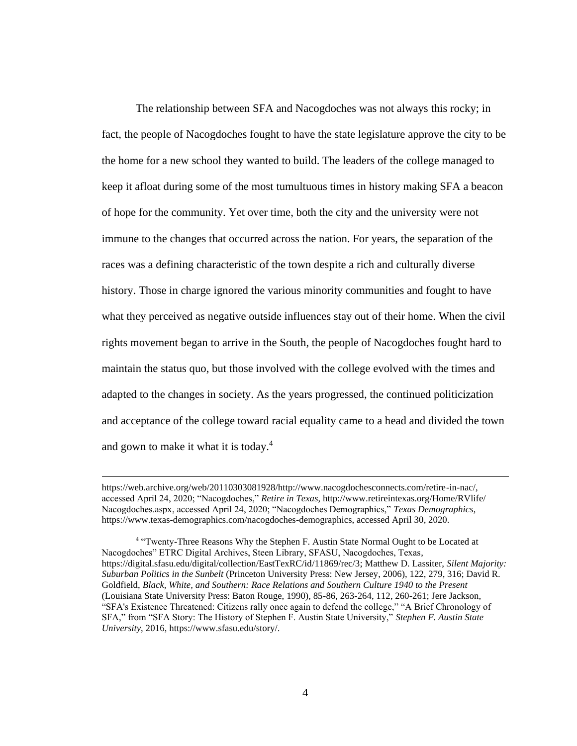The relationship between SFA and Nacogdoches was not always this rocky; in fact, the people of Nacogdoches fought to have the state legislature approve the city to be the home for a new school they wanted to build. The leaders of the college managed to keep it afloat during some of the most tumultuous times in history making SFA a beacon of hope for the community. Yet over time, both the city and the university were not immune to the changes that occurred across the nation. For years, the separation of the races was a defining characteristic of the town despite a rich and culturally diverse history. Those in charge ignored the various minority communities and fought to have what they perceived as negative outside influences stay out of their home. When the civil rights movement began to arrive in the South, the people of Nacogdoches fought hard to maintain the status quo, but those involved with the college evolved with the times and adapted to the changes in society. As the years progressed, the continued politicization and acceptance of the college toward racial equality came to a head and divided the town and gown to make it what it is today.[4]

---

https://web.archive.org/web/20110303081928/http://www.nacogdochesconnects.com/retire-in-nac/, accessed April 24, 2020; "Nacogdoches," *Retire in Texas*, http://www.retireintexas.org/Home/RVlife/Nacogdoches.aspx, accessed April 24, 2020; "Nacogdoches Demographics," *Texas Demographics*, https://www.texas-demographics.com/nacogdoches-demographics, accessed April 30, 2020.

[4] "Twenty-Three Reasons Why the Stephen F. Austin State Normal Ought to be Located at Nacogdoches" ETRC Digital Archives, Steen Library, SFASU, Nacogdoches, Texas, https://digital.sfasu.edu/digital/collection/EastTexRC/id/11869/rec/3; Matthew D. Lassiter, *Silent Majority: Suburban Politics in the Sunbelt* (Princeton University Press: New Jersey, 2006), 122, 279, 316; David R. Goldfield, *Black, White, and Southern: Race Relations and Southern Culture 1940 to the Present* (Louisiana State University Press: Baton Rouge, 1990), 85-86, 263-264, 112, 260-261; Jere Jackson, "SFA's Existence Threatened: Citizens rally once again to defend the college," "A Brief Chronology of SFA," from "SFA Story: The History of Stephen F. Austin State University," *Stephen F. Austin State University*, 2016, https://www.sfasu.edu/story/.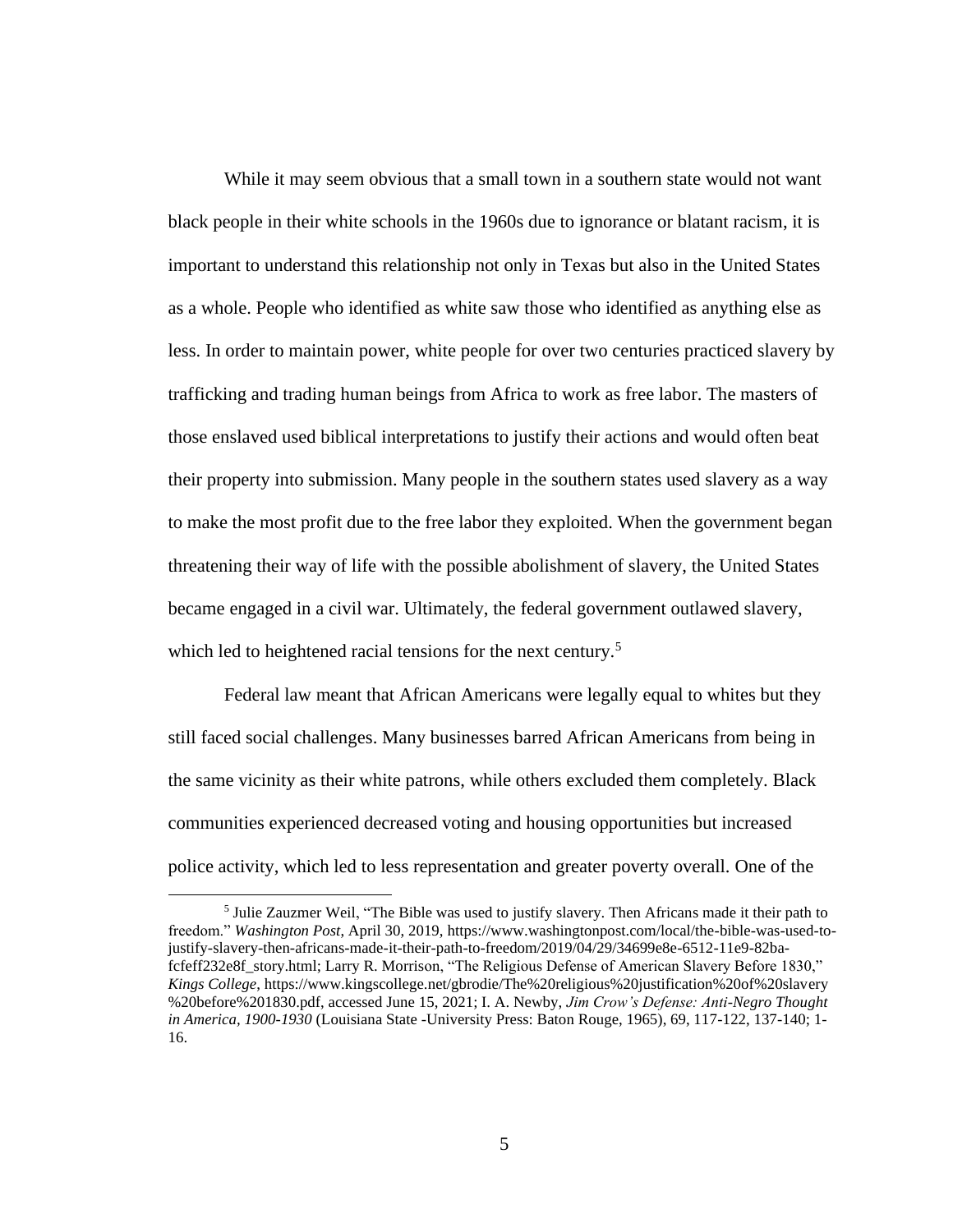While it may seem obvious that a small town in a southern state would not want black people in their white schools in the 1960s due to ignorance or blatant racism, it is important to understand this relationship not only in Texas but also in the United States as a whole. People who identified as white saw those who identified as anything else as less. In order to maintain power, white people for over two centuries practiced slavery by trafficking and trading human beings from Africa to work as free labor. The masters of those enslaved used biblical interpretations to justify their actions and would often beat their property into submission. Many people in the southern states used slavery as a way to make the most profit due to the free labor they exploited. When the government began threatening their way of life with the possible abolishment of slavery, the United States became engaged in a civil war. Ultimately, the federal government outlawed slavery, which led to heightened racial tensions for the next century.[5]

Federal law meant that African Americans were legally equal to whites but they still faced social challenges. Many businesses barred African Americans from being in the same vicinity as their white patrons, while others excluded them completely. Black communities experienced decreased voting and housing opportunities but increased police activity, which led to less representation and greater poverty overall. One of the

---

[5] Julie Zauzmer Weil, "The Bible was used to justify slavery. Then Africans made it their path to freedom." *Washington Post*, April 30, 2019, https://www.washingtonpost.com/local/the-bible-was-used-to-justify-slavery-then-africans-made-it-their-path-to-freedom/2019/04/29/34699e8e-6512-11e9-82ba-fcfeff232e8f_story.html; Larry R. Morrison, "The Religious Defense of American Slavery Before 1830," *Kings College*, https://www.kingscollege.net/gbrodie/The%20religious%20justification%20of%20slavery%20before%201830.pdf, accessed June 15, 2021; I. A. Newby, *Jim Crow's Defense: Anti-Negro Thought in America, 1900-1930* (Louisiana State -University Press: Baton Rouge, 1965), 69, 117-122, 137-140; 1-16.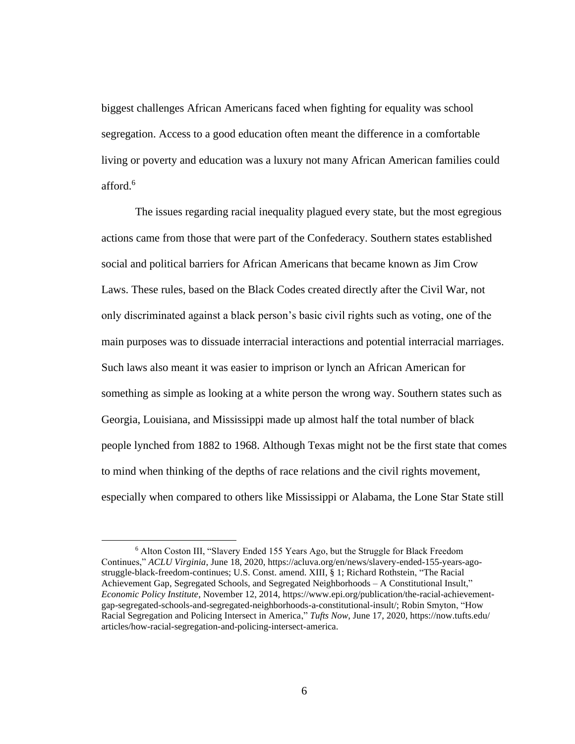biggest challenges African Americans faced when fighting for equality was school segregation. Access to a good education often meant the difference in a comfortable living or poverty and education was a luxury not many African American families could afford.[6]

The issues regarding racial inequality plagued every state, but the most egregious actions came from those that were part of the Confederacy. Southern states established social and political barriers for African Americans that became known as Jim Crow Laws. These rules, based on the Black Codes created directly after the Civil War, not only discriminated against a black person's basic civil rights such as voting, one of the main purposes was to dissuade interracial interactions and potential interracial marriages. Such laws also meant it was easier to imprison or lynch an African American for something as simple as looking at a white person the wrong way. Southern states such as Georgia, Louisiana, and Mississippi made up almost half the total number of black people lynched from 1882 to 1968. Although Texas might not be the first state that comes to mind when thinking of the depths of race relations and the civil rights movement, especially when compared to others like Mississippi or Alabama, the Lone Star State still

---

[6] Alton Coston III, "Slavery Ended 155 Years Ago, but the Struggle for Black Freedom Continues," *ACLU Virginia*, June 18, 2020, https://acluva.org/en/news/slavery-ended-155-years-ago-struggle-black-freedom-continues; U.S. Const. amend. XIII, § 1; Richard Rothstein, "The Racial Achievement Gap, Segregated Schools, and Segregated Neighborhoods – A Constitutional Insult," *Economic Policy Institute*, November 12, 2014, https://www.epi.org/publication/the-racial-achievement-gap-segregated-schools-and-segregated-neighborhoods-a-constitutional-insult/; Robin Smyton, "How Racial Segregation and Policing Intersect in America," *Tufts Now*, June 17, 2020, https://now.tufts.edu/articles/how-racial-segregation-and-policing-intersect-america.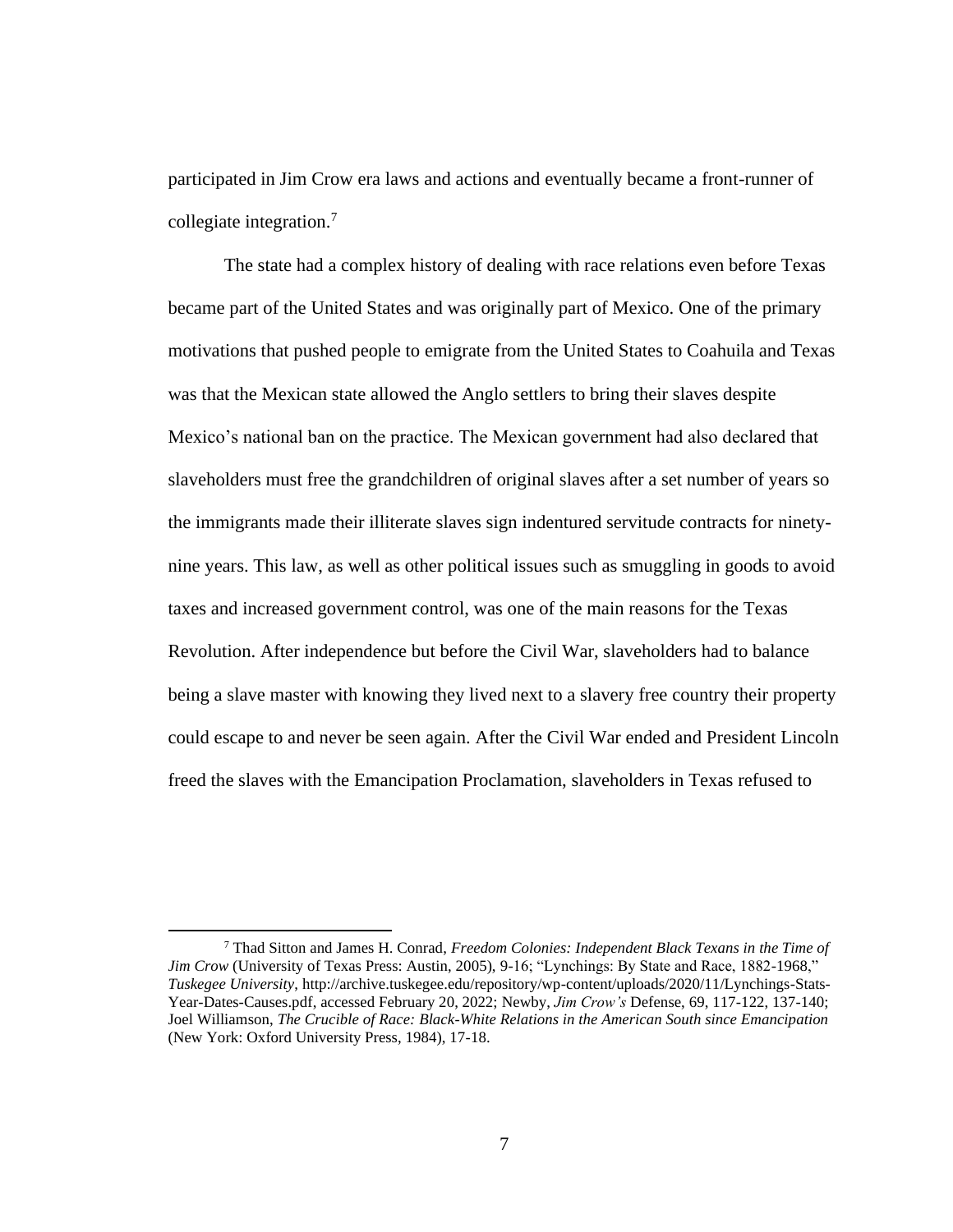participated in Jim Crow era laws and actions and eventually became a front-runner of collegiate integration.[7]

The state had a complex history of dealing with race relations even before Texas became part of the United States and was originally part of Mexico. One of the primary motivations that pushed people to emigrate from the United States to Coahuila and Texas was that the Mexican state allowed the Anglo settlers to bring their slaves despite Mexico's national ban on the practice. The Mexican government had also declared that slaveholders must free the grandchildren of original slaves after a set number of years so the immigrants made their illiterate slaves sign indentured servitude contracts for ninety-nine years. This law, as well as other political issues such as smuggling in goods to avoid taxes and increased government control, was one of the main reasons for the Texas Revolution. After independence but before the Civil War, slaveholders had to balance being a slave master with knowing they lived next to a slavery free country their property could escape to and never be seen again. After the Civil War ended and President Lincoln freed the slaves with the Emancipation Proclamation, slaveholders in Texas refused to

---

[7] Thad Sitton and James H. Conrad, *Freedom Colonies: Independent Black Texans in the Time of Jim Crow* (University of Texas Press: Austin, 2005), 9-16; "Lynchings: By State and Race, 1882-1968," *Tuskegee University*, http://archive.tuskegee.edu/repository/wp-content/uploads/2020/11/Lynchings-Stats-Year-Dates-Causes.pdf, accessed February 20, 2022; Newby, *Jim Crow's* Defense, 69, 117-122, 137-140; Joel Williamson, *The Crucible of Race: Black-White Relations in the American South since Emancipation* (New York: Oxford University Press, 1984), 17-18.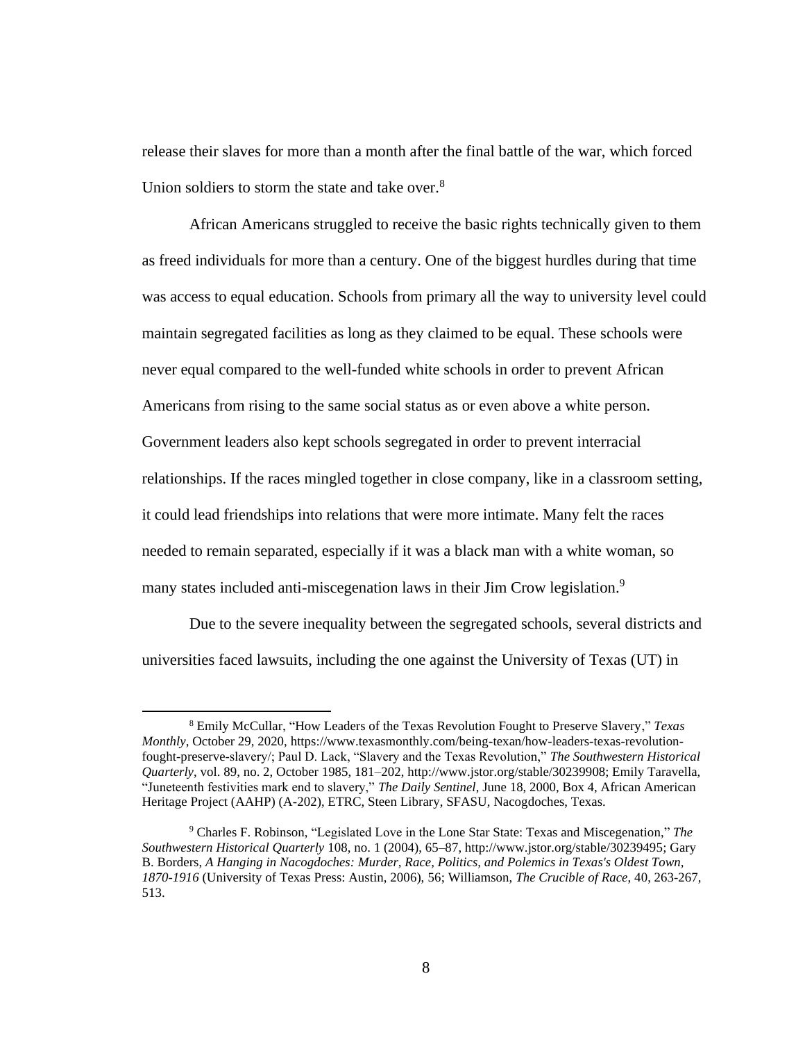release their slaves for more than a month after the final battle of the war, which forced Union soldiers to storm the state and take over.[8]

African Americans struggled to receive the basic rights technically given to them as freed individuals for more than a century. One of the biggest hurdles during that time was access to equal education. Schools from primary all the way to university level could maintain segregated facilities as long as they claimed to be equal. These schools were never equal compared to the well-funded white schools in order to prevent African Americans from rising to the same social status as or even above a white person. Government leaders also kept schools segregated in order to prevent interracial relationships. If the races mingled together in close company, like in a classroom setting, it could lead friendships into relations that were more intimate. Many felt the races needed to remain separated, especially if it was a black man with a white woman, so many states included anti-miscegenation laws in their Jim Crow legislation.[9]

Due to the severe inequality between the segregated schools, several districts and universities faced lawsuits, including the one against the University of Texas (UT) in

---

[8] Emily McCullar, "How Leaders of the Texas Revolution Fought to Preserve Slavery," *Texas Monthly*, October 29, 2020, https://www.texasmonthly.com/being-texan/how-leaders-texas-revolution-fought-preserve-slavery/; Paul D. Lack, "Slavery and the Texas Revolution," *The Southwestern Historical Quarterly*, vol. 89, no. 2, October 1985, 181–202, http://www.jstor.org/stable/30239908; Emily Taravella, "Juneteenth festivities mark end to slavery," *The Daily Sentinel*, June 18, 2000, Box 4, African American Heritage Project (AAHP) (A-202), ETRC, Steen Library, SFASU, Nacogdoches, Texas.

[9] Charles F. Robinson, "Legislated Love in the Lone Star State: Texas and Miscegenation," *The Southwestern Historical Quarterly* 108, no. 1 (2004), 65–87, http://www.jstor.org/stable/30239495; Gary B. Borders, *A Hanging in Nacogdoches: Murder, Race, Politics, and Polemics in Texas's Oldest Town, 1870-1916* (University of Texas Press: Austin, 2006), 56; Williamson, *The Crucible of Race*, 40, 263-267, 513.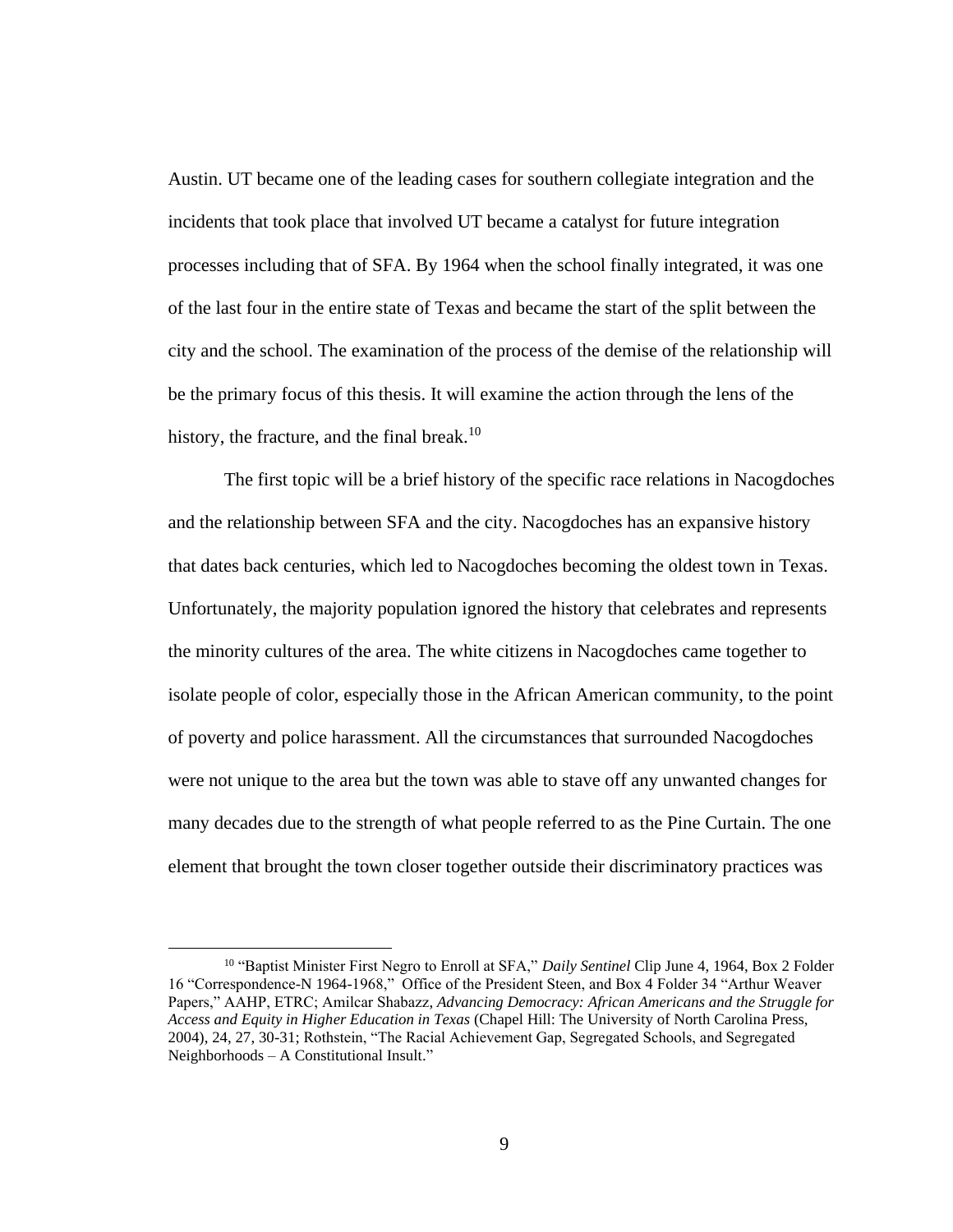Austin. UT became one of the leading cases for southern collegiate integration and the incidents that took place that involved UT became a catalyst for future integration processes including that of SFA. By 1964 when the school finally integrated, it was one of the last four in the entire state of Texas and became the start of the split between the city and the school. The examination of the process of the demise of the relationship will be the primary focus of this thesis. It will examine the action through the lens of the history, the fracture, and the final break.[10]

The first topic will be a brief history of the specific race relations in Nacogdoches and the relationship between SFA and the city. Nacogdoches has an expansive history that dates back centuries, which led to Nacogdoches becoming the oldest town in Texas. Unfortunately, the majority population ignored the history that celebrates and represents the minority cultures of the area. The white citizens in Nacogdoches came together to isolate people of color, especially those in the African American community, to the point of poverty and police harassment. All the circumstances that surrounded Nacogdoches were not unique to the area but the town was able to stave off any unwanted changes for many decades due to the strength of what people referred to as the Pine Curtain. The one element that brought the town closer together outside their discriminatory practices was

---

[10] "Baptist Minister First Negro to Enroll at SFA," *Daily Sentinel* Clip June 4, 1964, Box 2 Folder 16 "Correspondence-N 1964-1968," Office of the President Steen, and Box 4 Folder 34 "Arthur Weaver Papers," AAHP, ETRC; Amilcar Shabazz, *Advancing Democracy: African Americans and the Struggle for Access and Equity in Higher Education in Texas* (Chapel Hill: The University of North Carolina Press, 2004), 24, 27, 30-31; Rothstein, "The Racial Achievement Gap, Segregated Schools, and Segregated Neighborhoods – A Constitutional Insult."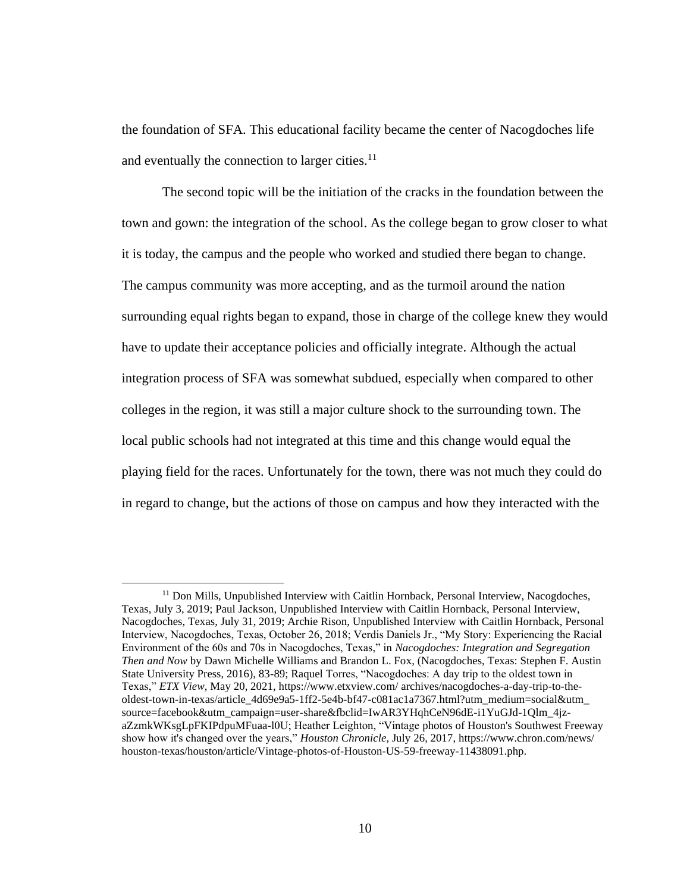the foundation of SFA. This educational facility became the center of Nacogdoches life and eventually the connection to larger cities.[11]

The second topic will be the initiation of the cracks in the foundation between the town and gown: the integration of the school. As the college began to grow closer to what it is today, the campus and the people who worked and studied there began to change. The campus community was more accepting, and as the turmoil around the nation surrounding equal rights began to expand, those in charge of the college knew they would have to update their acceptance policies and officially integrate. Although the actual integration process of SFA was somewhat subdued, especially when compared to other colleges in the region, it was still a major culture shock to the surrounding town. The local public schools had not integrated at this time and this change would equal the playing field for the races. Unfortunately for the town, there was not much they could do in regard to change, but the actions of those on campus and how they interacted with the

---

[11] Don Mills, Unpublished Interview with Caitlin Hornback, Personal Interview, Nacogdoches, Texas, July 3, 2019; Paul Jackson, Unpublished Interview with Caitlin Hornback, Personal Interview, Nacogdoches, Texas, July 31, 2019; Archie Rison, Unpublished Interview with Caitlin Hornback, Personal Interview, Nacogdoches, Texas, October 26, 2018; Verdis Daniels Jr., "My Story: Experiencing the Racial Environment of the 60s and 70s in Nacogdoches, Texas," in *Nacogdoches: Integration and Segregation Then and Now* by Dawn Michelle Williams and Brandon L. Fox, (Nacogdoches, Texas: Stephen F. Austin State University Press, 2016), 83-89; Raquel Torres, "Nacogdoches: A day trip to the oldest town in Texas," *ETX View*, May 20, 2021, https://www.etxview.com/ archives/nacogdoches-a-day-trip-to-the-oldest-town-in-texas/article_4d69e9a5-1ff2-5e4b-bf47-c081ac1a7367.html?utm_medium=social&utm_source=facebook&utm_campaign=user-share&fbclid=IwAR3YHqhCeN96dE-i1YuGJd-1Qlm_4jz-aZzmkWKsgLpFKIPdpuMFuaa-l0U; Heather Leighton, "Vintage photos of Houston's Southwest Freeway show how it's changed over the years," *Houston Chronicle*, July 26, 2017, https://www.chron.com/news/ houston-texas/houston/article/Vintage-photos-of-Houston-US-59-freeway-11438091.php.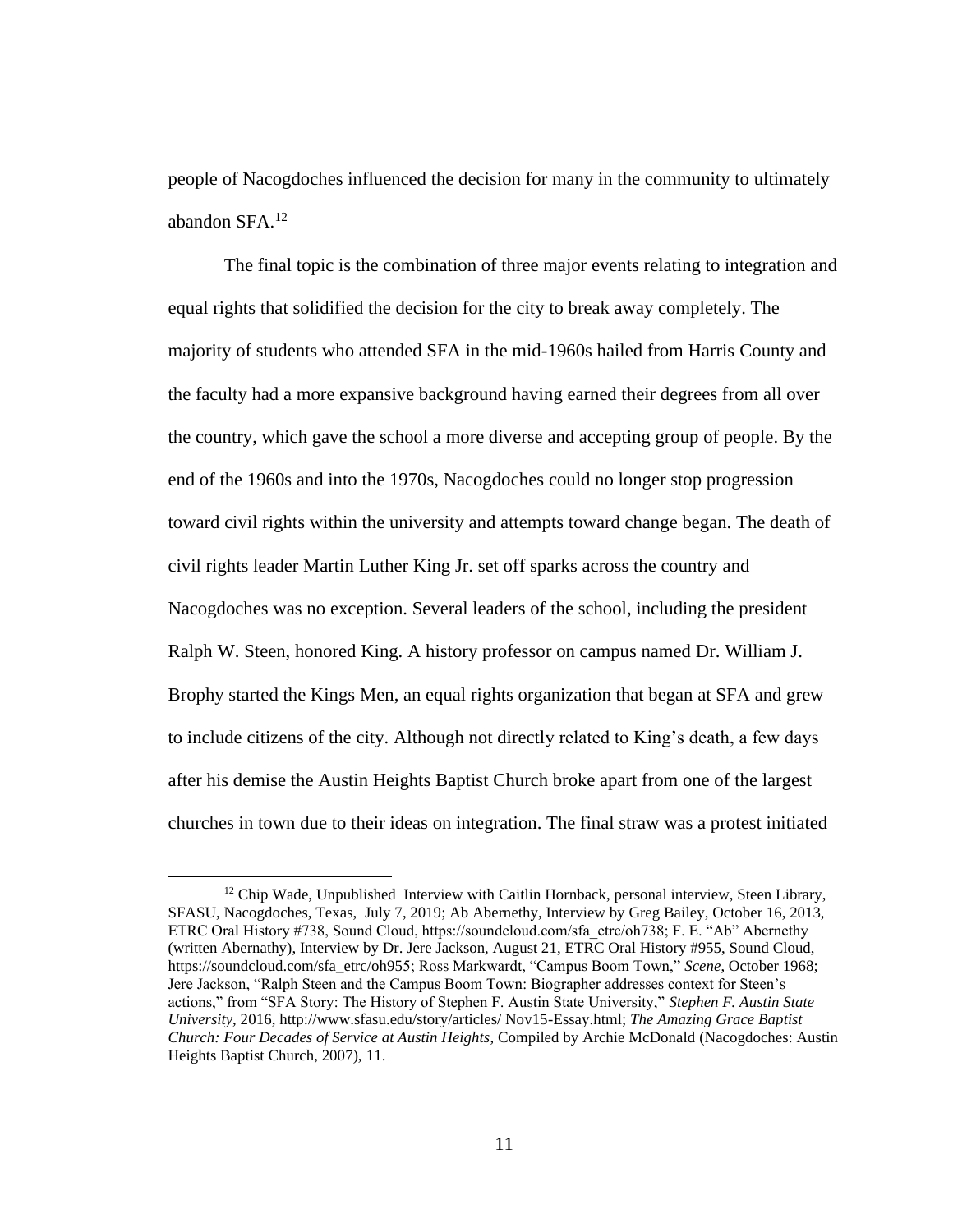people of Nacogdoches influenced the decision for many in the community to ultimately abandon SFA.[12]

The final topic is the combination of three major events relating to integration and equal rights that solidified the decision for the city to break away completely. The majority of students who attended SFA in the mid-1960s hailed from Harris County and the faculty had a more expansive background having earned their degrees from all over the country, which gave the school a more diverse and accepting group of people. By the end of the 1960s and into the 1970s, Nacogdoches could no longer stop progression toward civil rights within the university and attempts toward change began. The death of civil rights leader Martin Luther King Jr. set off sparks across the country and Nacogdoches was no exception. Several leaders of the school, including the president Ralph W. Steen, honored King. A history professor on campus named Dr. William J. Brophy started the Kings Men, an equal rights organization that began at SFA and grew to include citizens of the city. Although not directly related to King's death, a few days after his demise the Austin Heights Baptist Church broke apart from one of the largest churches in town due to their ideas on integration. The final straw was a protest initiated

[12] Chip Wade, Unpublished Interview with Caitlin Hornback, personal interview, Steen Library, SFASU, Nacogdoches, Texas, July 7, 2019; Ab Abernethy, Interview by Greg Bailey, October 16, 2013, ETRC Oral History #738, Sound Cloud, https://soundcloud.com/sfa_etrc/oh738; F. E. "Ab" Abernethy (written Abernathy), Interview by Dr. Jere Jackson, August 21, ETRC Oral History #955, Sound Cloud, https://soundcloud.com/sfa_etrc/oh955; Ross Markwardt, "Campus Boom Town," *Scene*, October 1968; Jere Jackson, "Ralph Steen and the Campus Boom Town: Biographer addresses context for Steen's actions," from "SFA Story: The History of Stephen F. Austin State University," *Stephen F. Austin State University*, 2016, http://www.sfasu.edu/story/articles/ Nov15-Essay.html; *The Amazing Grace Baptist Church: Four Decades of Service at Austin Heights*, Compiled by Archie McDonald (Nacogdoches: Austin Heights Baptist Church, 2007), 11.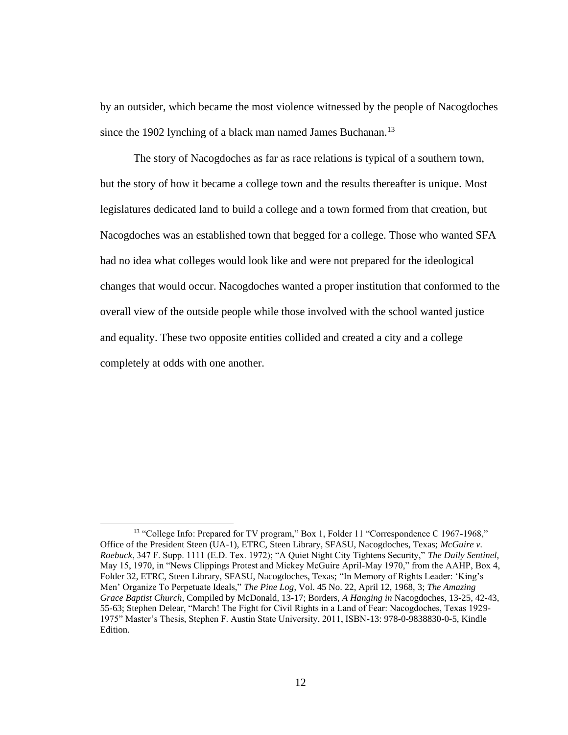by an outsider, which became the most violence witnessed by the people of Nacogdoches since the 1902 lynching of a black man named James Buchanan.[13]

The story of Nacogdoches as far as race relations is typical of a southern town, but the story of how it became a college town and the results thereafter is unique. Most legislatures dedicated land to build a college and a town formed from that creation, but Nacogdoches was an established town that begged for a college. Those who wanted SFA had no idea what colleges would look like and were not prepared for the ideological changes that would occur. Nacogdoches wanted a proper institution that conformed to the overall view of the outside people while those involved with the school wanted justice and equality. These two opposite entities collided and created a city and a college completely at odds with one another.

---

[13] "College Info: Prepared for TV program," Box 1, Folder 11 "Correspondence C 1967-1968," Office of the President Steen (UA-1), ETRC, Steen Library, SFASU, Nacogdoches, Texas; *McGuire v. Roebuck*, 347 F. Supp. 1111 (E.D. Tex. 1972); "A Quiet Night City Tightens Security," *The Daily Sentinel*, May 15, 1970, in "News Clippings Protest and Mickey McGuire April-May 1970," from the AAHP, Box 4, Folder 32, ETRC, Steen Library, SFASU, Nacogdoches, Texas; "In Memory of Rights Leader: 'King's Men' Organize To Perpetuate Ideals," *The Pine Log*, Vol. 45 No. 22, April 12, 1968, 3; *The Amazing Grace Baptist Church*, Compiled by McDonald, 13-17; Borders, *A Hanging in* Nacogdoches, 13-25, 42-43, 55-63; Stephen Delear, "March! The Fight for Civil Rights in a Land of Fear: Nacogdoches, Texas 1929-1975" Master's Thesis, Stephen F. Austin State University, 2011, ISBN-13: 978-0-9838830-0-5, Kindle Edition.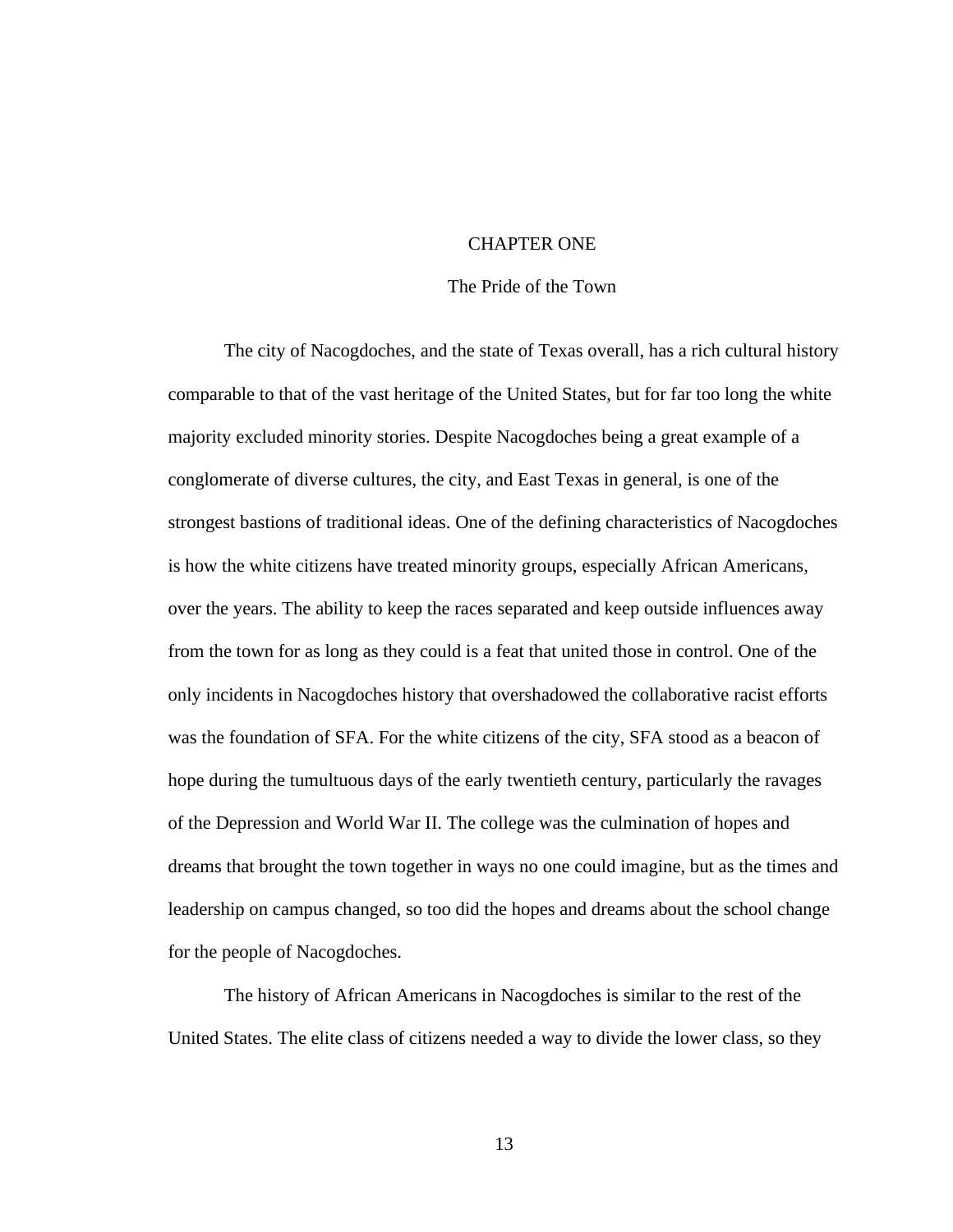# CHAPTER ONE

## The Pride of the Town

The city of Nacogdoches, and the state of Texas overall, has a rich cultural history comparable to that of the vast heritage of the United States, but for far too long the white majority excluded minority stories. Despite Nacogdoches being a great example of a conglomerate of diverse cultures, the city, and East Texas in general, is one of the strongest bastions of traditional ideas. One of the defining characteristics of Nacogdoches is how the white citizens have treated minority groups, especially African Americans, over the years. The ability to keep the races separated and keep outside influences away from the town for as long as they could is a feat that united those in control. One of the only incidents in Nacogdoches history that overshadowed the collaborative racist efforts was the foundation of SFA. For the white citizens of the city, SFA stood as a beacon of hope during the tumultuous days of the early twentieth century, particularly the ravages of the Depression and World War II. The college was the culmination of hopes and dreams that brought the town together in ways no one could imagine, but as the times and leadership on campus changed, so too did the hopes and dreams about the school change for the people of Nacogdoches.

The history of African Americans in Nacogdoches is similar to the rest of the United States. The elite class of citizens needed a way to divide the lower class, so they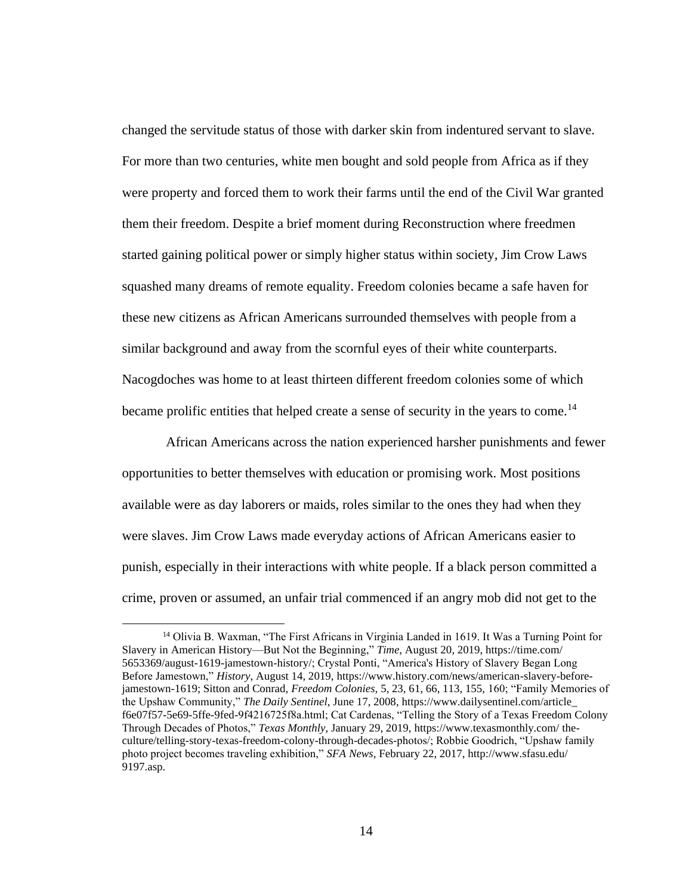changed the servitude status of those with darker skin from indentured servant to slave. For more than two centuries, white men bought and sold people from Africa as if they were property and forced them to work their farms until the end of the Civil War granted them their freedom. Despite a brief moment during Reconstruction where freedmen started gaining political power or simply higher status within society, Jim Crow Laws squashed many dreams of remote equality. Freedom colonies became a safe haven for these new citizens as African Americans surrounded themselves with people from a similar background and away from the scornful eyes of their white counterparts. Nacogdoches was home to at least thirteen different freedom colonies some of which became prolific entities that helped create a sense of security in the years to come.[14]

African Americans across the nation experienced harsher punishments and fewer opportunities to better themselves with education or promising work. Most positions available were as day laborers or maids, roles similar to the ones they had when they were slaves. Jim Crow Laws made everyday actions of African Americans easier to punish, especially in their interactions with white people. If a black person committed a crime, proven or assumed, an unfair trial commenced if an angry mob did not get to the

---

[14] Olivia B. Waxman, "The First Africans in Virginia Landed in 1619. It Was a Turning Point for Slavery in American History—But Not the Beginning," *Time*, August 20, 2019, https://time.com/5653369/august-1619-jamestown-history/; Crystal Ponti, "America's History of Slavery Began Long Before Jamestown," *History*, August 14, 2019, https://www.history.com/news/american-slavery-before-jamestown-1619; Sitton and Conrad, *Freedom Colonies*, 5, 23, 61, 66, 113, 155, 160; "Family Memories of the Upshaw Community," *The Daily Sentinel*, June 17, 2008, https://www.dailysentinel.com/article_f6e07f57-5e69-5ffe-9fed-9f4216725f8a.html; Cat Cardenas, "Telling the Story of a Texas Freedom Colony Through Decades of Photos," *Texas Monthly*, January 29, 2019, https://www.texasmonthly.com/the-culture/telling-story-texas-freedom-colony-through-decades-photos/; Robbie Goodrich, "Upshaw family photo project becomes traveling exhibition," *SFA News*, February 22, 2017, http://www.sfasu.edu/9197.asp.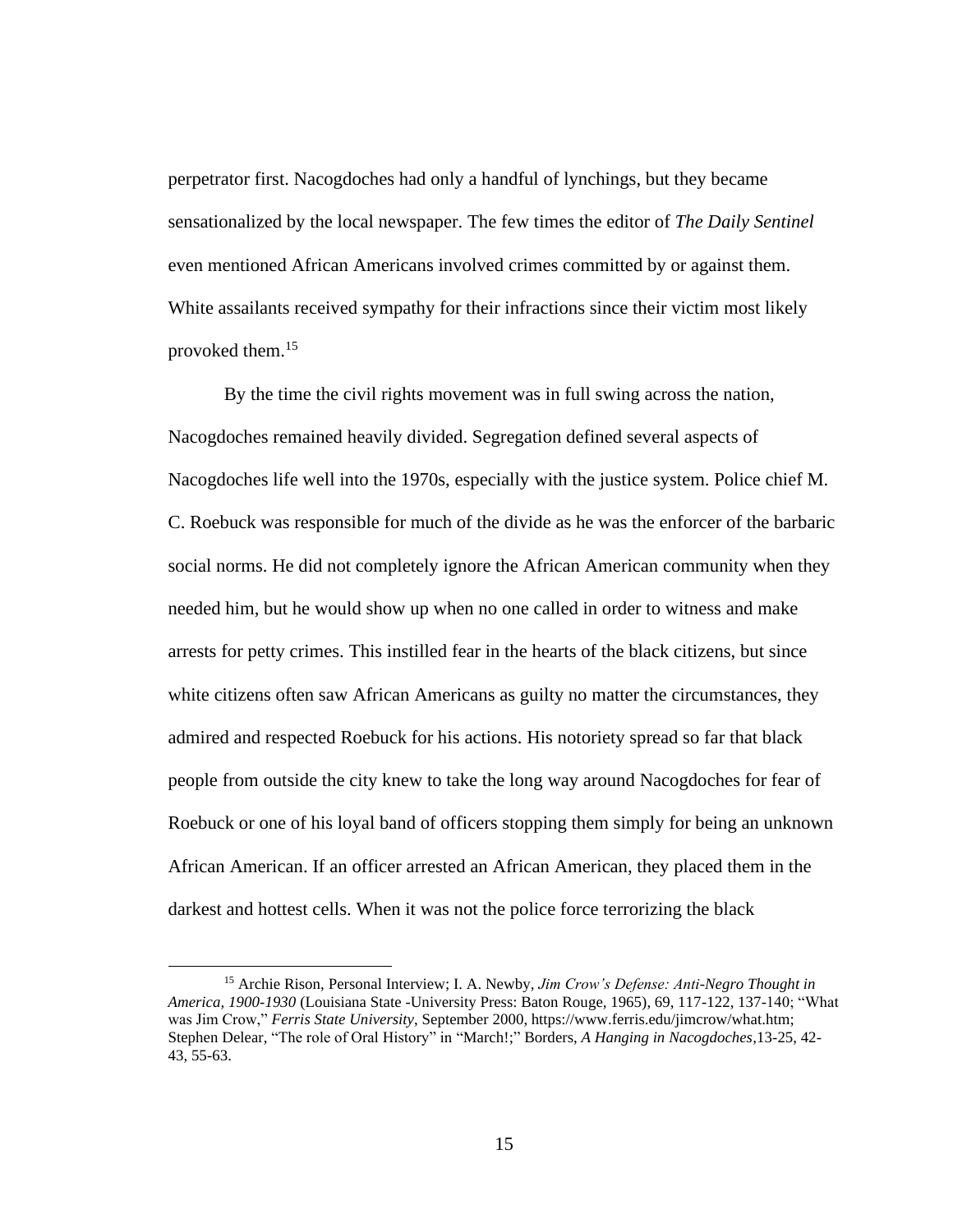perpetrator first. Nacogdoches had only a handful of lynchings, but they became sensationalized by the local newspaper. The few times the editor of *The Daily Sentinel* even mentioned African Americans involved crimes committed by or against them. White assailants received sympathy for their infractions since their victim most likely provoked them.[15]

By the time the civil rights movement was in full swing across the nation, Nacogdoches remained heavily divided. Segregation defined several aspects of Nacogdoches life well into the 1970s, especially with the justice system. Police chief M. C. Roebuck was responsible for much of the divide as he was the enforcer of the barbaric social norms. He did not completely ignore the African American community when they needed him, but he would show up when no one called in order to witness and make arrests for petty crimes. This instilled fear in the hearts of the black citizens, but since white citizens often saw African Americans as guilty no matter the circumstances, they admired and respected Roebuck for his actions. His notoriety spread so far that black people from outside the city knew to take the long way around Nacogdoches for fear of Roebuck or one of his loyal band of officers stopping them simply for being an unknown African American. If an officer arrested an African American, they placed them in the darkest and hottest cells. When it was not the police force terrorizing the black

[15] Archie Rison, Personal Interview; I. A. Newby, *Jim Crow's Defense: Anti-Negro Thought in America, 1900-1930* (Louisiana State -University Press: Baton Rouge, 1965), 69, 117-122, 137-140; "What was Jim Crow," *Ferris State University*, September 2000, https://www.ferris.edu/jimcrow/what.htm; Stephen Delear, "The role of Oral History" in "March!;" Borders, *A Hanging in Nacogdoches*,13-25, 42-43, 55-63.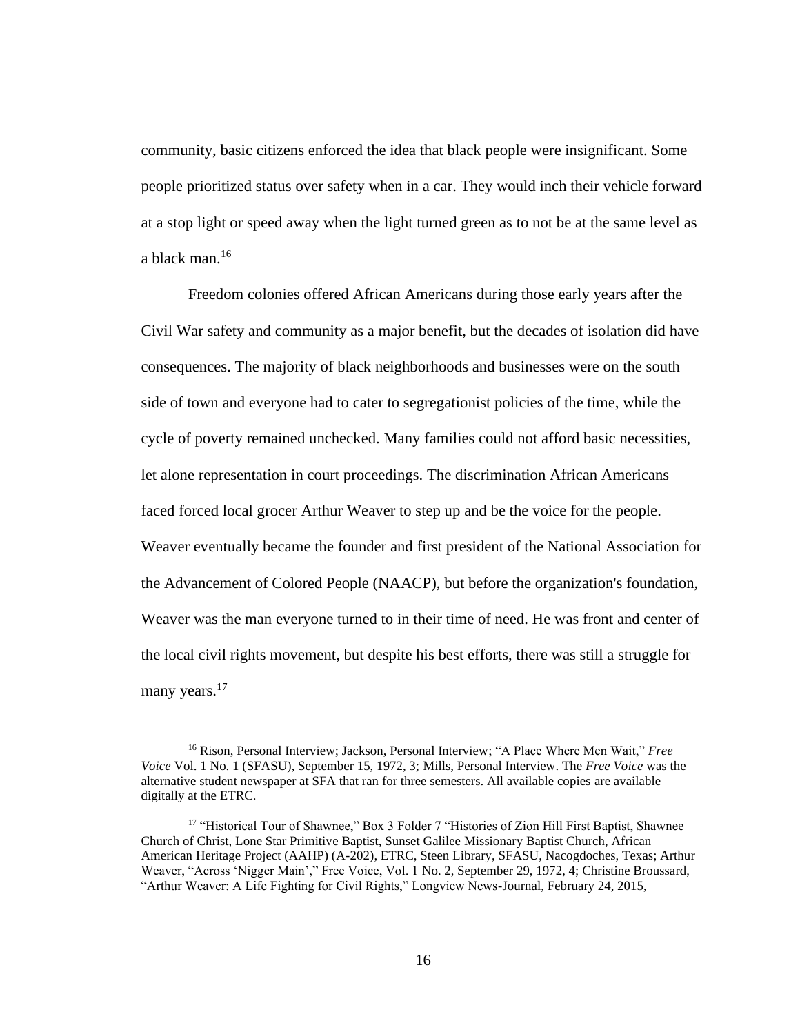community, basic citizens enforced the idea that black people were insignificant. Some people prioritized status over safety when in a car. They would inch their vehicle forward at a stop light or speed away when the light turned green as to not be at the same level as a black man.[16]

Freedom colonies offered African Americans during those early years after the Civil War safety and community as a major benefit, but the decades of isolation did have consequences. The majority of black neighborhoods and businesses were on the south side of town and everyone had to cater to segregationist policies of the time, while the cycle of poverty remained unchecked. Many families could not afford basic necessities, let alone representation in court proceedings. The discrimination African Americans faced forced local grocer Arthur Weaver to step up and be the voice for the people. Weaver eventually became the founder and first president of the National Association for the Advancement of Colored People (NAACP), but before the organization's foundation, Weaver was the man everyone turned to in their time of need. He was front and center of the local civil rights movement, but despite his best efforts, there was still a struggle for many years.[17]

---

[16] Rison, Personal Interview; Jackson, Personal Interview; "A Place Where Men Wait," *Free Voice* Vol. 1 No. 1 (SFASU), September 15, 1972, 3; Mills, Personal Interview. The *Free Voice* was the alternative student newspaper at SFA that ran for three semesters. All available copies are available digitally at the ETRC.

[17] "Historical Tour of Shawnee," Box 3 Folder 7 "Histories of Zion Hill First Baptist, Shawnee Church of Christ, Lone Star Primitive Baptist, Sunset Galilee Missionary Baptist Church, African American Heritage Project (AAHP) (A-202), ETRC, Steen Library, SFASU, Nacogdoches, Texas; Arthur Weaver, "Across 'Nigger Main'," Free Voice, Vol. 1 No. 2, September 29, 1972, 4; Christine Broussard, "Arthur Weaver: A Life Fighting for Civil Rights," Longview News-Journal, February 24, 2015,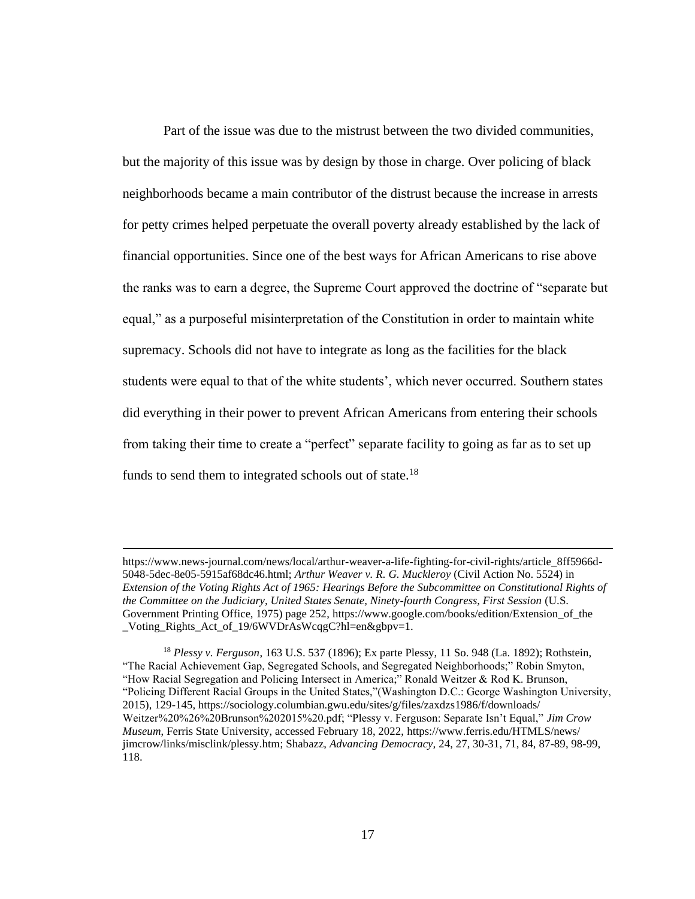Part of the issue was due to the mistrust between the two divided communities, but the majority of this issue was by design by those in charge. Over policing of black neighborhoods became a main contributor of the distrust because the increase in arrests for petty crimes helped perpetuate the overall poverty already established by the lack of financial opportunities. Since one of the best ways for African Americans to rise above the ranks was to earn a degree, the Supreme Court approved the doctrine of "separate but equal," as a purposeful misinterpretation of the Constitution in order to maintain white supremacy. Schools did not have to integrate as long as the facilities for the black students were equal to that of the white students', which never occurred. Southern states did everything in their power to prevent African Americans from entering their schools from taking their time to create a "perfect" separate facility to going as far as to set up funds to send them to integrated schools out of state.[18]

---

https://www.news-journal.com/news/local/arthur-weaver-a-life-fighting-for-civil-rights/article_8ff5966d-5048-5dec-8e05-5915af68dc46.html; *Arthur Weaver v. R. G. Muckleroy* (Civil Action No. 5524) in *Extension of the Voting Rights Act of 1965: Hearings Before the Subcommittee on Constitutional Rights of the Committee on the Judiciary, United States Senate, Ninety-fourth Congress, First Session* (U.S. Government Printing Office, 1975) page 252, https://www.google.com/books/edition/Extension_of_the_Voting_Rights_Act_of_19/6WVDrAsWcqgC?hl=en&gbpv=1.

[18] *Plessy v. Ferguson*, 163 U.S. 537 (1896); Ex parte Plessy, 11 So. 948 (La. 1892); Rothstein, "The Racial Achievement Gap, Segregated Schools, and Segregated Neighborhoods;" Robin Smyton, "How Racial Segregation and Policing Intersect in America;" Ronald Weitzer & Rod K. Brunson, "Policing Different Racial Groups in the United States,"(Washington D.C.: George Washington University, 2015), 129-145, https://sociology.columbian.gwu.edu/sites/g/files/zaxdzs1986/f/downloads/Weitzer%20%26%20Brunson%202015%20.pdf; "Plessy v. Ferguson: Separate Isn't Equal," *Jim Crow Museum*, Ferris State University, accessed February 18, 2022, https://www.ferris.edu/HTMLS/news/jimcrow/links/misclink/plessy.htm; Shabazz, *Advancing Democracy*, 24, 27, 30-31, 71, 84, 87-89, 98-99, 118.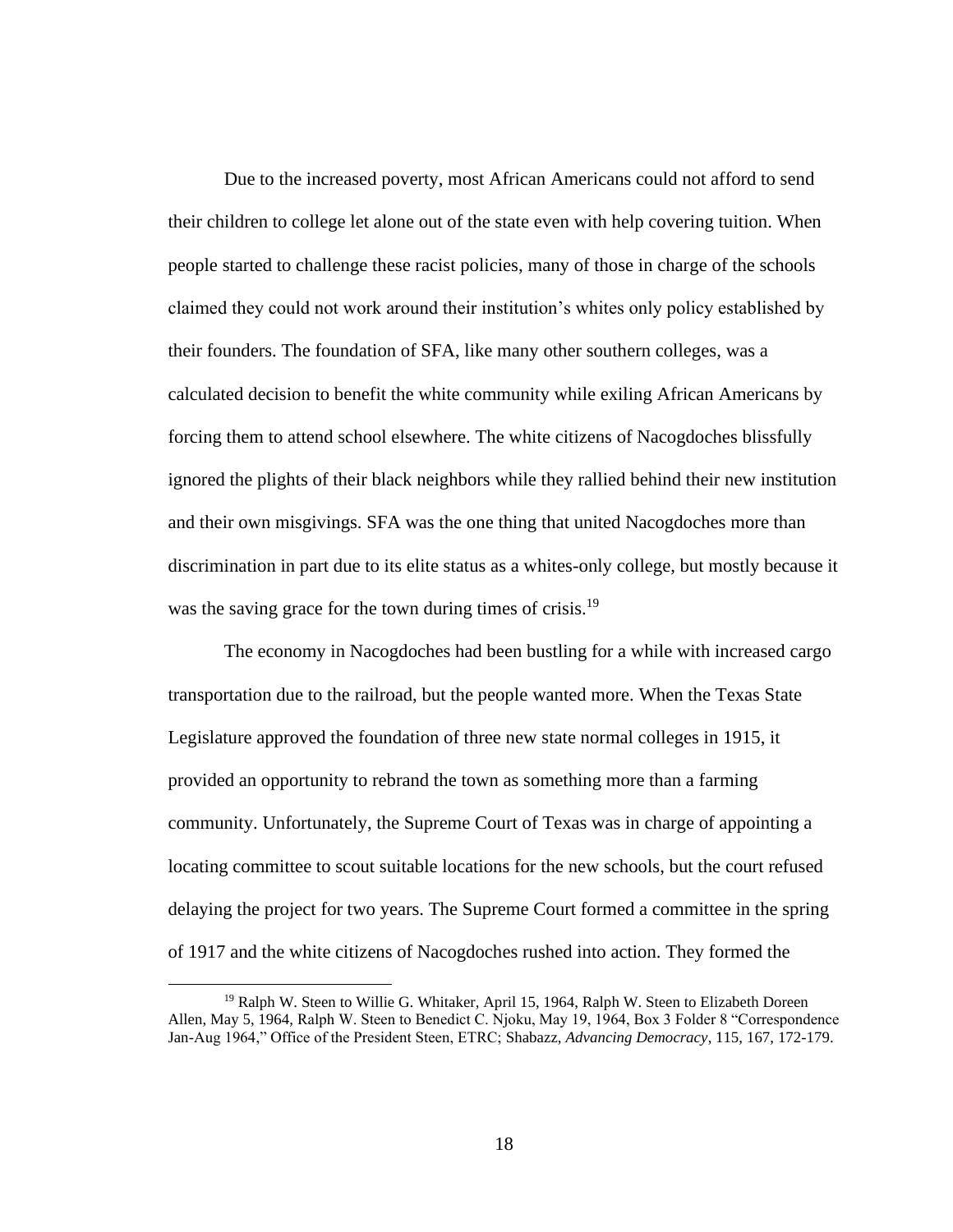Due to the increased poverty, most African Americans could not afford to send their children to college let alone out of the state even with help covering tuition. When people started to challenge these racist policies, many of those in charge of the schools claimed they could not work around their institution's whites only policy established by their founders. The foundation of SFA, like many other southern colleges, was a calculated decision to benefit the white community while exiling African Americans by forcing them to attend school elsewhere. The white citizens of Nacogdoches blissfully ignored the plights of their black neighbors while they rallied behind their new institution and their own misgivings. SFA was the one thing that united Nacogdoches more than discrimination in part due to its elite status as a whites-only college, but mostly because it was the saving grace for the town during times of crisis.[19]

The economy in Nacogdoches had been bustling for a while with increased cargo transportation due to the railroad, but the people wanted more. When the Texas State Legislature approved the foundation of three new state normal colleges in 1915, it provided an opportunity to rebrand the town as something more than a farming community. Unfortunately, the Supreme Court of Texas was in charge of appointing a locating committee to scout suitable locations for the new schools, but the court refused delaying the project for two years. The Supreme Court formed a committee in the spring of 1917 and the white citizens of Nacogdoches rushed into action. They formed the

[19] Ralph W. Steen to Willie G. Whitaker, April 15, 1964, Ralph W. Steen to Elizabeth Doreen Allen, May 5, 1964, Ralph W. Steen to Benedict C. Njoku, May 19, 1964, Box 3 Folder 8 "Correspondence Jan-Aug 1964," Office of the President Steen, ETRC; Shabazz, *Advancing Democracy*, 115, 167, 172-179.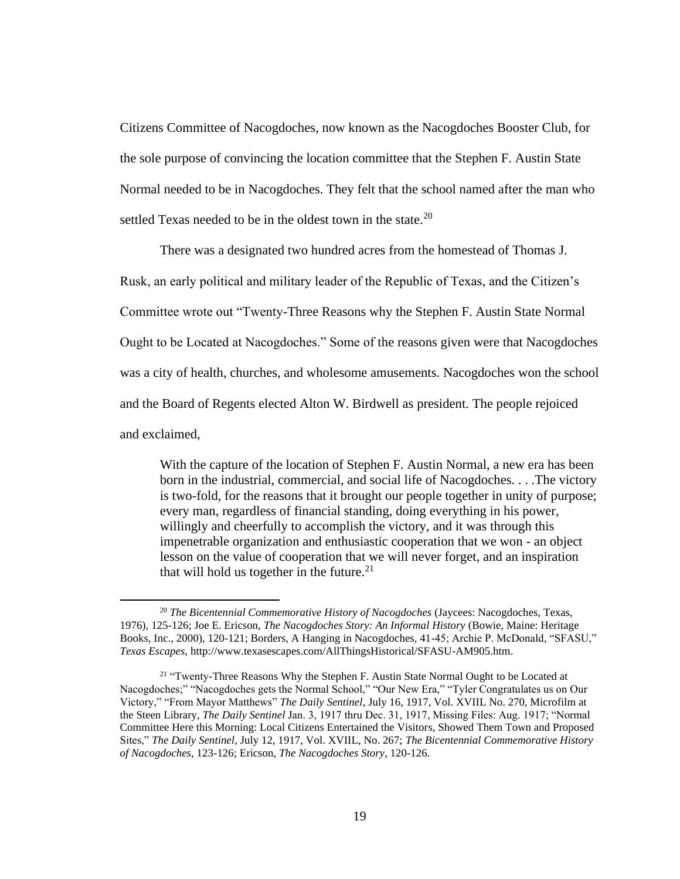Citizens Committee of Nacogdoches, now known as the Nacogdoches Booster Club, for the sole purpose of convincing the location committee that the Stephen F. Austin State Normal needed to be in Nacogdoches. They felt that the school named after the man who settled Texas needed to be in the oldest town in the state.[20]

There was a designated two hundred acres from the homestead of Thomas J. Rusk, an early political and military leader of the Republic of Texas, and the Citizen's Committee wrote out "Twenty-Three Reasons why the Stephen F. Austin State Normal Ought to be Located at Nacogdoches." Some of the reasons given were that Nacogdoches was a city of health, churches, and wholesome amusements. Nacogdoches won the school and the Board of Regents elected Alton W. Birdwell as president. The people rejoiced and exclaimed,

> With the capture of the location of Stephen F. Austin Normal, a new era has been born in the industrial, commercial, and social life of Nacogdoches. . . .The victory is two-fold, for the reasons that it brought our people together in unity of purpose; every man, regardless of financial standing, doing everything in his power, willingly and cheerfully to accomplish the victory, and it was through this impenetrable organization and enthusiastic cooperation that we won - an object lesson on the value of cooperation that we will never forget, and an inspiration that will hold us together in the future.[21]

---

[20] *The Bicentennial Commemorative History of Nacogdoches* (Jaycees: Nacogdoches, Texas, 1976), 125-126; Joe E. Ericson, *The Nacogdoches Story: An Informal History* (Bowie, Maine: Heritage Books, Inc., 2000), 120-121; Borders, A Hanging in Nacogdoches, 41-45; Archie P. McDonald, "SFASU," *Texas Escapes*, http://www.texasescapes.com/AllThingsHistorical/SFASU-AM905.htm.

[21] "Twenty-Three Reasons Why the Stephen F. Austin State Normal Ought to be Located at Nacogdoches;" "Nacogdoches gets the Normal School," "Our New Era," "Tyler Congratulates us on Our Victory," "From Mayor Matthews" *The Daily Sentinel*, July 16, 1917, Vol. XVIIL No. 270, Microfilm at the Steen Library, *The Daily Sentinel* Jan. 3, 1917 thru Dec. 31, 1917, Missing Files: Aug. 1917; "Normal Committee Here this Morning: Local Citizens Entertained the Visitors, Showed Them Town and Proposed Sites," *The Daily Sentinel*, July 12, 1917, Vol. XVIIL, No. 267; *The Bicentennial Commemorative History of Nacogdoches*, 123-126; Ericson, *The Nacogdoches Story*, 120-126.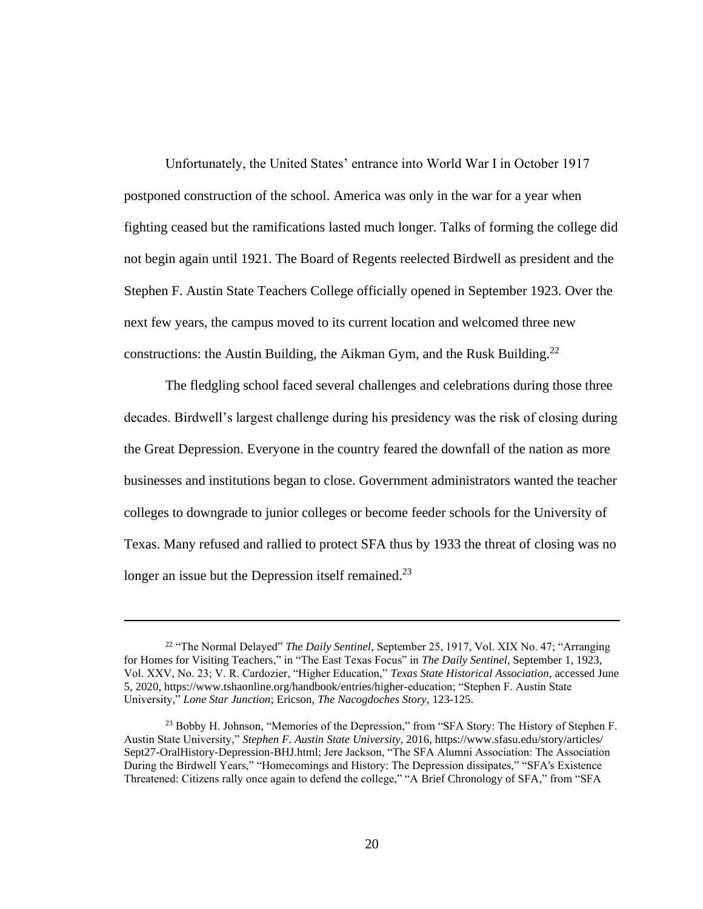Unfortunately, the United States' entrance into World War I in October 1917 postponed construction of the school. America was only in the war for a year when fighting ceased but the ramifications lasted much longer. Talks of forming the college did not begin again until 1921. The Board of Regents reelected Birdwell as president and the Stephen F. Austin State Teachers College officially opened in September 1923. Over the next few years, the campus moved to its current location and welcomed three new constructions: the Austin Building, the Aikman Gym, and the Rusk Building.[22]

The fledgling school faced several challenges and celebrations during those three decades. Birdwell's largest challenge during his presidency was the risk of closing during the Great Depression. Everyone in the country feared the downfall of the nation as more businesses and institutions began to close. Government administrators wanted the teacher colleges to downgrade to junior colleges or become feeder schools for the University of Texas. Many refused and rallied to protect SFA thus by 1933 the threat of closing was no longer an issue but the Depression itself remained.[23]

---

[22] "The Normal Delayed" *The Daily Sentinel*, September 25, 1917, Vol. XIX No. 47; "Arranging for Homes for Visiting Teachers," in "The East Texas Focus" in *The Daily Sentinel*, September 1, 1923, Vol. XXV, No. 23; V. R. Cardozier, "Higher Education," *Texas State Historical Association*, accessed June 5, 2020, https://www.tshaonline.org/handbook/entries/higher-education; "Stephen F. Austin State University," *Lone Star Junction*; Ericson, *The Nacogdoches Story*, 123-125.

[23] Bobby H. Johnson, "Memories of the Depression," from "SFA Story: The History of Stephen F. Austin State University," *Stephen F. Austin State University*, 2016, https://www.sfasu.edu/story/articles/Sept27-OralHistory-Depression-BHJ.html; Jere Jackson, "The SFA Alumni Association: The Association During the Birdwell Years," "Homecomings and History: The Depression dissipates," "SFA's Existence Threatened: Citizens rally once again to defend the college," "A Brief Chronology of SFA," from "SFA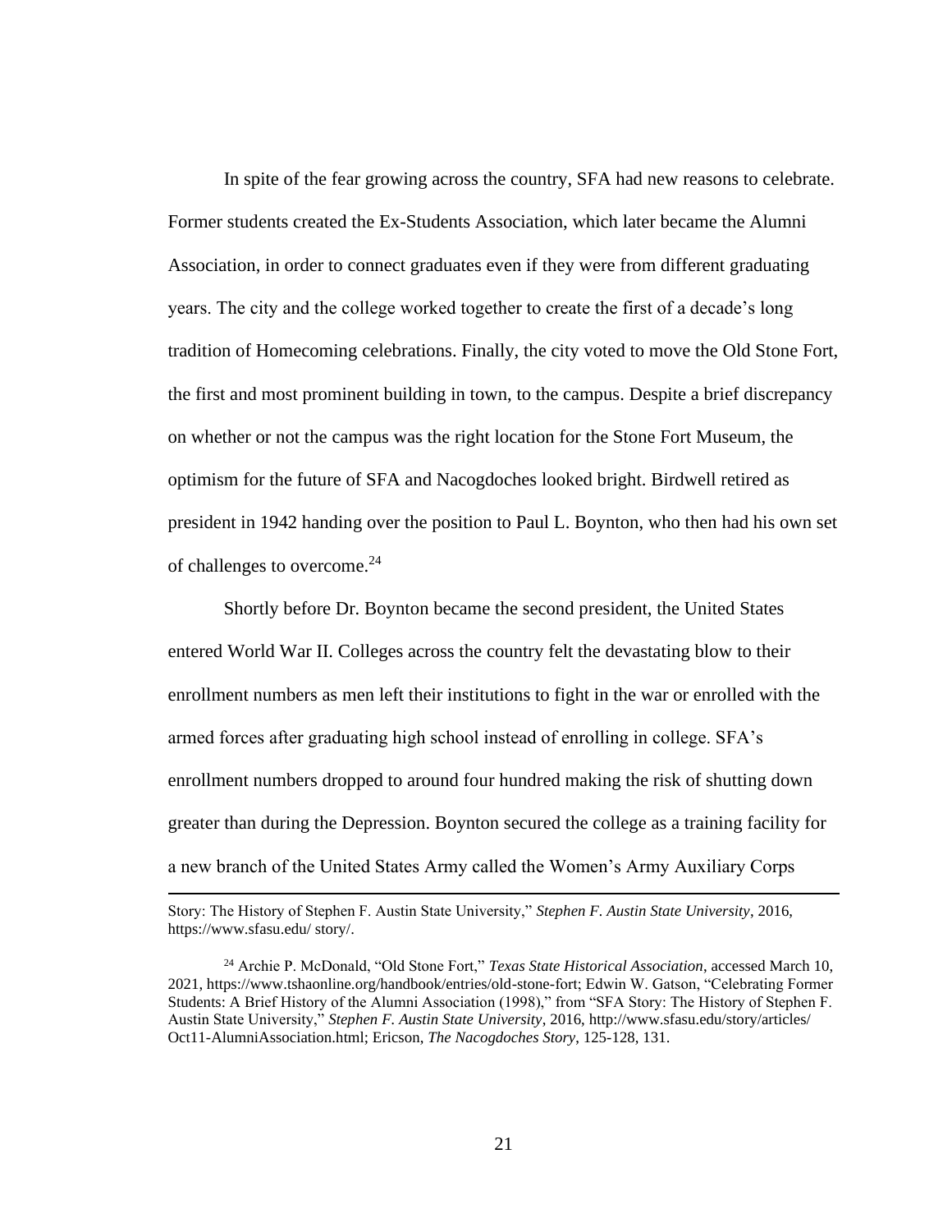In spite of the fear growing across the country, SFA had new reasons to celebrate. Former students created the Ex-Students Association, which later became the Alumni Association, in order to connect graduates even if they were from different graduating years. The city and the college worked together to create the first of a decade's long tradition of Homecoming celebrations. Finally, the city voted to move the Old Stone Fort, the first and most prominent building in town, to the campus. Despite a brief discrepancy on whether or not the campus was the right location for the Stone Fort Museum, the optimism for the future of SFA and Nacogdoches looked bright. Birdwell retired as president in 1942 handing over the position to Paul L. Boynton, who then had his own set of challenges to overcome.[24]

Shortly before Dr. Boynton became the second president, the United States entered World War II. Colleges across the country felt the devastating blow to their enrollment numbers as men left their institutions to fight in the war or enrolled with the armed forces after graduating high school instead of enrolling in college. SFA's enrollment numbers dropped to around four hundred making the risk of shutting down greater than during the Depression. Boynton secured the college as a training facility for a new branch of the United States Army called the Women's Army Auxiliary Corps

---

Story: The History of Stephen F. Austin State University," *Stephen F. Austin State University*, 2016, https://www.sfasu.edu/ story/.

[24] Archie P. McDonald, "Old Stone Fort," *Texas State Historical Association*, accessed March 10, 2021, https://www.tshaonline.org/handbook/entries/old-stone-fort; Edwin W. Gatson, "Celebrating Former Students: A Brief History of the Alumni Association (1998)," from "SFA Story: The History of Stephen F. Austin State University," *Stephen F. Austin State University*, 2016, http://www.sfasu.edu/story/articles/ Oct11-AlumniAssociation.html; Ericson, *The Nacogdoches Story*, 125-128, 131.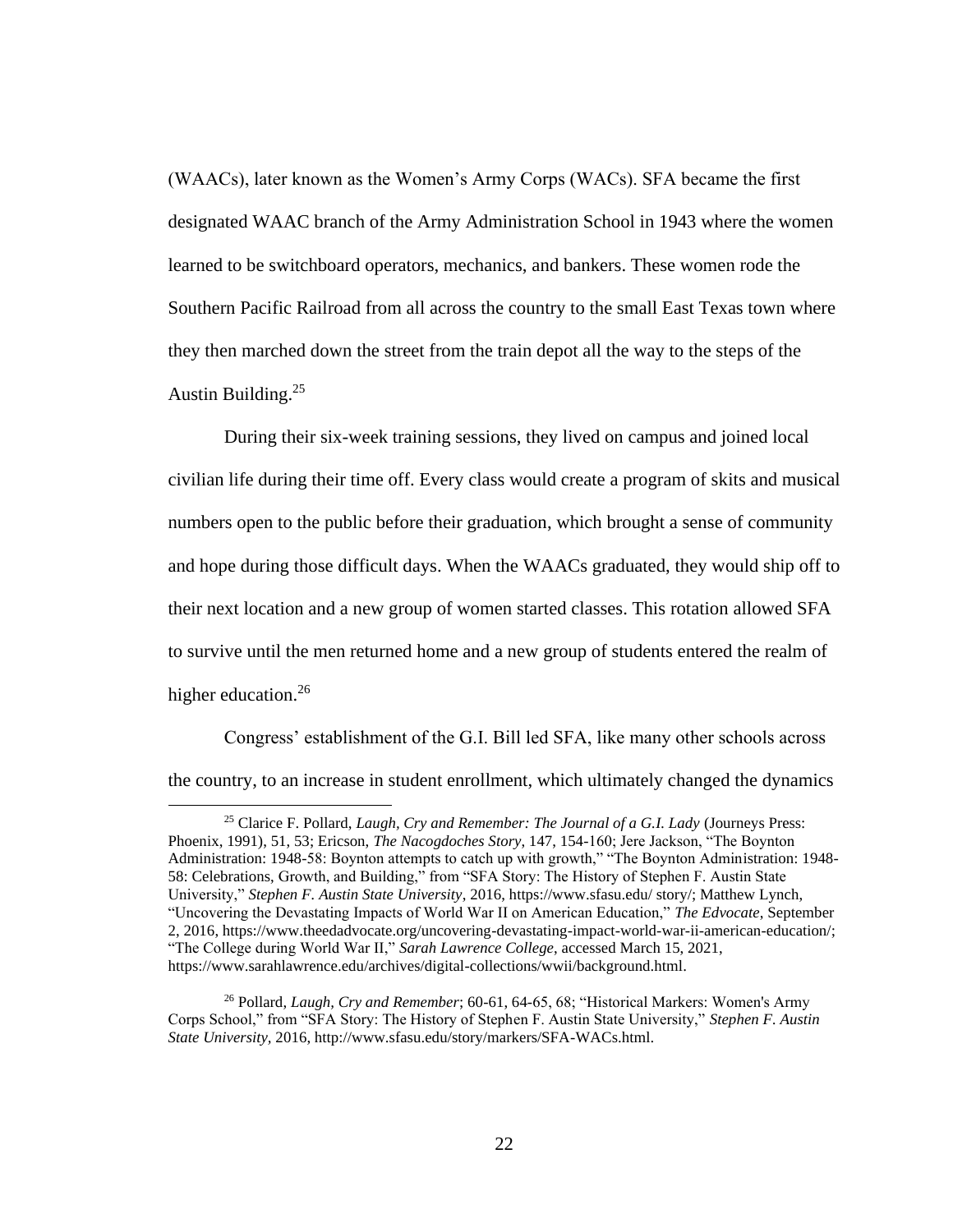(WAACs), later known as the Women's Army Corps (WACs). SFA became the first designated WAAC branch of the Army Administration School in 1943 where the women learned to be switchboard operators, mechanics, and bankers. These women rode the Southern Pacific Railroad from all across the country to the small East Texas town where they then marched down the street from the train depot all the way to the steps of the Austin Building.[25]

During their six-week training sessions, they lived on campus and joined local civilian life during their time off. Every class would create a program of skits and musical numbers open to the public before their graduation, which brought a sense of community and hope during those difficult days. When the WAACs graduated, they would ship off to their next location and a new group of women started classes. This rotation allowed SFA to survive until the men returned home and a new group of students entered the realm of higher education.[26]

Congress' establishment of the G.I. Bill led SFA, like many other schools across the country, to an increase in student enrollment, which ultimately changed the dynamics

---

[25] Clarice F. Pollard, *Laugh, Cry and Remember: The Journal of a G.I. Lady* (Journeys Press: Phoenix, 1991), 51, 53; Ericson, *The Nacogdoches Story*, 147, 154-160; Jere Jackson, "The Boynton Administration: 1948-58: Boynton attempts to catch up with growth," "The Boynton Administration: 1948-58: Celebrations, Growth, and Building," from "SFA Story: The History of Stephen F. Austin State University," *Stephen F. Austin State University*, 2016, https://www.sfasu.edu/ story/; Matthew Lynch, "Uncovering the Devastating Impacts of World War II on American Education," *The Edvocate*, September 2, 2016, https://www.theedadvocate.org/uncovering-devastating-impact-world-war-ii-american-education/; "The College during World War II," *Sarah Lawrence College*, accessed March 15, 2021, https://www.sarahlawrence.edu/archives/digital-collections/wwii/background.html.

[26] Pollard, *Laugh, Cry and Remember*; 60-61, 64-65, 68; "Historical Markers: Women's Army Corps School," from "SFA Story: The History of Stephen F. Austin State University," *Stephen F. Austin State University*, 2016, http://www.sfasu.edu/story/markers/SFA-WACs.html.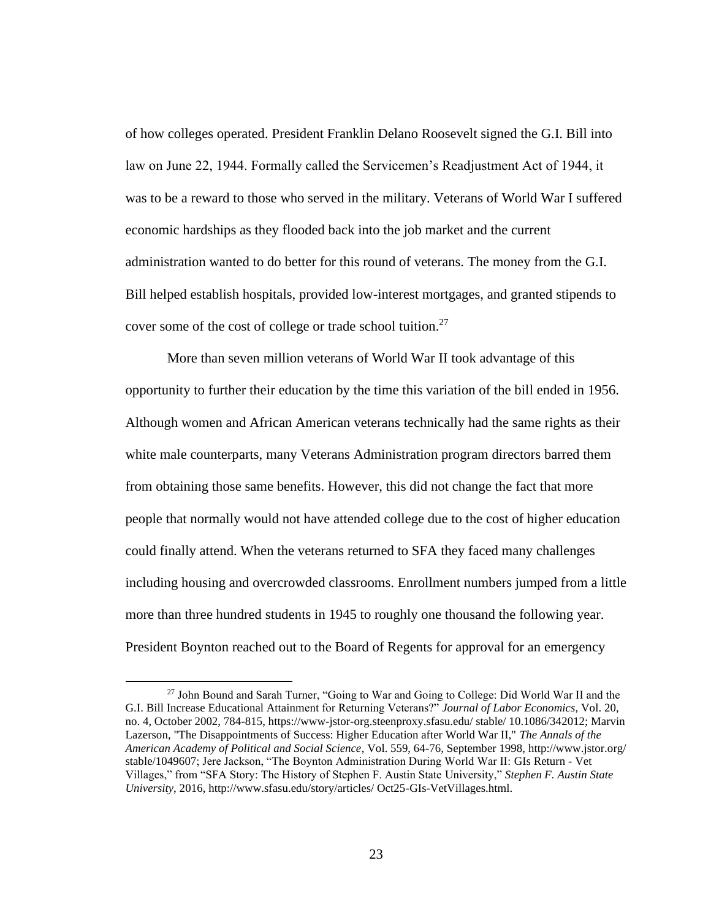of how colleges operated. President Franklin Delano Roosevelt signed the G.I. Bill into law on June 22, 1944. Formally called the Servicemen's Readjustment Act of 1944, it was to be a reward to those who served in the military. Veterans of World War I suffered economic hardships as they flooded back into the job market and the current administration wanted to do better for this round of veterans. The money from the G.I. Bill helped establish hospitals, provided low-interest mortgages, and granted stipends to cover some of the cost of college or trade school tuition.[27]

More than seven million veterans of World War II took advantage of this opportunity to further their education by the time this variation of the bill ended in 1956. Although women and African American veterans technically had the same rights as their white male counterparts, many Veterans Administration program directors barred them from obtaining those same benefits. However, this did not change the fact that more people that normally would not have attended college due to the cost of higher education could finally attend. When the veterans returned to SFA they faced many challenges including housing and overcrowded classrooms. Enrollment numbers jumped from a little more than three hundred students in 1945 to roughly one thousand the following year. President Boynton reached out to the Board of Regents for approval for an emergency

---

[27] John Bound and Sarah Turner, "Going to War and Going to College: Did World War II and the G.I. Bill Increase Educational Attainment for Returning Veterans?" *Journal of Labor Economics*, Vol. 20, no. 4, October 2002, 784-815, https://www-jstor-org.steenproxy.sfasu.edu/ stable/ 10.1086/342012; Marvin Lazerson, "The Disappointments of Success: Higher Education after World War II," *The Annals of the American Academy of Political and Social Science*, Vol. 559, 64-76, September 1998, http://www.jstor.org/ stable/1049607; Jere Jackson, "The Boynton Administration During World War II: GIs Return - Vet Villages," from "SFA Story: The History of Stephen F. Austin State University," *Stephen F. Austin State University*, 2016, http://www.sfasu.edu/story/articles/ Oct25-GIs-VetVillages.html.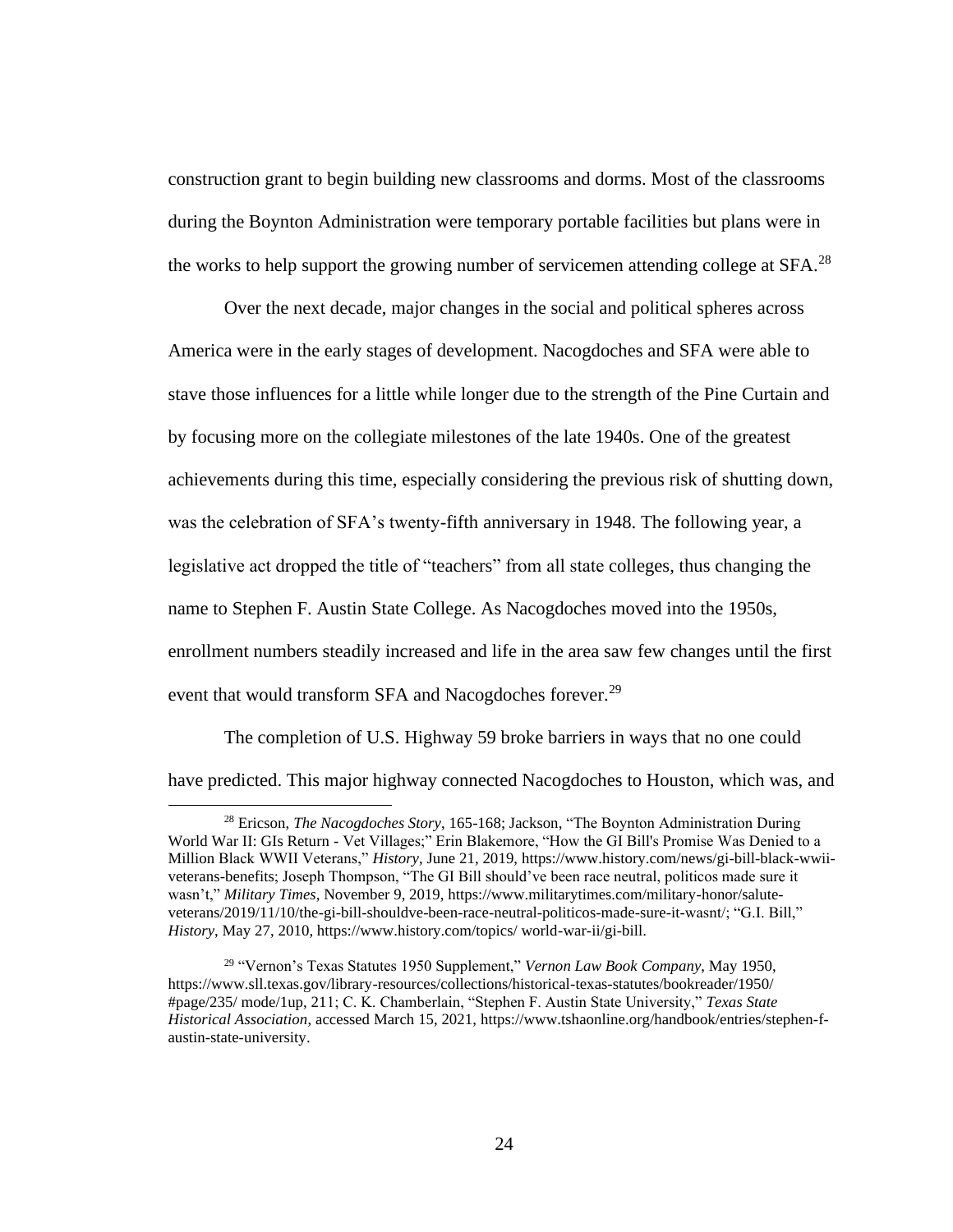construction grant to begin building new classrooms and dorms. Most of the classrooms during the Boynton Administration were temporary portable facilities but plans were in the works to help support the growing number of servicemen attending college at SFA.[28]

Over the next decade, major changes in the social and political spheres across America were in the early stages of development. Nacogdoches and SFA were able to stave those influences for a little while longer due to the strength of the Pine Curtain and by focusing more on the collegiate milestones of the late 1940s. One of the greatest achievements during this time, especially considering the previous risk of shutting down, was the celebration of SFA's twenty-fifth anniversary in 1948. The following year, a legislative act dropped the title of "teachers" from all state colleges, thus changing the name to Stephen F. Austin State College. As Nacogdoches moved into the 1950s, enrollment numbers steadily increased and life in the area saw few changes until the first event that would transform SFA and Nacogdoches forever.[29]

The completion of U.S. Highway 59 broke barriers in ways that no one could have predicted. This major highway connected Nacogdoches to Houston, which was, and

---

[28] Ericson, *The Nacogdoches Story*, 165-168; Jackson, "The Boynton Administration During World War II: GIs Return - Vet Villages;" Erin Blakemore, "How the GI Bill's Promise Was Denied to a Million Black WWII Veterans," *History*, June 21, 2019, https://www.history.com/news/gi-bill-black-wwii-veterans-benefits; Joseph Thompson, "The GI Bill should've been race neutral, politicos made sure it wasn't," *Military Times*, November 9, 2019, https://www.militarytimes.com/military-honor/salute-veterans/2019/11/10/the-gi-bill-shouldve-been-race-neutral-politicos-made-sure-it-wasnt/; "G.I. Bill," *History*, May 27, 2010, https://www.history.com/topics/ world-war-ii/gi-bill.

[29] "Vernon's Texas Statutes 1950 Supplement," *Vernon Law Book Company*, May 1950, https://www.sll.texas.gov/library-resources/collections/historical-texas-statutes/bookreader/1950/ #page/235/ mode/1up, 211; C. K. Chamberlain, "Stephen F. Austin State University," *Texas State Historical Association*, accessed March 15, 2021, https://www.tshaonline.org/handbook/entries/stephen-f-austin-state-university.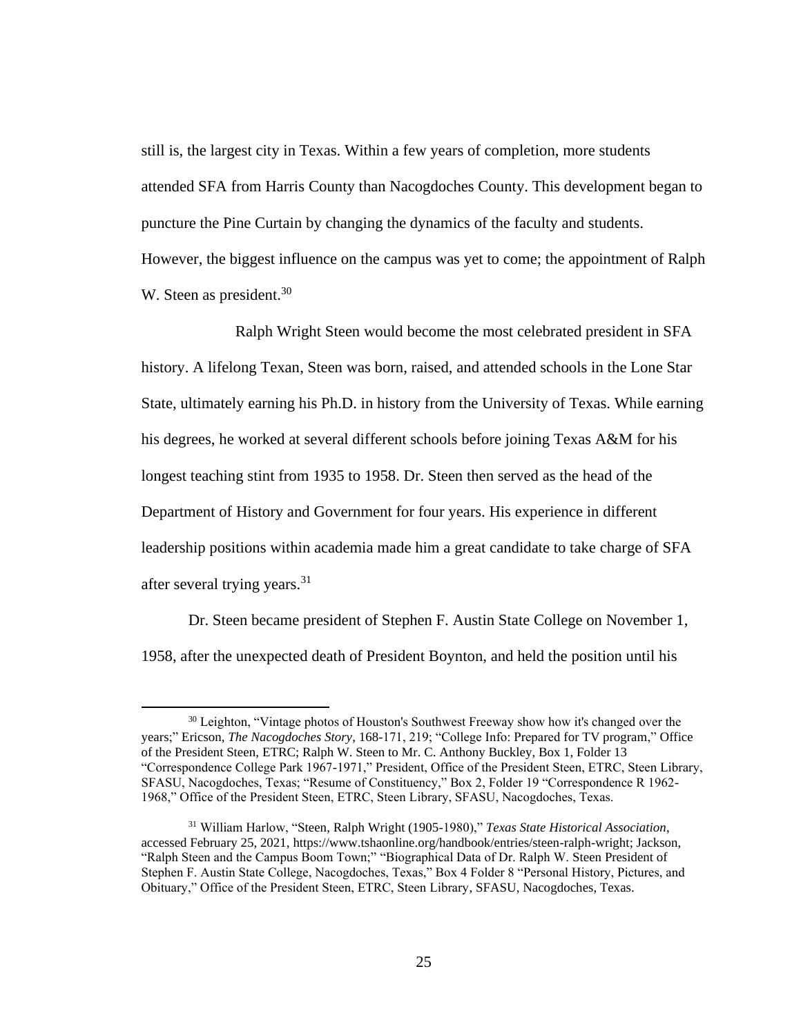still is, the largest city in Texas. Within a few years of completion, more students attended SFA from Harris County than Nacogdoches County. This development began to puncture the Pine Curtain by changing the dynamics of the faculty and students. However, the biggest influence on the campus was yet to come; the appointment of Ralph W. Steen as president.[30]

Ralph Wright Steen would become the most celebrated president in SFA history. A lifelong Texan, Steen was born, raised, and attended schools in the Lone Star State, ultimately earning his Ph.D. in history from the University of Texas. While earning his degrees, he worked at several different schools before joining Texas A&M for his longest teaching stint from 1935 to 1958. Dr. Steen then served as the head of the Department of History and Government for four years. His experience in different leadership positions within academia made him a great candidate to take charge of SFA after several trying years.[31]

Dr. Steen became president of Stephen F. Austin State College on November 1, 1958, after the unexpected death of President Boynton, and held the position until his

---

[30] Leighton, "Vintage photos of Houston's Southwest Freeway show how it's changed over the years;" Ericson, *The Nacogdoches Story*, 168-171, 219; "College Info: Prepared for TV program," Office of the President Steen, ETRC; Ralph W. Steen to Mr. C. Anthony Buckley, Box 1, Folder 13 "Correspondence College Park 1967-1971," President, Office of the President Steen, ETRC, Steen Library, SFASU, Nacogdoches, Texas; "Resume of Constituency," Box 2, Folder 19 "Correspondence R 1962-1968," Office of the President Steen, ETRC, Steen Library, SFASU, Nacogdoches, Texas.

[31] William Harlow, "Steen, Ralph Wright (1905-1980)," *Texas State Historical Association*, accessed February 25, 2021, https://www.tshaonline.org/handbook/entries/steen-ralph-wright; Jackson, "Ralph Steen and the Campus Boom Town;" "Biographical Data of Dr. Ralph W. Steen President of Stephen F. Austin State College, Nacogdoches, Texas," Box 4 Folder 8 "Personal History, Pictures, and Obituary," Office of the President Steen, ETRC, Steen Library, SFASU, Nacogdoches, Texas.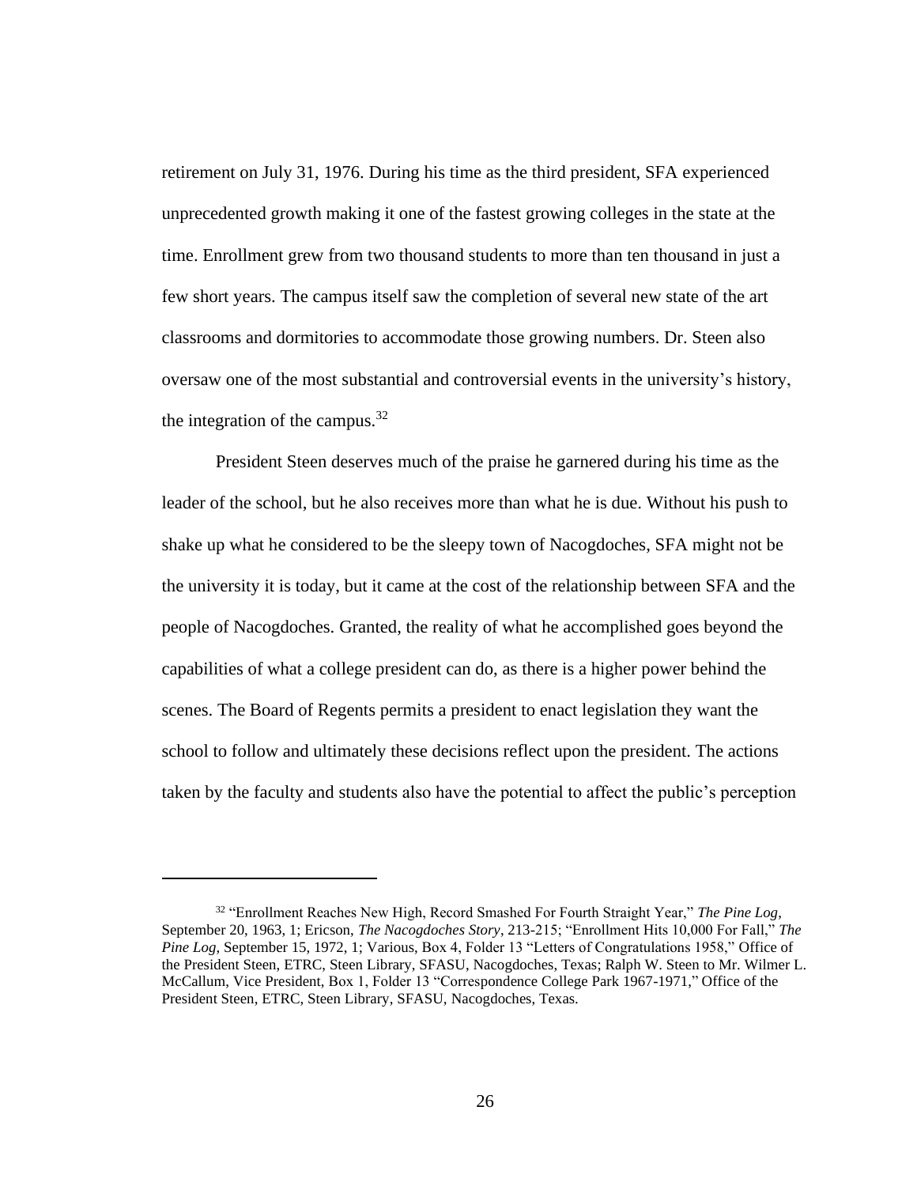retirement on July 31, 1976. During his time as the third president, SFA experienced unprecedented growth making it one of the fastest growing colleges in the state at the time. Enrollment grew from two thousand students to more than ten thousand in just a few short years. The campus itself saw the completion of several new state of the art classrooms and dormitories to accommodate those growing numbers. Dr. Steen also oversaw one of the most substantial and controversial events in the university's history, the integration of the campus.[32]

President Steen deserves much of the praise he garnered during his time as the leader of the school, but he also receives more than what he is due. Without his push to shake up what he considered to be the sleepy town of Nacogdoches, SFA might not be the university it is today, but it came at the cost of the relationship between SFA and the people of Nacogdoches. Granted, the reality of what he accomplished goes beyond the capabilities of what a college president can do, as there is a higher power behind the scenes. The Board of Regents permits a president to enact legislation they want the school to follow and ultimately these decisions reflect upon the president. The actions taken by the faculty and students also have the potential to affect the public's perception

---

[32] "Enrollment Reaches New High, Record Smashed For Fourth Straight Year," *The Pine Log*, September 20, 1963, 1; Ericson, *The Nacogdoches Story*, 213-215; "Enrollment Hits 10,000 For Fall," *The Pine Log*, September 15, 1972, 1; Various, Box 4, Folder 13 "Letters of Congratulations 1958," Office of the President Steen, ETRC, Steen Library, SFASU, Nacogdoches, Texas; Ralph W. Steen to Mr. Wilmer L. McCallum, Vice President, Box 1, Folder 13 "Correspondence College Park 1967-1971," Office of the President Steen, ETRC, Steen Library, SFASU, Nacogdoches, Texas.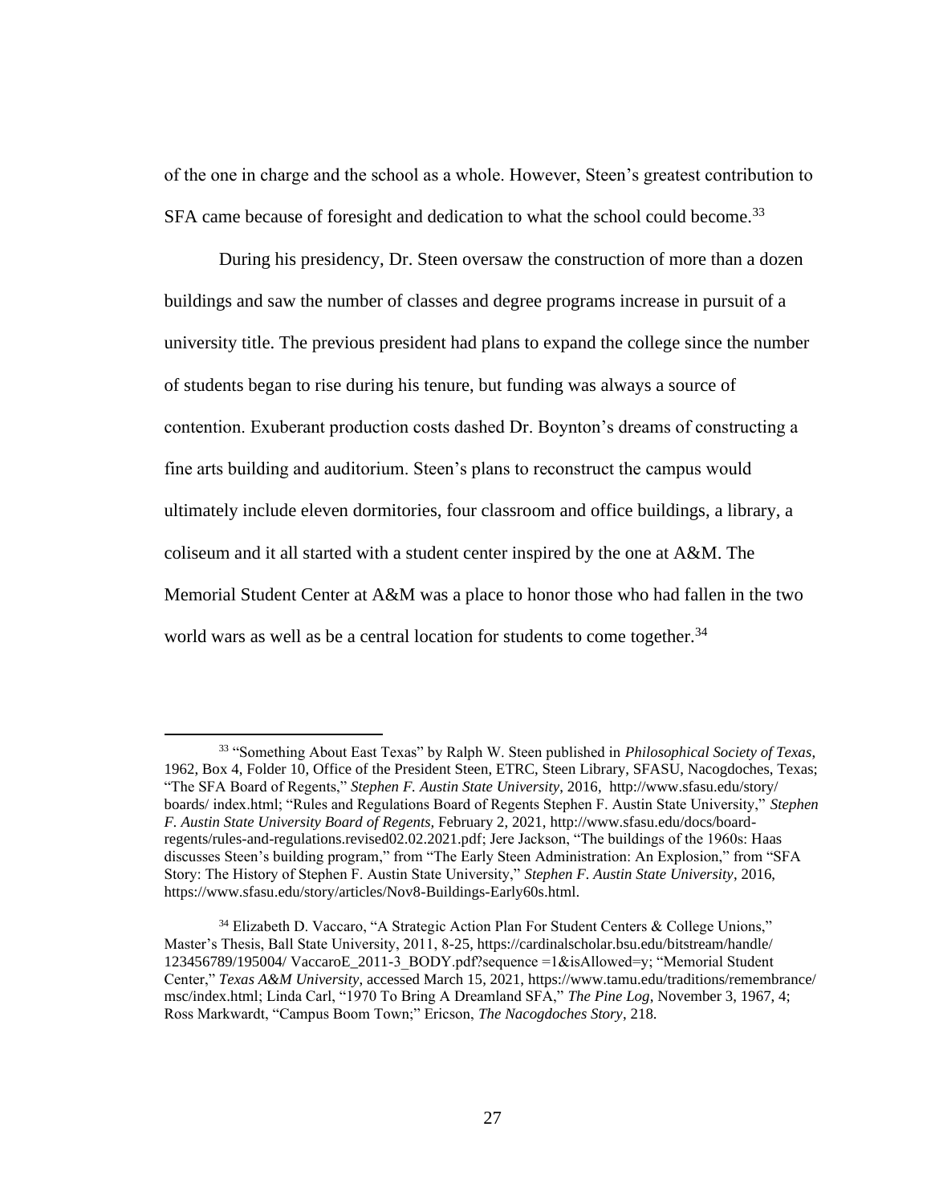of the one in charge and the school as a whole. However, Steen's greatest contribution to SFA came because of foresight and dedication to what the school could become.[33]

During his presidency, Dr. Steen oversaw the construction of more than a dozen buildings and saw the number of classes and degree programs increase in pursuit of a university title. The previous president had plans to expand the college since the number of students began to rise during his tenure, but funding was always a source of contention. Exuberant production costs dashed Dr. Boynton's dreams of constructing a fine arts building and auditorium. Steen's plans to reconstruct the campus would ultimately include eleven dormitories, four classroom and office buildings, a library, a coliseum and it all started with a student center inspired by the one at A&M. The Memorial Student Center at A&M was a place to honor those who had fallen in the two world wars as well as be a central location for students to come together.[34]

---

[33] "Something About East Texas" by Ralph W. Steen published in *Philosophical Society of Texas*, 1962, Box 4, Folder 10, Office of the President Steen, ETRC, Steen Library, SFASU, Nacogdoches, Texas; "The SFA Board of Regents," *Stephen F. Austin State University*, 2016, http://www.sfasu.edu/story/ boards/ index.html; "Rules and Regulations Board of Regents Stephen F. Austin State University," *Stephen F. Austin State University Board of Regents,* February 2, 2021, http://www.sfasu.edu/docs/board-regents/rules-and-regulations.revised02.02.2021.pdf; Jere Jackson, "The buildings of the 1960s: Haas discusses Steen's building program," from "The Early Steen Administration: An Explosion," from "SFA Story: The History of Stephen F. Austin State University," *Stephen F. Austin State University*, 2016, https://www.sfasu.edu/story/articles/Nov8-Buildings-Early60s.html.

[34] Elizabeth D. Vaccaro, "A Strategic Action Plan For Student Centers & College Unions," Master's Thesis, Ball State University, 2011, 8-25, https://cardinalscholar.bsu.edu/bitstream/handle/ 123456789/195004/ VaccaroE_2011-3_BODY.pdf?sequence =1&isAllowed=y; "Memorial Student Center," *Texas A&M University*, accessed March 15, 2021, https://www.tamu.edu/traditions/remembrance/ msc/index.html; Linda Carl, "1970 To Bring A Dreamland SFA," *The Pine Log*, November 3, 1967, 4; Ross Markwardt, "Campus Boom Town;" Ericson, *The Nacogdoches Story*, 218.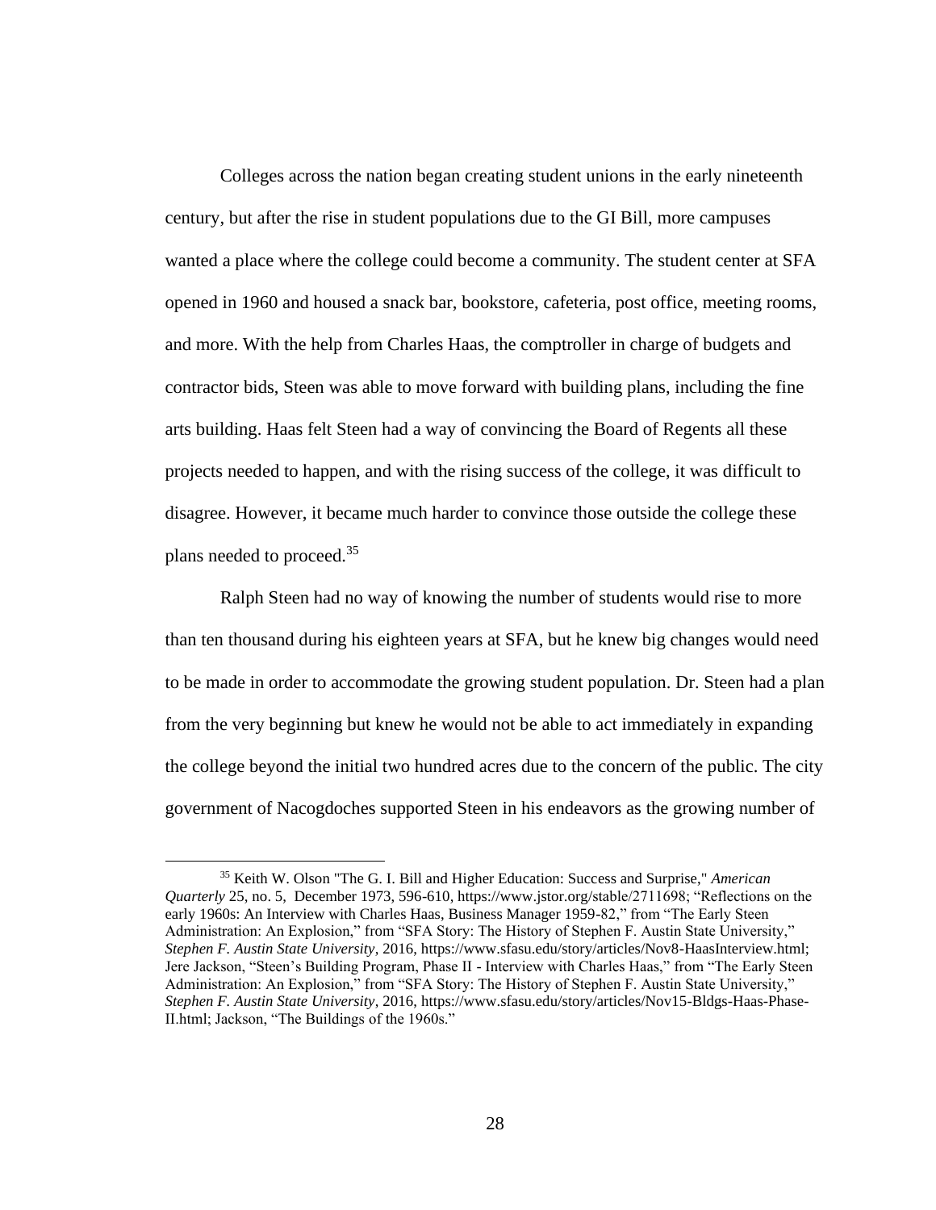Colleges across the nation began creating student unions in the early nineteenth century, but after the rise in student populations due to the GI Bill, more campuses wanted a place where the college could become a community. The student center at SFA opened in 1960 and housed a snack bar, bookstore, cafeteria, post office, meeting rooms, and more. With the help from Charles Haas, the comptroller in charge of budgets and contractor bids, Steen was able to move forward with building plans, including the fine arts building. Haas felt Steen had a way of convincing the Board of Regents all these projects needed to happen, and with the rising success of the college, it was difficult to disagree. However, it became much harder to convince those outside the college these plans needed to proceed.[35]

Ralph Steen had no way of knowing the number of students would rise to more than ten thousand during his eighteen years at SFA, but he knew big changes would need to be made in order to accommodate the growing student population. Dr. Steen had a plan from the very beginning but knew he would not be able to act immediately in expanding the college beyond the initial two hundred acres due to the concern of the public. The city government of Nacogdoches supported Steen in his endeavors as the growing number of

---

[35] Keith W. Olson "The G. I. Bill and Higher Education: Success and Surprise," *American Quarterly* 25, no. 5, December 1973, 596-610, https://www.jstor.org/stable/2711698; "Reflections on the early 1960s: An Interview with Charles Haas, Business Manager 1959-82," from "The Early Steen Administration: An Explosion," from "SFA Story: The History of Stephen F. Austin State University," *Stephen F. Austin State University*, 2016, https://www.sfasu.edu/story/articles/Nov8-HaasInterview.html; Jere Jackson, "Steen's Building Program, Phase II - Interview with Charles Haas," from "The Early Steen Administration: An Explosion," from "SFA Story: The History of Stephen F. Austin State University," *Stephen F. Austin State University*, 2016, https://www.sfasu.edu/story/articles/Nov15-Bldgs-Haas-Phase-II.html; Jackson, "The Buildings of the 1960s."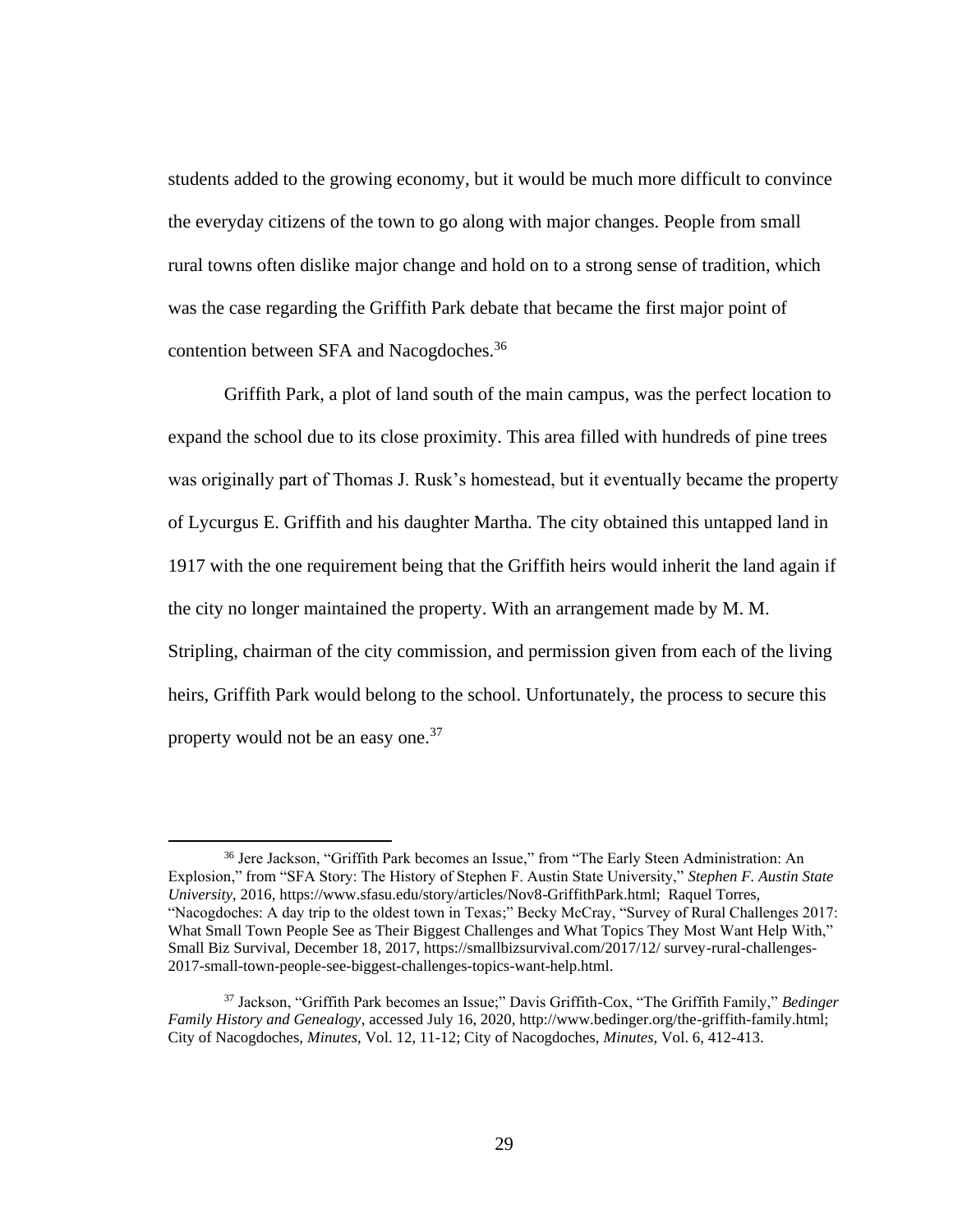students added to the growing economy, but it would be much more difficult to convince the everyday citizens of the town to go along with major changes. People from small rural towns often dislike major change and hold on to a strong sense of tradition, which was the case regarding the Griffith Park debate that became the first major point of contention between SFA and Nacogdoches.[36]

Griffith Park, a plot of land south of the main campus, was the perfect location to expand the school due to its close proximity. This area filled with hundreds of pine trees was originally part of Thomas J. Rusk's homestead, but it eventually became the property of Lycurgus E. Griffith and his daughter Martha. The city obtained this untapped land in 1917 with the one requirement being that the Griffith heirs would inherit the land again if the city no longer maintained the property. With an arrangement made by M. M. Stripling, chairman of the city commission, and permission given from each of the living heirs, Griffith Park would belong to the school. Unfortunately, the process to secure this property would not be an easy one.[37]

---

[36] Jere Jackson, "Griffith Park becomes an Issue," from "The Early Steen Administration: An Explosion," from "SFA Story: The History of Stephen F. Austin State University," *Stephen F. Austin State University*, 2016, https://www.sfasu.edu/story/articles/Nov8-GriffithPark.html; Raquel Torres, "Nacogdoches: A day trip to the oldest town in Texas;" Becky McCray, "Survey of Rural Challenges 2017: What Small Town People See as Their Biggest Challenges and What Topics They Most Want Help With," Small Biz Survival, December 18, 2017, https://smallbizsurvival.com/2017/12/ survey-rural-challenges-2017-small-town-people-see-biggest-challenges-topics-want-help.html.

[37] Jackson, "Griffith Park becomes an Issue;" Davis Griffith-Cox, "The Griffith Family," *Bedinger Family History and Genealogy*, accessed July 16, 2020, http://www.bedinger.org/the-griffith-family.html; City of Nacogdoches, *Minutes*, Vol. 12, 11-12; City of Nacogdoches, *Minutes*, Vol. 6, 412-413.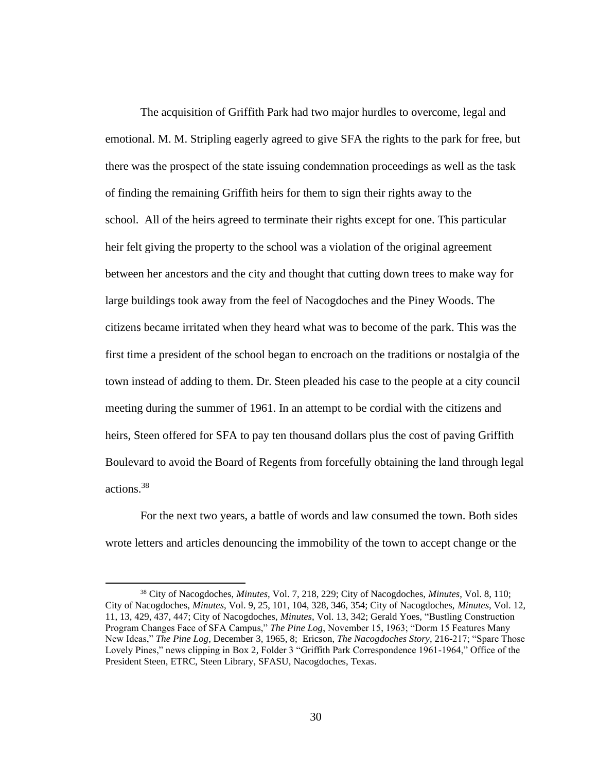The acquisition of Griffith Park had two major hurdles to overcome, legal and emotional. M. M. Stripling eagerly agreed to give SFA the rights to the park for free, but there was the prospect of the state issuing condemnation proceedings as well as the task of finding the remaining Griffith heirs for them to sign their rights away to the school. All of the heirs agreed to terminate their rights except for one. This particular heir felt giving the property to the school was a violation of the original agreement between her ancestors and the city and thought that cutting down trees to make way for large buildings took away from the feel of Nacogdoches and the Piney Woods. The citizens became irritated when they heard what was to become of the park. This was the first time a president of the school began to encroach on the traditions or nostalgia of the town instead of adding to them. Dr. Steen pleaded his case to the people at a city council meeting during the summer of 1961. In an attempt to be cordial with the citizens and heirs, Steen offered for SFA to pay ten thousand dollars plus the cost of paving Griffith Boulevard to avoid the Board of Regents from forcefully obtaining the land through legal actions.[38]

For the next two years, a battle of words and law consumed the town. Both sides wrote letters and articles denouncing the immobility of the town to accept change or the

---

[38] City of Nacogdoches, *Minutes*, Vol. 7, 218, 229; City of Nacogdoches, *Minutes*, Vol. 8, 110; City of Nacogdoches, *Minutes*, Vol. 9, 25, 101, 104, 328, 346, 354; City of Nacogdoches, *Minutes*, Vol. 12, 11, 13, 429, 437, 447; City of Nacogdoches, *Minutes*, Vol. 13, 342; Gerald Yoes, "Bustling Construction Program Changes Face of SFA Campus," *The Pine Log*, November 15, 1963; "Dorm 15 Features Many New Ideas," *The Pine Log*, December 3, 1965, 8; Ericson, *The Nacogdoches Story*, 216-217; "Spare Those Lovely Pines," news clipping in Box 2, Folder 3 "Griffith Park Correspondence 1961-1964," Office of the President Steen, ETRC, Steen Library, SFASU, Nacogdoches, Texas.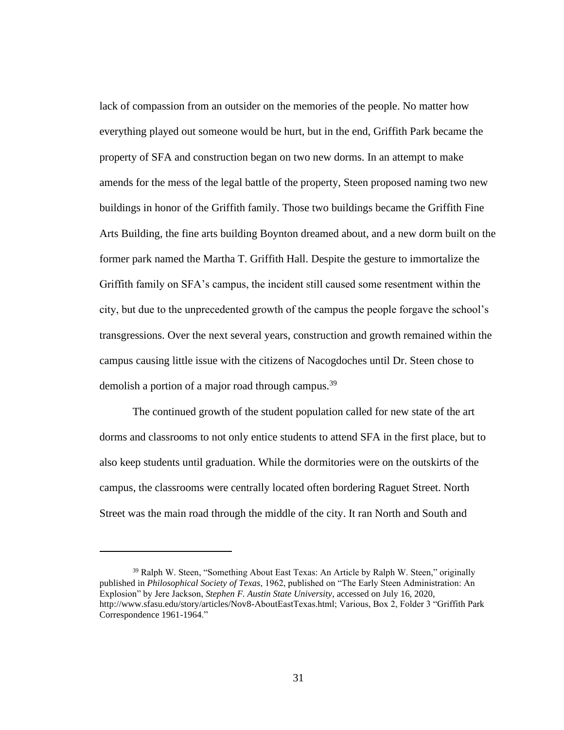lack of compassion from an outsider on the memories of the people. No matter how everything played out someone would be hurt, but in the end, Griffith Park became the property of SFA and construction began on two new dorms. In an attempt to make amends for the mess of the legal battle of the property, Steen proposed naming two new buildings in honor of the Griffith family. Those two buildings became the Griffith Fine Arts Building, the fine arts building Boynton dreamed about, and a new dorm built on the former park named the Martha T. Griffith Hall. Despite the gesture to immortalize the Griffith family on SFA's campus, the incident still caused some resentment within the city, but due to the unprecedented growth of the campus the people forgave the school's transgressions. Over the next several years, construction and growth remained within the campus causing little issue with the citizens of Nacogdoches until Dr. Steen chose to demolish a portion of a major road through campus.[39]

The continued growth of the student population called for new state of the art dorms and classrooms to not only entice students to attend SFA in the first place, but to also keep students until graduation. While the dormitories were on the outskirts of the campus, the classrooms were centrally located often bordering Raguet Street. North Street was the main road through the middle of the city. It ran North and South and

---

[39] Ralph W. Steen, "Something About East Texas: An Article by Ralph W. Steen," originally published in *Philosophical Society of Texas*, 1962, published on "The Early Steen Administration: An Explosion" by Jere Jackson, *Stephen F. Austin State University*, accessed on July 16, 2020, http://www.sfasu.edu/story/articles/Nov8-AboutEastTexas.html; Various, Box 2, Folder 3 "Griffith Park Correspondence 1961-1964."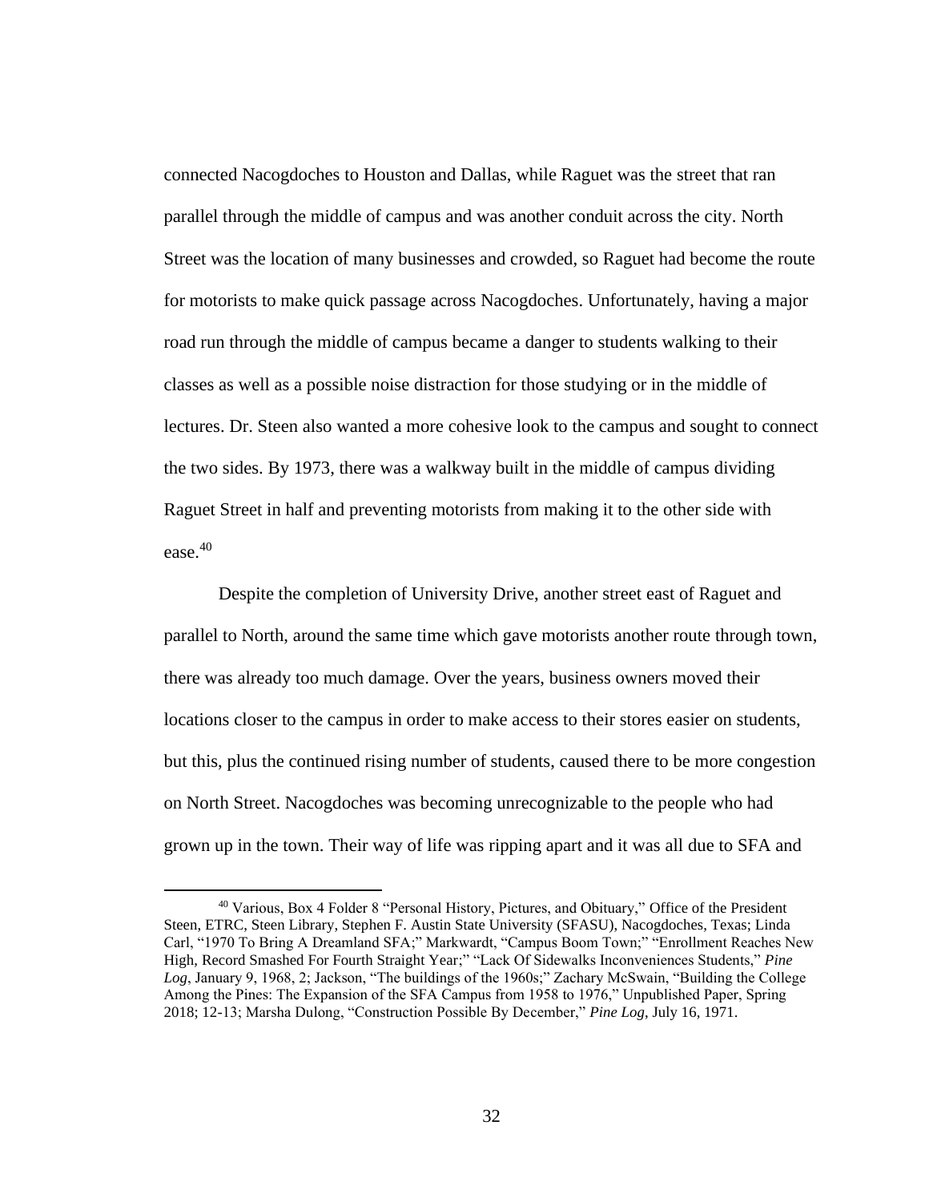connected Nacogdoches to Houston and Dallas, while Raguet was the street that ran parallel through the middle of campus and was another conduit across the city. North Street was the location of many businesses and crowded, so Raguet had become the route for motorists to make quick passage across Nacogdoches. Unfortunately, having a major road run through the middle of campus became a danger to students walking to their classes as well as a possible noise distraction for those studying or in the middle of lectures. Dr. Steen also wanted a more cohesive look to the campus and sought to connect the two sides. By 1973, there was a walkway built in the middle of campus dividing Raguet Street in half and preventing motorists from making it to the other side with ease.[40]

Despite the completion of University Drive, another street east of Raguet and parallel to North, around the same time which gave motorists another route through town, there was already too much damage. Over the years, business owners moved their locations closer to the campus in order to make access to their stores easier on students, but this, plus the continued rising number of students, caused there to be more congestion on North Street. Nacogdoches was becoming unrecognizable to the people who had grown up in the town. Their way of life was ripping apart and it was all due to SFA and

---

[40] Various, Box 4 Folder 8 "Personal History, Pictures, and Obituary," Office of the President Steen, ETRC, Steen Library, Stephen F. Austin State University (SFASU), Nacogdoches, Texas; Linda Carl, "1970 To Bring A Dreamland SFA;" Markwardt, "Campus Boom Town;" "Enrollment Reaches New High, Record Smashed For Fourth Straight Year;" "Lack Of Sidewalks Inconveniences Students," *Pine Log*, January 9, 1968, 2; Jackson, "The buildings of the 1960s;" Zachary McSwain, "Building the College Among the Pines: The Expansion of the SFA Campus from 1958 to 1976," Unpublished Paper, Spring 2018; 12-13; Marsha Dulong, "Construction Possible By December," *Pine Log*, July 16, 1971.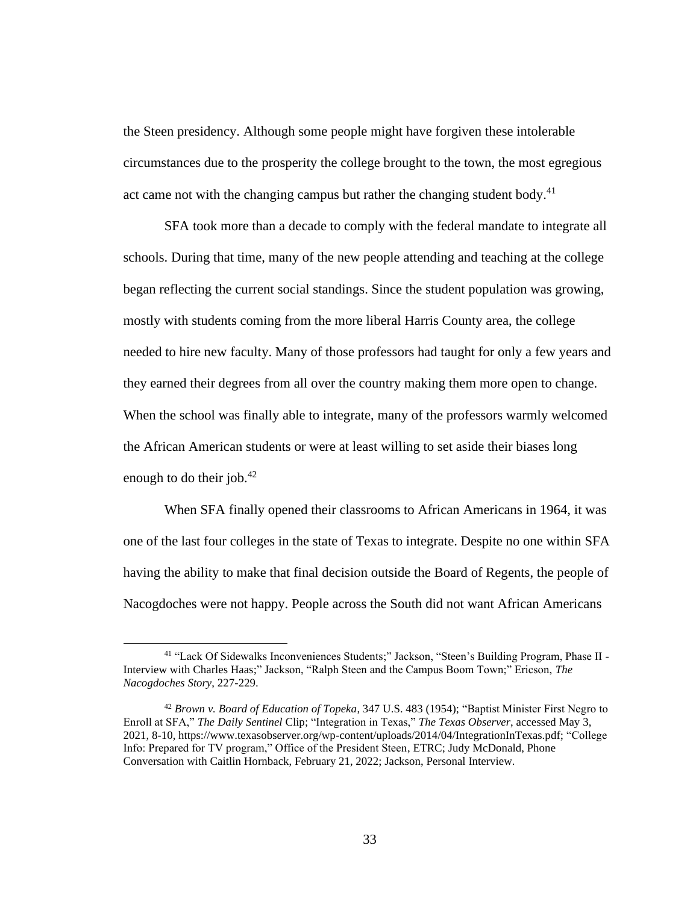the Steen presidency. Although some people might have forgiven these intolerable circumstances due to the prosperity the college brought to the town, the most egregious act came not with the changing campus but rather the changing student body.[41]

SFA took more than a decade to comply with the federal mandate to integrate all schools. During that time, many of the new people attending and teaching at the college began reflecting the current social standings. Since the student population was growing, mostly with students coming from the more liberal Harris County area, the college needed to hire new faculty. Many of those professors had taught for only a few years and they earned their degrees from all over the country making them more open to change. When the school was finally able to integrate, many of the professors warmly welcomed the African American students or were at least willing to set aside their biases long enough to do their job.[42]

When SFA finally opened their classrooms to African Americans in 1964, it was one of the last four colleges in the state of Texas to integrate. Despite no one within SFA having the ability to make that final decision outside the Board of Regents, the people of Nacogdoches were not happy. People across the South did not want African Americans

[41] "Lack Of Sidewalks Inconveniences Students;" Jackson, "Steen's Building Program, Phase II - Interview with Charles Haas;" Jackson, "Ralph Steen and the Campus Boom Town;" Ericson, *The Nacogdoches Story*, 227-229.

[42] *Brown v. Board of Education of Topeka*, 347 U.S. 483 (1954); "Baptist Minister First Negro to Enroll at SFA," *The Daily Sentinel* Clip; "Integration in Texas," *The Texas Observer*, accessed May 3, 2021, 8-10, https://www.texasobserver.org/wp-content/uploads/2014/04/IntegrationInTexas.pdf; "College Info: Prepared for TV program," Office of the President Steen, ETRC; Judy McDonald, Phone Conversation with Caitlin Hornback, February 21, 2022; Jackson, Personal Interview.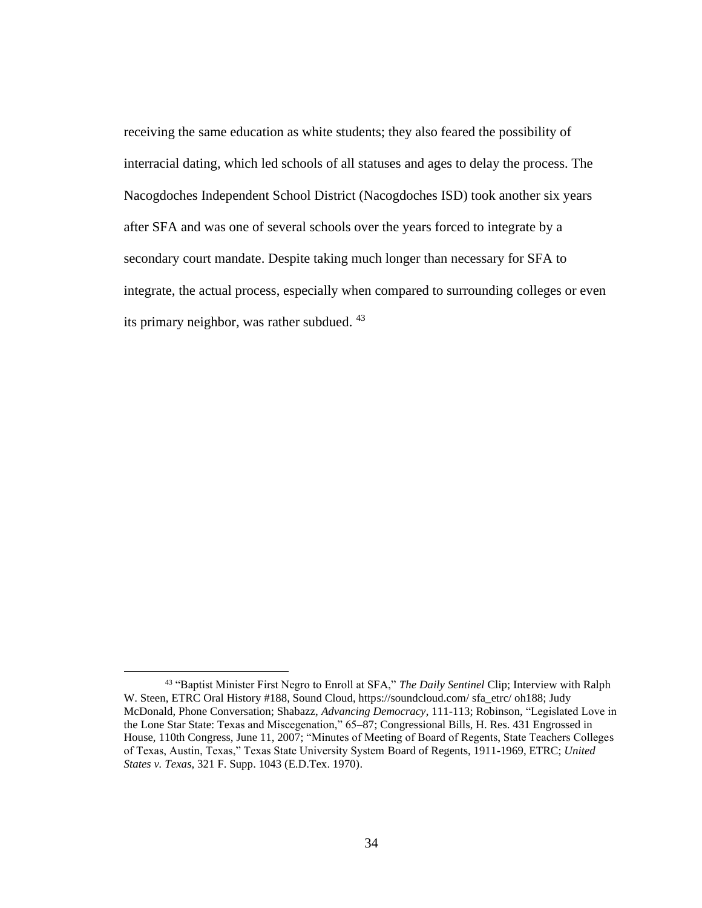receiving the same education as white students; they also feared the possibility of interracial dating, which led schools of all statuses and ages to delay the process. The Nacogdoches Independent School District (Nacogdoches ISD) took another six years after SFA and was one of several schools over the years forced to integrate by a secondary court mandate. Despite taking much longer than necessary for SFA to integrate, the actual process, especially when compared to surrounding colleges or even its primary neighbor, was rather subdued. [43]

---

[43] "Baptist Minister First Negro to Enroll at SFA," *The Daily Sentinel* Clip; Interview with Ralph W. Steen, ETRC Oral History #188, Sound Cloud, https://soundcloud.com/ sfa_etrc/ oh188; Judy McDonald, Phone Conversation; Shabazz, *Advancing Democracy*, 111-113; Robinson, "Legislated Love in the Lone Star State: Texas and Miscegenation," 65–87; Congressional Bills, H. Res. 431 Engrossed in House, 110th Congress, June 11, 2007; "Minutes of Meeting of Board of Regents, State Teachers Colleges of Texas, Austin, Texas," Texas State University System Board of Regents, 1911-1969, ETRC; *United States v. Texas*, 321 F. Supp. 1043 (E.D.Tex. 1970).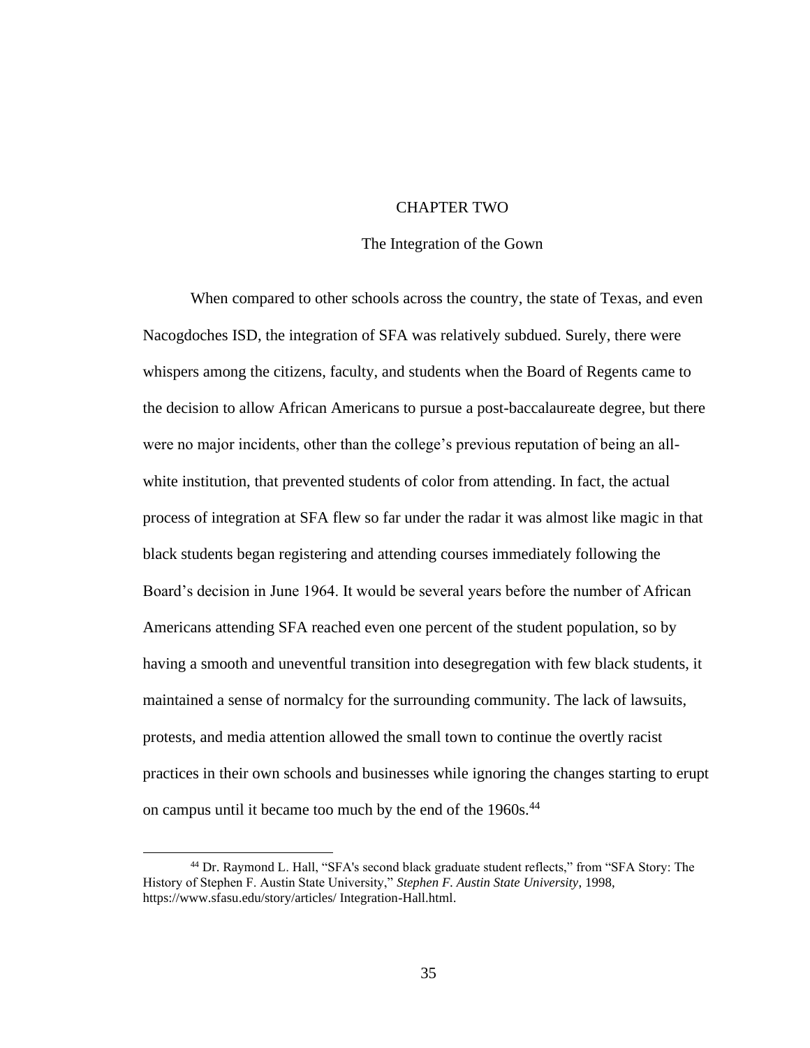# CHAPTER TWO

## The Integration of the Gown

When compared to other schools across the country, the state of Texas, and even Nacogdoches ISD, the integration of SFA was relatively subdued. Surely, there were whispers among the citizens, faculty, and students when the Board of Regents came to the decision to allow African Americans to pursue a post-baccalaureate degree, but there were no major incidents, other than the college's previous reputation of being an all-white institution, that prevented students of color from attending. In fact, the actual process of integration at SFA flew so far under the radar it was almost like magic in that black students began registering and attending courses immediately following the Board's decision in June 1964. It would be several years before the number of African Americans attending SFA reached even one percent of the student population, so by having a smooth and uneventful transition into desegregation with few black students, it maintained a sense of normalcy for the surrounding community. The lack of lawsuits, protests, and media attention allowed the small town to continue the overtly racist practices in their own schools and businesses while ignoring the changes starting to erupt on campus until it became too much by the end of the 1960s.[44]

---

[44] Dr. Raymond L. Hall, "SFA's second black graduate student reflects," from "SFA Story: The History of Stephen F. Austin State University," *Stephen F. Austin State University*, 1998, https://www.sfasu.edu/story/articles/ Integration-Hall.html.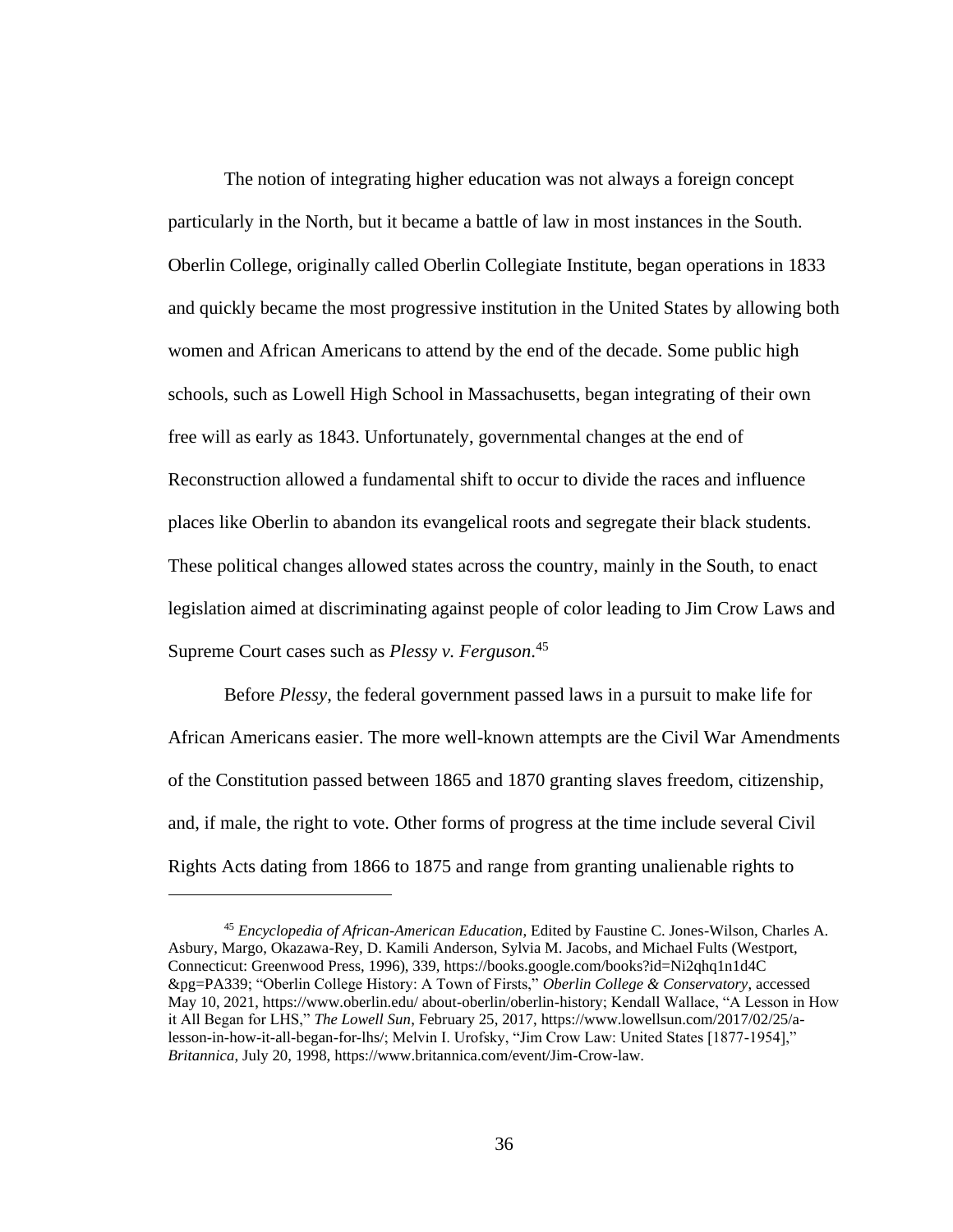The notion of integrating higher education was not always a foreign concept particularly in the North, but it became a battle of law in most instances in the South. Oberlin College, originally called Oberlin Collegiate Institute, began operations in 1833 and quickly became the most progressive institution in the United States by allowing both women and African Americans to attend by the end of the decade. Some public high schools, such as Lowell High School in Massachusetts, began integrating of their own free will as early as 1843. Unfortunately, governmental changes at the end of Reconstruction allowed a fundamental shift to occur to divide the races and influence places like Oberlin to abandon its evangelical roots and segregate their black students. These political changes allowed states across the country, mainly in the South, to enact legislation aimed at discriminating against people of color leading to Jim Crow Laws and Supreme Court cases such as *Plessy v. Ferguson*.[45]

Before *Plessy*, the federal government passed laws in a pursuit to make life for African Americans easier. The more well-known attempts are the Civil War Amendments of the Constitution passed between 1865 and 1870 granting slaves freedom, citizenship, and, if male, the right to vote. Other forms of progress at the time include several Civil Rights Acts dating from 1866 to 1875 and range from granting unalienable rights to

---

[45] *Encyclopedia of African-American Education*, Edited by Faustine C. Jones-Wilson, Charles A. Asbury, Margo, Okazawa-Rey, D. Kamili Anderson, Sylvia M. Jacobs, and Michael Fults (Westport, Connecticut: Greenwood Press, 1996), 339, https://books.google.com/books?id=Ni2qhq1n1d4C &pg=PA339; "Oberlin College History: A Town of Firsts," *Oberlin College & Conservatory*, accessed May 10, 2021, https://www.oberlin.edu/ about-oberlin/oberlin-history; Kendall Wallace, "A Lesson in How it All Began for LHS," *The Lowell Sun*, February 25, 2017, https://www.lowellsun.com/2017/02/25/a-lesson-in-how-it-all-began-for-lhs/; Melvin I. Urofsky, "Jim Crow Law: United States [1877-1954]," *Britannica*, July 20, 1998, https://www.britannica.com/event/Jim-Crow-law.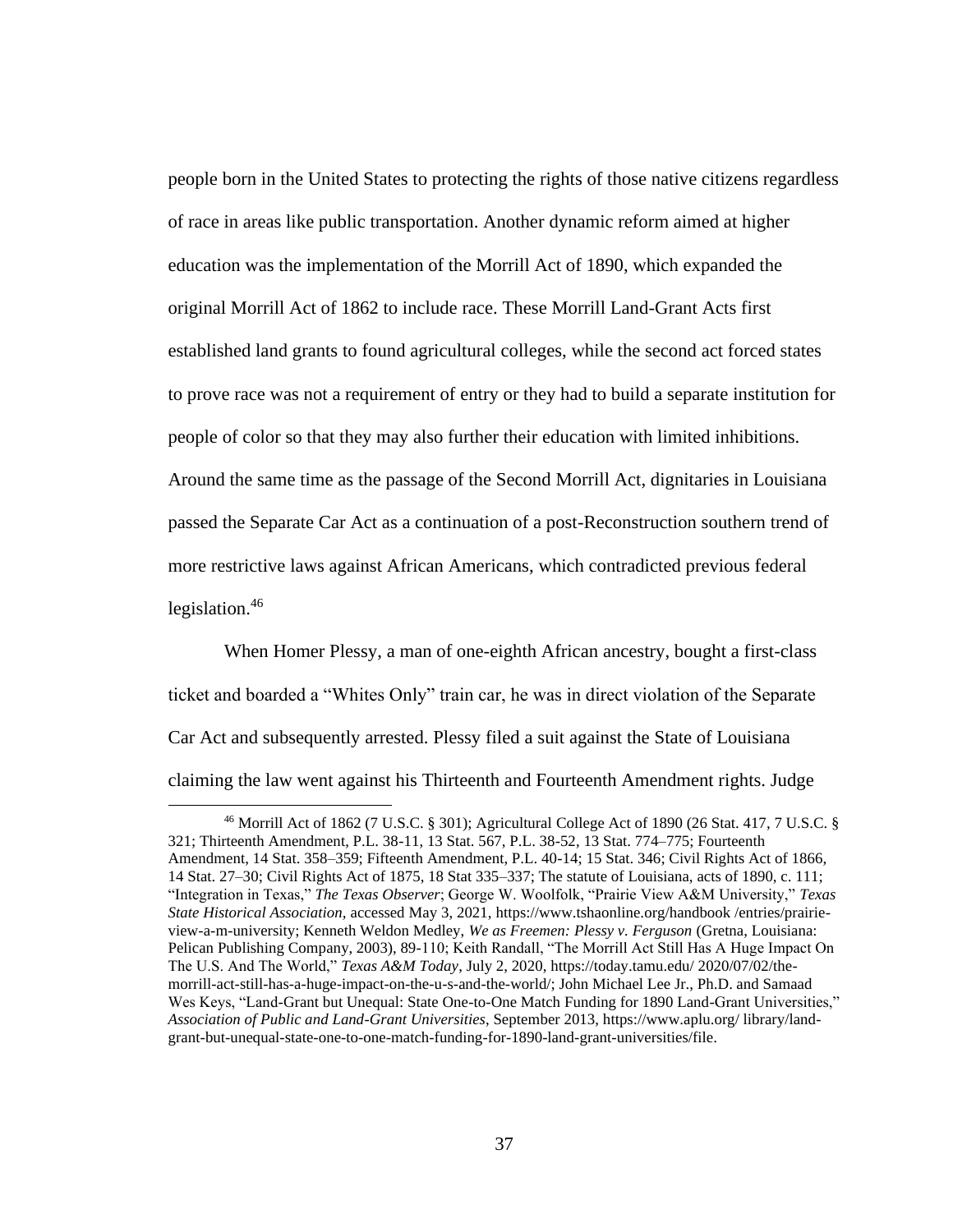people born in the United States to protecting the rights of those native citizens regardless of race in areas like public transportation. Another dynamic reform aimed at higher education was the implementation of the Morrill Act of 1890, which expanded the original Morrill Act of 1862 to include race. These Morrill Land-Grant Acts first established land grants to found agricultural colleges, while the second act forced states to prove race was not a requirement of entry or they had to build a separate institution for people of color so that they may also further their education with limited inhibitions. Around the same time as the passage of the Second Morrill Act, dignitaries in Louisiana passed the Separate Car Act as a continuation of a post-Reconstruction southern trend of more restrictive laws against African Americans, which contradicted previous federal legislation.[46]

When Homer Plessy, a man of one-eighth African ancestry, bought a first-class ticket and boarded a "Whites Only" train car, he was in direct violation of the Separate Car Act and subsequently arrested. Plessy filed a suit against the State of Louisiana claiming the law went against his Thirteenth and Fourteenth Amendment rights. Judge

---

[46] Morrill Act of 1862 (7 U.S.C. § 301); Agricultural College Act of 1890 (26 Stat. 417, 7 U.S.C. § 321; Thirteenth Amendment, P.L. 38-11, 13 Stat. 567, P.L. 38-52, 13 Stat. 774–775; Fourteenth Amendment, 14 Stat. 358–359; Fifteenth Amendment, P.L. 40-14; 15 Stat. 346; Civil Rights Act of 1866, 14 Stat. 27–30; Civil Rights Act of 1875, 18 Stat 335–337; The statute of Louisiana, acts of 1890, c. 111; "Integration in Texas," *The Texas Observer*; George W. Woolfolk, "Prairie View A&M University," *Texas State Historical Association*, accessed May 3, 2021, https://www.tshaonline.org/handbook /entries/prairie-view-a-m-university; Kenneth Weldon Medley, *We as Freemen: Plessy v. Ferguson* (Gretna, Louisiana: Pelican Publishing Company, 2003), 89-110; Keith Randall, "The Morrill Act Still Has A Huge Impact On The U.S. And The World," *Texas A&M Today*, July 2, 2020, https://today.tamu.edu/ 2020/07/02/the-morrill-act-still-has-a-huge-impact-on-the-u-s-and-the-world/; John Michael Lee Jr., Ph.D. and Samaad Wes Keys, "Land-Grant but Unequal: State One-to-One Match Funding for 1890 Land-Grant Universities," *Association of Public and Land-Grant Universities*, September 2013, https://www.aplu.org/ library/land-grant-but-unequal-state-one-to-one-match-funding-for-1890-land-grant-universities/file.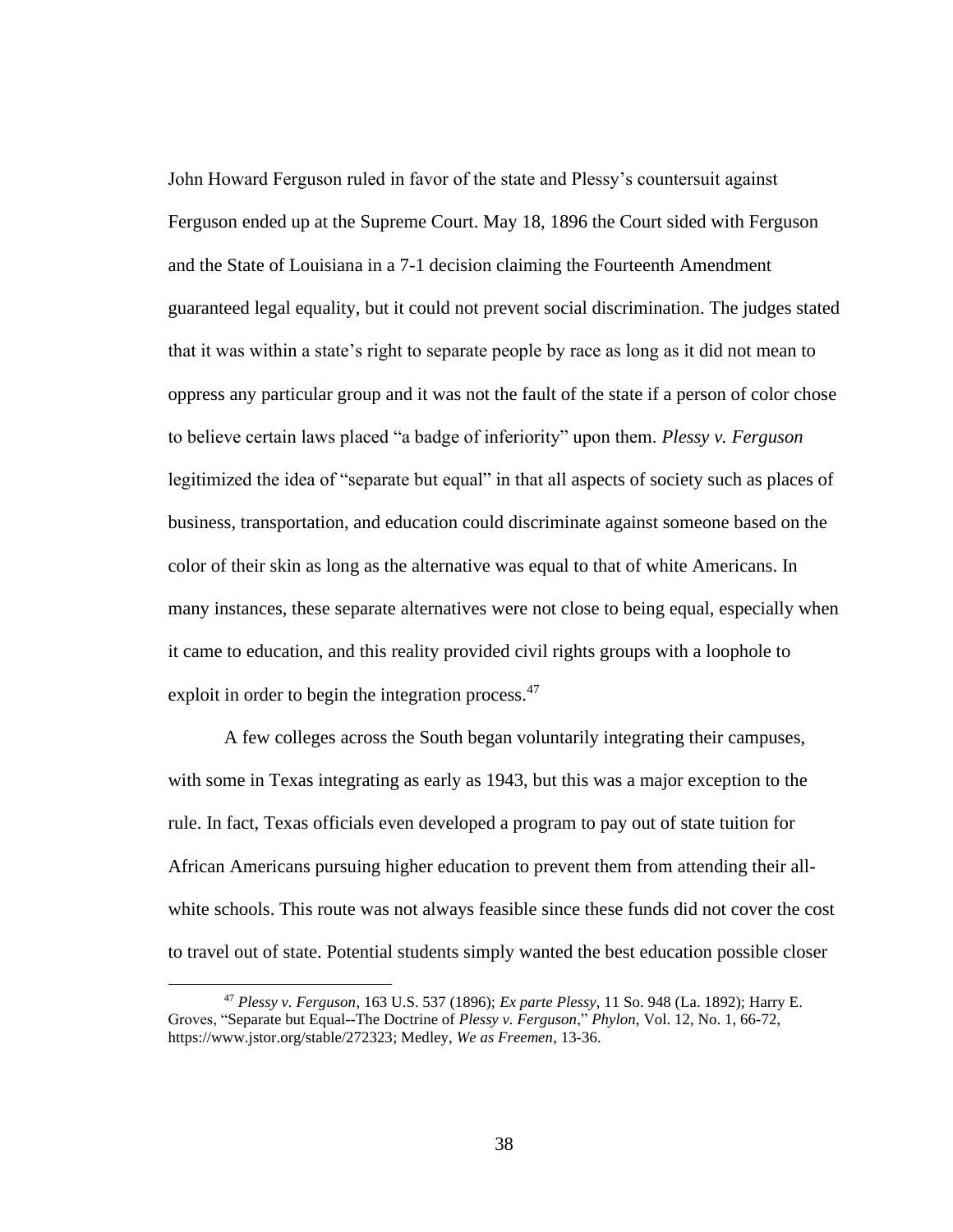John Howard Ferguson ruled in favor of the state and Plessy's countersuit against Ferguson ended up at the Supreme Court. May 18, 1896 the Court sided with Ferguson and the State of Louisiana in a 7-1 decision claiming the Fourteenth Amendment guaranteed legal equality, but it could not prevent social discrimination. The judges stated that it was within a state's right to separate people by race as long as it did not mean to oppress any particular group and it was not the fault of the state if a person of color chose to believe certain laws placed "a badge of inferiority" upon them. *Plessy v. Ferguson* legitimized the idea of "separate but equal" in that all aspects of society such as places of business, transportation, and education could discriminate against someone based on the color of their skin as long as the alternative was equal to that of white Americans. In many instances, these separate alternatives were not close to being equal, especially when it came to education, and this reality provided civil rights groups with a loophole to exploit in order to begin the integration process.[47]

A few colleges across the South began voluntarily integrating their campuses, with some in Texas integrating as early as 1943, but this was a major exception to the rule. In fact, Texas officials even developed a program to pay out of state tuition for African Americans pursuing higher education to prevent them from attending their all-white schools. This route was not always feasible since these funds did not cover the cost to travel out of state. Potential students simply wanted the best education possible closer

[47] *Plessy v. Ferguson*, 163 U.S. 537 (1896); *Ex parte Plessy*, 11 So. 948 (La. 1892); Harry E. Groves, "Separate but Equal--The Doctrine of *Plessy v. Ferguson*," *Phylon*, Vol. 12, No. 1, 66-72, https://www.jstor.org/stable/272323; Medley, *We as Freemen*, 13-36.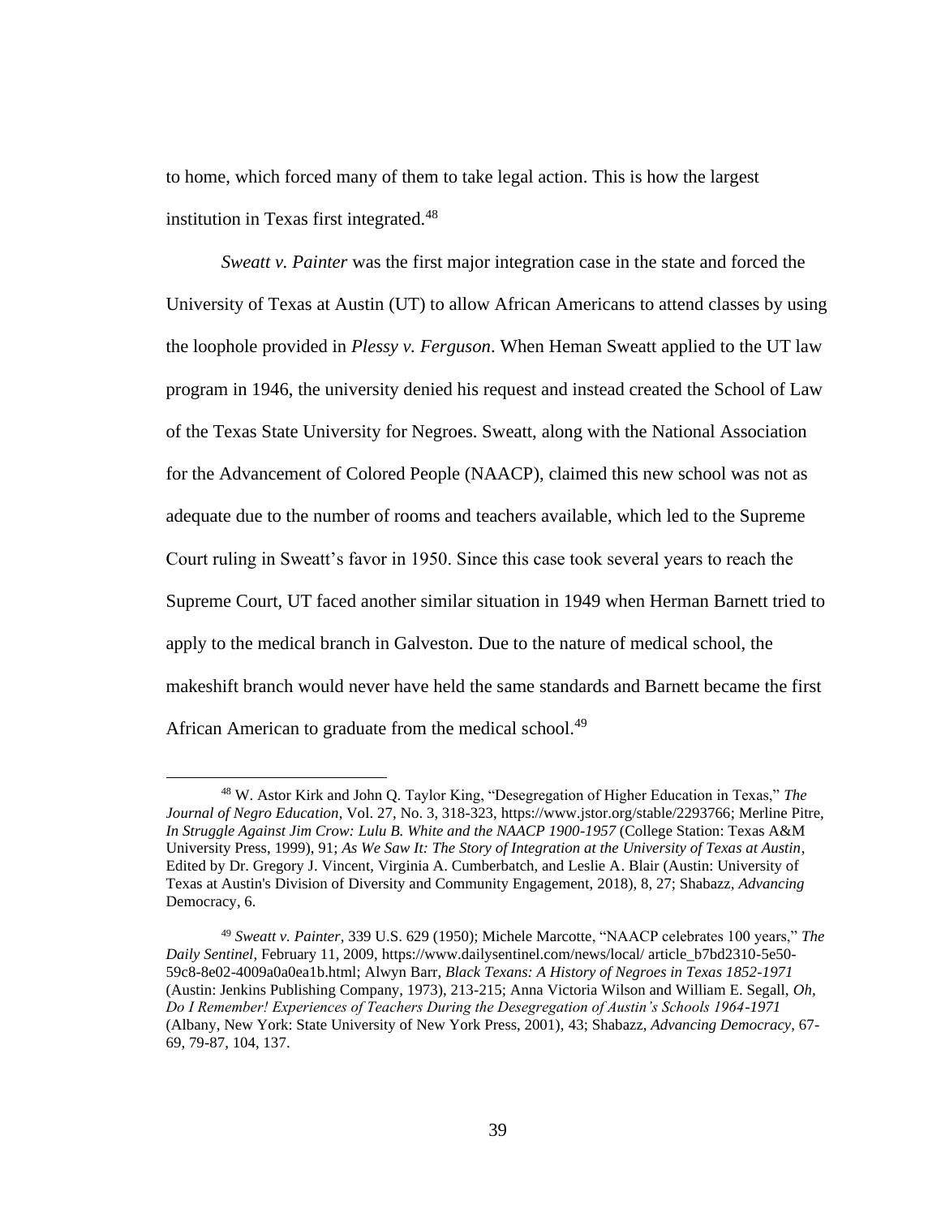to home, which forced many of them to take legal action. This is how the largest institution in Texas first integrated.[48]

*Sweatt v. Painter* was the first major integration case in the state and forced the University of Texas at Austin (UT) to allow African Americans to attend classes by using the loophole provided in *Plessy v. Ferguson*. When Heman Sweatt applied to the UT law program in 1946, the university denied his request and instead created the School of Law of the Texas State University for Negroes. Sweatt, along with the National Association for the Advancement of Colored People (NAACP), claimed this new school was not as adequate due to the number of rooms and teachers available, which led to the Supreme Court ruling in Sweatt's favor in 1950. Since this case took several years to reach the Supreme Court, UT faced another similar situation in 1949 when Herman Barnett tried to apply to the medical branch in Galveston. Due to the nature of medical school, the makeshift branch would never have held the same standards and Barnett became the first African American to graduate from the medical school.[49]

---

[48] W. Astor Kirk and John Q. Taylor King, "Desegregation of Higher Education in Texas," *The Journal of Negro Education*, Vol. 27, No. 3, 318-323, https://www.jstor.org/stable/2293766; Merline Pitre, *In Struggle Against Jim Crow: Lulu B. White and the NAACP 1900-1957* (College Station: Texas A&M University Press, 1999), 91; *As We Saw It: The Story of Integration at the University of Texas at Austin*, Edited by Dr. Gregory J. Vincent, Virginia A. Cumberbatch, and Leslie A. Blair (Austin: University of Texas at Austin's Division of Diversity and Community Engagement, 2018), 8, 27; Shabazz, *Advancing* Democracy, 6.

[49] *Sweatt v. Painter*, 339 U.S. 629 (1950); Michele Marcotte, "NAACP celebrates 100 years," *The Daily Sentinel*, February 11, 2009, https://www.dailysentinel.com/news/local/ article_b7bd2310-5e50-59c8-8e02-4009a0a0ea1b.html; Alwyn Barr, *Black Texans: A History of Negroes in Texas 1852-1971* (Austin: Jenkins Publishing Company, 1973), 213-215; Anna Victoria Wilson and William E. Segall, *Oh, Do I Remember! Experiences of Teachers During the Desegregation of Austin's Schools 1964-1971* (Albany, New York: State University of New York Press, 2001), 43; Shabazz, *Advancing Democracy*, 67-69, 79-87, 104, 137.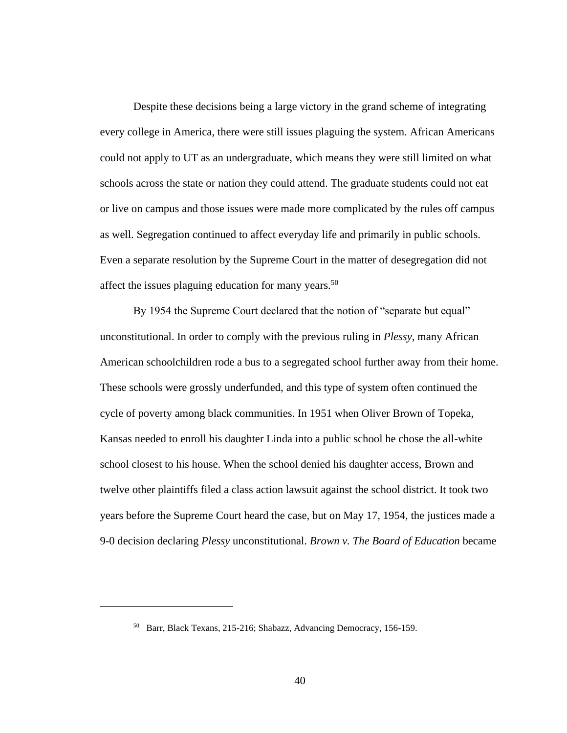Despite these decisions being a large victory in the grand scheme of integrating every college in America, there were still issues plaguing the system. African Americans could not apply to UT as an undergraduate, which means they were still limited on what schools across the state or nation they could attend. The graduate students could not eat or live on campus and those issues were made more complicated by the rules off campus as well. Segregation continued to affect everyday life and primarily in public schools. Even a separate resolution by the Supreme Court in the matter of desegregation did not affect the issues plaguing education for many years.[50]

By 1954 the Supreme Court declared that the notion of "separate but equal" unconstitutional. In order to comply with the previous ruling in *Plessy*, many African American schoolchildren rode a bus to a segregated school further away from their home. These schools were grossly underfunded, and this type of system often continued the cycle of poverty among black communities. In 1951 when Oliver Brown of Topeka, Kansas needed to enroll his daughter Linda into a public school he chose the all-white school closest to his house. When the school denied his daughter access, Brown and twelve other plaintiffs filed a class action lawsuit against the school district. It took two years before the Supreme Court heard the case, but on May 17, 1954, the justices made a 9-0 decision declaring *Plessy* unconstitutional. *Brown v. The Board of Education* became

---

[50] Barr, Black Texans, 215-216; Shabazz, Advancing Democracy, 156-159.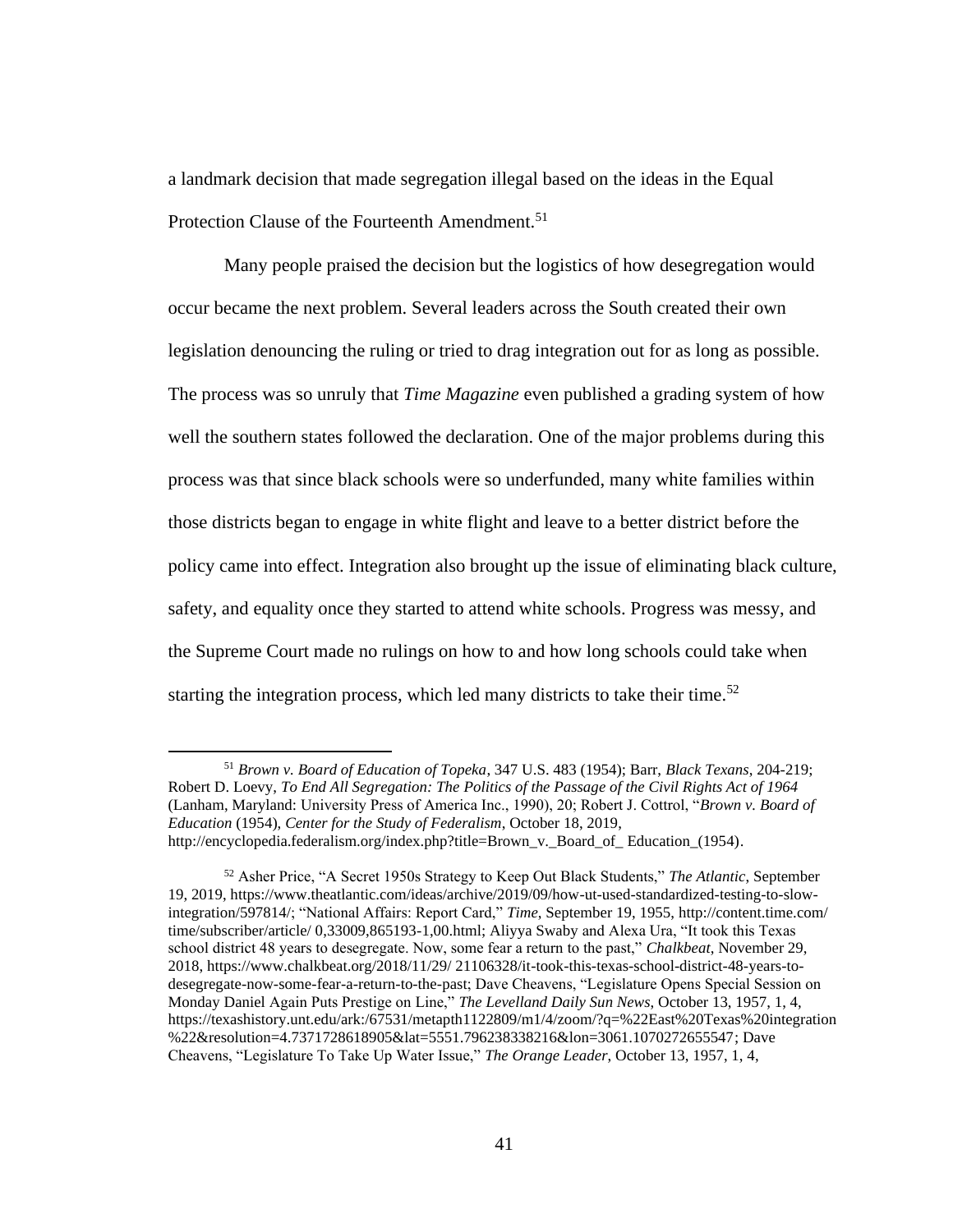a landmark decision that made segregation illegal based on the ideas in the Equal Protection Clause of the Fourteenth Amendment.[51]

Many people praised the decision but the logistics of how desegregation would occur became the next problem. Several leaders across the South created their own legislation denouncing the ruling or tried to drag integration out for as long as possible. The process was so unruly that *Time Magazine* even published a grading system of how well the southern states followed the declaration. One of the major problems during this process was that since black schools were so underfunded, many white families within those districts began to engage in white flight and leave to a better district before the policy came into effect. Integration also brought up the issue of eliminating black culture, safety, and equality once they started to attend white schools. Progress was messy, and the Supreme Court made no rulings on how to and how long schools could take when starting the integration process, which led many districts to take their time.[52]

---

[51] *Brown v. Board of Education of Topeka*, 347 U.S. 483 (1954); Barr, *Black Texans*, 204-219; Robert D. Loevy, *To End All Segregation: The Politics of the Passage of the Civil Rights Act of 1964* (Lanham, Maryland: University Press of America Inc., 1990), 20; Robert J. Cottrol, "*Brown v. Board of Education* (1954), *Center for the Study of Federalism*, October 18, 2019, http://encyclopedia.federalism.org/index.php?title=Brown_v._Board_of_ Education_(1954).

[52] Asher Price, "A Secret 1950s Strategy to Keep Out Black Students," *The Atlantic*, September 19, 2019, https://www.theatlantic.com/ideas/archive/2019/09/how-ut-used-standardized-testing-to-slow-integration/597814/; "National Affairs: Report Card," *Time*, September 19, 1955, http://content.time.com/ time/subscriber/article/ 0,33009,865193-1,00.html; Aliyya Swaby and Alexa Ura, "It took this Texas school district 48 years to desegregate. Now, some fear a return to the past," *Chalkbeat*, November 29, 2018, https://www.chalkbeat.org/2018/11/29/ 21106328/it-took-this-texas-school-district-48-years-to-desegregate-now-some-fear-a-return-to-the-past; Dave Cheavens, "Legislature Opens Special Session on Monday Daniel Again Puts Prestige on Line," *The Levelland Daily Sun News*, October 13, 1957, 1, 4, https://texashistory.unt.edu/ark:/67531/metapth1122809/m1/4/zoom/?q=%22East%20Texas%20integration %22&resolution=4.7371728618905&lat=5551.796238338216&lon=3061.1070272655547; Dave Cheavens, "Legislature To Take Up Water Issue," *The Orange Leader*, October 13, 1957, 1, 4,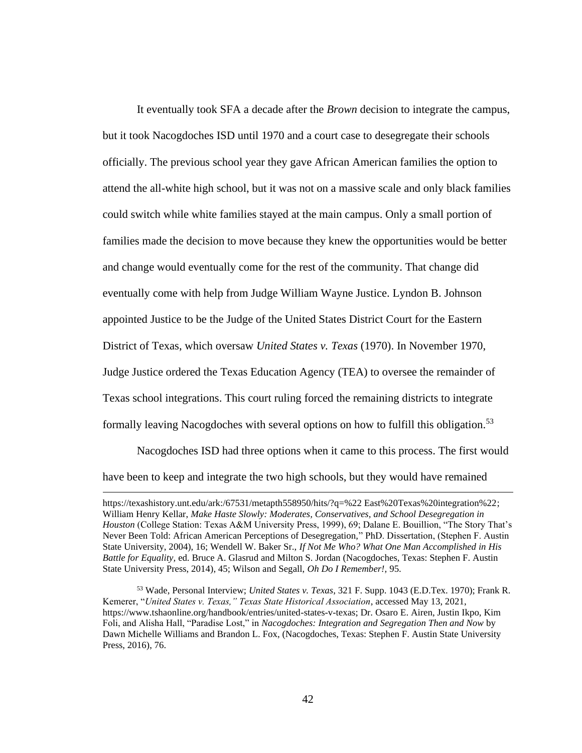It eventually took SFA a decade after the *Brown* decision to integrate the campus, but it took Nacogdoches ISD until 1970 and a court case to desegregate their schools officially. The previous school year they gave African American families the option to attend the all-white high school, but it was not on a massive scale and only black families could switch while white families stayed at the main campus. Only a small portion of families made the decision to move because they knew the opportunities would be better and change would eventually come for the rest of the community. That change did eventually come with help from Judge William Wayne Justice. Lyndon B. Johnson appointed Justice to be the Judge of the United States District Court for the Eastern District of Texas, which oversaw *United States v. Texas* (1970). In November 1970, Judge Justice ordered the Texas Education Agency (TEA) to oversee the remainder of Texas school integrations. This court ruling forced the remaining districts to integrate formally leaving Nacogdoches with several options on how to fulfill this obligation.[53]

Nacogdoches ISD had three options when it came to this process. The first would have been to keep and integrate the two high schools, but they would have remained

---

https://texashistory.unt.edu/ark:/67531/metapth558950/hits/?q=%22 East%20Texas%20integration%22; William Henry Kellar, *Make Haste Slowly: Moderates, Conservatives, and School Desegregation in Houston* (College Station: Texas A&M University Press, 1999), 69; Dalane E. Bouillion, "The Story That's Never Been Told: African American Perceptions of Desegregation," PhD. Dissertation, (Stephen F. Austin State University, 2004), 16; Wendell W. Baker Sr., *If Not Me Who? What One Man Accomplished in His Battle for Equality*, ed. Bruce A. Glasrud and Milton S. Jordan (Nacogdoches, Texas: Stephen F. Austin State University Press, 2014), 45; Wilson and Segall, *Oh Do I Remember!*, 95.

[53] Wade, Personal Interview; *United States v. Texas*, 321 F. Supp. 1043 (E.D.Tex. 1970); Frank R. Kemerer, "*United States v. Texas," Texas State Historical Association*, accessed May 13, 2021, https://www.tshaonline.org/handbook/entries/united-states-v-texas; Dr. Osaro E. Airen, Justin Ikpo, Kim Foli, and Alisha Hall, "Paradise Lost," in *Nacogdoches: Integration and Segregation Then and Now* by Dawn Michelle Williams and Brandon L. Fox, (Nacogdoches, Texas: Stephen F. Austin State University Press, 2016), 76.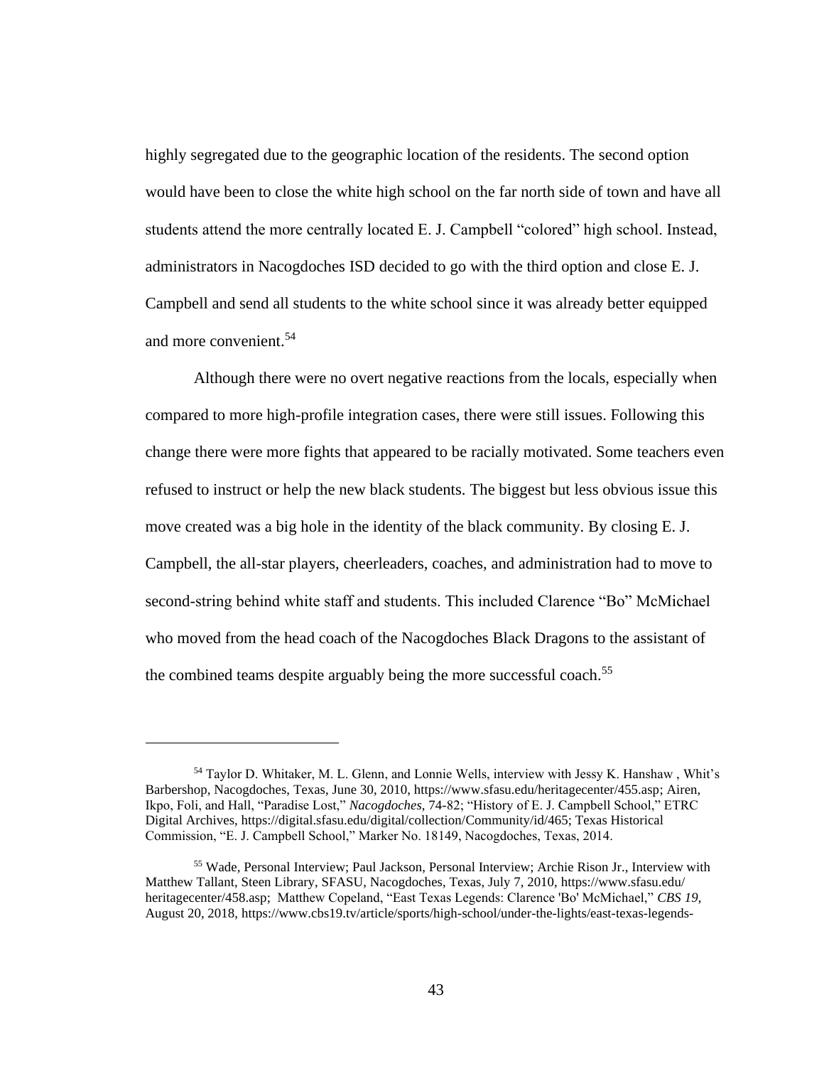highly segregated due to the geographic location of the residents. The second option would have been to close the white high school on the far north side of town and have all students attend the more centrally located E. J. Campbell "colored" high school. Instead, administrators in Nacogdoches ISD decided to go with the third option and close E. J. Campbell and send all students to the white school since it was already better equipped and more convenient.[54]

Although there were no overt negative reactions from the locals, especially when compared to more high-profile integration cases, there were still issues. Following this change there were more fights that appeared to be racially motivated. Some teachers even refused to instruct or help the new black students. The biggest but less obvious issue this move created was a big hole in the identity of the black community. By closing E. J. Campbell, the all-star players, cheerleaders, coaches, and administration had to move to second-string behind white staff and students. This included Clarence "Bo" McMichael who moved from the head coach of the Nacogdoches Black Dragons to the assistant of the combined teams despite arguably being the more successful coach.[55]

---

[54] Taylor D. Whitaker, M. L. Glenn, and Lonnie Wells, interview with Jessy K. Hanshaw , Whit's Barbershop, Nacogdoches, Texas, June 30, 2010, https://www.sfasu.edu/heritagecenter/455.asp; Airen, Ikpo, Foli, and Hall, "Paradise Lost," *Nacogdoches*, 74-82; "History of E. J. Campbell School," ETRC Digital Archives, https://digital.sfasu.edu/digital/collection/Community/id/465; Texas Historical Commission, "E. J. Campbell School," Marker No. 18149, Nacogdoches, Texas, 2014.

[55] Wade, Personal Interview; Paul Jackson, Personal Interview; Archie Rison Jr., Interview with Matthew Tallant, Steen Library, SFASU, Nacogdoches, Texas, July 7, 2010, https://www.sfasu.edu/heritagecenter/458.asp; Matthew Copeland, "East Texas Legends: Clarence 'Bo' McMichael," *CBS 19*, August 20, 2018, https://www.cbs19.tv/article/sports/high-school/under-the-lights/east-texas-legends-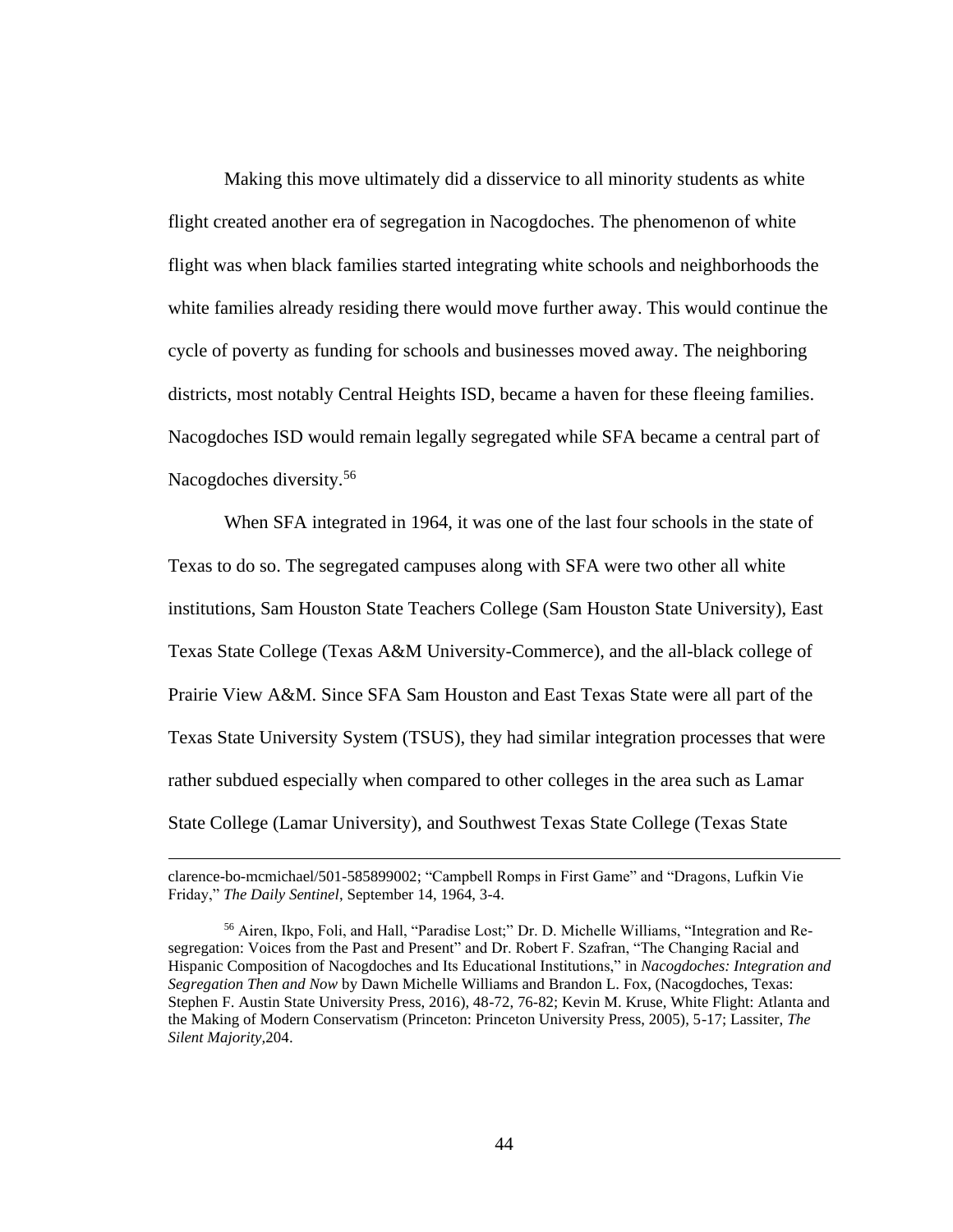Making this move ultimately did a disservice to all minority students as white flight created another era of segregation in Nacogdoches. The phenomenon of white flight was when black families started integrating white schools and neighborhoods the white families already residing there would move further away. This would continue the cycle of poverty as funding for schools and businesses moved away. The neighboring districts, most notably Central Heights ISD, became a haven for these fleeing families. Nacogdoches ISD would remain legally segregated while SFA became a central part of Nacogdoches diversity.[56]

When SFA integrated in 1964, it was one of the last four schools in the state of Texas to do so. The segregated campuses along with SFA were two other all white institutions, Sam Houston State Teachers College (Sam Houston State University), East Texas State College (Texas A&M University-Commerce), and the all-black college of Prairie View A&M. Since SFA Sam Houston and East Texas State were all part of the Texas State University System (TSUS), they had similar integration processes that were rather subdued especially when compared to other colleges in the area such as Lamar State College (Lamar University), and Southwest Texas State College (Texas State

---

clarence-bo-mcmichael/501-585899002; "Campbell Romps in First Game" and "Dragons, Lufkin Vie Friday," *The Daily Sentinel*, September 14, 1964, 3-4.

[56] Airen, Ikpo, Foli, and Hall, "Paradise Lost;" Dr. D. Michelle Williams, "Integration and Re-segregation: Voices from the Past and Present" and Dr. Robert F. Szafran, "The Changing Racial and Hispanic Composition of Nacogdoches and Its Educational Institutions," in *Nacogdoches: Integration and Segregation Then and Now* by Dawn Michelle Williams and Brandon L. Fox, (Nacogdoches, Texas: Stephen F. Austin State University Press, 2016), 48-72, 76-82; Kevin M. Kruse, White Flight: Atlanta and the Making of Modern Conservatism (Princeton: Princeton University Press, 2005), 5-17; Lassiter, *The Silent Majority*,204.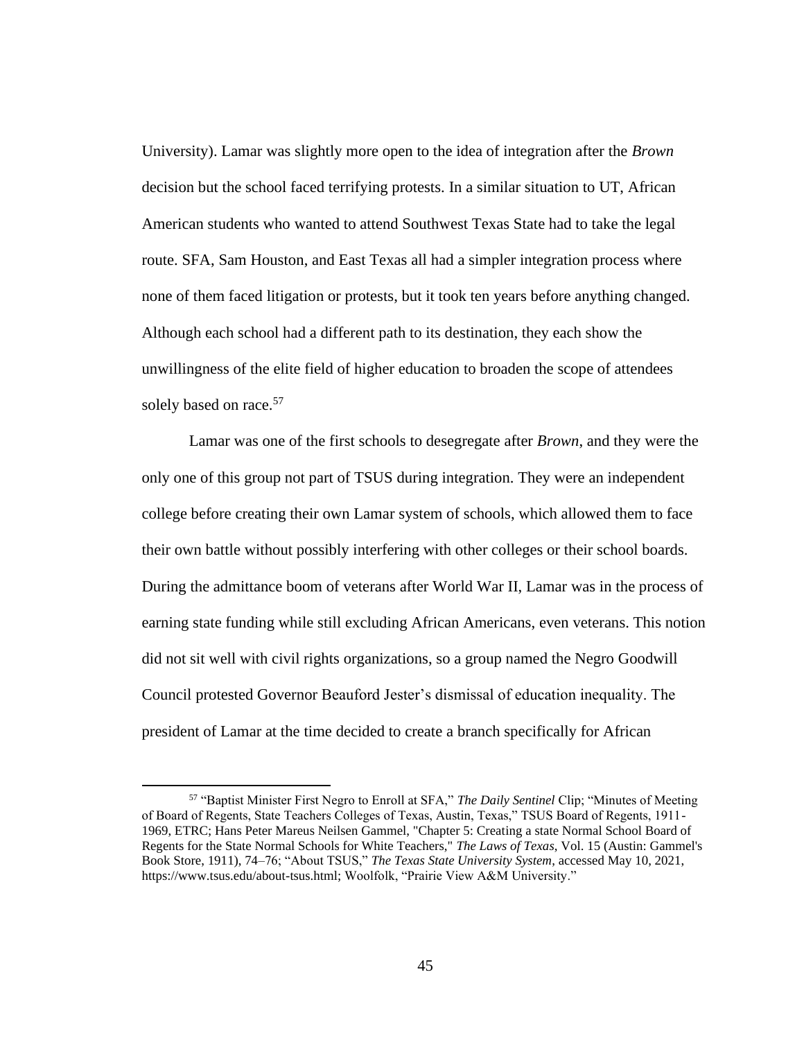University). Lamar was slightly more open to the idea of integration after the *Brown* decision but the school faced terrifying protests. In a similar situation to UT, African American students who wanted to attend Southwest Texas State had to take the legal route. SFA, Sam Houston, and East Texas all had a simpler integration process where none of them faced litigation or protests, but it took ten years before anything changed. Although each school had a different path to its destination, they each show the unwillingness of the elite field of higher education to broaden the scope of attendees solely based on race.[57]

Lamar was one of the first schools to desegregate after *Brown*, and they were the only one of this group not part of TSUS during integration. They were an independent college before creating their own Lamar system of schools, which allowed them to face their own battle without possibly interfering with other colleges or their school boards. During the admittance boom of veterans after World War II, Lamar was in the process of earning state funding while still excluding African Americans, even veterans. This notion did not sit well with civil rights organizations, so a group named the Negro Goodwill Council protested Governor Beauford Jester's dismissal of education inequality. The president of Lamar at the time decided to create a branch specifically for African

---

[57] "Baptist Minister First Negro to Enroll at SFA," *The Daily Sentinel* Clip; "Minutes of Meeting of Board of Regents, State Teachers Colleges of Texas, Austin, Texas," TSUS Board of Regents, 1911-1969, ETRC; Hans Peter Mareus Neilsen Gammel, "Chapter 5: Creating a state Normal School Board of Regents for the State Normal Schools for White Teachers," *The Laws of Texas*, Vol. 15 (Austin: Gammel's Book Store, 1911), 74–76; "About TSUS," *The Texas State University System*, accessed May 10, 2021, https://www.tsus.edu/about-tsus.html; Woolfolk, "Prairie View A&M University."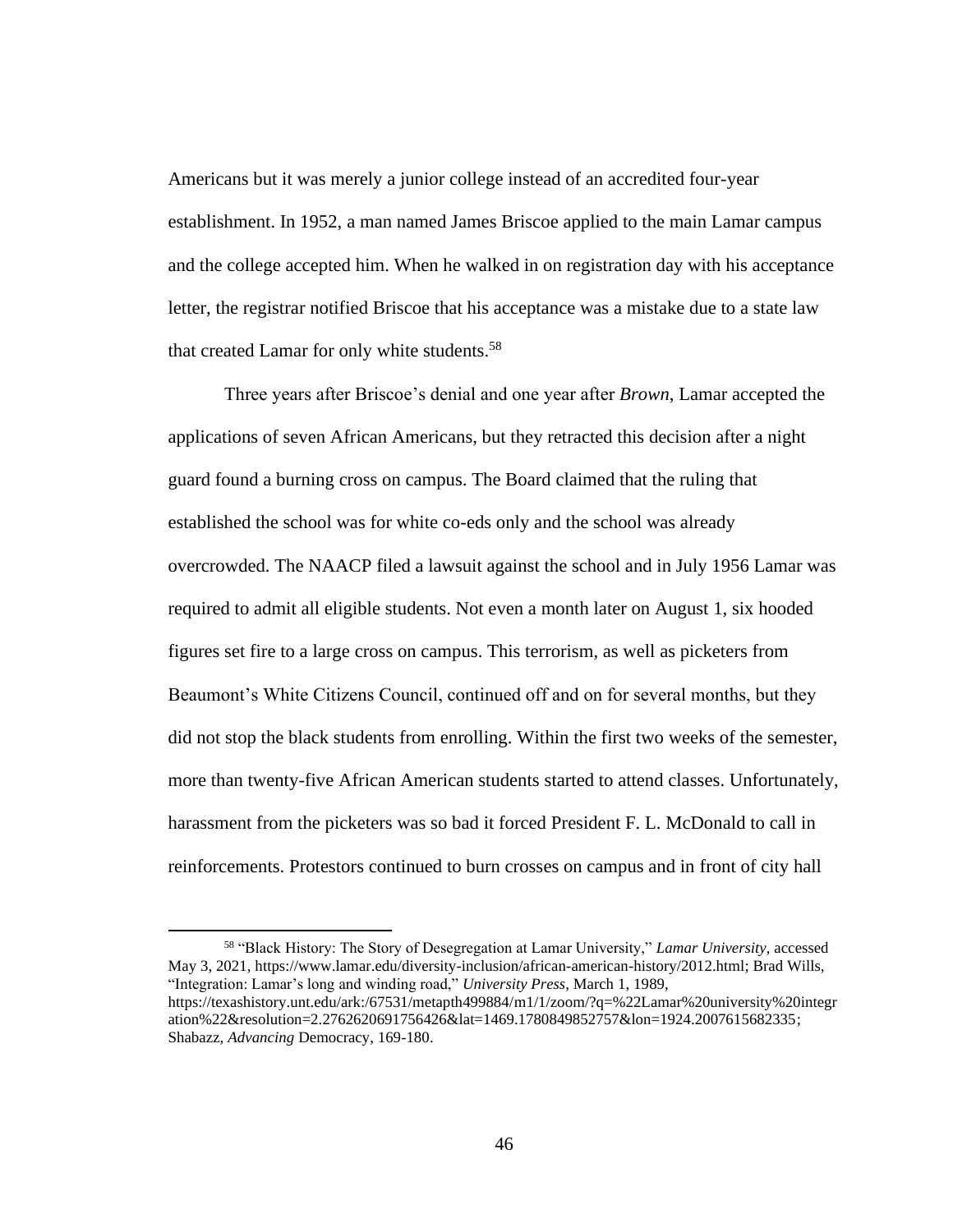Americans but it was merely a junior college instead of an accredited four-year establishment. In 1952, a man named James Briscoe applied to the main Lamar campus and the college accepted him. When he walked in on registration day with his acceptance letter, the registrar notified Briscoe that his acceptance was a mistake due to a state law that created Lamar for only white students.[58]

Three years after Briscoe's denial and one year after *Brown*, Lamar accepted the applications of seven African Americans, but they retracted this decision after a night guard found a burning cross on campus. The Board claimed that the ruling that established the school was for white co-eds only and the school was already overcrowded. The NAACP filed a lawsuit against the school and in July 1956 Lamar was required to admit all eligible students. Not even a month later on August 1, six hooded figures set fire to a large cross on campus. This terrorism, as well as picketers from Beaumont's White Citizens Council, continued off and on for several months, but they did not stop the black students from enrolling. Within the first two weeks of the semester, more than twenty-five African American students started to attend classes. Unfortunately, harassment from the picketers was so bad it forced President F. L. McDonald to call in reinforcements. Protestors continued to burn crosses on campus and in front of city hall

[58] "Black History: The Story of Desegregation at Lamar University," *Lamar University*, accessed May 3, 2021, https://www.lamar.edu/diversity-inclusion/african-american-history/2012.html; Brad Wills, "Integration: Lamar's long and winding road," *University Press*, March 1, 1989, https://texashistory.unt.edu/ark:/67531/metapth499884/m1/1/zoom/?q=%22Lamar%20university%20integration%22&resolution=2.2762620691756426&lat=1469.1780849852757&lon=1924.2007615682335; Shabazz, *Advancing* Democracy, 169-180.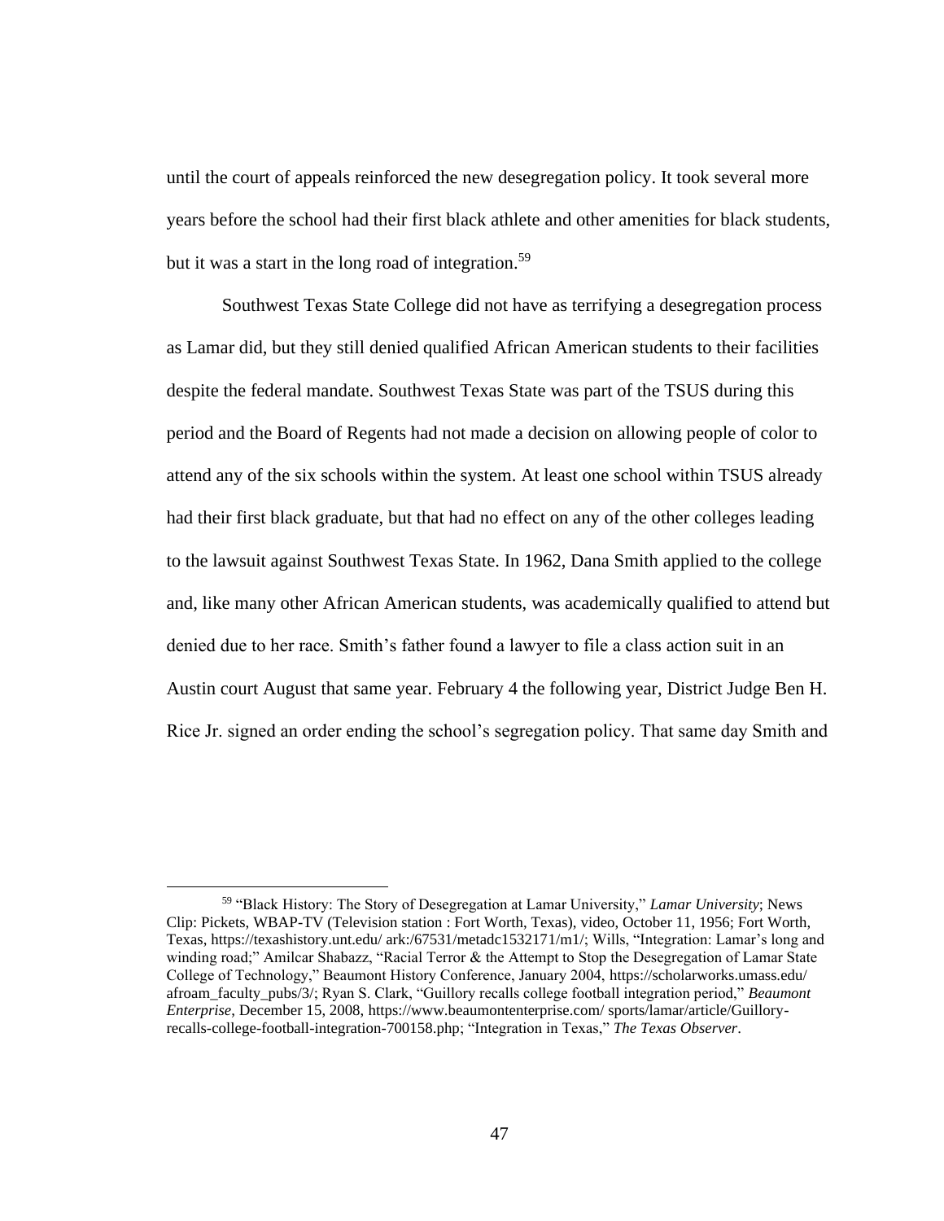until the court of appeals reinforced the new desegregation policy. It took several more years before the school had their first black athlete and other amenities for black students, but it was a start in the long road of integration.[59]

Southwest Texas State College did not have as terrifying a desegregation process as Lamar did, but they still denied qualified African American students to their facilities despite the federal mandate. Southwest Texas State was part of the TSUS during this period and the Board of Regents had not made a decision on allowing people of color to attend any of the six schools within the system. At least one school within TSUS already had their first black graduate, but that had no effect on any of the other colleges leading to the lawsuit against Southwest Texas State. In 1962, Dana Smith applied to the college and, like many other African American students, was academically qualified to attend but denied due to her race. Smith's father found a lawyer to file a class action suit in an Austin court August that same year. February 4 the following year, District Judge Ben H. Rice Jr. signed an order ending the school's segregation policy. That same day Smith and

---

[59] "Black History: The Story of Desegregation at Lamar University," *Lamar University*; News Clip: Pickets, WBAP-TV (Television station : Fort Worth, Texas), video, October 11, 1956; Fort Worth, Texas, https://texashistory.unt.edu/ ark:/67531/metadc1532171/m1/; Wills, "Integration: Lamar's long and winding road;" Amilcar Shabazz, "Racial Terror & the Attempt to Stop the Desegregation of Lamar State College of Technology," Beaumont History Conference, January 2004, https://scholarworks.umass.edu/ afroam_faculty_pubs/3/; Ryan S. Clark, "Guillory recalls college football integration period," *Beaumont Enterprise*, December 15, 2008, https://www.beaumontenterprise.com/ sports/lamar/article/Guillory-recalls-college-football-integration-700158.php; "Integration in Texas," *The Texas Observer*.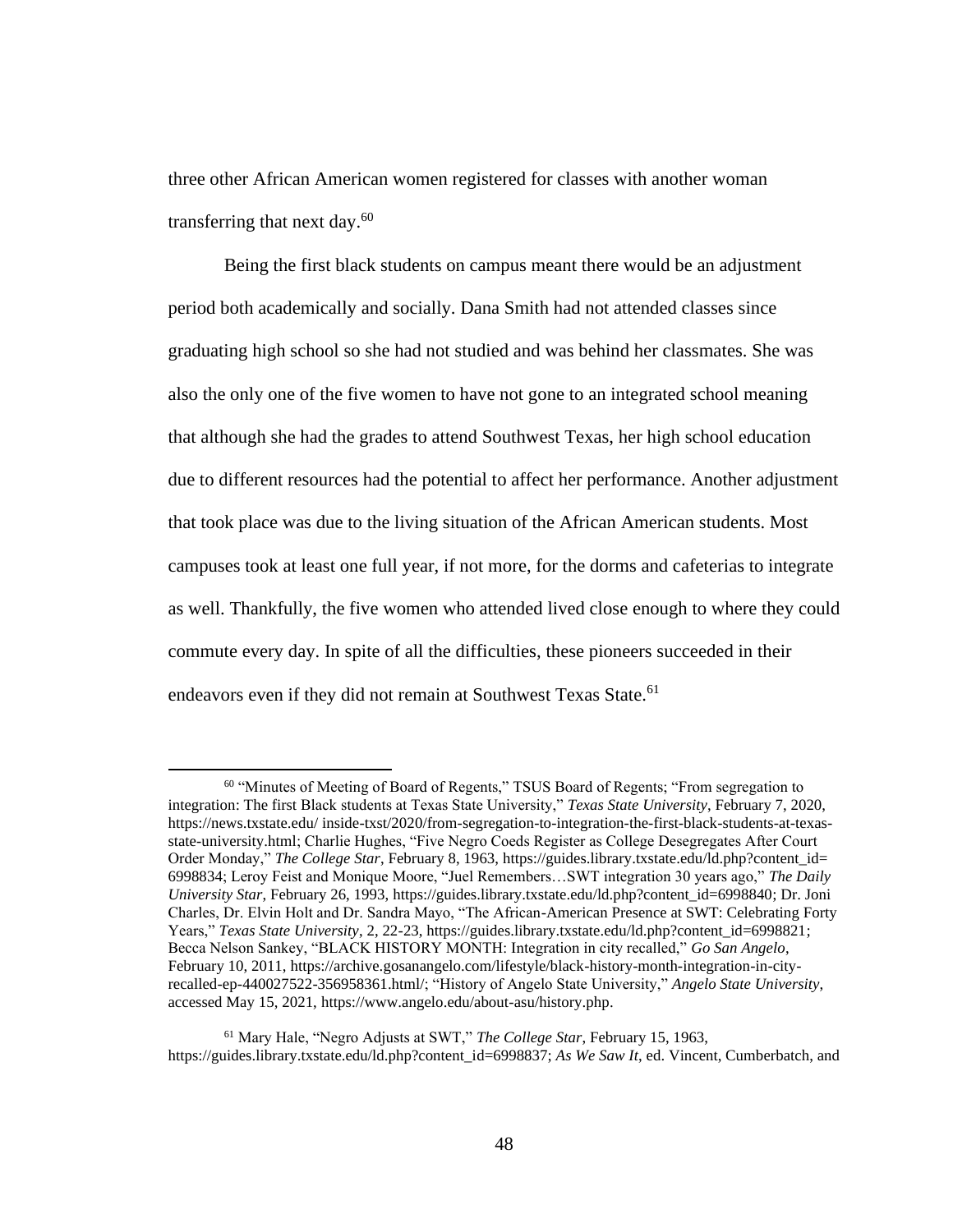three other African American women registered for classes with another woman transferring that next day.[60]

Being the first black students on campus meant there would be an adjustment period both academically and socially. Dana Smith had not attended classes since graduating high school so she had not studied and was behind her classmates. She was also the only one of the five women to have not gone to an integrated school meaning that although she had the grades to attend Southwest Texas, her high school education due to different resources had the potential to affect her performance. Another adjustment that took place was due to the living situation of the African American students. Most campuses took at least one full year, if not more, for the dorms and cafeterias to integrate as well. Thankfully, the five women who attended lived close enough to where they could commute every day. In spite of all the difficulties, these pioneers succeeded in their endeavors even if they did not remain at Southwest Texas State.[61]

---

[60] "Minutes of Meeting of Board of Regents," TSUS Board of Regents; "From segregation to integration: The first Black students at Texas State University," *Texas State University*, February 7, 2020, https://news.txstate.edu/ inside-txst/2020/from-segregation-to-integration-the-first-black-students-at-texas-state-university.html; Charlie Hughes, "Five Negro Coeds Register as College Desegregates After Court Order Monday," *The College Star*, February 8, 1963, https://guides.library.txstate.edu/ld.php?content_id= 6998834; Leroy Feist and Monique Moore, "Juel Remembers…SWT integration 30 years ago," *The Daily University Star*, February 26, 1993, https://guides.library.txstate.edu/ld.php?content_id=6998840; Dr. Joni Charles, Dr. Elvin Holt and Dr. Sandra Mayo, "The African-American Presence at SWT: Celebrating Forty Years," *Texas State University*, 2, 22-23, https://guides.library.txstate.edu/ld.php?content_id=6998821; Becca Nelson Sankey, "BLACK HISTORY MONTH: Integration in city recalled," *Go San Angelo*, February 10, 2011, https://archive.gosanangelo.com/lifestyle/black-history-month-integration-in-city-recalled-ep-440027522-356958361.html/; "History of Angelo State University," *Angelo State University*, accessed May 15, 2021, https://www.angelo.edu/about-asu/history.php.

[61] Mary Hale, "Negro Adjusts at SWT," *The College Star*, February 15, 1963, https://guides.library.txstate.edu/ld.php?content_id=6998837; *As We Saw It*, ed. Vincent, Cumberbatch, and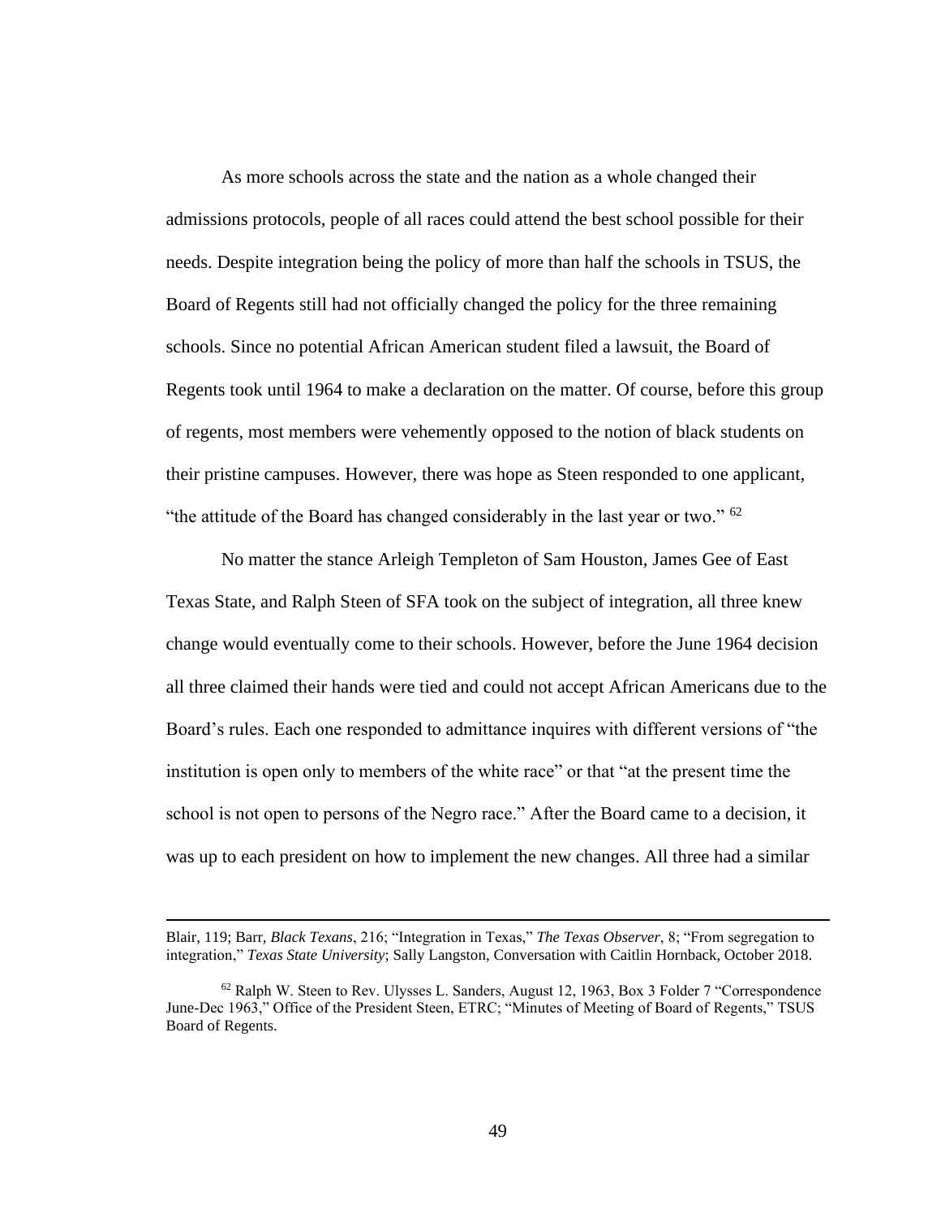As more schools across the state and the nation as a whole changed their admissions protocols, people of all races could attend the best school possible for their needs. Despite integration being the policy of more than half the schools in TSUS, the Board of Regents still had not officially changed the policy for the three remaining schools. Since no potential African American student filed a lawsuit, the Board of Regents took until 1964 to make a declaration on the matter. Of course, before this group of regents, most members were vehemently opposed to the notion of black students on their pristine campuses. However, there was hope as Steen responded to one applicant, "the attitude of the Board has changed considerably in the last year or two." [62]

No matter the stance Arleigh Templeton of Sam Houston, James Gee of East Texas State, and Ralph Steen of SFA took on the subject of integration, all three knew change would eventually come to their schools. However, before the June 1964 decision all three claimed their hands were tied and could not accept African Americans due to the Board's rules. Each one responded to admittance inquires with different versions of "the institution is open only to members of the white race" or that "at the present time the school is not open to persons of the Negro race." After the Board came to a decision, it was up to each president on how to implement the new changes. All three had a similar

---

Blair, 119; Barr, *Black Texans*, 216; "Integration in Texas," *The Texas Observer*, 8; "From segregation to integration," *Texas State University*; Sally Langston, Conversation with Caitlin Hornback, October 2018.

[62] Ralph W. Steen to Rev. Ulysses L. Sanders, August 12, 1963, Box 3 Folder 7 "Correspondence June-Dec 1963," Office of the President Steen, ETRC; "Minutes of Meeting of Board of Regents," TSUS Board of Regents.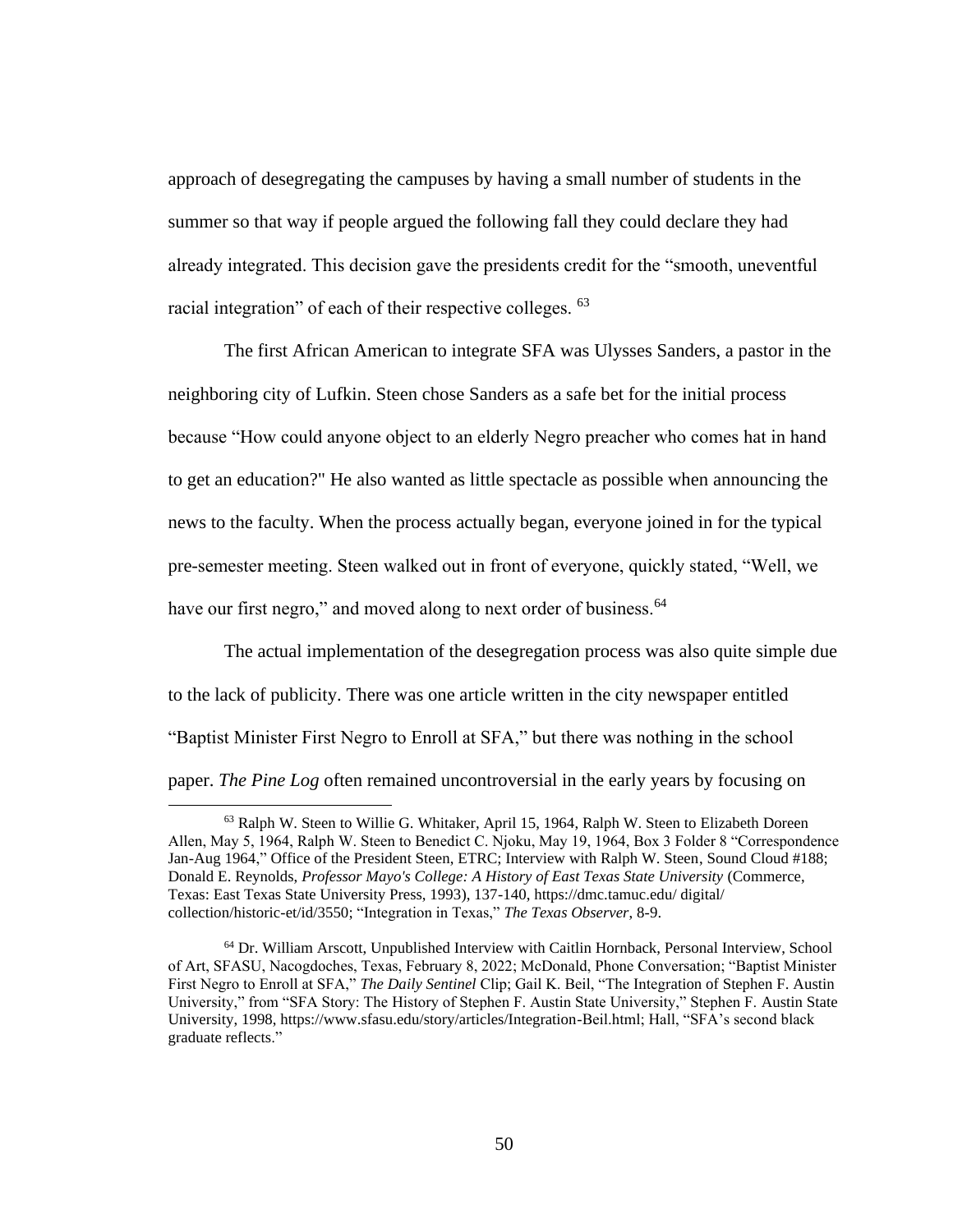approach of desegregating the campuses by having a small number of students in the summer so that way if people argued the following fall they could declare they had already integrated. This decision gave the presidents credit for the "smooth, uneventful racial integration" of each of their respective colleges. [63]

The first African American to integrate SFA was Ulysses Sanders, a pastor in the neighboring city of Lufkin. Steen chose Sanders as a safe bet for the initial process because "How could anyone object to an elderly Negro preacher who comes hat in hand to get an education?" He also wanted as little spectacle as possible when announcing the news to the faculty. When the process actually began, everyone joined in for the typical pre-semester meeting. Steen walked out in front of everyone, quickly stated, "Well, we have our first negro," and moved along to next order of business.[64]

The actual implementation of the desegregation process was also quite simple due to the lack of publicity. There was one article written in the city newspaper entitled "Baptist Minister First Negro to Enroll at SFA," but there was nothing in the school paper. *The Pine Log* often remained uncontroversial in the early years by focusing on

---

[63] Ralph W. Steen to Willie G. Whitaker, April 15, 1964, Ralph W. Steen to Elizabeth Doreen Allen, May 5, 1964, Ralph W. Steen to Benedict C. Njoku, May 19, 1964, Box 3 Folder 8 "Correspondence Jan-Aug 1964," Office of the President Steen, ETRC; Interview with Ralph W. Steen, Sound Cloud #188; Donald E. Reynolds, *Professor Mayo's College: A History of East Texas State University* (Commerce, Texas: East Texas State University Press, 1993), 137-140, https://dmc.tamuc.edu/ digital/ collection/historic-et/id/3550; "Integration in Texas," *The Texas Observer*, 8-9.

[64] Dr. William Arscott, Unpublished Interview with Caitlin Hornback, Personal Interview, School of Art, SFASU, Nacogdoches, Texas, February 8, 2022; McDonald, Phone Conversation; "Baptist Minister First Negro to Enroll at SFA," *The Daily Sentinel* Clip; Gail K. Beil, "The Integration of Stephen F. Austin University," from "SFA Story: The History of Stephen F. Austin State University," Stephen F. Austin State University, 1998, https://www.sfasu.edu/story/articles/Integration-Beil.html; Hall, "SFA's second black graduate reflects."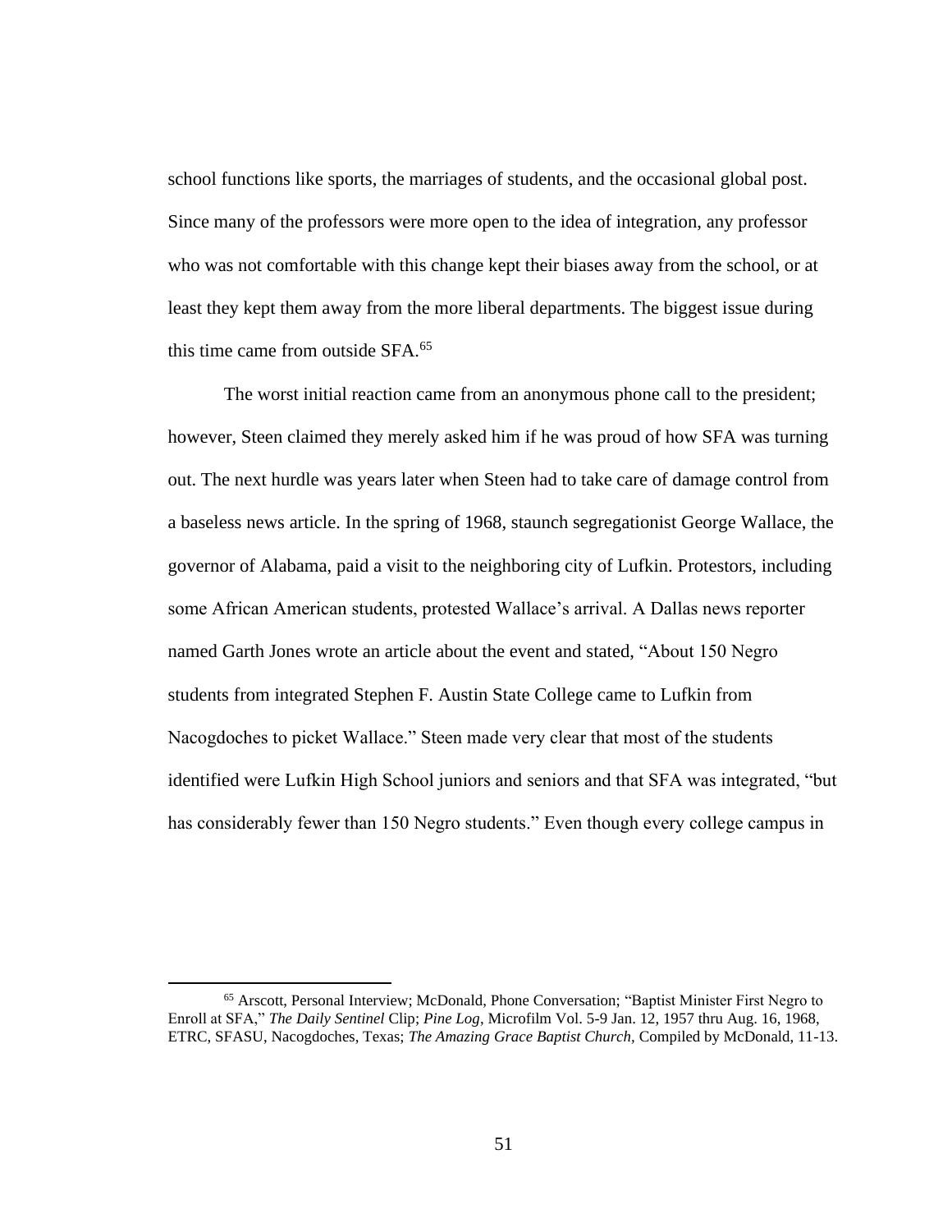school functions like sports, the marriages of students, and the occasional global post. Since many of the professors were more open to the idea of integration, any professor who was not comfortable with this change kept their biases away from the school, or at least they kept them away from the more liberal departments. The biggest issue during this time came from outside SFA.[65]

The worst initial reaction came from an anonymous phone call to the president; however, Steen claimed they merely asked him if he was proud of how SFA was turning out. The next hurdle was years later when Steen had to take care of damage control from a baseless news article. In the spring of 1968, staunch segregationist George Wallace, the governor of Alabama, paid a visit to the neighboring city of Lufkin. Protestors, including some African American students, protested Wallace's arrival. A Dallas news reporter named Garth Jones wrote an article about the event and stated, "About 150 Negro students from integrated Stephen F. Austin State College came to Lufkin from Nacogdoches to picket Wallace." Steen made very clear that most of the students identified were Lufkin High School juniors and seniors and that SFA was integrated, "but has considerably fewer than 150 Negro students." Even though every college campus in

---

[65] Arscott, Personal Interview; McDonald, Phone Conversation; "Baptist Minister First Negro to Enroll at SFA," *The Daily Sentinel* Clip; *Pine Log*, Microfilm Vol. 5-9 Jan. 12, 1957 thru Aug. 16, 1968, ETRC, SFASU, Nacogdoches, Texas; *The Amazing Grace Baptist Church*, Compiled by McDonald, 11-13.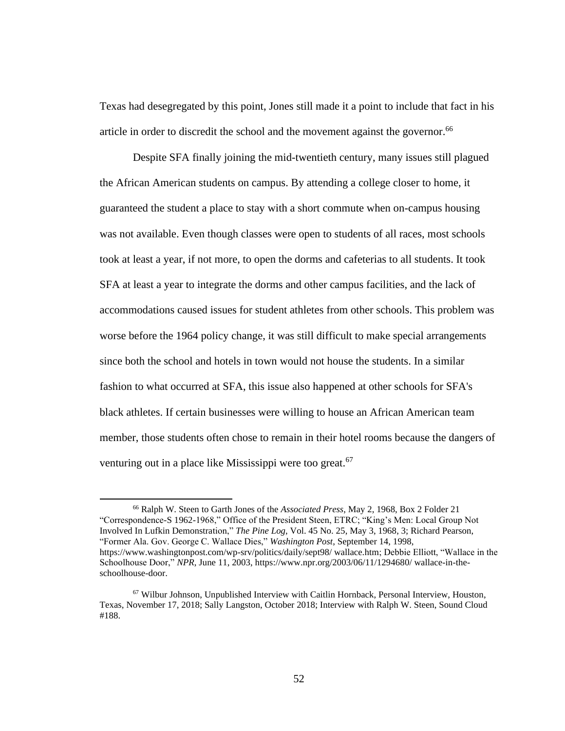Texas had desegregated by this point, Jones still made it a point to include that fact in his article in order to discredit the school and the movement against the governor.[66]

Despite SFA finally joining the mid-twentieth century, many issues still plagued the African American students on campus. By attending a college closer to home, it guaranteed the student a place to stay with a short commute when on-campus housing was not available. Even though classes were open to students of all races, most schools took at least a year, if not more, to open the dorms and cafeterias to all students. It took SFA at least a year to integrate the dorms and other campus facilities, and the lack of accommodations caused issues for student athletes from other schools. This problem was worse before the 1964 policy change, it was still difficult to make special arrangements since both the school and hotels in town would not house the students. In a similar fashion to what occurred at SFA, this issue also happened at other schools for SFA's black athletes. If certain businesses were willing to house an African American team member, those students often chose to remain in their hotel rooms because the dangers of venturing out in a place like Mississippi were too great.[67]

---

[66] Ralph W. Steen to Garth Jones of the *Associated Press*, May 2, 1968, Box 2 Folder 21 "Correspondence-S 1962-1968," Office of the President Steen, ETRC; "King's Men: Local Group Not Involved In Lufkin Demonstration," *The Pine Log*, Vol. 45 No. 25, May 3, 1968, 3; Richard Pearson, "Former Ala. Gov. George C. Wallace Dies," *Washington Post*, September 14, 1998, https://www.washingtonpost.com/wp-srv/politics/daily/sept98/ wallace.htm; Debbie Elliott, "Wallace in the Schoolhouse Door," *NPR*, June 11, 2003, https://www.npr.org/2003/06/11/1294680/ wallace-in-the-schoolhouse-door.

[67] Wilbur Johnson, Unpublished Interview with Caitlin Hornback, Personal Interview, Houston, Texas, November 17, 2018; Sally Langston, October 2018; Interview with Ralph W. Steen, Sound Cloud #188.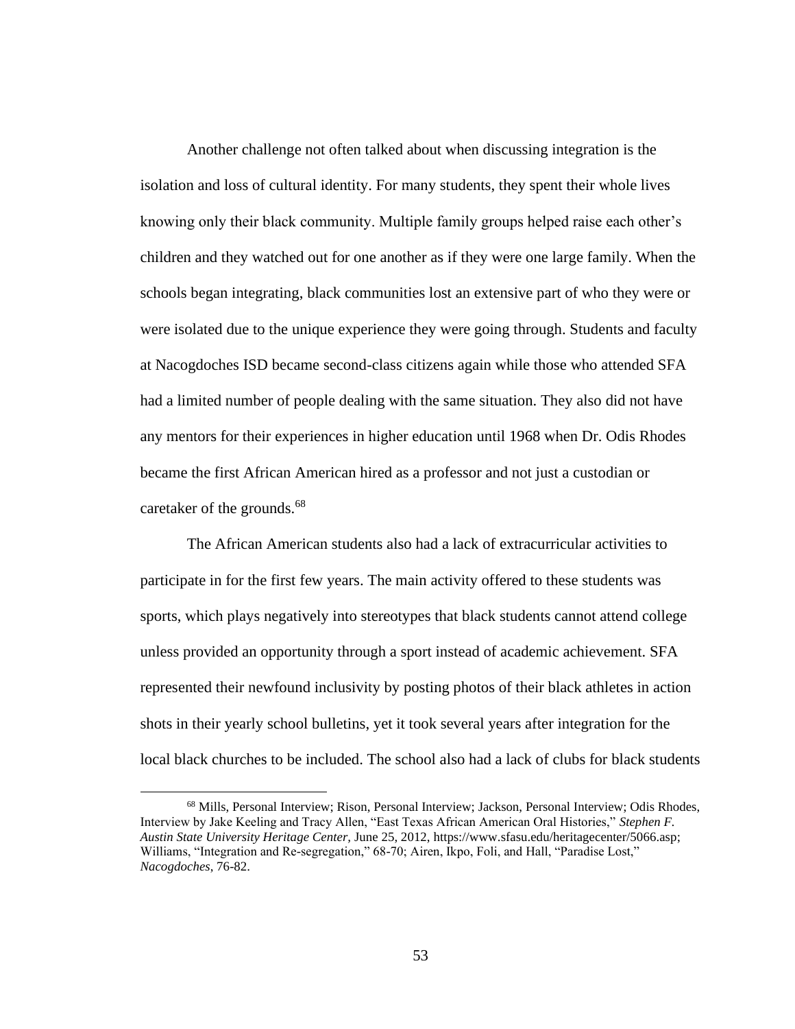Another challenge not often talked about when discussing integration is the isolation and loss of cultural identity. For many students, they spent their whole lives knowing only their black community. Multiple family groups helped raise each other's children and they watched out for one another as if they were one large family. When the schools began integrating, black communities lost an extensive part of who they were or were isolated due to the unique experience they were going through. Students and faculty at Nacogdoches ISD became second-class citizens again while those who attended SFA had a limited number of people dealing with the same situation. They also did not have any mentors for their experiences in higher education until 1968 when Dr. Odis Rhodes became the first African American hired as a professor and not just a custodian or caretaker of the grounds.[68]

The African American students also had a lack of extracurricular activities to participate in for the first few years. The main activity offered to these students was sports, which plays negatively into stereotypes that black students cannot attend college unless provided an opportunity through a sport instead of academic achievement. SFA represented their newfound inclusivity by posting photos of their black athletes in action shots in their yearly school bulletins, yet it took several years after integration for the local black churches to be included. The school also had a lack of clubs for black students

[68] Mills, Personal Interview; Rison, Personal Interview; Jackson, Personal Interview; Odis Rhodes, Interview by Jake Keeling and Tracy Allen, "East Texas African American Oral Histories," *Stephen F. Austin State University Heritage Center,* June 25, 2012, https://www.sfasu.edu/heritagecenter/5066.asp; Williams, "Integration and Re-segregation," 68-70; Airen, Ikpo, Foli, and Hall, "Paradise Lost," *Nacogdoches*, 76-82.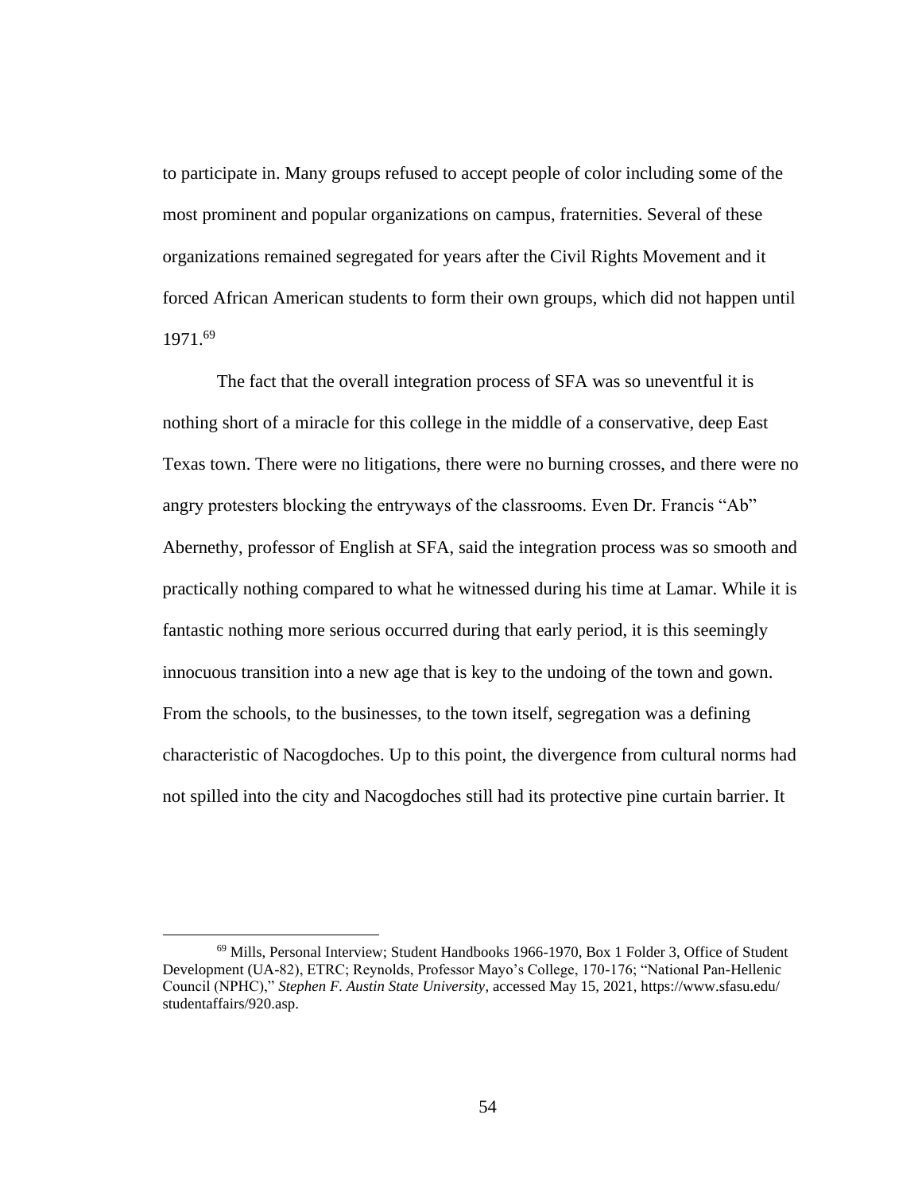to participate in. Many groups refused to accept people of color including some of the most prominent and popular organizations on campus, fraternities. Several of these organizations remained segregated for years after the Civil Rights Movement and it forced African American students to form their own groups, which did not happen until 1971.[69]

The fact that the overall integration process of SFA was so uneventful it is nothing short of a miracle for this college in the middle of a conservative, deep East Texas town. There were no litigations, there were no burning crosses, and there were no angry protesters blocking the entryways of the classrooms. Even Dr. Francis "Ab" Abernethy, professor of English at SFA, said the integration process was so smooth and practically nothing compared to what he witnessed during his time at Lamar. While it is fantastic nothing more serious occurred during that early period, it is this seemingly innocuous transition into a new age that is key to the undoing of the town and gown. From the schools, to the businesses, to the town itself, segregation was a defining characteristic of Nacogdoches. Up to this point, the divergence from cultural norms had not spilled into the city and Nacogdoches still had its protective pine curtain barrier. It

---

[69] Mills, Personal Interview; Student Handbooks 1966-1970, Box 1 Folder 3, Office of Student Development (UA-82), ETRC; Reynolds, Professor Mayo's College, 170-176; "National Pan-Hellenic Council (NPHC)," *Stephen F. Austin State University*, accessed May 15, 2021, https://www.sfasu.edu/studentaffairs/920.asp.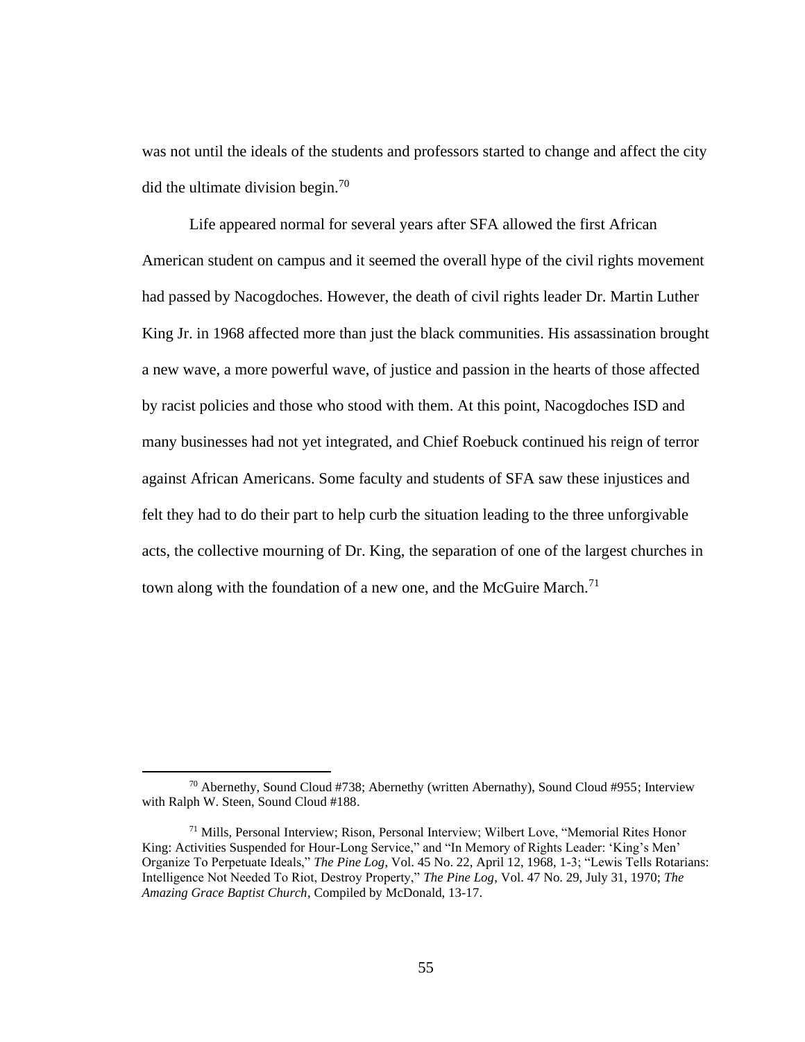was not until the ideals of the students and professors started to change and affect the city did the ultimate division begin.[70]

Life appeared normal for several years after SFA allowed the first African American student on campus and it seemed the overall hype of the civil rights movement had passed by Nacogdoches. However, the death of civil rights leader Dr. Martin Luther King Jr. in 1968 affected more than just the black communities. His assassination brought a new wave, a more powerful wave, of justice and passion in the hearts of those affected by racist policies and those who stood with them. At this point, Nacogdoches ISD and many businesses had not yet integrated, and Chief Roebuck continued his reign of terror against African Americans. Some faculty and students of SFA saw these injustices and felt they had to do their part to help curb the situation leading to the three unforgivable acts, the collective mourning of Dr. King, the separation of one of the largest churches in town along with the foundation of a new one, and the McGuire March.[71]

---

[70] Abernethy, Sound Cloud #738; Abernethy (written Abernathy), Sound Cloud #955; Interview with Ralph W. Steen, Sound Cloud #188.

[71] Mills, Personal Interview; Rison, Personal Interview; Wilbert Love, "Memorial Rites Honor King: Activities Suspended for Hour-Long Service," and "In Memory of Rights Leader: 'King's Men' Organize To Perpetuate Ideals," *The Pine Log*, Vol. 45 No. 22, April 12, 1968, 1-3; "Lewis Tells Rotarians: Intelligence Not Needed To Riot, Destroy Property," *The Pine Log*, Vol. 47 No. 29, July 31, 1970; *The Amazing Grace Baptist Church*, Compiled by McDonald, 13-17.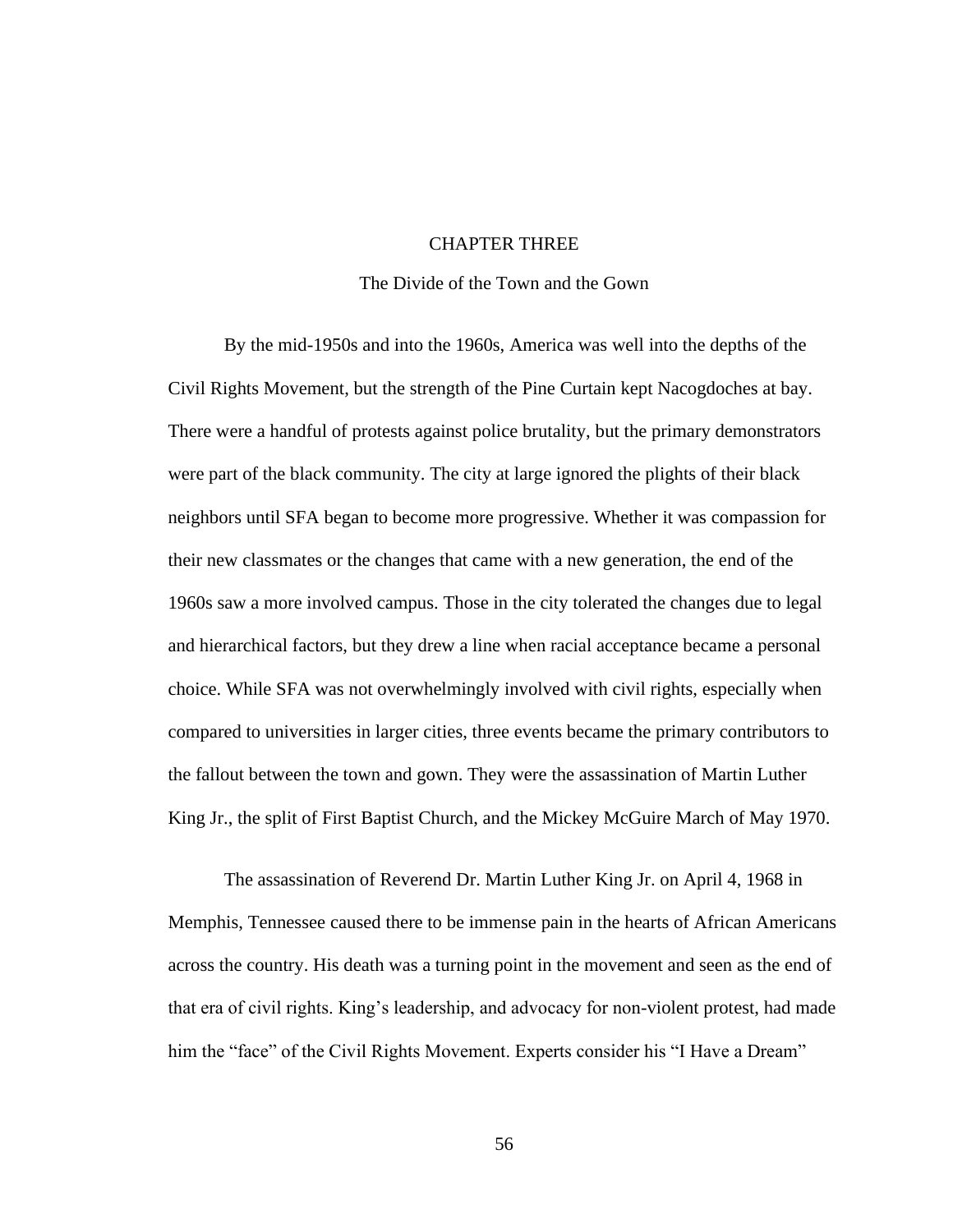# CHAPTER THREE

## The Divide of the Town and the Gown

By the mid-1950s and into the 1960s, America was well into the depths of the Civil Rights Movement, but the strength of the Pine Curtain kept Nacogdoches at bay. There were a handful of protests against police brutality, but the primary demonstrators were part of the black community. The city at large ignored the plights of their black neighbors until SFA began to become more progressive. Whether it was compassion for their new classmates or the changes that came with a new generation, the end of the 1960s saw a more involved campus. Those in the city tolerated the changes due to legal and hierarchical factors, but they drew a line when racial acceptance became a personal choice. While SFA was not overwhelmingly involved with civil rights, especially when compared to universities in larger cities, three events became the primary contributors to the fallout between the town and gown. They were the assassination of Martin Luther King Jr., the split of First Baptist Church, and the Mickey McGuire March of May 1970.

The assassination of Reverend Dr. Martin Luther King Jr. on April 4, 1968 in Memphis, Tennessee caused there to be immense pain in the hearts of African Americans across the country. His death was a turning point in the movement and seen as the end of that era of civil rights. King's leadership, and advocacy for non-violent protest, had made him the "face" of the Civil Rights Movement. Experts consider his "I Have a Dream"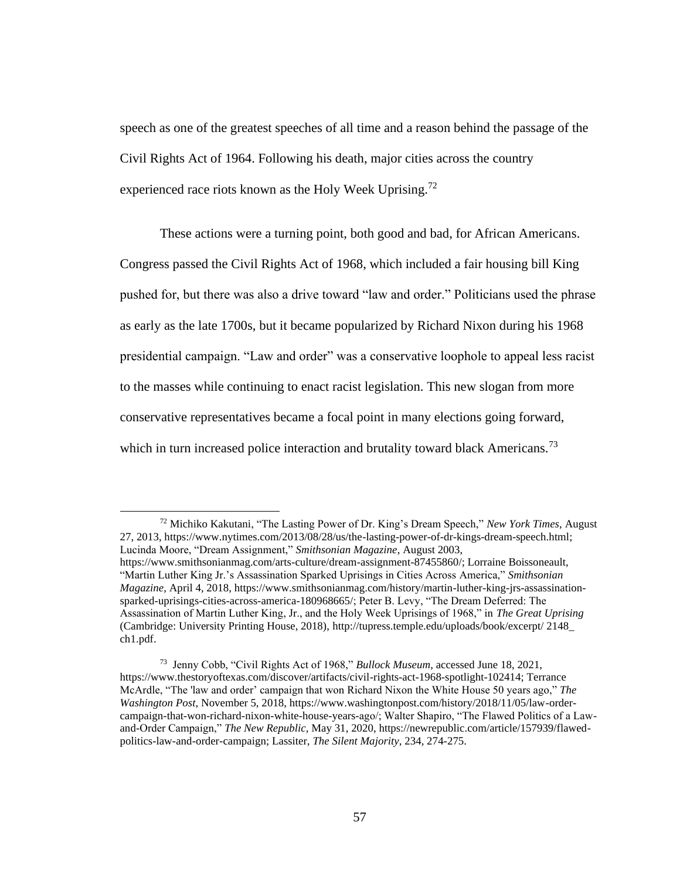speech as one of the greatest speeches of all time and a reason behind the passage of the Civil Rights Act of 1964. Following his death, major cities across the country experienced race riots known as the Holy Week Uprising.[72]

These actions were a turning point, both good and bad, for African Americans. Congress passed the Civil Rights Act of 1968, which included a fair housing bill King pushed for, but there was also a drive toward "law and order." Politicians used the phrase as early as the late 1700s, but it became popularized by Richard Nixon during his 1968 presidential campaign. "Law and order" was a conservative loophole to appeal less racist to the masses while continuing to enact racist legislation. This new slogan from more conservative representatives became a focal point in many elections going forward, which in turn increased police interaction and brutality toward black Americans.[73]

---

[72] Michiko Kakutani, "The Lasting Power of Dr. King's Dream Speech," *New York Times*, August 27, 2013, https://www.nytimes.com/2013/08/28/us/the-lasting-power-of-dr-kings-dream-speech.html; Lucinda Moore, "Dream Assignment," *Smithsonian Magazine*, August 2003, https://www.smithsonianmag.com/arts-culture/dream-assignment-87455860/; Lorraine Boissoneault, "Martin Luther King Jr.'s Assassination Sparked Uprisings in Cities Across America," *Smithsonian Magazine*, April 4, 2018, https://www.smithsonianmag.com/history/martin-luther-king-jrs-assassination-sparked-uprisings-cities-across-america-180968665/; Peter B. Levy, "The Dream Deferred: The Assassination of Martin Luther King, Jr., and the Holy Week Uprisings of 1968," in *The Great Uprising* (Cambridge: University Printing House, 2018), http://tupress.temple.edu/uploads/book/excerpt/ 2148_ ch1.pdf.

[73] Jenny Cobb, "Civil Rights Act of 1968," *Bullock Museum*, accessed June 18, 2021, https://www.thestoryoftexas.com/discover/artifacts/civil-rights-act-1968-spotlight-102414; Terrance McArdle, "The 'law and order' campaign that won Richard Nixon the White House 50 years ago," *The Washington Post*, November 5, 2018, https://www.washingtonpost.com/history/2018/11/05/law-order-campaign-that-won-richard-nixon-white-house-years-ago/; Walter Shapiro, "The Flawed Politics of a Law-and-Order Campaign," *The New Republic*, May 31, 2020, https://newrepublic.com/article/157939/flawed-politics-law-and-order-campaign; Lassiter, *The Silent Majority*, 234, 274-275.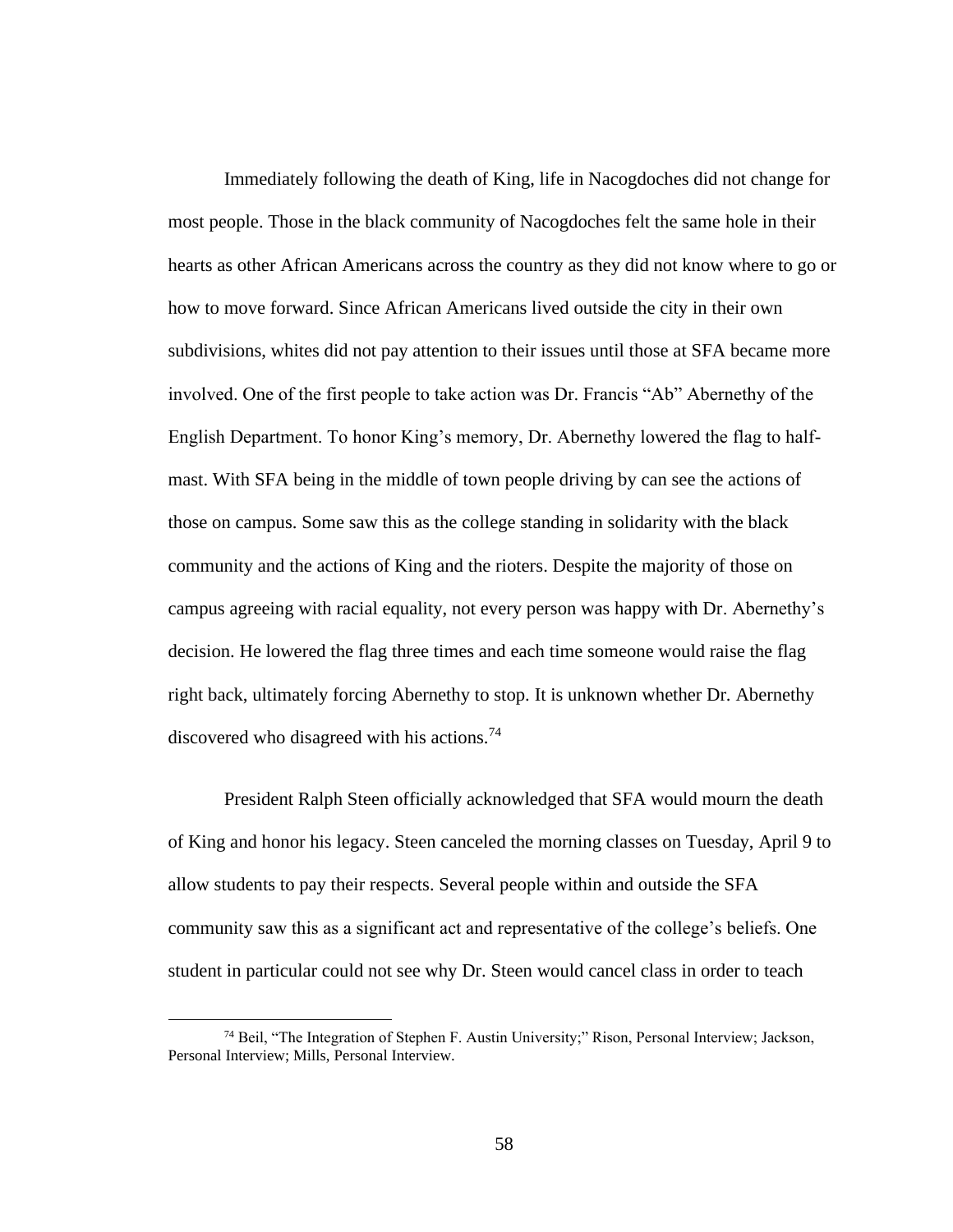Immediately following the death of King, life in Nacogdoches did not change for most people. Those in the black community of Nacogdoches felt the same hole in their hearts as other African Americans across the country as they did not know where to go or how to move forward. Since African Americans lived outside the city in their own subdivisions, whites did not pay attention to their issues until those at SFA became more involved. One of the first people to take action was Dr. Francis "Ab" Abernethy of the English Department. To honor King's memory, Dr. Abernethy lowered the flag to half-mast. With SFA being in the middle of town people driving by can see the actions of those on campus. Some saw this as the college standing in solidarity with the black community and the actions of King and the rioters. Despite the majority of those on campus agreeing with racial equality, not every person was happy with Dr. Abernethy's decision. He lowered the flag three times and each time someone would raise the flag right back, ultimately forcing Abernethy to stop. It is unknown whether Dr. Abernethy discovered who disagreed with his actions.[74]

President Ralph Steen officially acknowledged that SFA would mourn the death of King and honor his legacy. Steen canceled the morning classes on Tuesday, April 9 to allow students to pay their respects. Several people within and outside the SFA community saw this as a significant act and representative of the college's beliefs. One student in particular could not see why Dr. Steen would cancel class in order to teach

---

[74] Beil, "The Integration of Stephen F. Austin University;" Rison, Personal Interview; Jackson, Personal Interview; Mills, Personal Interview.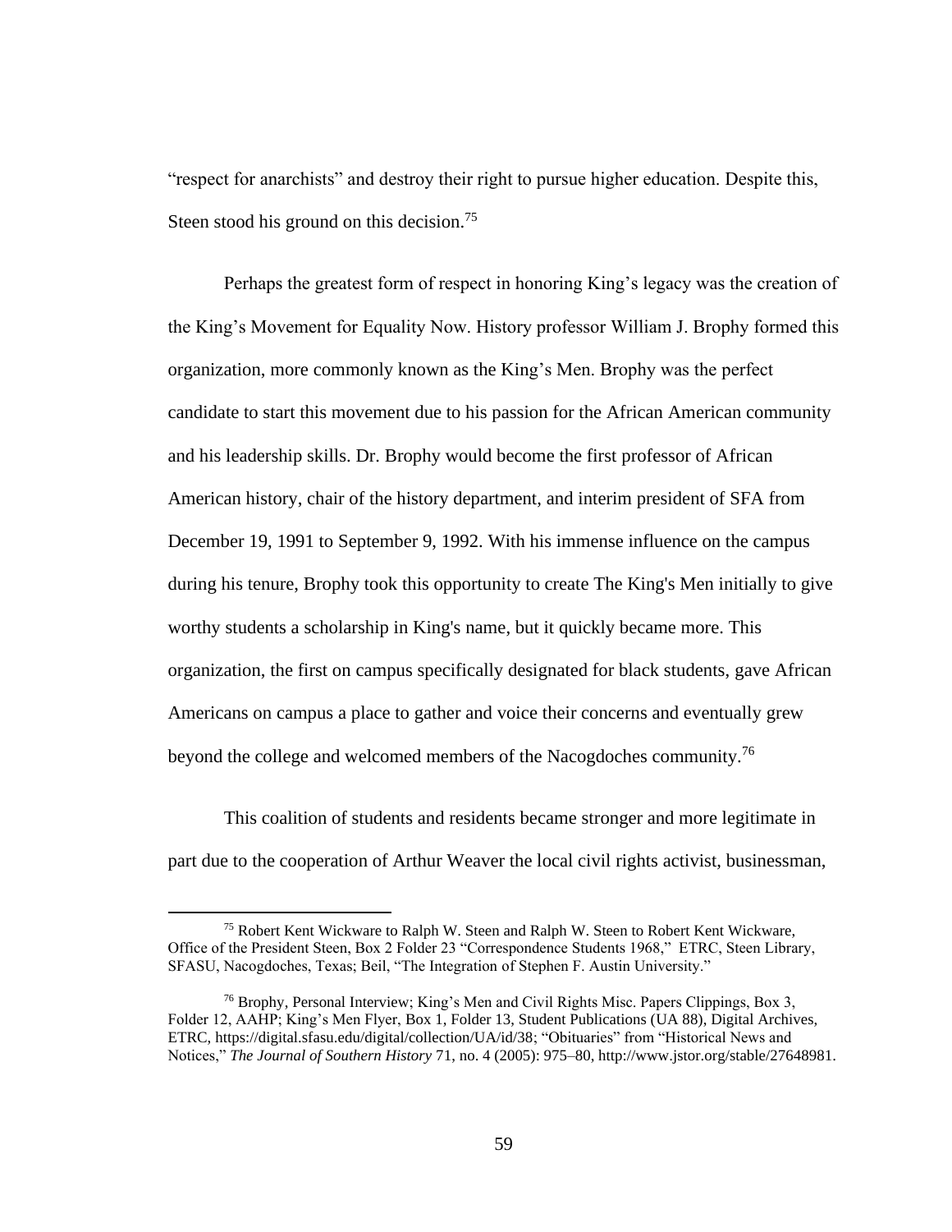"respect for anarchists" and destroy their right to pursue higher education. Despite this, Steen stood his ground on this decision.[75]

Perhaps the greatest form of respect in honoring King's legacy was the creation of the King's Movement for Equality Now. History professor William J. Brophy formed this organization, more commonly known as the King's Men. Brophy was the perfect candidate to start this movement due to his passion for the African American community and his leadership skills. Dr. Brophy would become the first professor of African American history, chair of the history department, and interim president of SFA from December 19, 1991 to September 9, 1992. With his immense influence on the campus during his tenure, Brophy took this opportunity to create The King's Men initially to give worthy students a scholarship in King's name, but it quickly became more. This organization, the first on campus specifically designated for black students, gave African Americans on campus a place to gather and voice their concerns and eventually grew beyond the college and welcomed members of the Nacogdoches community.[76]

This coalition of students and residents became stronger and more legitimate in part due to the cooperation of Arthur Weaver the local civil rights activist, businessman,

---

[75] Robert Kent Wickware to Ralph W. Steen and Ralph W. Steen to Robert Kent Wickware, Office of the President Steen, Box 2 Folder 23 "Correspondence Students 1968," ETRC, Steen Library, SFASU, Nacogdoches, Texas; Beil, "The Integration of Stephen F. Austin University."

[76] Brophy, Personal Interview; King's Men and Civil Rights Misc. Papers Clippings, Box 3, Folder 12, AAHP; King's Men Flyer, Box 1, Folder 13, Student Publications (UA 88), Digital Archives, ETRC, https://digital.sfasu.edu/digital/collection/UA/id/38; "Obituaries" from "Historical News and Notices," *The Journal of Southern History* 71, no. 4 (2005): 975–80, http://www.jstor.org/stable/27648981.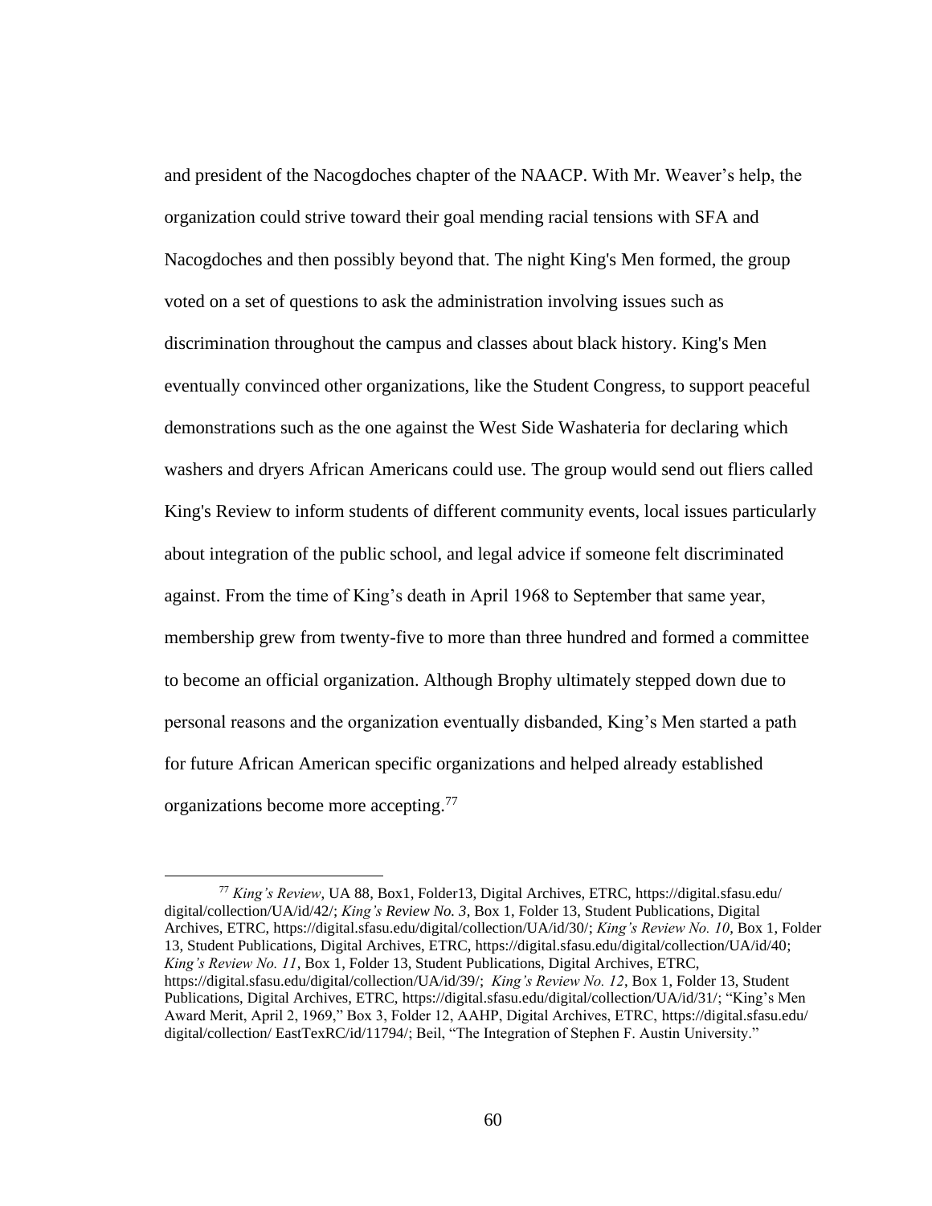and president of the Nacogdoches chapter of the NAACP. With Mr. Weaver's help, the organization could strive toward their goal mending racial tensions with SFA and Nacogdoches and then possibly beyond that. The night King's Men formed, the group voted on a set of questions to ask the administration involving issues such as discrimination throughout the campus and classes about black history. King's Men eventually convinced other organizations, like the Student Congress, to support peaceful demonstrations such as the one against the West Side Washateria for declaring which washers and dryers African Americans could use. The group would send out fliers called King's Review to inform students of different community events, local issues particularly about integration of the public school, and legal advice if someone felt discriminated against. From the time of King's death in April 1968 to September that same year, membership grew from twenty-five to more than three hundred and formed a committee to become an official organization. Although Brophy ultimately stepped down due to personal reasons and the organization eventually disbanded, King's Men started a path for future African American specific organizations and helped already established organizations become more accepting.[77]

---

[77] *King's Review*, UA 88, Box1, Folder13, Digital Archives, ETRC, https://digital.sfasu.edu/digital/collection/UA/id/42/; *King's Review No. 3*, Box 1, Folder 13, Student Publications, Digital Archives, ETRC, https://digital.sfasu.edu/digital/collection/UA/id/30/; *King's Review No. 10*, Box 1, Folder 13, Student Publications, Digital Archives, ETRC, https://digital.sfasu.edu/digital/collection/UA/id/40; *King's Review No. 11*, Box 1, Folder 13, Student Publications, Digital Archives, ETRC, https://digital.sfasu.edu/digital/collection/UA/id/39/; *King's Review No. 12*, Box 1, Folder 13, Student Publications, Digital Archives, ETRC, https://digital.sfasu.edu/digital/collection/UA/id/31/; "King's Men Award Merit, April 2, 1969," Box 3, Folder 12, AAHP, Digital Archives, ETRC, https://digital.sfasu.edu/digital/collection/ EastTexRC/id/11794/; Beil, "The Integration of Stephen F. Austin University."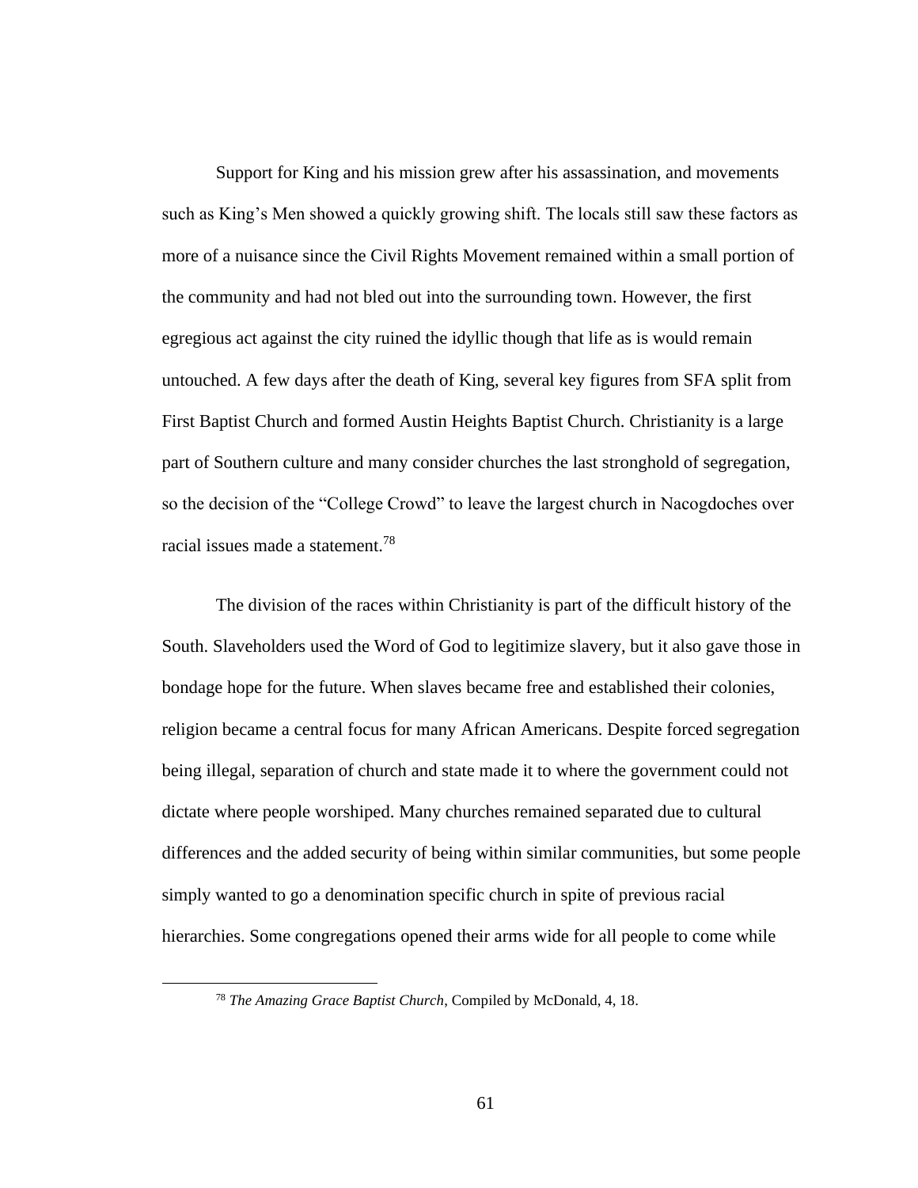Support for King and his mission grew after his assassination, and movements such as King's Men showed a quickly growing shift. The locals still saw these factors as more of a nuisance since the Civil Rights Movement remained within a small portion of the community and had not bled out into the surrounding town. However, the first egregious act against the city ruined the idyllic though that life as is would remain untouched. A few days after the death of King, several key figures from SFA split from First Baptist Church and formed Austin Heights Baptist Church. Christianity is a large part of Southern culture and many consider churches the last stronghold of segregation, so the decision of the "College Crowd" to leave the largest church in Nacogdoches over racial issues made a statement.[78]

The division of the races within Christianity is part of the difficult history of the South. Slaveholders used the Word of God to legitimize slavery, but it also gave those in bondage hope for the future. When slaves became free and established their colonies, religion became a central focus for many African Americans. Despite forced segregation being illegal, separation of church and state made it to where the government could not dictate where people worshiped. Many churches remained separated due to cultural differences and the added security of being within similar communities, but some people simply wanted to go a denomination specific church in spite of previous racial hierarchies. Some congregations opened their arms wide for all people to come while

[78] *The Amazing Grace Baptist Church*, Compiled by McDonald, 4, 18.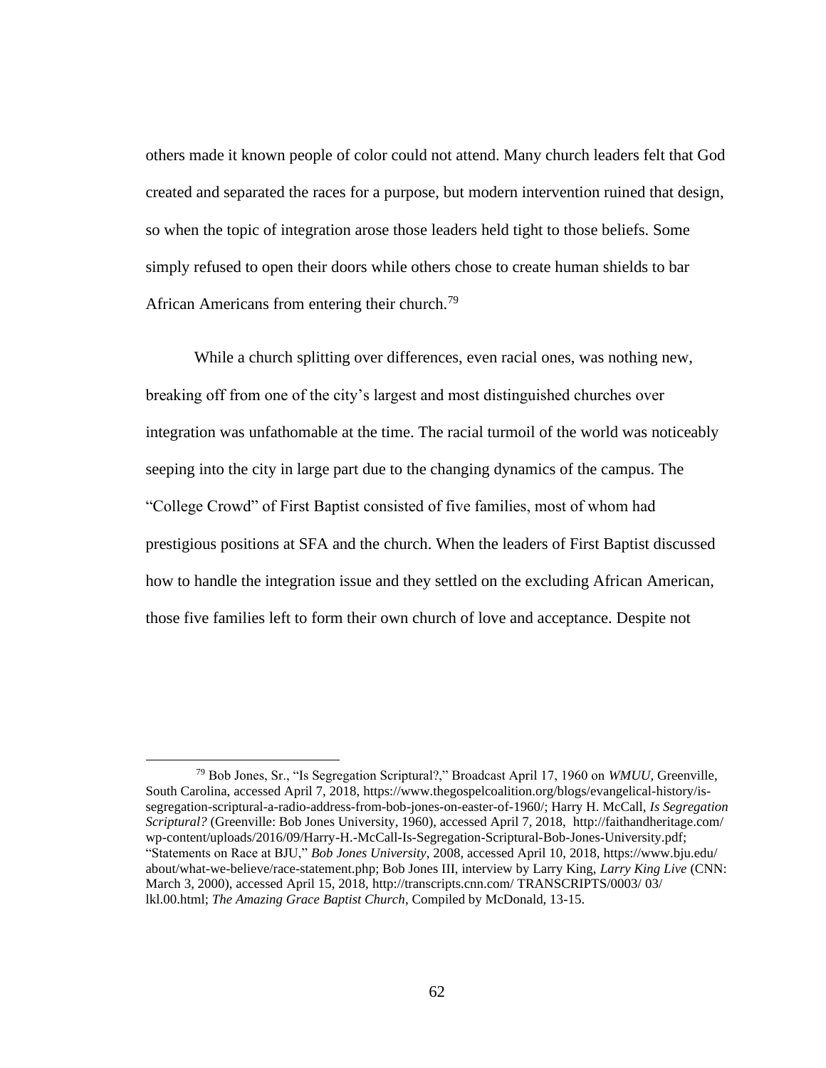others made it known people of color could not attend. Many church leaders felt that God created and separated the races for a purpose, but modern intervention ruined that design, so when the topic of integration arose those leaders held tight to those beliefs. Some simply refused to open their doors while others chose to create human shields to bar African Americans from entering their church.[79]

While a church splitting over differences, even racial ones, was nothing new, breaking off from one of the city's largest and most distinguished churches over integration was unfathomable at the time. The racial turmoil of the world was noticeably seeping into the city in large part due to the changing dynamics of the campus. The "College Crowd" of First Baptist consisted of five families, most of whom had prestigious positions at SFA and the church. When the leaders of First Baptist discussed how to handle the integration issue and they settled on the excluding African American, those five families left to form their own church of love and acceptance. Despite not

[79] Bob Jones, Sr., "Is Segregation Scriptural?," Broadcast April 17, 1960 on *WMUU*, Greenville, South Carolina, accessed April 7, 2018, https://www.thegospelcoalition.org/blogs/evangelical-history/is-segregation-scriptural-a-radio-address-from-bob-jones-on-easter-of-1960/; Harry H. McCall, *Is Segregation Scriptural?* (Greenville: Bob Jones University, 1960), accessed April 7, 2018, http://faithandheritage.com/wp-content/uploads/2016/09/Harry-H.-McCall-Is-Segregation-Scriptural-Bob-Jones-University.pdf; "Statements on Race at BJU," *Bob Jones University*, 2008, accessed April 10, 2018, https://www.bju.edu/about/what-we-believe/race-statement.php; Bob Jones III, interview by Larry King, *Larry King Live* (CNN: March 3, 2000), accessed April 15, 2018, http://transcripts.cnn.com/ TRANSCRIPTS/0003/ 03/ lkl.00.html; *The Amazing Grace Baptist Church*, Compiled by McDonald, 13-15.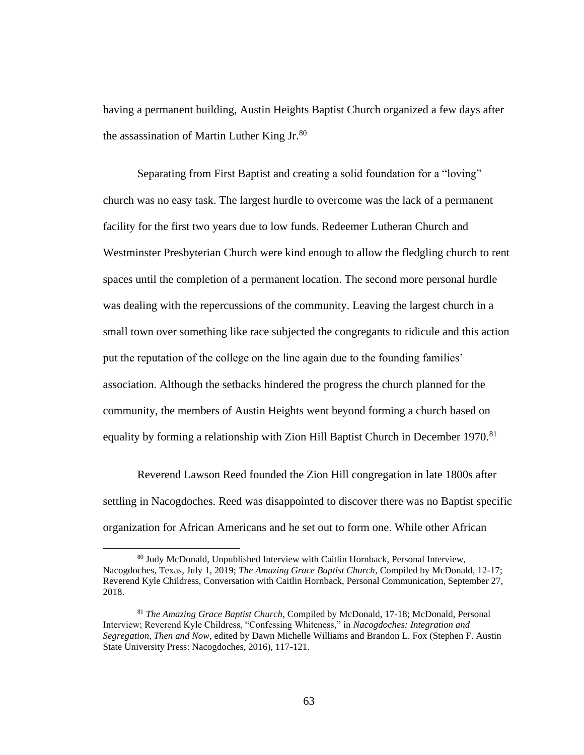having a permanent building, Austin Heights Baptist Church organized a few days after the assassination of Martin Luther King Jr.[80]

Separating from First Baptist and creating a solid foundation for a "loving" church was no easy task. The largest hurdle to overcome was the lack of a permanent facility for the first two years due to low funds. Redeemer Lutheran Church and Westminster Presbyterian Church were kind enough to allow the fledgling church to rent spaces until the completion of a permanent location. The second more personal hurdle was dealing with the repercussions of the community. Leaving the largest church in a small town over something like race subjected the congregants to ridicule and this action put the reputation of the college on the line again due to the founding families' association. Although the setbacks hindered the progress the church planned for the community, the members of Austin Heights went beyond forming a church based on equality by forming a relationship with Zion Hill Baptist Church in December 1970.[81]

Reverend Lawson Reed founded the Zion Hill congregation in late 1800s after settling in Nacogdoches. Reed was disappointed to discover there was no Baptist specific organization for African Americans and he set out to form one. While other African

---

[80] Judy McDonald, Unpublished Interview with Caitlin Hornback, Personal Interview, Nacogdoches, Texas, July 1, 2019; *The Amazing Grace Baptist Church*, Compiled by McDonald, 12-17; Reverend Kyle Childress, Conversation with Caitlin Hornback, Personal Communication, September 27, 2018.

[81] *The Amazing Grace Baptist Church*, Compiled by McDonald, 17-18; McDonald, Personal Interview; Reverend Kyle Childress, "Confessing Whiteness," in *Nacogdoches: Integration and Segregation, Then and Now*, edited by Dawn Michelle Williams and Brandon L. Fox (Stephen F. Austin State University Press: Nacogdoches, 2016), 117-121.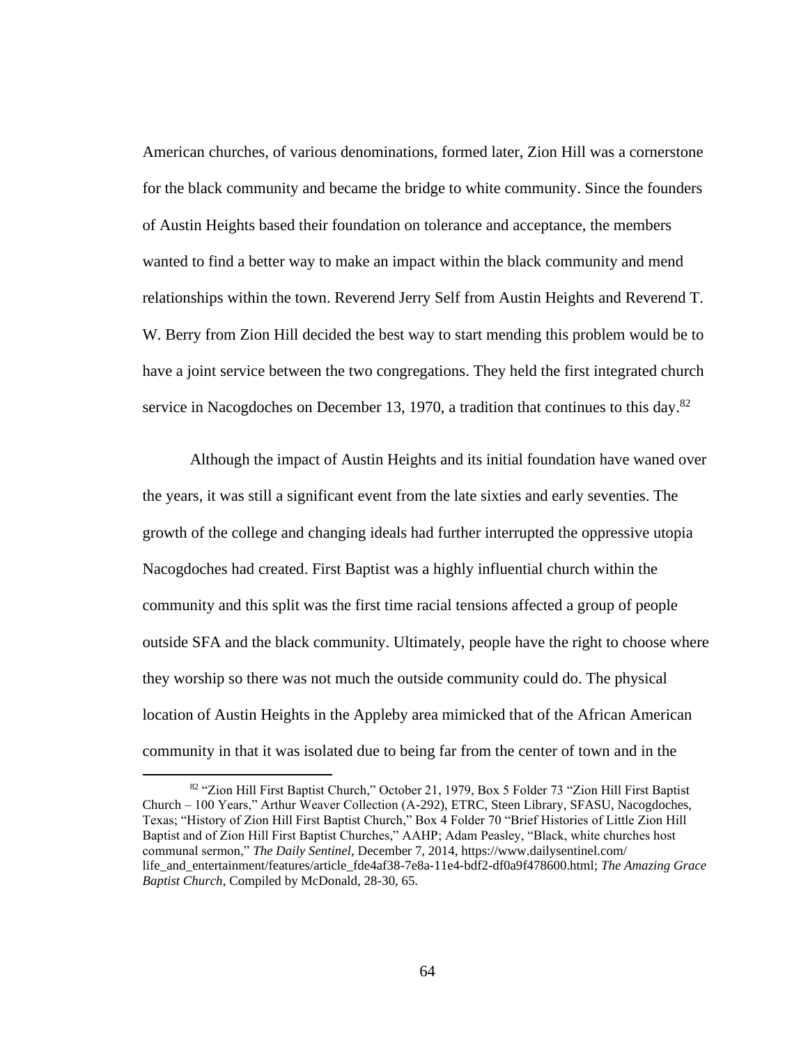American churches, of various denominations, formed later, Zion Hill was a cornerstone for the black community and became the bridge to white community. Since the founders of Austin Heights based their foundation on tolerance and acceptance, the members wanted to find a better way to make an impact within the black community and mend relationships within the town. Reverend Jerry Self from Austin Heights and Reverend T. W. Berry from Zion Hill decided the best way to start mending this problem would be to have a joint service between the two congregations. They held the first integrated church service in Nacogdoches on December 13, 1970, a tradition that continues to this day.[82]

Although the impact of Austin Heights and its initial foundation have waned over the years, it was still a significant event from the late sixties and early seventies. The growth of the college and changing ideals had further interrupted the oppressive utopia Nacogdoches had created. First Baptist was a highly influential church within the community and this split was the first time racial tensions affected a group of people outside SFA and the black community. Ultimately, people have the right to choose where they worship so there was not much the outside community could do. The physical location of Austin Heights in the Appleby area mimicked that of the African American community in that it was isolated due to being far from the center of town and in the

[82] "Zion Hill First Baptist Church," October 21, 1979, Box 5 Folder 73 "Zion Hill First Baptist Church – 100 Years," Arthur Weaver Collection (A-292), ETRC, Steen Library, SFASU, Nacogdoches, Texas; "History of Zion Hill First Baptist Church," Box 4 Folder 70 "Brief Histories of Little Zion Hill Baptist and of Zion Hill First Baptist Churches," AAHP; Adam Peasley, "Black, white churches host communal sermon," *The Daily Sentinel*, December 7, 2014, https://www.dailysentinel.com/life_and_entertainment/features/article_fde4af38-7e8a-11e4-bdf2-df0a9f478600.html; *The Amazing Grace Baptist Church*, Compiled by McDonald, 28-30, 65.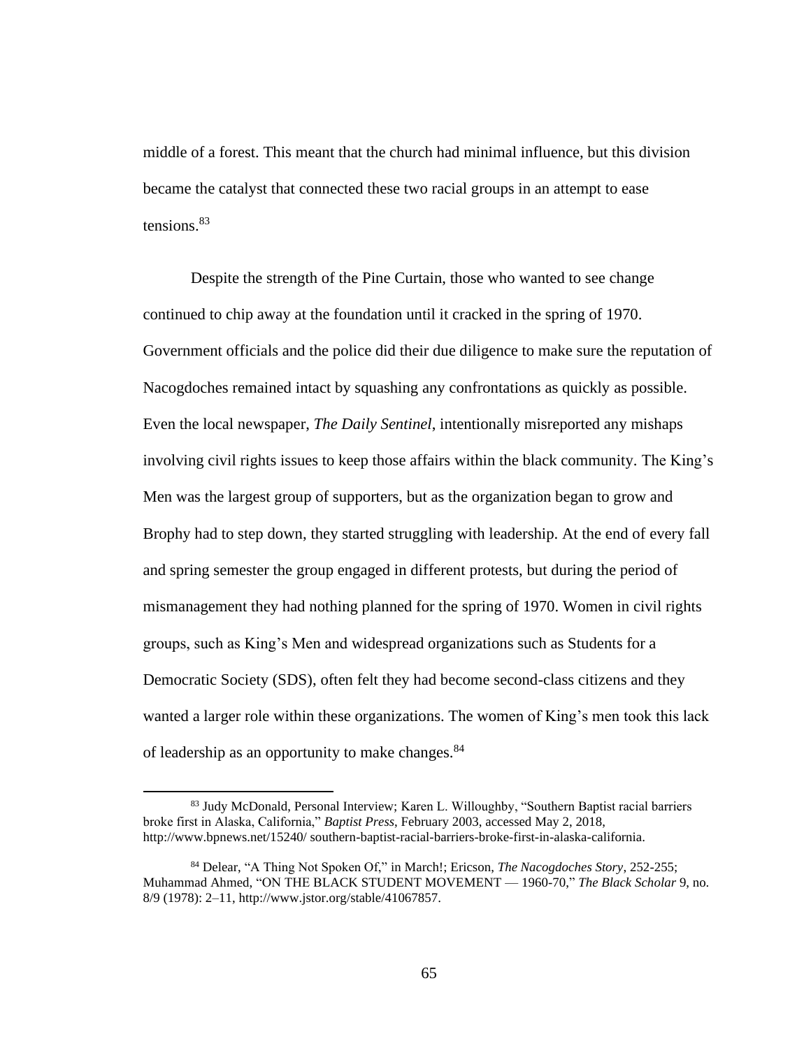middle of a forest. This meant that the church had minimal influence, but this division became the catalyst that connected these two racial groups in an attempt to ease tensions.[83]

Despite the strength of the Pine Curtain, those who wanted to see change continued to chip away at the foundation until it cracked in the spring of 1970. Government officials and the police did their due diligence to make sure the reputation of Nacogdoches remained intact by squashing any confrontations as quickly as possible. Even the local newspaper, *The Daily Sentinel*, intentionally misreported any mishaps involving civil rights issues to keep those affairs within the black community. The King's Men was the largest group of supporters, but as the organization began to grow and Brophy had to step down, they started struggling with leadership. At the end of every fall and spring semester the group engaged in different protests, but during the period of mismanagement they had nothing planned for the spring of 1970. Women in civil rights groups, such as King's Men and widespread organizations such as Students for a Democratic Society (SDS), often felt they had become second-class citizens and they wanted a larger role within these organizations. The women of King's men took this lack of leadership as an opportunity to make changes.[84]

---

[83] Judy McDonald, Personal Interview; Karen L. Willoughby, "Southern Baptist racial barriers broke first in Alaska, California," *Baptist Press*, February 2003, accessed May 2, 2018, http://www.bpnews.net/15240/ southern-baptist-racial-barriers-broke-first-in-alaska-california.

[84] Delear, "A Thing Not Spoken Of," in March!; Ericson, *The Nacogdoches Story*, 252-255; Muhammad Ahmed, "ON THE BLACK STUDENT MOVEMENT — 1960-70," *The Black Scholar* 9, no. 8/9 (1978): 2–11, http://www.jstor.org/stable/41067857.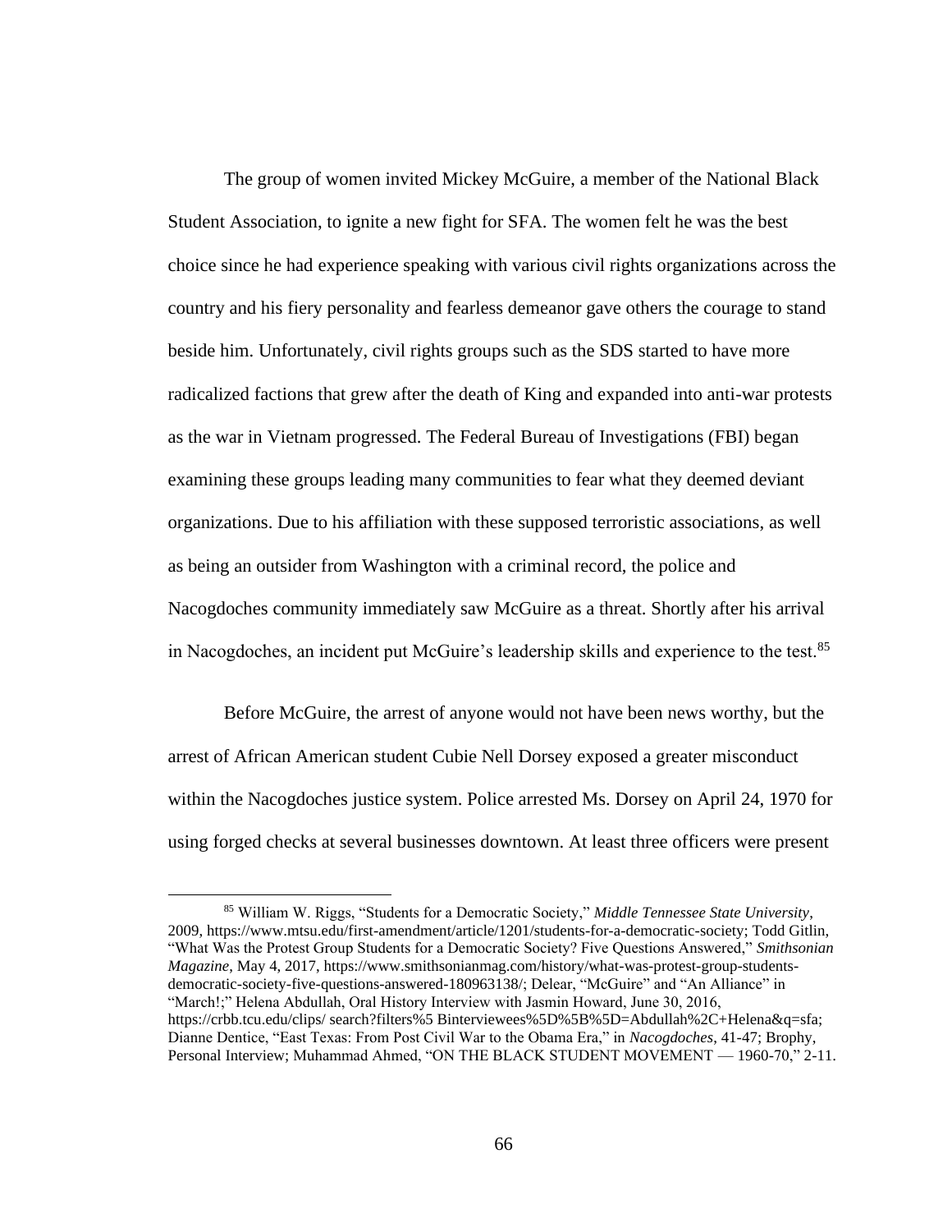The group of women invited Mickey McGuire, a member of the National Black Student Association, to ignite a new fight for SFA. The women felt he was the best choice since he had experience speaking with various civil rights organizations across the country and his fiery personality and fearless demeanor gave others the courage to stand beside him. Unfortunately, civil rights groups such as the SDS started to have more radicalized factions that grew after the death of King and expanded into anti-war protests as the war in Vietnam progressed. The Federal Bureau of Investigations (FBI) began examining these groups leading many communities to fear what they deemed deviant organizations. Due to his affiliation with these supposed terroristic associations, as well as being an outsider from Washington with a criminal record, the police and Nacogdoches community immediately saw McGuire as a threat. Shortly after his arrival in Nacogdoches, an incident put McGuire's leadership skills and experience to the test.[85]

Before McGuire, the arrest of anyone would not have been news worthy, but the arrest of African American student Cubie Nell Dorsey exposed a greater misconduct within the Nacogdoches justice system. Police arrested Ms. Dorsey on April 24, 1970 for using forged checks at several businesses downtown. At least three officers were present

[85] William W. Riggs, "Students for a Democratic Society," *Middle Tennessee State University*, 2009, https://www.mtsu.edu/first-amendment/article/1201/students-for-a-democratic-society; Todd Gitlin, "What Was the Protest Group Students for a Democratic Society? Five Questions Answered," *Smithsonian Magazine*, May 4, 2017, https://www.smithsonianmag.com/history/what-was-protest-group-students-democratic-society-five-questions-answered-180963138/; Delear, "McGuire" and "An Alliance" in "March!;" Helena Abdullah, Oral History Interview with Jasmin Howard, June 30, 2016, https://crbb.tcu.edu/clips/ search?filters%5 Binterviewees%5D%5B%5D=Abdullah%2C+Helena&q=sfa; Dianne Dentice, "East Texas: From Post Civil War to the Obama Era," in *Nacogdoches*, 41-47; Brophy, Personal Interview; Muhammad Ahmed, "ON THE BLACK STUDENT MOVEMENT — 1960-70," 2-11.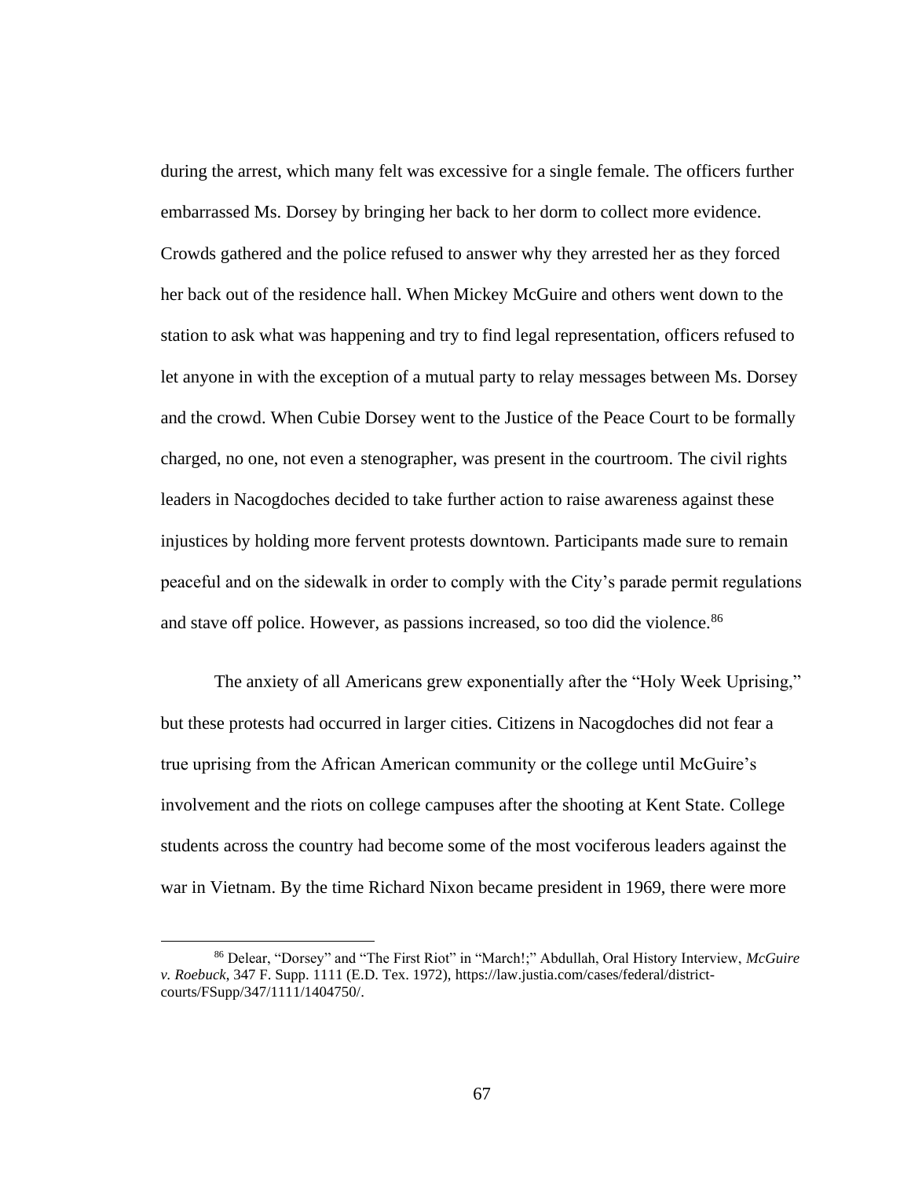during the arrest, which many felt was excessive for a single female. The officers further embarrassed Ms. Dorsey by bringing her back to her dorm to collect more evidence. Crowds gathered and the police refused to answer why they arrested her as they forced her back out of the residence hall. When Mickey McGuire and others went down to the station to ask what was happening and try to find legal representation, officers refused to let anyone in with the exception of a mutual party to relay messages between Ms. Dorsey and the crowd. When Cubie Dorsey went to the Justice of the Peace Court to be formally charged, no one, not even a stenographer, was present in the courtroom. The civil rights leaders in Nacogdoches decided to take further action to raise awareness against these injustices by holding more fervent protests downtown. Participants made sure to remain peaceful and on the sidewalk in order to comply with the City's parade permit regulations and stave off police. However, as passions increased, so too did the violence.[86]

The anxiety of all Americans grew exponentially after the "Holy Week Uprising," but these protests had occurred in larger cities. Citizens in Nacogdoches did not fear a true uprising from the African American community or the college until McGuire's involvement and the riots on college campuses after the shooting at Kent State. College students across the country had become some of the most vociferous leaders against the war in Vietnam. By the time Richard Nixon became president in 1969, there were more

[86] Delear, "Dorsey" and "The First Riot" in "March!;" Abdullah, Oral History Interview, *McGuire v. Roebuck*, 347 F. Supp. 1111 (E.D. Tex. 1972), https://law.justia.com/cases/federal/district-courts/FSupp/347/1111/1404750/.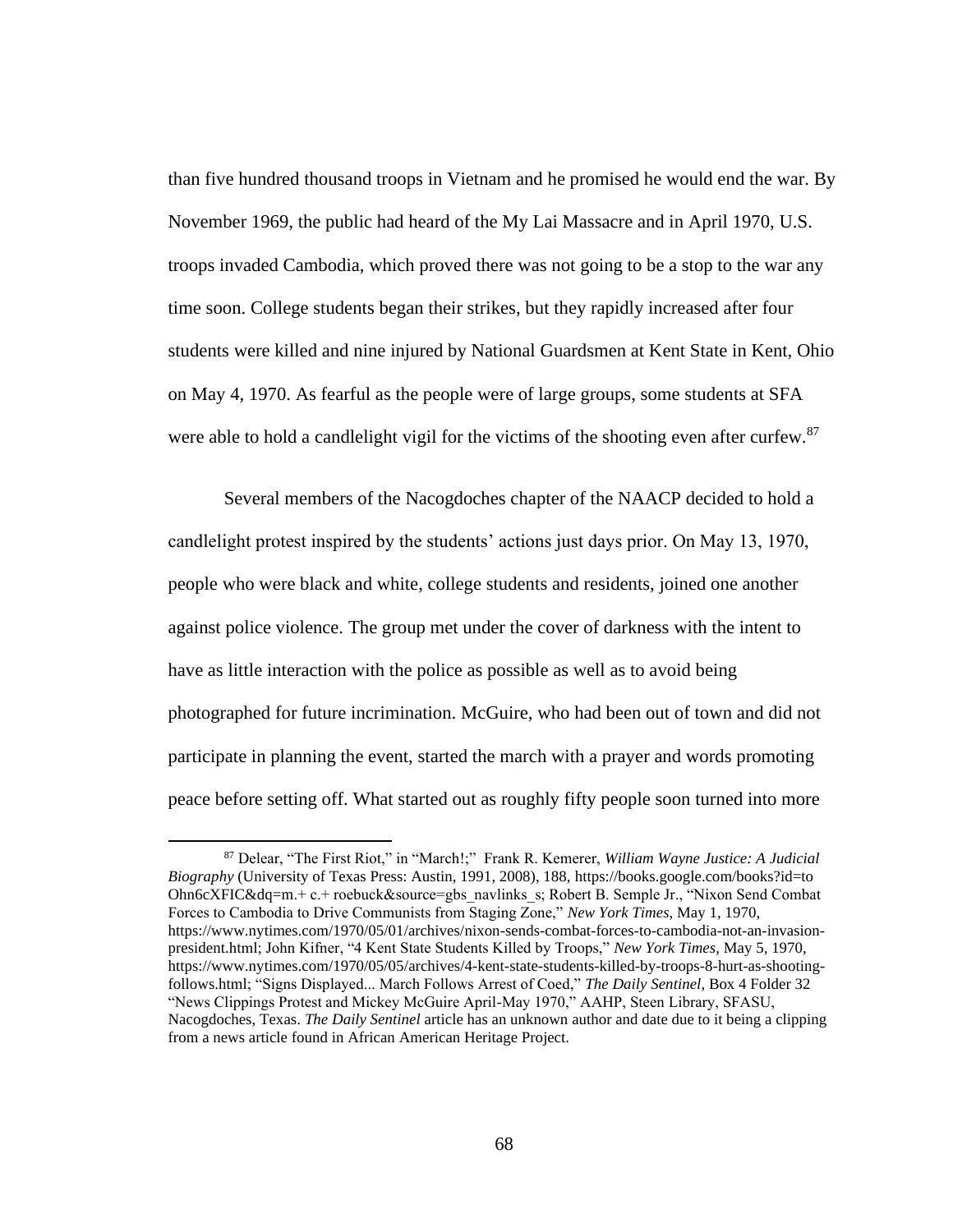than five hundred thousand troops in Vietnam and he promised he would end the war. By November 1969, the public had heard of the My Lai Massacre and in April 1970, U.S. troops invaded Cambodia, which proved there was not going to be a stop to the war any time soon. College students began their strikes, but they rapidly increased after four students were killed and nine injured by National Guardsmen at Kent State in Kent, Ohio on May 4, 1970. As fearful as the people were of large groups, some students at SFA were able to hold a candlelight vigil for the victims of the shooting even after curfew.[87]

Several members of the Nacogdoches chapter of the NAACP decided to hold a candlelight protest inspired by the students' actions just days prior. On May 13, 1970, people who were black and white, college students and residents, joined one another against police violence. The group met under the cover of darkness with the intent to have as little interaction with the police as possible as well as to avoid being photographed for future incrimination. McGuire, who had been out of town and did not participate in planning the event, started the march with a prayer and words promoting peace before setting off. What started out as roughly fifty people soon turned into more

[87] Delear, "The First Riot," in "March!;" Frank R. Kemerer, *William Wayne Justice: A Judicial Biography* (University of Texas Press: Austin, 1991, 2008), 188, https://books.google.com/books?id=toOhn6cXFIC&dq=m.+ c.+ roebuck&source=gbs_navlinks_s; Robert B. Semple Jr., "Nixon Send Combat Forces to Cambodia to Drive Communists from Staging Zone," *New York Times*, May 1, 1970, https://www.nytimes.com/1970/05/01/archives/nixon-sends-combat-forces-to-cambodia-not-an-invasion-president.html; John Kifner, "4 Kent State Students Killed by Troops," *New York Times*, May 5, 1970, https://www.nytimes.com/1970/05/05/archives/4-kent-state-students-killed-by-troops-8-hurt-as-shooting-follows.html; "Signs Displayed... March Follows Arrest of Coed," *The Daily Sentinel*, Box 4 Folder 32 "News Clippings Protest and Mickey McGuire April-May 1970," AAHP, Steen Library, SFASU, Nacogdoches, Texas. *The Daily Sentinel* article has an unknown author and date due to it being a clipping from a news article found in African American Heritage Project.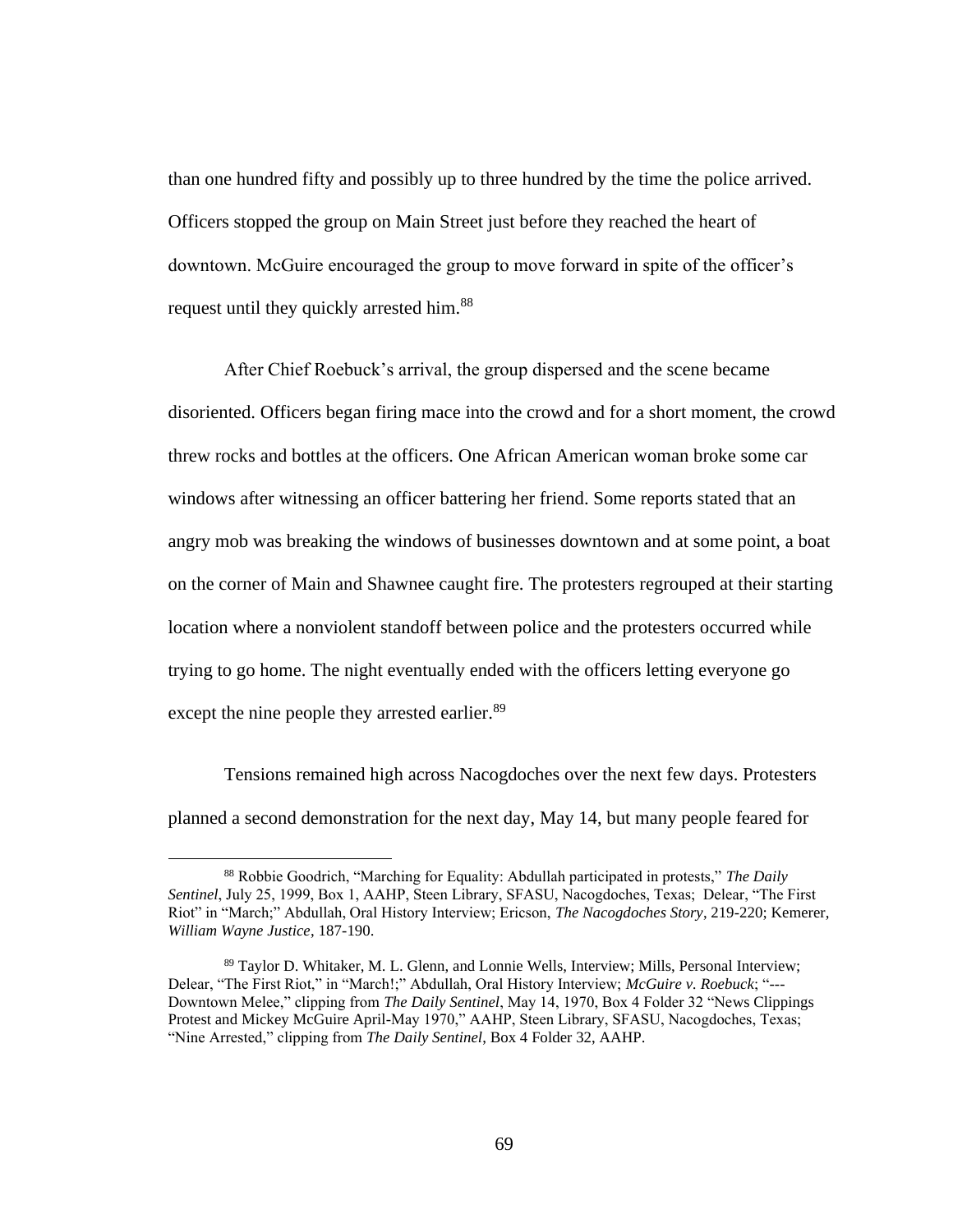than one hundred fifty and possibly up to three hundred by the time the police arrived. Officers stopped the group on Main Street just before they reached the heart of downtown. McGuire encouraged the group to move forward in spite of the officer's request until they quickly arrested him.[88]

After Chief Roebuck's arrival, the group dispersed and the scene became disoriented. Officers began firing mace into the crowd and for a short moment, the crowd threw rocks and bottles at the officers. One African American woman broke some car windows after witnessing an officer battering her friend. Some reports stated that an angry mob was breaking the windows of businesses downtown and at some point, a boat on the corner of Main and Shawnee caught fire. The protesters regrouped at their starting location where a nonviolent standoff between police and the protesters occurred while trying to go home. The night eventually ended with the officers letting everyone go except the nine people they arrested earlier.[89]

Tensions remained high across Nacogdoches over the next few days. Protesters planned a second demonstration for the next day, May 14, but many people feared for

---

[88] Robbie Goodrich, "Marching for Equality: Abdullah participated in protests," *The Daily Sentinel*, July 25, 1999, Box 1, AAHP, Steen Library, SFASU, Nacogdoches, Texas; Delear, "The First Riot" in "March;" Abdullah, Oral History Interview; Ericson, *The Nacogdoches Story*, 219-220; Kemerer, *William Wayne Justice*, 187-190.

[89] Taylor D. Whitaker, M. L. Glenn, and Lonnie Wells, Interview; Mills, Personal Interview; Delear, "The First Riot," in "March!;" Abdullah, Oral History Interview; *McGuire v. Roebuck*; "---Downtown Melee," clipping from *The Daily Sentinel*, May 14, 1970, Box 4 Folder 32 "News Clippings Protest and Mickey McGuire April-May 1970," AAHP, Steen Library, SFASU, Nacogdoches, Texas; "Nine Arrested," clipping from *The Daily Sentinel,* Box 4 Folder 32, AAHP.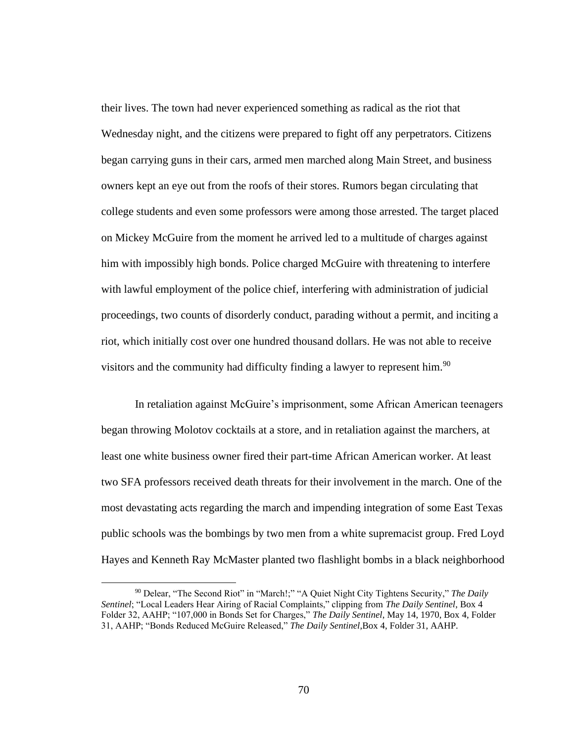their lives. The town had never experienced something as radical as the riot that Wednesday night, and the citizens were prepared to fight off any perpetrators. Citizens began carrying guns in their cars, armed men marched along Main Street, and business owners kept an eye out from the roofs of their stores. Rumors began circulating that college students and even some professors were among those arrested. The target placed on Mickey McGuire from the moment he arrived led to a multitude of charges against him with impossibly high bonds. Police charged McGuire with threatening to interfere with lawful employment of the police chief, interfering with administration of judicial proceedings, two counts of disorderly conduct, parading without a permit, and inciting a riot, which initially cost over one hundred thousand dollars. He was not able to receive visitors and the community had difficulty finding a lawyer to represent him.[90]

In retaliation against McGuire's imprisonment, some African American teenagers began throwing Molotov cocktails at a store, and in retaliation against the marchers, at least one white business owner fired their part-time African American worker. At least two SFA professors received death threats for their involvement in the march. One of the most devastating acts regarding the march and impending integration of some East Texas public schools was the bombings by two men from a white supremacist group. Fred Loyd Hayes and Kenneth Ray McMaster planted two flashlight bombs in a black neighborhood

[90] Delear, "The Second Riot" in "March!;" "A Quiet Night City Tightens Security," *The Daily Sentinel*; "Local Leaders Hear Airing of Racial Complaints," clipping from *The Daily Sentinel*, Box 4 Folder 32, AAHP; "107,000 in Bonds Set for Charges," *The Daily Sentinel*, May 14, 1970, Box 4, Folder 31, AAHP; "Bonds Reduced McGuire Released," *The Daily Sentinel*,Box 4, Folder 31, AAHP.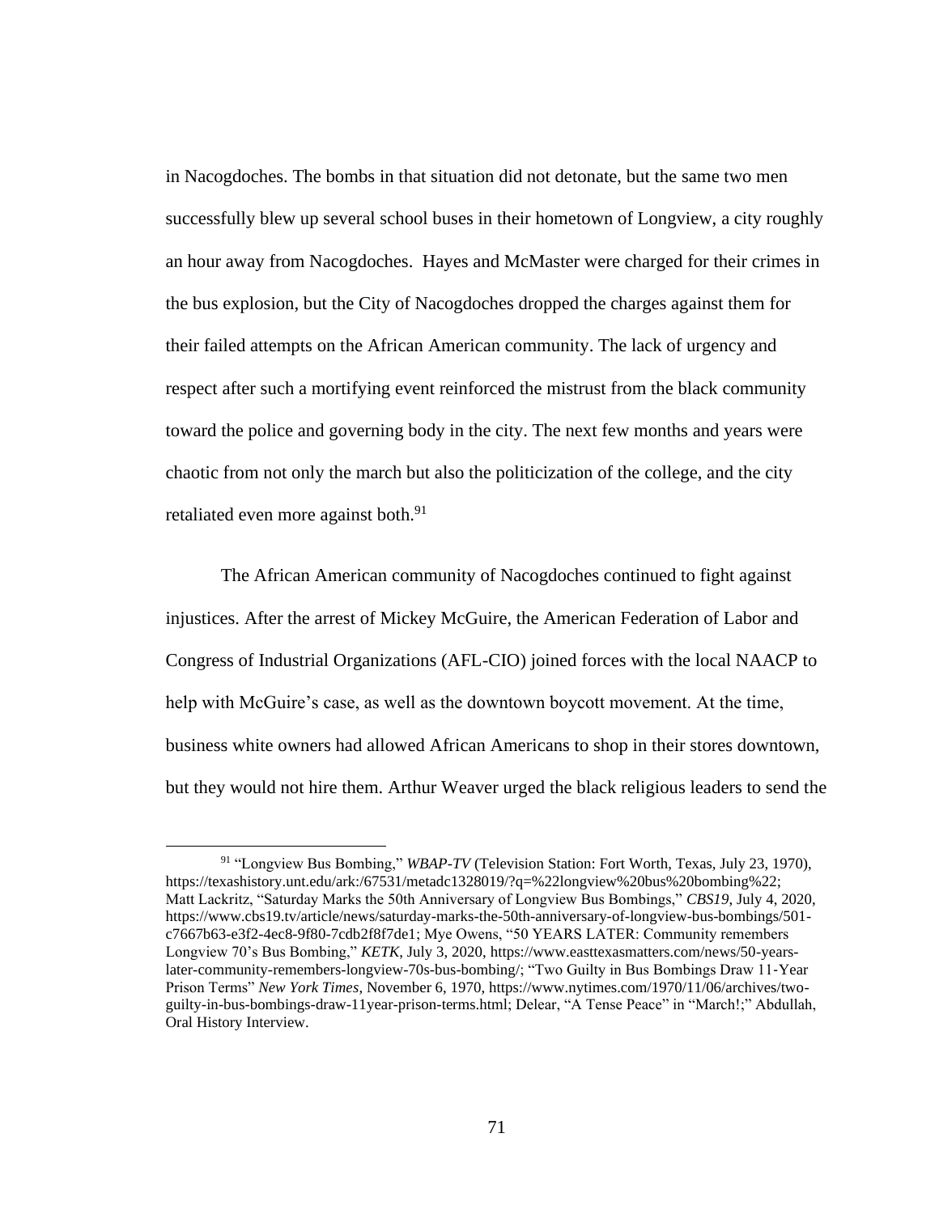in Nacogdoches. The bombs in that situation did not detonate, but the same two men successfully blew up several school buses in their hometown of Longview, a city roughly an hour away from Nacogdoches. Hayes and McMaster were charged for their crimes in the bus explosion, but the City of Nacogdoches dropped the charges against them for their failed attempts on the African American community. The lack of urgency and respect after such a mortifying event reinforced the mistrust from the black community toward the police and governing body in the city. The next few months and years were chaotic from not only the march but also the politicization of the college, and the city retaliated even more against both.[91]

The African American community of Nacogdoches continued to fight against injustices. After the arrest of Mickey McGuire, the American Federation of Labor and Congress of Industrial Organizations (AFL-CIO) joined forces with the local NAACP to help with McGuire's case, as well as the downtown boycott movement. At the time, business white owners had allowed African Americans to shop in their stores downtown, but they would not hire them. Arthur Weaver urged the black religious leaders to send the

[91] "Longview Bus Bombing," *WBAP-TV* (Television Station: Fort Worth, Texas, July 23, 1970), https://texashistory.unt.edu/ark:/67531/metadc1328019/?q=%22longview%20bus%20bombing%22; Matt Lackritz, "Saturday Marks the 50th Anniversary of Longview Bus Bombings," *CBS19*, July 4, 2020, https://www.cbs19.tv/article/news/saturday-marks-the-50th-anniversary-of-longview-bus-bombings/501-c7667b63-e3f2-4ec8-9f80-7cdb2f8f7de1; Mye Owens, "50 YEARS LATER: Community remembers Longview 70's Bus Bombing," *KETK*, July 3, 2020, https://www.easttexasmatters.com/news/50-years-later-community-remembers-longview-70s-bus-bombing/; "Two Guilty in Bus Bombings Draw 11-Year Prison Terms" *New York Times*, November 6, 1970, https://www.nytimes.com/1970/11/06/archives/two-guilty-in-bus-bombings-draw-11year-prison-terms.html; Delear, "A Tense Peace" in "March!;" Abdullah, Oral History Interview.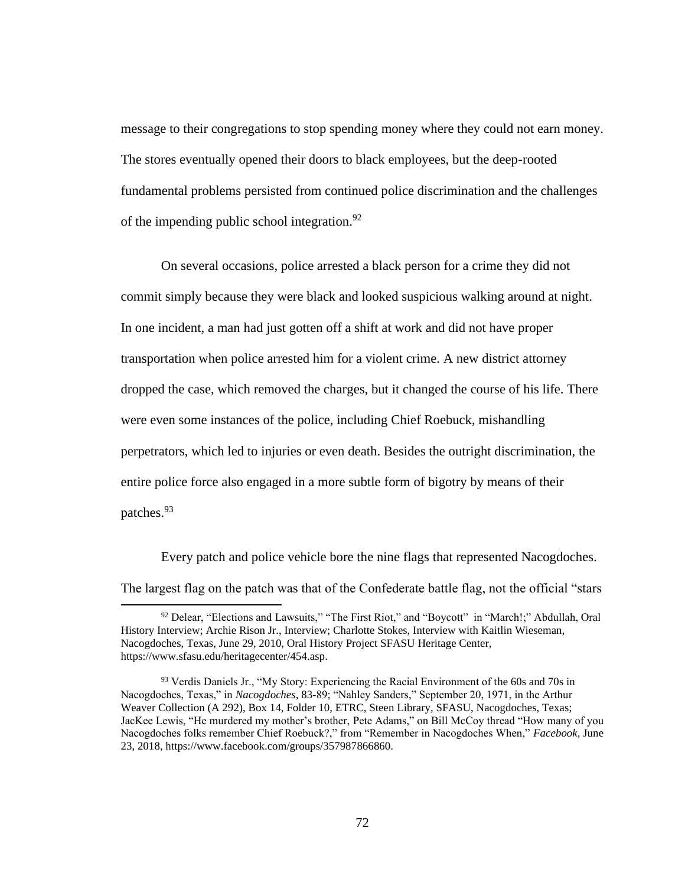message to their congregations to stop spending money where they could not earn money. The stores eventually opened their doors to black employees, but the deep-rooted fundamental problems persisted from continued police discrimination and the challenges of the impending public school integration.[92]

On several occasions, police arrested a black person for a crime they did not commit simply because they were black and looked suspicious walking around at night. In one incident, a man had just gotten off a shift at work and did not have proper transportation when police arrested him for a violent crime. A new district attorney dropped the case, which removed the charges, but it changed the course of his life. There were even some instances of the police, including Chief Roebuck, mishandling perpetrators, which led to injuries or even death. Besides the outright discrimination, the entire police force also engaged in a more subtle form of bigotry by means of their patches.[93]

Every patch and police vehicle bore the nine flags that represented Nacogdoches. The largest flag on the patch was that of the Confederate battle flag, not the official "stars

---

[92] Delear, "Elections and Lawsuits," "The First Riot," and "Boycott" in "March!;" Abdullah, Oral History Interview; Archie Rison Jr., Interview; Charlotte Stokes, Interview with Kaitlin Wieseman, Nacogdoches, Texas, June 29, 2010, Oral History Project SFASU Heritage Center, https://www.sfasu.edu/heritagecenter/454.asp.

[93] Verdis Daniels Jr., "My Story: Experiencing the Racial Environment of the 60s and 70s in Nacogdoches, Texas," in *Nacogdoches*, 83-89; "Nahley Sanders," September 20, 1971, in the Arthur Weaver Collection (A 292), Box 14, Folder 10, ETRC, Steen Library, SFASU, Nacogdoches, Texas; JacKee Lewis, "He murdered my mother's brother, Pete Adams," on Bill McCoy thread "How many of you Nacogdoches folks remember Chief Roebuck?," from "Remember in Nacogdoches When," *Facebook*, June 23, 2018, https://www.facebook.com/groups/357987866860.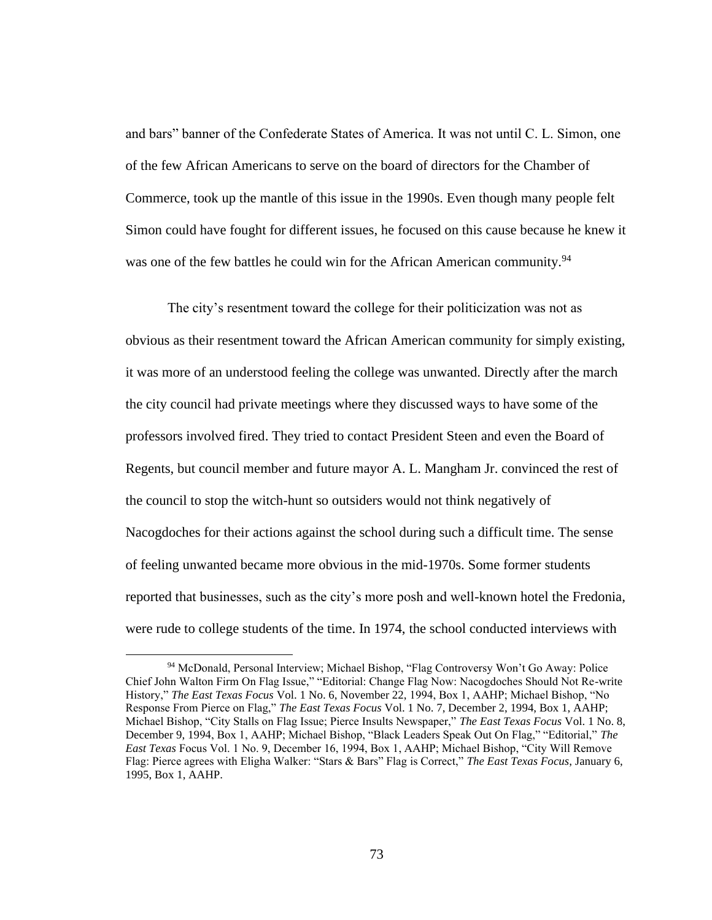and bars" banner of the Confederate States of America. It was not until C. L. Simon, one of the few African Americans to serve on the board of directors for the Chamber of Commerce, took up the mantle of this issue in the 1990s. Even though many people felt Simon could have fought for different issues, he focused on this cause because he knew it was one of the few battles he could win for the African American community.[94]

The city's resentment toward the college for their politicization was not as obvious as their resentment toward the African American community for simply existing, it was more of an understood feeling the college was unwanted. Directly after the march the city council had private meetings where they discussed ways to have some of the professors involved fired. They tried to contact President Steen and even the Board of Regents, but council member and future mayor A. L. Mangham Jr. convinced the rest of the council to stop the witch-hunt so outsiders would not think negatively of Nacogdoches for their actions against the school during such a difficult time. The sense of feeling unwanted became more obvious in the mid-1970s. Some former students reported that businesses, such as the city's more posh and well-known hotel the Fredonia, were rude to college students of the time. In 1974, the school conducted interviews with

[94] McDonald, Personal Interview; Michael Bishop, "Flag Controversy Won't Go Away: Police Chief John Walton Firm On Flag Issue," "Editorial: Change Flag Now: Nacogdoches Should Not Re-write History," *The East Texas Focus* Vol. 1 No. 6, November 22, 1994, Box 1, AAHP; Michael Bishop, "No Response From Pierce on Flag," *The East Texas Focus* Vol. 1 No. 7, December 2, 1994, Box 1, AAHP; Michael Bishop, "City Stalls on Flag Issue; Pierce Insults Newspaper," *The East Texas Focus* Vol. 1 No. 8, December 9, 1994, Box 1, AAHP; Michael Bishop, "Black Leaders Speak Out On Flag," "Editorial," *The East Texas* Focus Vol. 1 No. 9, December 16, 1994, Box 1, AAHP; Michael Bishop, "City Will Remove Flag: Pierce agrees with Eligha Walker: "Stars & Bars" Flag is Correct," *The East Texas Focus*, January 6, 1995, Box 1, AAHP.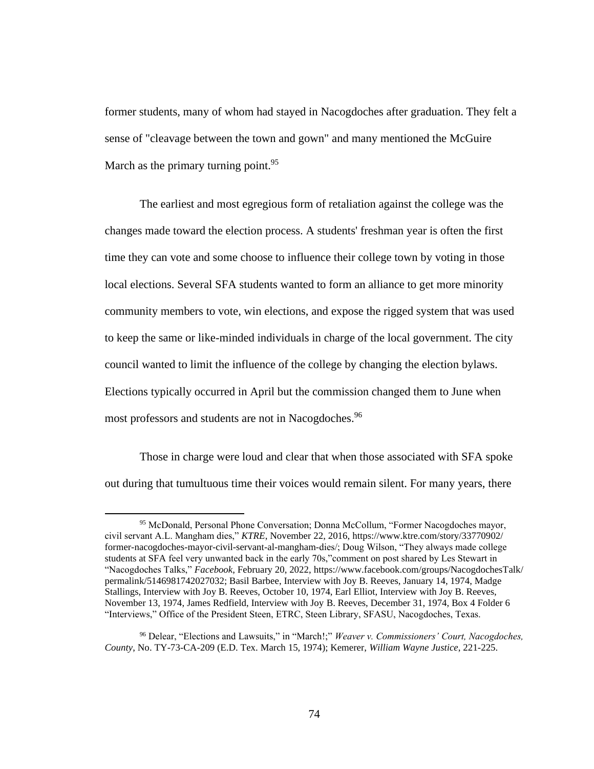former students, many of whom had stayed in Nacogdoches after graduation. They felt a sense of "cleavage between the town and gown" and many mentioned the McGuire March as the primary turning point.[95]

The earliest and most egregious form of retaliation against the college was the changes made toward the election process. A students' freshman year is often the first time they can vote and some choose to influence their college town by voting in those local elections. Several SFA students wanted to form an alliance to get more minority community members to vote, win elections, and expose the rigged system that was used to keep the same or like-minded individuals in charge of the local government. The city council wanted to limit the influence of the college by changing the election bylaws. Elections typically occurred in April but the commission changed them to June when most professors and students are not in Nacogdoches.[96]

Those in charge were loud and clear that when those associated with SFA spoke out during that tumultuous time their voices would remain silent. For many years, there

---

[95] McDonald, Personal Phone Conversation; Donna McCollum, "Former Nacogdoches mayor, civil servant A.L. Mangham dies," *KTRE*, November 22, 2016, https://www.ktre.com/story/33770902/former-nacogdoches-mayor-civil-servant-al-mangham-dies/; Doug Wilson, "They always made college students at SFA feel very unwanted back in the early 70s,"comment on post shared by Les Stewart in "Nacogdoches Talks," *Facebook*, February 20, 2022, https://www.facebook.com/groups/NacogdochesTalk/permalink/5146981742027032; Basil Barbee, Interview with Joy B. Reeves, January 14, 1974, Madge Stallings, Interview with Joy B. Reeves, October 10, 1974, Earl Elliot, Interview with Joy B. Reeves, November 13, 1974, James Redfield, Interview with Joy B. Reeves, December 31, 1974, Box 4 Folder 6 "Interviews," Office of the President Steen, ETRC, Steen Library, SFASU, Nacogdoches, Texas.

[96] Delear, "Elections and Lawsuits," in "March!;" *Weaver v. Commissioners' Court, Nacogdoches, County*, No. TY-73-CA-209 (E.D. Tex. March 15, 1974); Kemerer, *William Wayne Justice*, 221-225.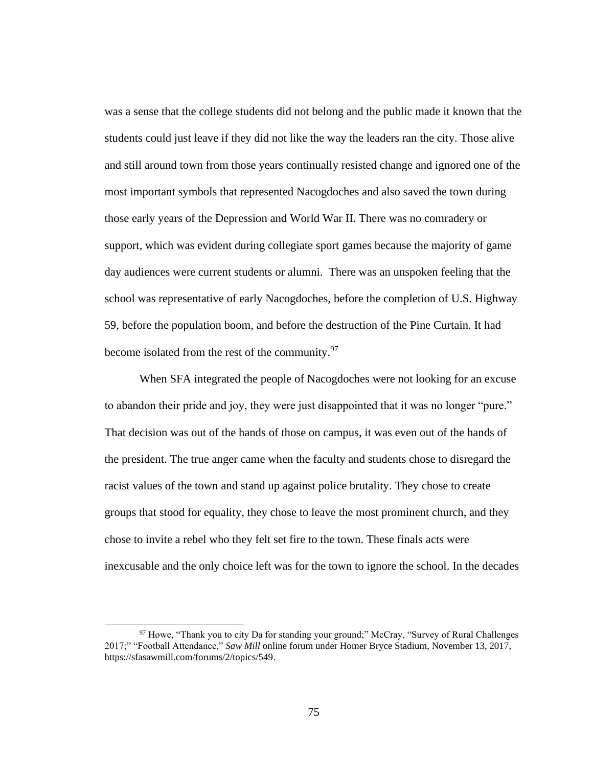was a sense that the college students did not belong and the public made it known that the students could just leave if they did not like the way the leaders ran the city. Those alive and still around town from those years continually resisted change and ignored one of the most important symbols that represented Nacogdoches and also saved the town during those early years of the Depression and World War II. There was no comradery or support, which was evident during collegiate sport games because the majority of game day audiences were current students or alumni. There was an unspoken feeling that the school was representative of early Nacogdoches, before the completion of U.S. Highway 59, before the population boom, and before the destruction of the Pine Curtain. It had become isolated from the rest of the community.[97]

When SFA integrated the people of Nacogdoches were not looking for an excuse to abandon their pride and joy, they were just disappointed that it was no longer "pure." That decision was out of the hands of those on campus, it was even out of the hands of the president. The true anger came when the faculty and students chose to disregard the racist values of the town and stand up against police brutality. They chose to create groups that stood for equality, they chose to leave the most prominent church, and they chose to invite a rebel who they felt set fire to the town. These finals acts were inexcusable and the only choice left was for the town to ignore the school. In the decades

[97] Howe, "Thank you to city Da for standing your ground;" McCray, "Survey of Rural Challenges 2017;" "Football Attendance," *Saw Mill* online forum under Homer Bryce Stadium, November 13, 2017, https://sfasawmill.com/forums/2/topics/549.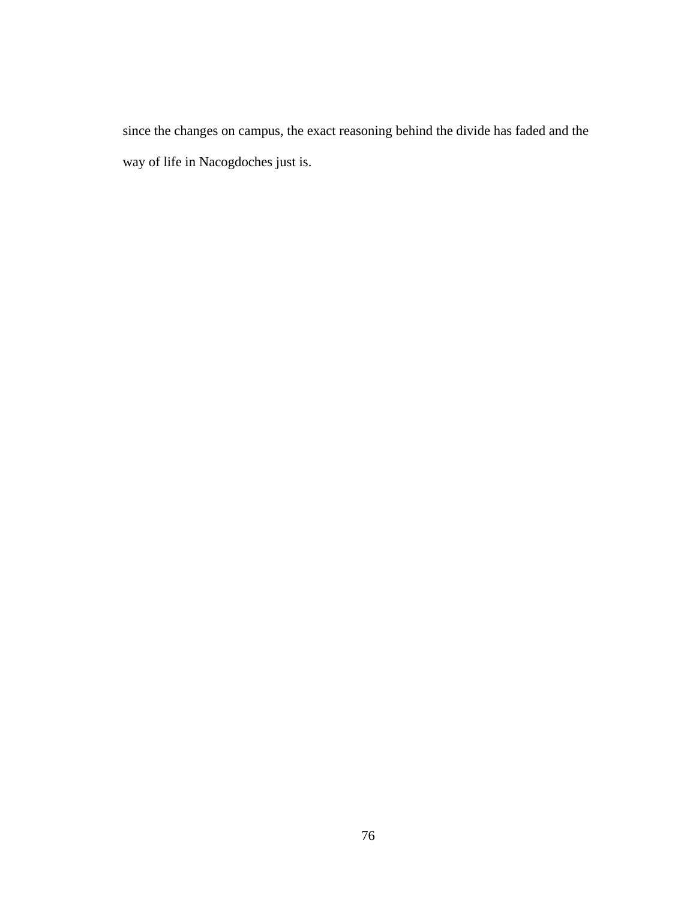since the changes on campus, the exact reasoning behind the divide has faded and the way of life in Nacogdoches just is.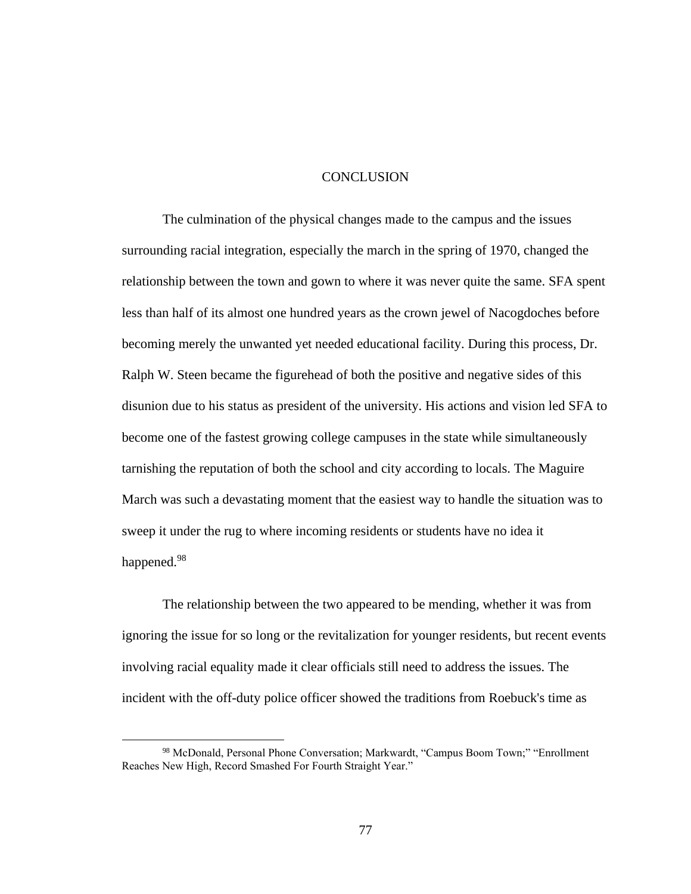# CONCLUSION

The culmination of the physical changes made to the campus and the issues surrounding racial integration, especially the march in the spring of 1970, changed the relationship between the town and gown to where it was never quite the same. SFA spent less than half of its almost one hundred years as the crown jewel of Nacogdoches before becoming merely the unwanted yet needed educational facility. During this process, Dr. Ralph W. Steen became the figurehead of both the positive and negative sides of this disunion due to his status as president of the university. His actions and vision led SFA to become one of the fastest growing college campuses in the state while simultaneously tarnishing the reputation of both the school and city according to locals. The Maguire March was such a devastating moment that the easiest way to handle the situation was to sweep it under the rug to where incoming residents or students have no idea it happened.[98]

The relationship between the two appeared to be mending, whether it was from ignoring the issue for so long or the revitalization for younger residents, but recent events involving racial equality made it clear officials still need to address the issues. The incident with the off-duty police officer showed the traditions from Roebuck's time as

---

[98] McDonald, Personal Phone Conversation; Markwardt, "Campus Boom Town;" "Enrollment Reaches New High, Record Smashed For Fourth Straight Year."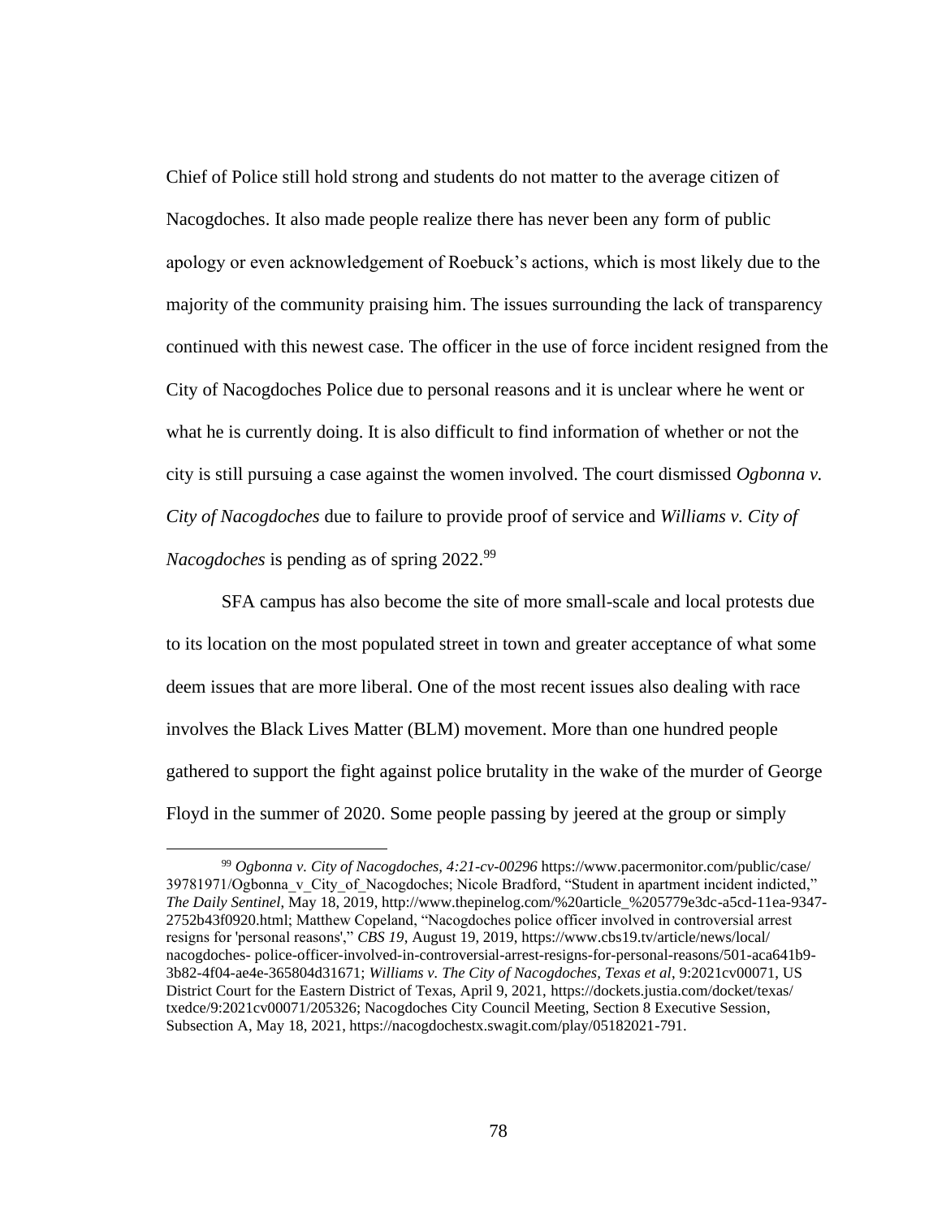Chief of Police still hold strong and students do not matter to the average citizen of Nacogdoches. It also made people realize there has never been any form of public apology or even acknowledgement of Roebuck's actions, which is most likely due to the majority of the community praising him. The issues surrounding the lack of transparency continued with this newest case. The officer in the use of force incident resigned from the City of Nacogdoches Police due to personal reasons and it is unclear where he went or what he is currently doing. It is also difficult to find information of whether or not the city is still pursuing a case against the women involved. The court dismissed *Ogbonna v. City of Nacogdoches* due to failure to provide proof of service and *Williams v. City of Nacogdoches* is pending as of spring 2022.[99]

SFA campus has also become the site of more small-scale and local protests due to its location on the most populated street in town and greater acceptance of what some deem issues that are more liberal. One of the most recent issues also dealing with race involves the Black Lives Matter (BLM) movement. More than one hundred people gathered to support the fight against police brutality in the wake of the murder of George Floyd in the summer of 2020. Some people passing by jeered at the group or simply

[99] *Ogbonna v. City of Nacogdoches, 4:21-cv-00296* https://www.pacermonitor.com/public/case/39781971/Ogbonna_v_City_of_Nacogdoches; Nicole Bradford, "Student in apartment incident indicted," *The Daily Sentinel*, May 18, 2019, http://www.thepinelog.com/%20article_%205779e3dc-a5cd-11ea-9347-2752b43f0920.html; Matthew Copeland, "Nacogdoches police officer involved in controversial arrest resigns for 'personal reasons'," *CBS 19*, August 19, 2019, https://www.cbs19.tv/article/news/local/nacogdoches- police-officer-involved-in-controversial-arrest-resigns-for-personal-reasons/501-aca641b9-3b82-4f04-ae4e-365804d31671; *Williams v. The City of Nacogdoches, Texas et al*, 9:2021cv00071, US District Court for the Eastern District of Texas, April 9, 2021, https://dockets.justia.com/docket/texas/txedce/9:2021cv00071/205326; Nacogdoches City Council Meeting, Section 8 Executive Session, Subsection A, May 18, 2021, https://nacogdochestx.swagit.com/play/05182021-791.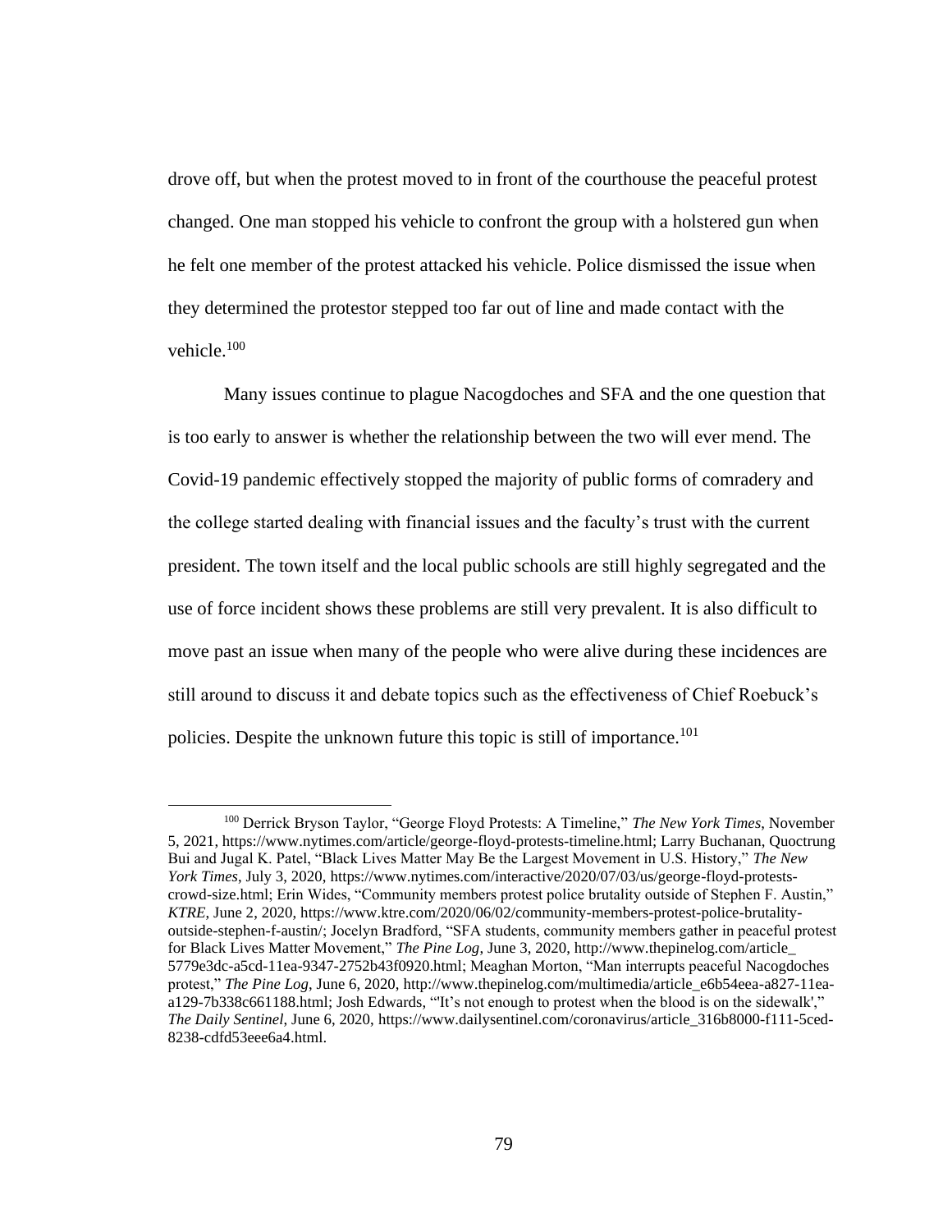drove off, but when the protest moved to in front of the courthouse the peaceful protest changed. One man stopped his vehicle to confront the group with a holstered gun when he felt one member of the protest attacked his vehicle. Police dismissed the issue when they determined the protestor stepped too far out of line and made contact with the vehicle.[100]

Many issues continue to plague Nacogdoches and SFA and the one question that is too early to answer is whether the relationship between the two will ever mend. The Covid-19 pandemic effectively stopped the majority of public forms of comradery and the college started dealing with financial issues and the faculty's trust with the current president. The town itself and the local public schools are still highly segregated and the use of force incident shows these problems are still very prevalent. It is also difficult to move past an issue when many of the people who were alive during these incidences are still around to discuss it and debate topics such as the effectiveness of Chief Roebuck's policies. Despite the unknown future this topic is still of importance.[101]

---

[100] Derrick Bryson Taylor, "George Floyd Protests: A Timeline," *The New York Times*, November 5, 2021, https://www.nytimes.com/article/george-floyd-protests-timeline.html; Larry Buchanan, Quoctrung Bui and Jugal K. Patel, "Black Lives Matter May Be the Largest Movement in U.S. History," *The New York Times*, July 3, 2020, https://www.nytimes.com/interactive/2020/07/03/us/george-floyd-protests-crowd-size.html; Erin Wides, "Community members protest police brutality outside of Stephen F. Austin," *KTRE*, June 2, 2020, https://www.ktre.com/2020/06/02/community-members-protest-police-brutality-outside-stephen-f-austin/; Jocelyn Bradford, "SFA students, community members gather in peaceful protest for Black Lives Matter Movement," *The Pine Log*, June 3, 2020, http://www.thepinelog.com/article_5779e3dc-a5cd-11ea-9347-2752b43f0920.html; Meaghan Morton, "Man interrupts peaceful Nacogdoches protest," *The Pine Log*, June 6, 2020, http://www.thepinelog.com/multimedia/article_e6b54eea-a827-11ea-a129-7b338c661188.html; Josh Edwards, "'It's not enough to protest when the blood is on the sidewalk'," *The Daily Sentinel*, June 6, 2020, https://www.dailysentinel.com/coronavirus/article_316b8000-f111-5ced-8238-cdfd53eee6a4.html.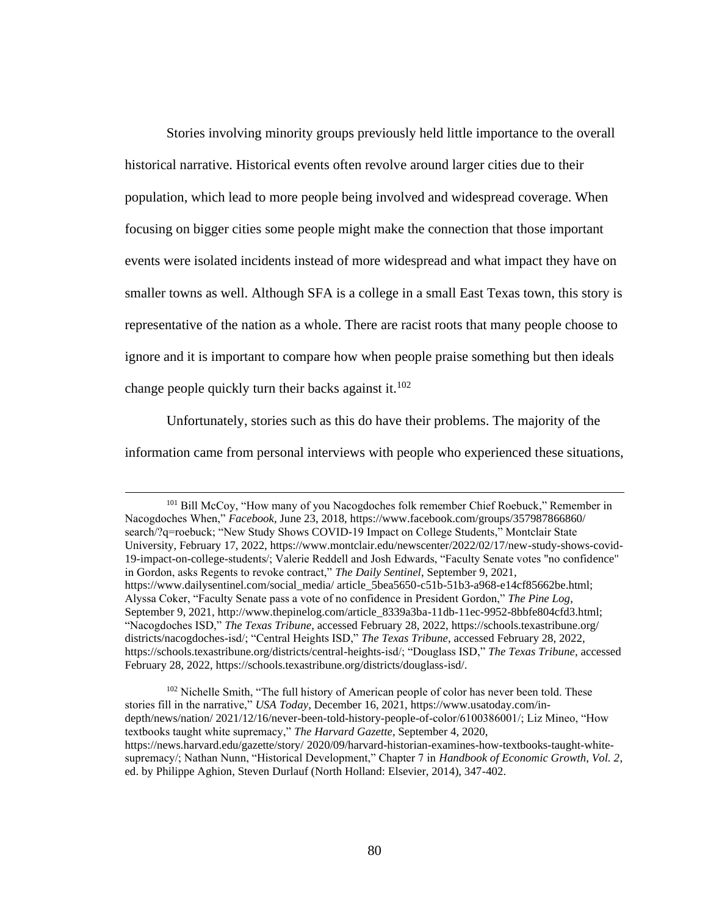Stories involving minority groups previously held little importance to the overall historical narrative. Historical events often revolve around larger cities due to their population, which lead to more people being involved and widespread coverage. When focusing on bigger cities some people might make the connection that those important events were isolated incidents instead of more widespread and what impact they have on smaller towns as well. Although SFA is a college in a small East Texas town, this story is representative of the nation as a whole. There are racist roots that many people choose to ignore and it is important to compare how when people praise something but then ideals change people quickly turn their backs against it.[102]

Unfortunately, stories such as this do have their problems. The majority of the information came from personal interviews with people who experienced these situations,

---

[101] Bill McCoy, "How many of you Nacogdoches folk remember Chief Roebuck," Remember in Nacogdoches When," *Facebook*, June 23, 2018, https://www.facebook.com/groups/357987866860/search/?q=roebuck; "New Study Shows COVID-19 Impact on College Students," Montclair State University, February 17, 2022, https://www.montclair.edu/newscenter/2022/02/17/new-study-shows-covid-19-impact-on-college-students/; Valerie Reddell and Josh Edwards, "Faculty Senate votes "no confidence" in Gordon, asks Regents to revoke contract," *The Daily Sentinel*, September 9, 2021, https://www.dailysentinel.com/social_media/ article_5bea5650-c51b-51b3-a968-e14cf85662be.html; Alyssa Coker, "Faculty Senate pass a vote of no confidence in President Gordon," *The Pine Log*, September 9, 2021, http://www.thepinelog.com/article_8339a3ba-11db-11ec-9952-8bbfe804cfd3.html; "Nacogdoches ISD," *The Texas Tribune*, accessed February 28, 2022, https://schools.texastribune.org/districts/nacogdoches-isd/; "Central Heights ISD," *The Texas Tribune*, accessed February 28, 2022, https://schools.texastribune.org/districts/central-heights-isd/; "Douglass ISD," *The Texas Tribune*, accessed February 28, 2022, https://schools.texastribune.org/districts/douglass-isd/.

[102] Nichelle Smith, "The full history of American people of color has never been told. These stories fill in the narrative," *USA Today*, December 16, 2021, https://www.usatoday.com/in-depth/news/nation/ 2021/12/16/never-been-told-history-people-of-color/6100386001/; Liz Mineo, "How textbooks taught white supremacy," *The Harvard Gazette*, September 4, 2020, https://news.harvard.edu/gazette/story/ 2020/09/harvard-historian-examines-how-textbooks-taught-white-supremacy/; Nathan Nunn, "Historical Development," Chapter 7 in *Handbook of Economic Growth, Vol. 2*, ed. by Philippe Aghion, Steven Durlauf (North Holland: Elsevier, 2014), 347-402.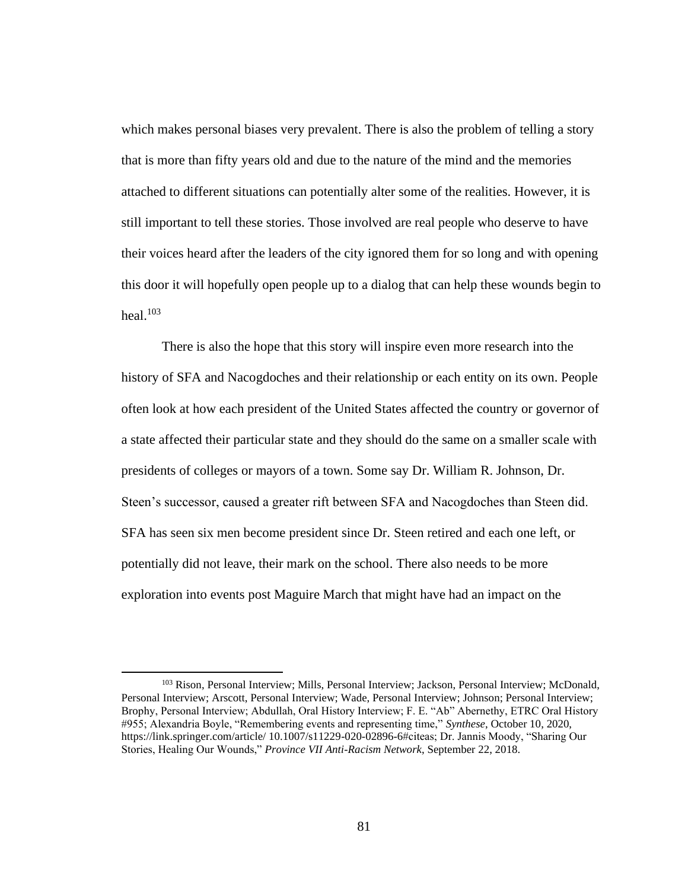which makes personal biases very prevalent. There is also the problem of telling a story that is more than fifty years old and due to the nature of the mind and the memories attached to different situations can potentially alter some of the realities. However, it is still important to tell these stories. Those involved are real people who deserve to have their voices heard after the leaders of the city ignored them for so long and with opening this door it will hopefully open people up to a dialog that can help these wounds begin to heal.[103]

There is also the hope that this story will inspire even more research into the history of SFA and Nacogdoches and their relationship or each entity on its own. People often look at how each president of the United States affected the country or governor of a state affected their particular state and they should do the same on a smaller scale with presidents of colleges or mayors of a town. Some say Dr. William R. Johnson, Dr. Steen's successor, caused a greater rift between SFA and Nacogdoches than Steen did. SFA has seen six men become president since Dr. Steen retired and each one left, or potentially did not leave, their mark on the school. There also needs to be more exploration into events post Maguire March that might have had an impact on the

---

[103] Rison, Personal Interview; Mills, Personal Interview; Jackson, Personal Interview; McDonald, Personal Interview; Arscott, Personal Interview; Wade, Personal Interview; Johnson; Personal Interview; Brophy, Personal Interview; Abdullah, Oral History Interview; F. E. "Ab" Abernethy, ETRC Oral History #955; Alexandria Boyle, "Remembering events and representing time," *Synthese*, October 10, 2020, https://link.springer.com/article/ 10.1007/s11229-020-02896-6#citeas; Dr. Jannis Moody, "Sharing Our Stories, Healing Our Wounds," *Province VII Anti-Racism Network*, September 22, 2018.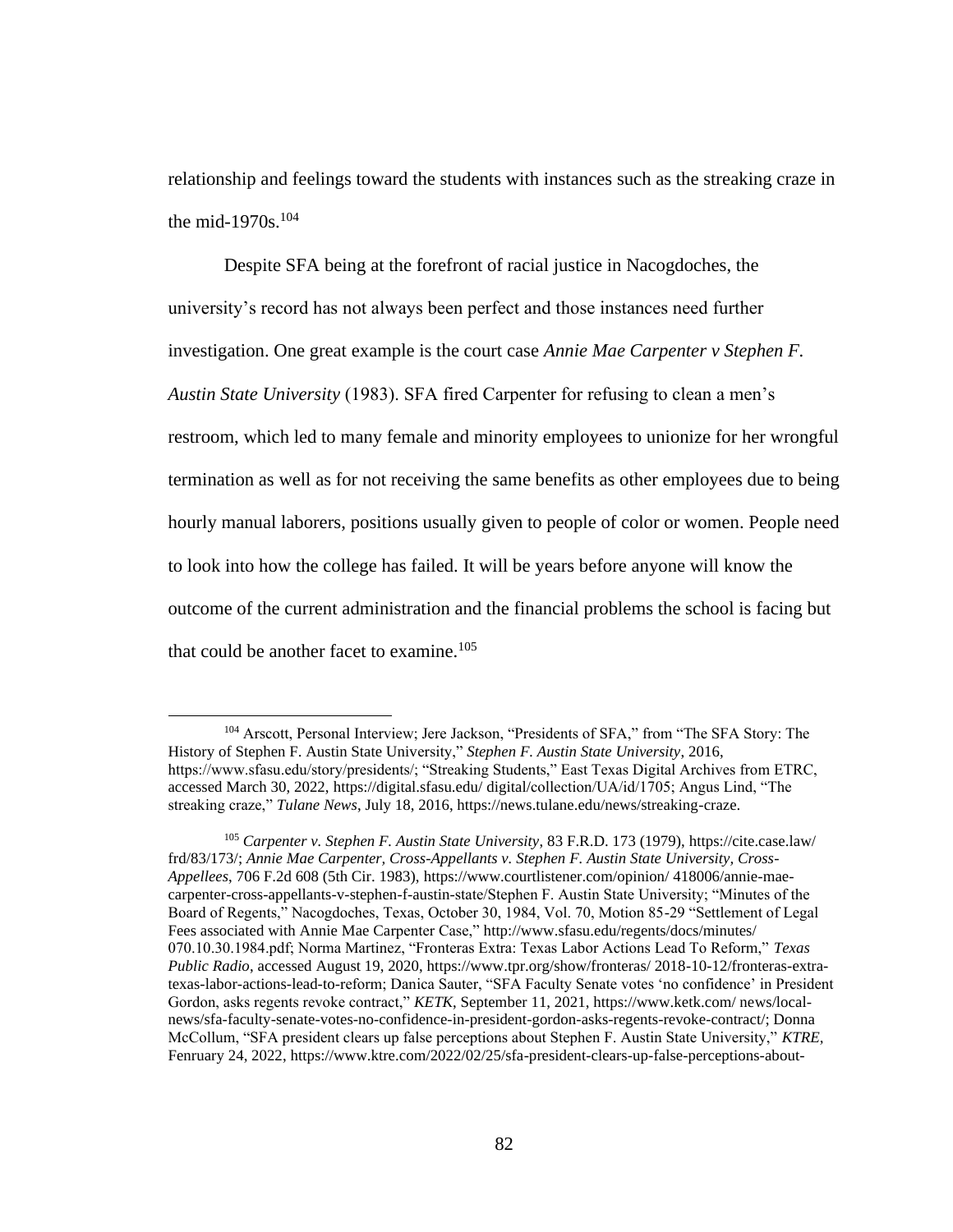relationship and feelings toward the students with instances such as the streaking craze in the mid-1970s.[104]

Despite SFA being at the forefront of racial justice in Nacogdoches, the university's record has not always been perfect and those instances need further investigation. One great example is the court case *Annie Mae Carpenter v Stephen F. Austin State University* (1983). SFA fired Carpenter for refusing to clean a men's restroom, which led to many female and minority employees to unionize for her wrongful termination as well as for not receiving the same benefits as other employees due to being hourly manual laborers, positions usually given to people of color or women. People need to look into how the college has failed. It will be years before anyone will know the outcome of the current administration and the financial problems the school is facing but that could be another facet to examine.[105]

---

[104] Arscott, Personal Interview; Jere Jackson, "Presidents of SFA," from "The SFA Story: The History of Stephen F. Austin State University," *Stephen F. Austin State University*, 2016, https://www.sfasu.edu/story/presidents/; "Streaking Students," East Texas Digital Archives from ETRC, accessed March 30, 2022, https://digital.sfasu.edu/ digital/collection/UA/id/1705; Angus Lind, "The streaking craze," *Tulane News*, July 18, 2016, https://news.tulane.edu/news/streaking-craze.

[105] *Carpenter v. Stephen F. Austin State University*, 83 F.R.D. 173 (1979), https://cite.case.law/ frd/83/173/; *Annie Mae Carpenter, Cross-Appellants v. Stephen F. Austin State University, Cross-Appellees*, 706 F.2d 608 (5th Cir. 1983), https://www.courtlistener.com/opinion/ 418006/annie-mae-carpenter-cross-appellants-v-stephen-f-austin-state/Stephen F. Austin State University; "Minutes of the Board of Regents," Nacogdoches, Texas, October 30, 1984, Vol. 70, Motion 85-29 "Settlement of Legal Fees associated with Annie Mae Carpenter Case," http://www.sfasu.edu/regents/docs/minutes/ 070.10.30.1984.pdf; Norma Martinez, "Fronteras Extra: Texas Labor Actions Lead To Reform," *Texas Public Radio*, accessed August 19, 2020, https://www.tpr.org/show/fronteras/ 2018-10-12/fronteras-extra-texas-labor-actions-lead-to-reform; Danica Sauter, "SFA Faculty Senate votes 'no confidence' in President Gordon, asks regents revoke contract," *KETK*, September 11, 2021, https://www.ketk.com/ news/local-news/sfa-faculty-senate-votes-no-confidence-in-president-gordon-asks-regents-revoke-contract/; Donna McCollum, "SFA president clears up false perceptions about Stephen F. Austin State University," *KTRE*, Fenruary 24, 2022, https://www.ktre.com/2022/02/25/sfa-president-clears-up-false-perceptions-about-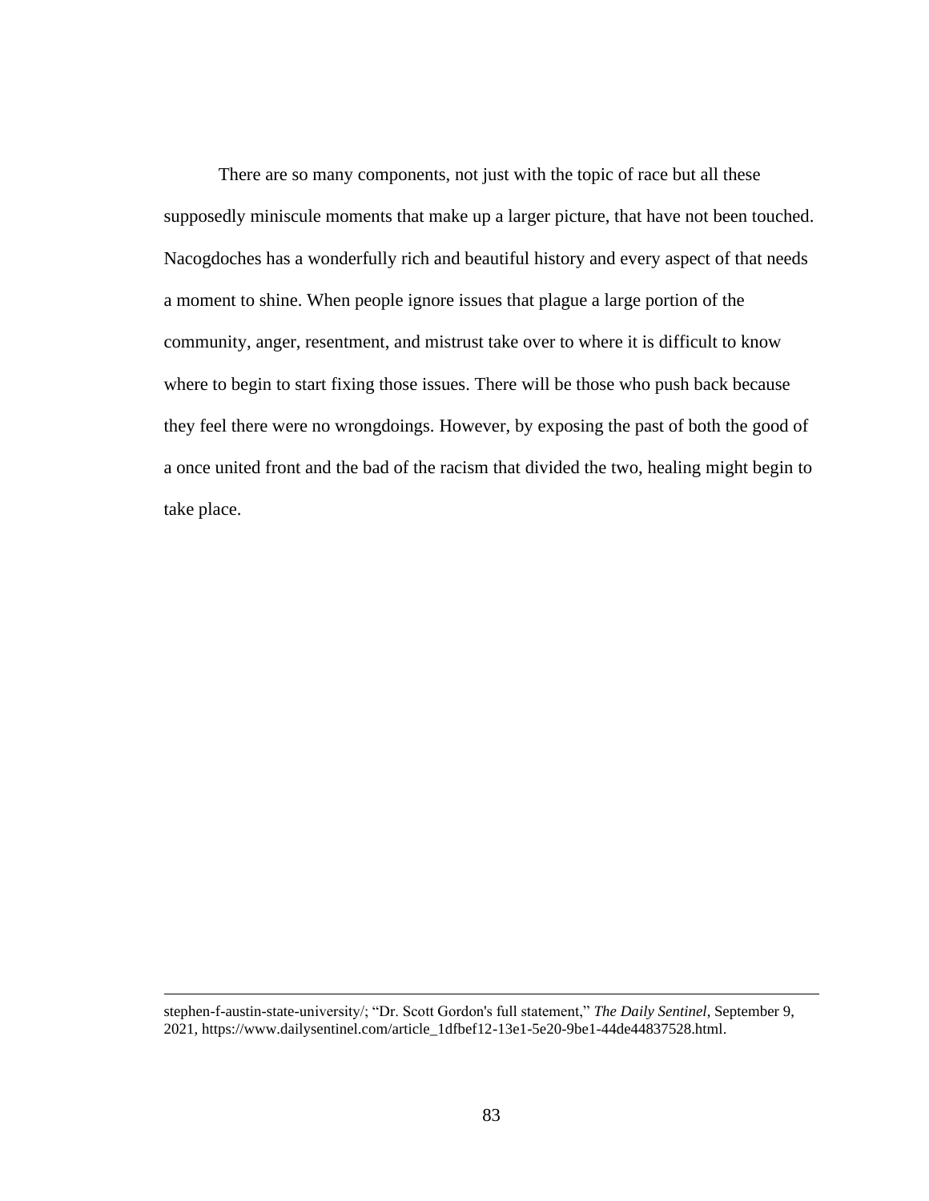There are so many components, not just with the topic of race but all these supposedly miniscule moments that make up a larger picture, that have not been touched. Nacogdoches has a wonderfully rich and beautiful history and every aspect of that needs a moment to shine. When people ignore issues that plague a large portion of the community, anger, resentment, and mistrust take over to where it is difficult to know where to begin to start fixing those issues. There will be those who push back because they feel there were no wrongdoings. However, by exposing the past of both the good of a once united front and the bad of the racism that divided the two, healing might begin to take place.

---

stephen-f-austin-state-university/; "Dr. Scott Gordon's full statement," *The Daily Sentinel*, September 9, 2021, https://www.dailysentinel.com/article_1dfbef12-13e1-5e20-9be1-44de44837528.html.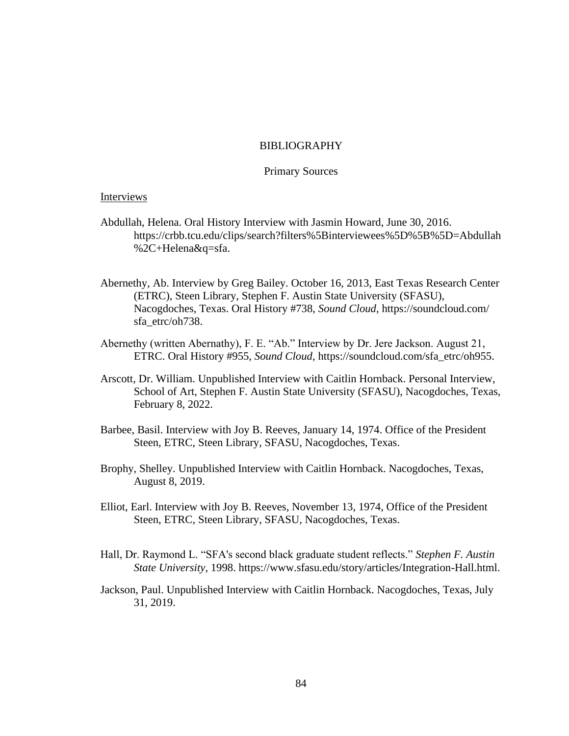# BIBLIOGRAPHY

## Primary Sources

### Interviews

Abdullah, Helena. Oral History Interview with Jasmin Howard, June 30, 2016. https://crbb.tcu.edu/clips/search?filters%5Binterviewees%5D%5B%5D=Abdullah%2C+Helena&q=sfa.

Abernethy, Ab. Interview by Greg Bailey. October 16, 2013, East Texas Research Center (ETRC), Steen Library, Stephen F. Austin State University (SFASU), Nacogdoches, Texas. Oral History #738, *Sound Cloud*, https://soundcloud.com/sfa_etrc/oh738.

Abernethy (written Abernathy), F. E. "Ab." Interview by Dr. Jere Jackson. August 21, ETRC. Oral History #955, *Sound Cloud*, https://soundcloud.com/sfa_etrc/oh955.

Arscott, Dr. William. Unpublished Interview with Caitlin Hornback. Personal Interview, School of Art, Stephen F. Austin State University (SFASU), Nacogdoches, Texas, February 8, 2022.

Barbee, Basil. Interview with Joy B. Reeves, January 14, 1974. Office of the President Steen, ETRC, Steen Library, SFASU, Nacogdoches, Texas.

Brophy, Shelley. Unpublished Interview with Caitlin Hornback. Nacogdoches, Texas, August 8, 2019.

Elliot, Earl. Interview with Joy B. Reeves, November 13, 1974, Office of the President Steen, ETRC, Steen Library, SFASU, Nacogdoches, Texas.

Hall, Dr. Raymond L. "SFA's second black graduate student reflects." *Stephen F. Austin State University*, 1998. https://www.sfasu.edu/story/articles/Integration-Hall.html.

Jackson, Paul. Unpublished Interview with Caitlin Hornback. Nacogdoches, Texas, July 31, 2019.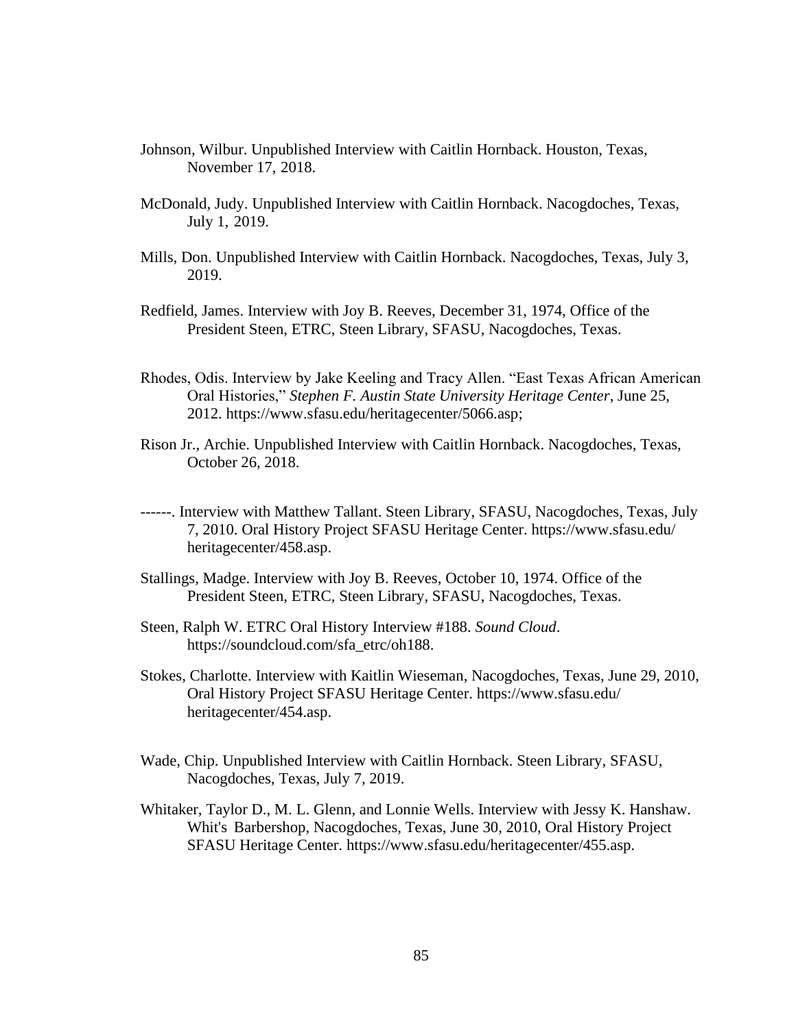Johnson, Wilbur. Unpublished Interview with Caitlin Hornback. Houston, Texas, November 17, 2018.

McDonald, Judy. Unpublished Interview with Caitlin Hornback. Nacogdoches, Texas, July 1, 2019.

Mills, Don. Unpublished Interview with Caitlin Hornback. Nacogdoches, Texas, July 3, 2019.

Redfield, James. Interview with Joy B. Reeves, December 31, 1974, Office of the President Steen, ETRC, Steen Library, SFASU, Nacogdoches, Texas.

Rhodes, Odis. Interview by Jake Keeling and Tracy Allen. "East Texas African American Oral Histories," *Stephen F. Austin State University Heritage Center*, June 25, 2012. https://www.sfasu.edu/heritagecenter/5066.asp;

Rison Jr., Archie. Unpublished Interview with Caitlin Hornback. Nacogdoches, Texas, October 26, 2018.

------. Interview with Matthew Tallant. Steen Library, SFASU, Nacogdoches, Texas, July 7, 2010. Oral History Project SFASU Heritage Center. https://www.sfasu.edu/heritagecenter/458.asp.

Stallings, Madge. Interview with Joy B. Reeves, October 10, 1974. Office of the President Steen, ETRC, Steen Library, SFASU, Nacogdoches, Texas.

Steen, Ralph W. ETRC Oral History Interview #188. *Sound Cloud*. https://soundcloud.com/sfa_etrc/oh188.

Stokes, Charlotte. Interview with Kaitlin Wieseman, Nacogdoches, Texas, June 29, 2010, Oral History Project SFASU Heritage Center. https://www.sfasu.edu/heritagecenter/454.asp.

Wade, Chip. Unpublished Interview with Caitlin Hornback. Steen Library, SFASU, Nacogdoches, Texas, July 7, 2019.

Whitaker, Taylor D., M. L. Glenn, and Lonnie Wells. Interview with Jessy K. Hanshaw. Whit's Barbershop, Nacogdoches, Texas, June 30, 2010, Oral History Project SFASU Heritage Center. https://www.sfasu.edu/heritagecenter/455.asp.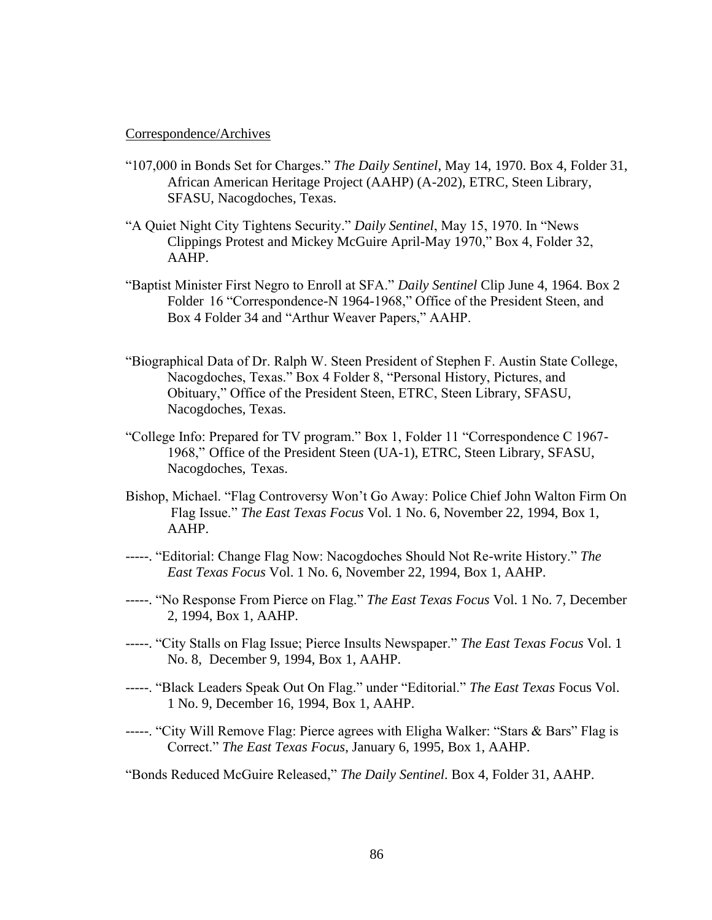Correspondence/Archives

"107,000 in Bonds Set for Charges." *The Daily Sentinel*, May 14, 1970. Box 4, Folder 31, African American Heritage Project (AAHP) (A-202), ETRC, Steen Library, SFASU, Nacogdoches, Texas.

"A Quiet Night City Tightens Security." *Daily Sentinel*, May 15, 1970. In "News Clippings Protest and Mickey McGuire April-May 1970," Box 4, Folder 32, AAHP.

"Baptist Minister First Negro to Enroll at SFA." *Daily Sentinel* Clip June 4, 1964. Box 2 Folder 16 "Correspondence-N 1964-1968," Office of the President Steen, and Box 4 Folder 34 and "Arthur Weaver Papers," AAHP.

"Biographical Data of Dr. Ralph W. Steen President of Stephen F. Austin State College, Nacogdoches, Texas." Box 4 Folder 8, "Personal History, Pictures, and Obituary," Office of the President Steen, ETRC, Steen Library, SFASU, Nacogdoches, Texas.

"College Info: Prepared for TV program." Box 1, Folder 11 "Correspondence C 1967-1968," Office of the President Steen (UA-1), ETRC, Steen Library, SFASU, Nacogdoches, Texas.

Bishop, Michael. "Flag Controversy Won't Go Away: Police Chief John Walton Firm On Flag Issue." *The East Texas Focus* Vol. 1 No. 6, November 22, 1994, Box 1, AAHP.

-----. "Editorial: Change Flag Now: Nacogdoches Should Not Re-write History." *The East Texas Focus* Vol. 1 No. 6, November 22, 1994, Box 1, AAHP.

-----. "No Response From Pierce on Flag." *The East Texas Focus* Vol. 1 No. 7, December 2, 1994, Box 1, AAHP.

-----. "City Stalls on Flag Issue; Pierce Insults Newspaper." *The East Texas Focus* Vol. 1 No. 8, December 9, 1994, Box 1, AAHP.

-----. "Black Leaders Speak Out On Flag." under "Editorial." *The East Texas* Focus Vol. 1 No. 9, December 16, 1994, Box 1, AAHP.

-----. "City Will Remove Flag: Pierce agrees with Eligha Walker: "Stars & Bars" Flag is Correct." *The East Texas Focus*, January 6, 1995, Box 1, AAHP.

"Bonds Reduced McGuire Released," *The Daily Sentinel*. Box 4, Folder 31, AAHP.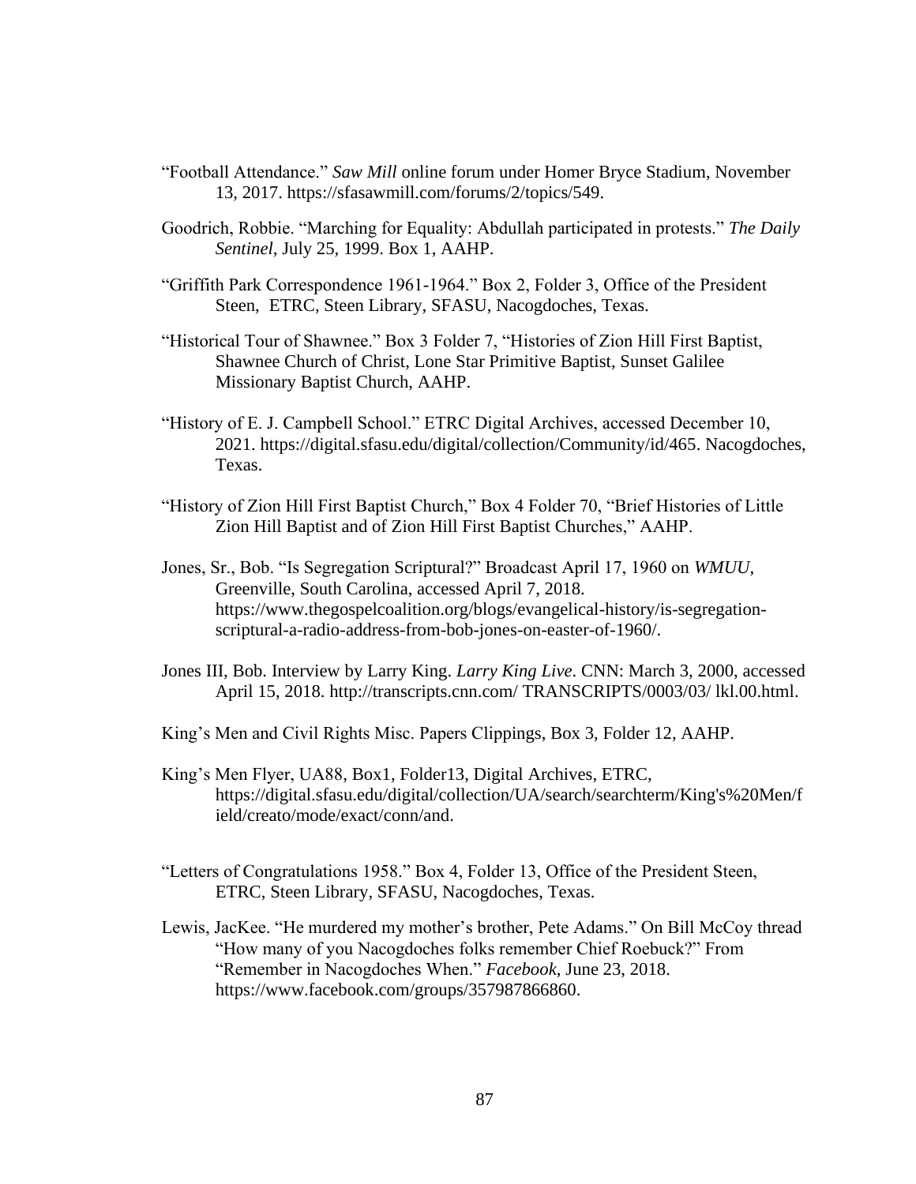"Football Attendance." *Saw Mill* online forum under Homer Bryce Stadium, November 13, 2017. https://sfasawmill.com/forums/2/topics/549.

Goodrich, Robbie. "Marching for Equality: Abdullah participated in protests." *The Daily Sentinel*, July 25, 1999. Box 1, AAHP.

"Griffith Park Correspondence 1961-1964." Box 2, Folder 3, Office of the President Steen, ETRC, Steen Library, SFASU, Nacogdoches, Texas.

"Historical Tour of Shawnee." Box 3 Folder 7, "Histories of Zion Hill First Baptist, Shawnee Church of Christ, Lone Star Primitive Baptist, Sunset Galilee Missionary Baptist Church, AAHP.

"History of E. J. Campbell School." ETRC Digital Archives, accessed December 10, 2021. https://digital.sfasu.edu/digital/collection/Community/id/465. Nacogdoches, Texas.

"History of Zion Hill First Baptist Church," Box 4 Folder 70, "Brief Histories of Little Zion Hill Baptist and of Zion Hill First Baptist Churches," AAHP.

Jones, Sr., Bob. "Is Segregation Scriptural?" Broadcast April 17, 1960 on *WMUU*, Greenville, South Carolina, accessed April 7, 2018. https://www.thegospelcoalition.org/blogs/evangelical-history/is-segregation-scriptural-a-radio-address-from-bob-jones-on-easter-of-1960/.

Jones III, Bob. Interview by Larry King. *Larry King Live*. CNN: March 3, 2000, accessed April 15, 2018. http://transcripts.cnn.com/ TRANSCRIPTS/0003/03/ lkl.00.html.

King's Men and Civil Rights Misc. Papers Clippings, Box 3, Folder 12, AAHP.

King's Men Flyer, UA88, Box1, Folder13, Digital Archives, ETRC, https://digital.sfasu.edu/digital/collection/UA/search/searchterm/King's%20Men/field/creato/mode/exact/conn/and.

"Letters of Congratulations 1958." Box 4, Folder 13, Office of the President Steen, ETRC, Steen Library, SFASU, Nacogdoches, Texas.

Lewis, JacKee. "He murdered my mother's brother, Pete Adams." On Bill McCoy thread "How many of you Nacogdoches folks remember Chief Roebuck?" From "Remember in Nacogdoches When." *Facebook*, June 23, 2018. https://www.facebook.com/groups/357987866860.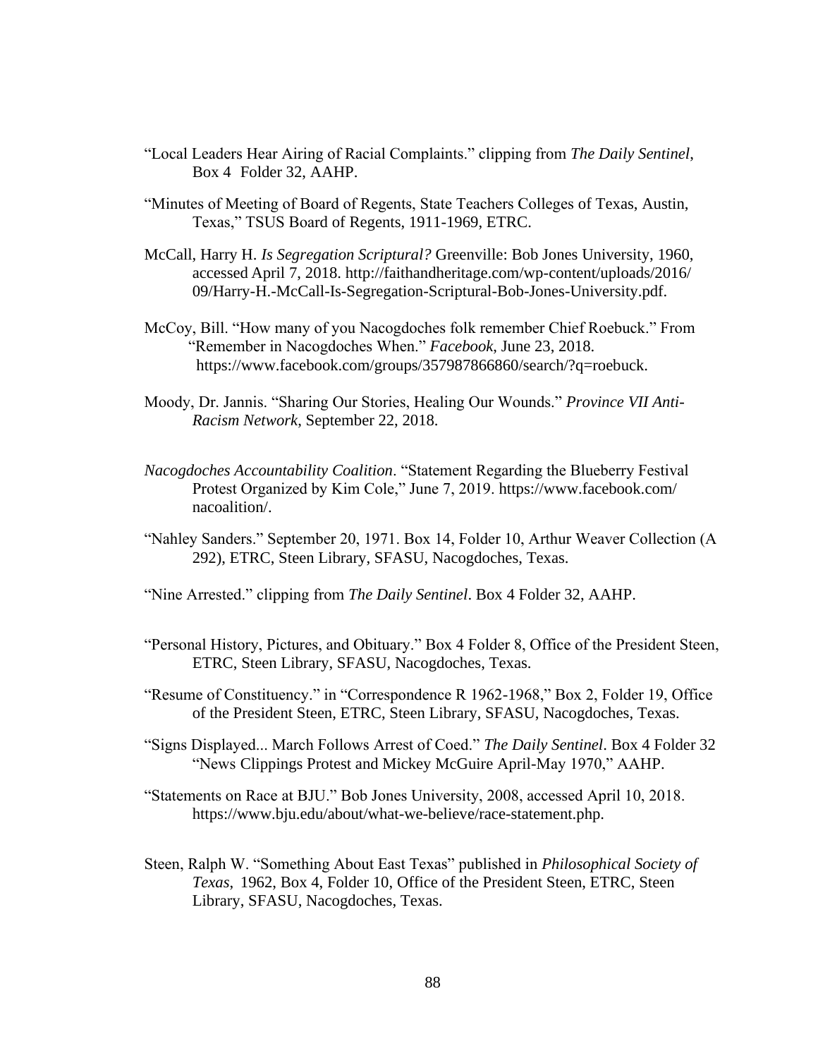"Local Leaders Hear Airing of Racial Complaints." clipping from *The Daily Sentinel*, Box 4 Folder 32, AAHP.

"Minutes of Meeting of Board of Regents, State Teachers Colleges of Texas, Austin, Texas," TSUS Board of Regents, 1911-1969, ETRC.

McCall, Harry H. *Is Segregation Scriptural?* Greenville: Bob Jones University, 1960, accessed April 7, 2018. http://faithandheritage.com/wp-content/uploads/2016/09/Harry-H.-McCall-Is-Segregation-Scriptural-Bob-Jones-University.pdf.

McCoy, Bill. "How many of you Nacogdoches folk remember Chief Roebuck." From "Remember in Nacogdoches When." *Facebook*, June 23, 2018. https://www.facebook.com/groups/357987866860/search/?q=roebuck.

Moody, Dr. Jannis. "Sharing Our Stories, Healing Our Wounds." *Province VII Anti-Racism Network*, September 22, 2018.

*Nacogdoches Accountability Coalition*. "Statement Regarding the Blueberry Festival Protest Organized by Kim Cole," June 7, 2019. https://www.facebook.com/nacoalition/.

"Nahley Sanders." September 20, 1971. Box 14, Folder 10, Arthur Weaver Collection (A 292), ETRC, Steen Library, SFASU, Nacogdoches, Texas.

"Nine Arrested." clipping from *The Daily Sentinel*. Box 4 Folder 32, AAHP.

"Personal History, Pictures, and Obituary." Box 4 Folder 8, Office of the President Steen, ETRC, Steen Library, SFASU, Nacogdoches, Texas.

"Resume of Constituency." in "Correspondence R 1962-1968," Box 2, Folder 19, Office of the President Steen, ETRC, Steen Library, SFASU, Nacogdoches, Texas.

"Signs Displayed... March Follows Arrest of Coed." *The Daily Sentinel*. Box 4 Folder 32 "News Clippings Protest and Mickey McGuire April-May 1970," AAHP.

"Statements on Race at BJU." Bob Jones University, 2008, accessed April 10, 2018. https://www.bju.edu/about/what-we-believe/race-statement.php.

Steen, Ralph W. "Something About East Texas" published in *Philosophical Society of Texas*, 1962, Box 4, Folder 10, Office of the President Steen, ETRC, Steen Library, SFASU, Nacogdoches, Texas.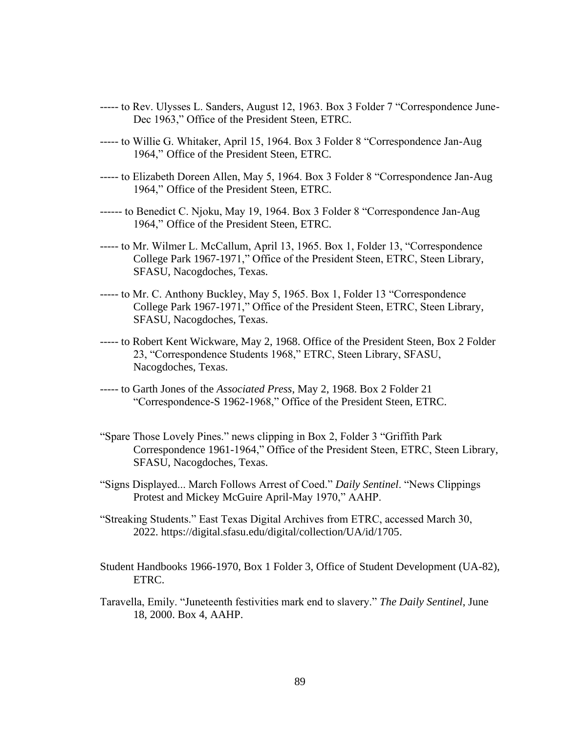----- to Rev. Ulysses L. Sanders, August 12, 1963. Box 3 Folder 7 "Correspondence June-Dec 1963," Office of the President Steen, ETRC.

----- to Willie G. Whitaker, April 15, 1964. Box 3 Folder 8 "Correspondence Jan-Aug 1964," Office of the President Steen, ETRC.

----- to Elizabeth Doreen Allen, May 5, 1964. Box 3 Folder 8 "Correspondence Jan-Aug 1964," Office of the President Steen, ETRC.

------ to Benedict C. Njoku, May 19, 1964. Box 3 Folder 8 "Correspondence Jan-Aug 1964," Office of the President Steen, ETRC.

----- to Mr. Wilmer L. McCallum, April 13, 1965. Box 1, Folder 13, "Correspondence College Park 1967-1971," Office of the President Steen, ETRC, Steen Library, SFASU, Nacogdoches, Texas.

----- to Mr. C. Anthony Buckley, May 5, 1965. Box 1, Folder 13 "Correspondence College Park 1967-1971," Office of the President Steen, ETRC, Steen Library, SFASU, Nacogdoches, Texas.

----- to Robert Kent Wickware, May 2, 1968. Office of the President Steen, Box 2 Folder 23, "Correspondence Students 1968," ETRC, Steen Library, SFASU, Nacogdoches, Texas.

----- to Garth Jones of the *Associated Press*, May 2, 1968. Box 2 Folder 21 "Correspondence-S 1962-1968," Office of the President Steen, ETRC.

"Spare Those Lovely Pines." news clipping in Box 2, Folder 3 "Griffith Park Correspondence 1961-1964," Office of the President Steen, ETRC, Steen Library, SFASU, Nacogdoches, Texas.

"Signs Displayed... March Follows Arrest of Coed." *Daily Sentinel*. "News Clippings Protest and Mickey McGuire April-May 1970," AAHP.

"Streaking Students." East Texas Digital Archives from ETRC, accessed March 30, 2022. https://digital.sfasu.edu/digital/collection/UA/id/1705.

Student Handbooks 1966-1970, Box 1 Folder 3, Office of Student Development (UA-82), ETRC.

Taravella, Emily. "Juneteenth festivities mark end to slavery." *The Daily Sentinel*, June 18, 2000. Box 4, AAHP.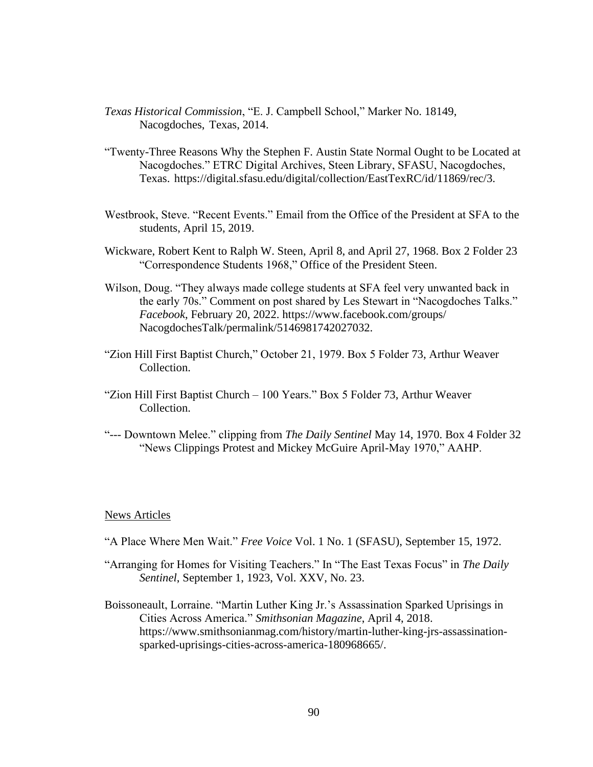*Texas Historical Commission*, "E. J. Campbell School," Marker No. 18149, Nacogdoches, Texas, 2014.

"Twenty-Three Reasons Why the Stephen F. Austin State Normal Ought to be Located at Nacogdoches." ETRC Digital Archives, Steen Library, SFASU, Nacogdoches, Texas. https://digital.sfasu.edu/digital/collection/EastTexRC/id/11869/rec/3.

Westbrook, Steve. "Recent Events." Email from the Office of the President at SFA to the students, April 15, 2019.

Wickware, Robert Kent to Ralph W. Steen, April 8, and April 27, 1968. Box 2 Folder 23 "Correspondence Students 1968," Office of the President Steen.

Wilson, Doug. "They always made college students at SFA feel very unwanted back in the early 70s." Comment on post shared by Les Stewart in "Nacogdoches Talks." *Facebook*, February 20, 2022. https://www.facebook.com/groups/NacogdochesTalk/permalink/5146981742027032.

"Zion Hill First Baptist Church," October 21, 1979. Box 5 Folder 73, Arthur Weaver Collection.

"Zion Hill First Baptist Church – 100 Years." Box 5 Folder 73, Arthur Weaver Collection.

"--- Downtown Melee." clipping from *The Daily Sentinel* May 14, 1970. Box 4 Folder 32 "News Clippings Protest and Mickey McGuire April-May 1970," AAHP.

News Articles

"A Place Where Men Wait." *Free Voice* Vol. 1 No. 1 (SFASU), September 15, 1972.

"Arranging for Homes for Visiting Teachers." In "The East Texas Focus" in *The Daily Sentinel*, September 1, 1923, Vol. XXV, No. 23.

Boissoneault, Lorraine. "Martin Luther King Jr.'s Assassination Sparked Uprisings in Cities Across America." *Smithsonian Magazine*, April 4, 2018. https://www.smithsonianmag.com/history/martin-luther-king-jrs-assassination-sparked-uprisings-cities-across-america-180968665/.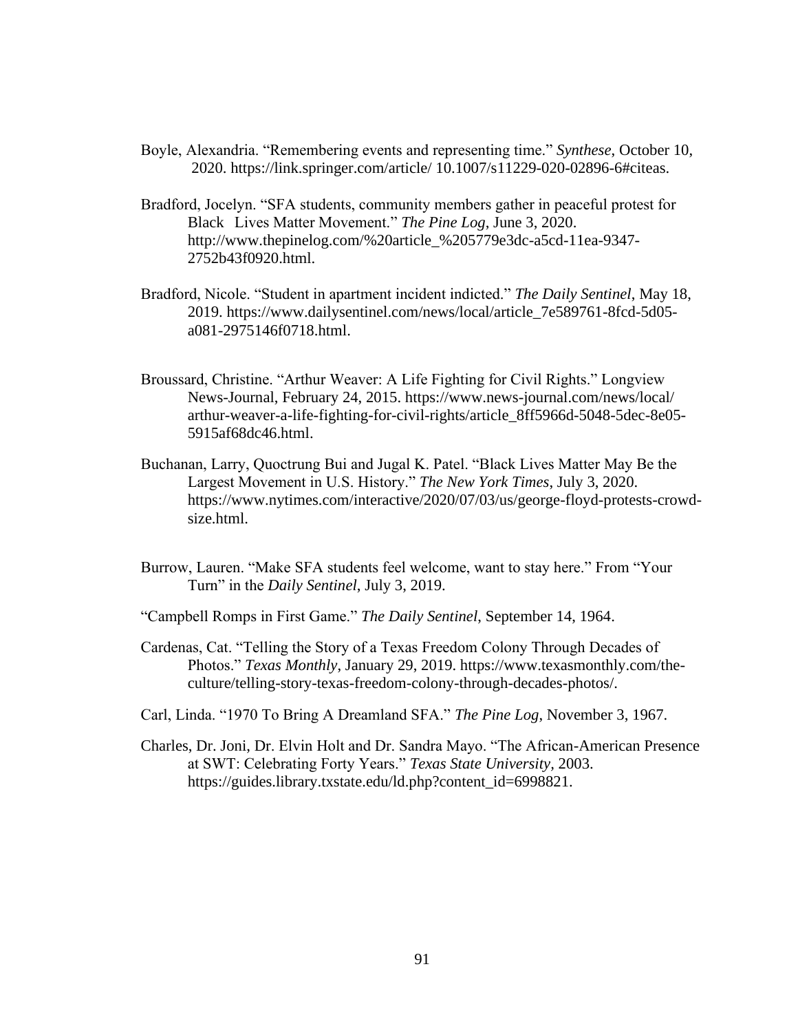Boyle, Alexandria. "Remembering events and representing time." *Synthese*, October 10, 2020. https://link.springer.com/article/ 10.1007/s11229-020-02896-6#citeas.

Bradford, Jocelyn. "SFA students, community members gather in peaceful protest for Black Lives Matter Movement." *The Pine Log*, June 3, 2020. http://www.thepinelog.com/%20article_%205779e3dc-a5cd-11ea-9347-2752b43f0920.html.

Bradford, Nicole. "Student in apartment incident indicted." *The Daily Sentinel*, May 18, 2019. https://www.dailysentinel.com/news/local/article_7e589761-8fcd-5d05-a081-2975146f0718.html.

Broussard, Christine. "Arthur Weaver: A Life Fighting for Civil Rights." Longview News-Journal, February 24, 2015. https://www.news-journal.com/news/local/arthur-weaver-a-life-fighting-for-civil-rights/article_8ff5966d-5048-5dec-8e05-5915af68dc46.html.

Buchanan, Larry, Quoctrung Bui and Jugal K. Patel. "Black Lives Matter May Be the Largest Movement in U.S. History." *The New York Times*, July 3, 2020. https://www.nytimes.com/interactive/2020/07/03/us/george-floyd-protests-crowd-size.html.

Burrow, Lauren. "Make SFA students feel welcome, want to stay here." From "Your Turn" in the *Daily Sentinel*, July 3, 2019.

"Campbell Romps in First Game." *The Daily Sentinel*, September 14, 1964.

Cardenas, Cat. "Telling the Story of a Texas Freedom Colony Through Decades of Photos." *Texas Monthly*, January 29, 2019. https://www.texasmonthly.com/the-culture/telling-story-texas-freedom-colony-through-decades-photos/.

Carl, Linda. "1970 To Bring A Dreamland SFA." *The Pine Log*, November 3, 1967.

Charles, Dr. Joni, Dr. Elvin Holt and Dr. Sandra Mayo. "The African-American Presence at SWT: Celebrating Forty Years." *Texas State University*, 2003. https://guides.library.txstate.edu/ld.php?content_id=6998821.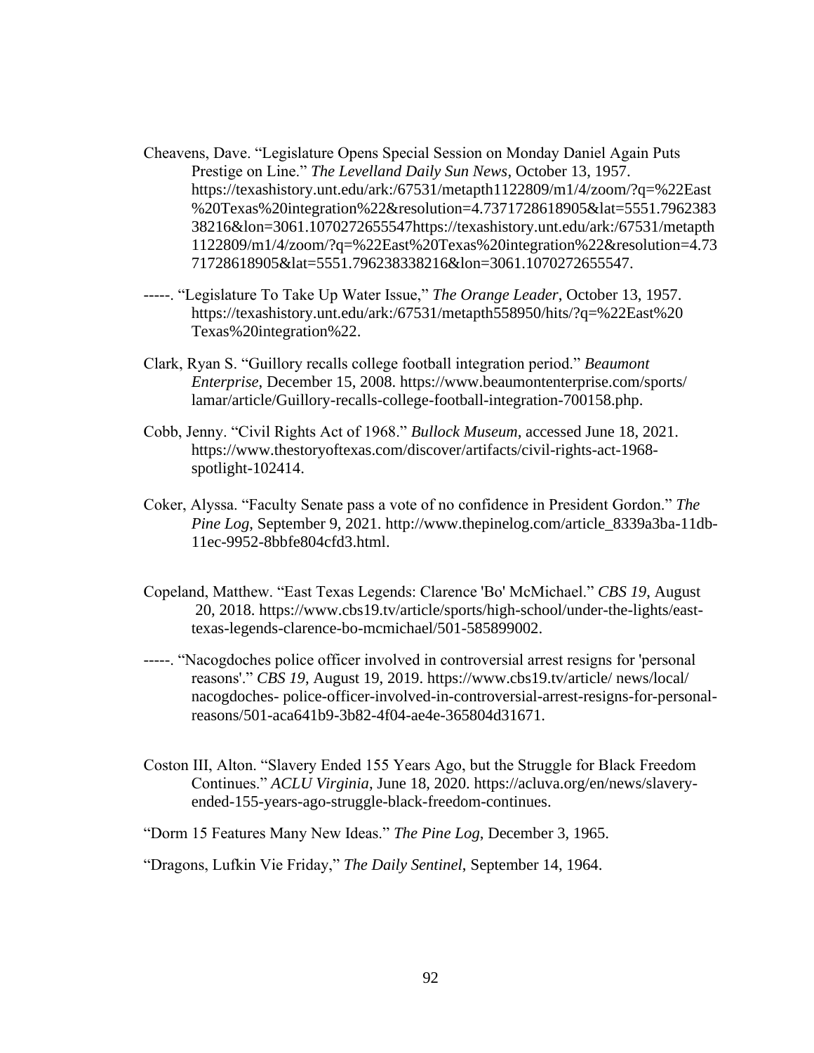Cheavens, Dave. "Legislature Opens Special Session on Monday Daniel Again Puts Prestige on Line." *The Levelland Daily Sun News*, October 13, 1957. https://texashistory.unt.edu/ark:/67531/metapth1122809/m1/4/zoom/?q=%22East%20Texas%20integration%22&resolution=4.7371728618905&lat=5551.796238338216&lon=3061.1070272655547https://texashistory.unt.edu/ark:/67531/metapth1122809/m1/4/zoom/?q=%22East%20Texas%20integration%22&resolution=4.7371728618905&lat=5551.796238338216&lon=3061.1070272655547.

-----. "Legislature To Take Up Water Issue," *The Orange Leader*, October 13, 1957. https://texashistory.unt.edu/ark:/67531/metapth558950/hits/?q=%22East%20Texas%20integration%22.

Clark, Ryan S. "Guillory recalls college football integration period." *Beaumont Enterprise*, December 15, 2008. https://www.beaumontenterprise.com/sports/lamar/article/Guillory-recalls-college-football-integration-700158.php.

Cobb, Jenny. "Civil Rights Act of 1968." *Bullock Museum*, accessed June 18, 2021. https://www.thestoryoftexas.com/discover/artifacts/civil-rights-act-1968-spotlight-102414.

Coker, Alyssa. "Faculty Senate pass a vote of no confidence in President Gordon." *The Pine Log*, September 9, 2021. http://www.thepinelog.com/article_8339a3ba-11db-11ec-9952-8bbfe804cfd3.html.

Copeland, Matthew. "East Texas Legends: Clarence 'Bo' McMichael." *CBS 19*, August 20, 2018. https://www.cbs19.tv/article/sports/high-school/under-the-lights/east-texas-legends-clarence-bo-mcmichael/501-585899002.

-----. "Nacogdoches police officer involved in controversial arrest resigns for 'personal reasons'." *CBS 19*, August 19, 2019. https://www.cbs19.tv/article/ news/local/ nacogdoches- police-officer-involved-in-controversial-arrest-resigns-for-personal-reasons/501-aca641b9-3b82-4f04-ae4e-365804d31671.

Coston III, Alton. "Slavery Ended 155 Years Ago, but the Struggle for Black Freedom Continues." *ACLU Virginia*, June 18, 2020. https://acluva.org/en/news/slavery-ended-155-years-ago-struggle-black-freedom-continues.

"Dorm 15 Features Many New Ideas." *The Pine Log*, December 3, 1965.

"Dragons, Lufkin Vie Friday," *The Daily Sentinel*, September 14, 1964.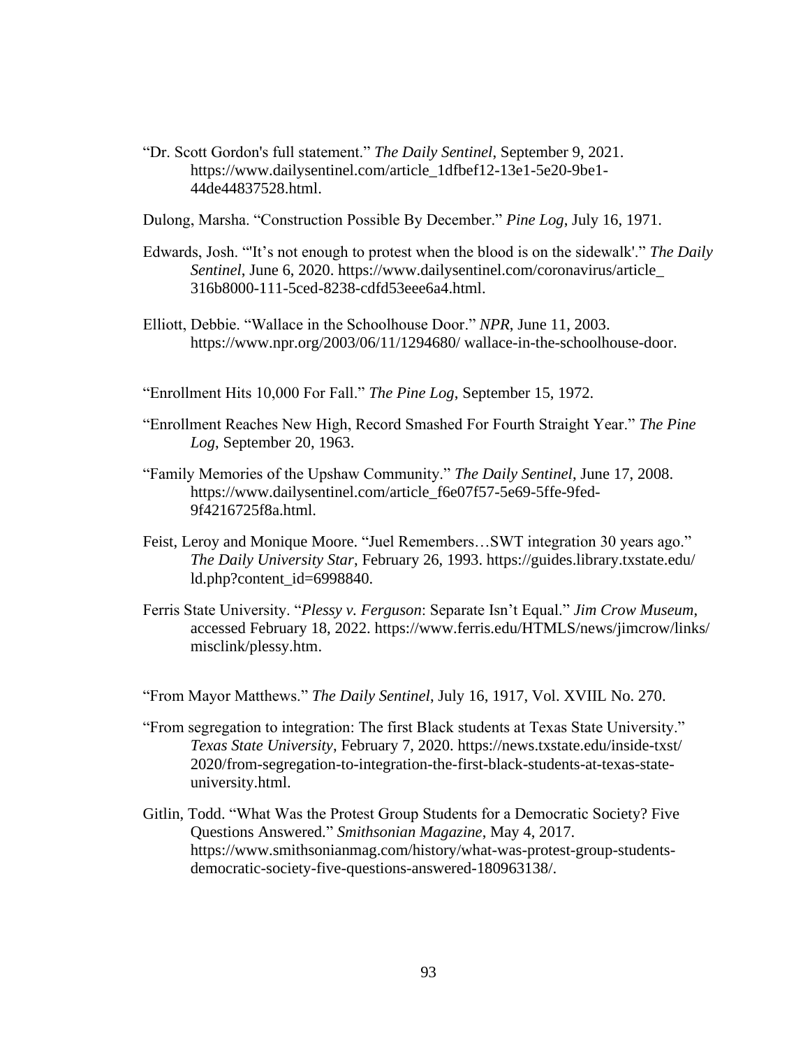"Dr. Scott Gordon's full statement." *The Daily Sentinel*, September 9, 2021. https://www.dailysentinel.com/article_1dfbef12-13e1-5e20-9be1-44de44837528.html.

Dulong, Marsha. "Construction Possible By December." *Pine Log*, July 16, 1971.

Edwards, Josh. "'It's not enough to protest when the blood is on the sidewalk'." *The Daily Sentinel*, June 6, 2020. https://www.dailysentinel.com/coronavirus/article_316b8000-111-5ced-8238-cdfd53eee6a4.html.

Elliott, Debbie. "Wallace in the Schoolhouse Door." *NPR*, June 11, 2003. https://www.npr.org/2003/06/11/1294680/ wallace-in-the-schoolhouse-door.

"Enrollment Hits 10,000 For Fall." *The Pine Log*, September 15, 1972.

"Enrollment Reaches New High, Record Smashed For Fourth Straight Year." *The Pine Log*, September 20, 1963.

"Family Memories of the Upshaw Community." *The Daily Sentinel*, June 17, 2008. https://www.dailysentinel.com/article_f6e07f57-5e69-5ffe-9fed-9f4216725f8a.html.

Feist, Leroy and Monique Moore. "Juel Remembers…SWT integration 30 years ago." *The Daily University Star*, February 26, 1993. https://guides.library.txstate.edu/ld.php?content_id=6998840.

Ferris State University. "*Plessy v. Ferguson*: Separate Isn't Equal." *Jim Crow Museum*, accessed February 18, 2022. https://www.ferris.edu/HTMLS/news/jimcrow/links/misclink/plessy.htm.

"From Mayor Matthews." *The Daily Sentinel*, July 16, 1917, Vol. XVIIL No. 270.

"From segregation to integration: The first Black students at Texas State University." *Texas State University*, February 7, 2020. https://news.txstate.edu/inside-txst/2020/from-segregation-to-integration-the-first-black-students-at-texas-state-university.html.

Gitlin, Todd. "What Was the Protest Group Students for a Democratic Society? Five Questions Answered." *Smithsonian Magazine*, May 4, 2017. https://www.smithsonianmag.com/history/what-was-protest-group-students-democratic-society-five-questions-answered-180963138/.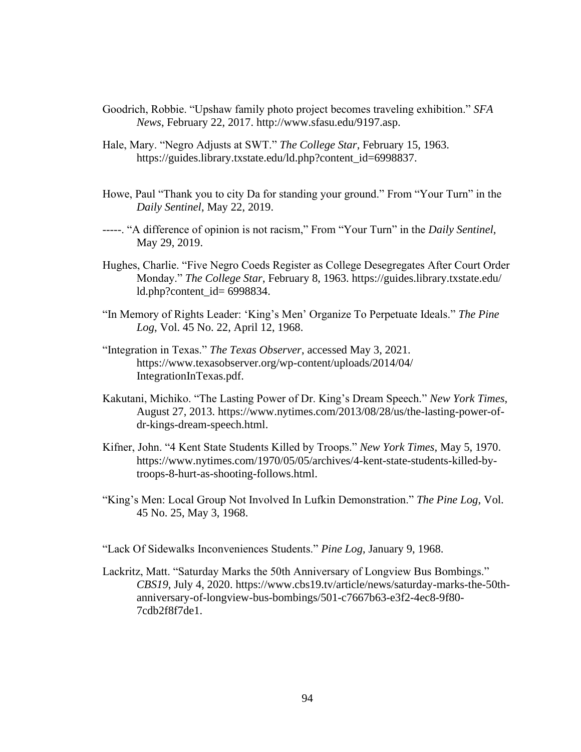Goodrich, Robbie. “Upshaw family photo project becomes traveling exhibition.” *SFA News*, February 22, 2017. http://www.sfasu.edu/9197.asp.

Hale, Mary. “Negro Adjusts at SWT.” *The College Star*, February 15, 1963. https://guides.library.txstate.edu/ld.php?content_id=6998837.

Howe, Paul “Thank you to city Da for standing your ground.” From “Your Turn” in the *Daily Sentinel*, May 22, 2019.

-----. “A difference of opinion is not racism,” From “Your Turn” in the *Daily Sentinel*, May 29, 2019.

Hughes, Charlie. “Five Negro Coeds Register as College Desegregates After Court Order Monday.” *The College Star*, February 8, 1963. https://guides.library.txstate.edu/ld.php?content_id= 6998834.

“In Memory of Rights Leader: ‘King’s Men’ Organize To Perpetuate Ideals.” *The Pine Log*, Vol. 45 No. 22, April 12, 1968.

“Integration in Texas.” *The Texas Observer*, accessed May 3, 2021. https://www.texasobserver.org/wp-content/uploads/2014/04/IntegrationInTexas.pdf.

Kakutani, Michiko. “The Lasting Power of Dr. King’s Dream Speech.” *New York Times*, August 27, 2013. https://www.nytimes.com/2013/08/28/us/the-lasting-power-of-dr-kings-dream-speech.html.

Kifner, John. “4 Kent State Students Killed by Troops.” *New York Times*, May 5, 1970. https://www.nytimes.com/1970/05/05/archives/4-kent-state-students-killed-by-troops-8-hurt-as-shooting-follows.html.

“King’s Men: Local Group Not Involved In Lufkin Demonstration.” *The Pine Log*, Vol. 45 No. 25, May 3, 1968.

“Lack Of Sidewalks Inconveniences Students.” *Pine Log*, January 9, 1968.

Lackritz, Matt. “Saturday Marks the 50th Anniversary of Longview Bus Bombings.” *CBS19*, July 4, 2020. https://www.cbs19.tv/article/news/saturday-marks-the-50th-anniversary-of-longview-bus-bombings/501-c7667b63-e3f2-4ec8-9f80-7cdb2f8f7de1.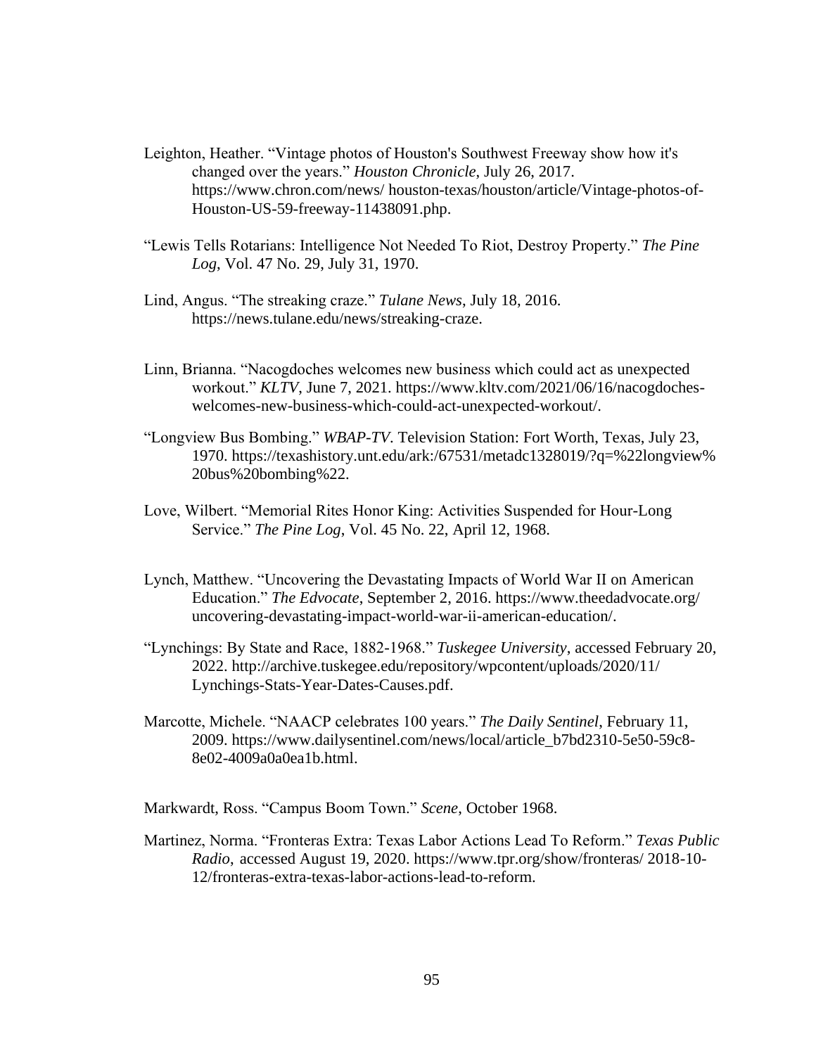Leighton, Heather. "Vintage photos of Houston's Southwest Freeway show how it's changed over the years." *Houston Chronicle*, July 26, 2017. https://www.chron.com/news/ houston-texas/houston/article/Vintage-photos-of-Houston-US-59-freeway-11438091.php.

"Lewis Tells Rotarians: Intelligence Not Needed To Riot, Destroy Property." *The Pine Log*, Vol. 47 No. 29, July 31, 1970.

Lind, Angus. "The streaking craze." *Tulane News*, July 18, 2016. https://news.tulane.edu/news/streaking-craze.

Linn, Brianna. "Nacogdoches welcomes new business which could act as unexpected workout." *KLTV*, June 7, 2021. https://www.kltv.com/2021/06/16/nacogdoches-welcomes-new-business-which-could-act-unexpected-workout/.

"Longview Bus Bombing." *WBAP-TV*. Television Station: Fort Worth, Texas, July 23, 1970. https://texashistory.unt.edu/ark:/67531/metadc1328019/?q=%22longview%20bus%20bombing%22.

Love, Wilbert. "Memorial Rites Honor King: Activities Suspended for Hour-Long Service." *The Pine Log*, Vol. 45 No. 22, April 12, 1968.

Lynch, Matthew. "Uncovering the Devastating Impacts of World War II on American Education." *The Edvocate*, September 2, 2016. https://www.theedadvocate.org/ uncovering-devastating-impact-world-war-ii-american-education/.

"Lynchings: By State and Race, 1882-1968." *Tuskegee University*, accessed February 20, 2022. http://archive.tuskegee.edu/repository/wpcontent/uploads/2020/11/ Lynchings-Stats-Year-Dates-Causes.pdf.

Marcotte, Michele. "NAACP celebrates 100 years." *The Daily Sentinel*, February 11, 2009. https://www.dailysentinel.com/news/local/article_b7bd2310-5e50-59c8-8e02-4009a0a0ea1b.html.

Markwardt, Ross. "Campus Boom Town." *Scene*, October 1968.

Martinez, Norma. "Fronteras Extra: Texas Labor Actions Lead To Reform." *Texas Public Radio*, accessed August 19, 2020. https://www.tpr.org/show/fronteras/ 2018-10-12/fronteras-extra-texas-labor-actions-lead-to-reform.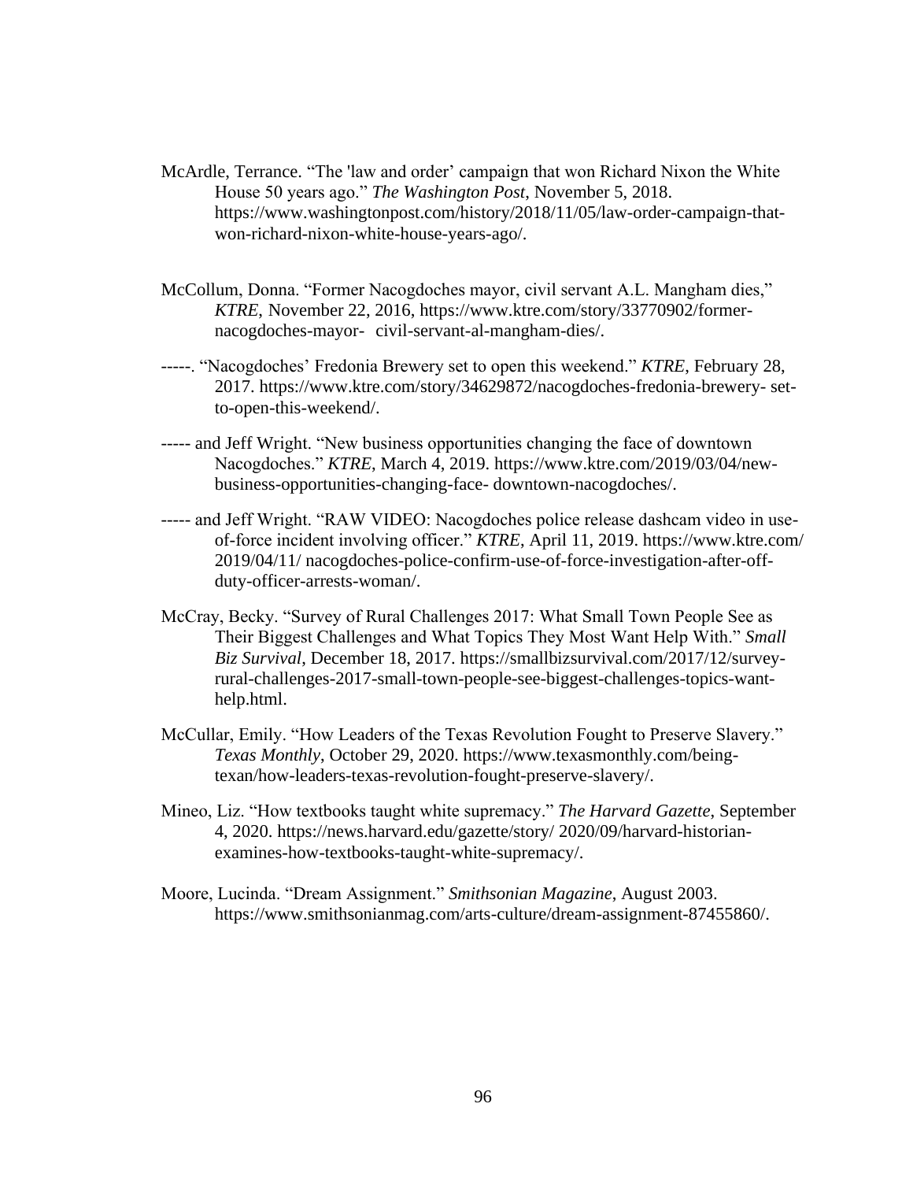McArdle, Terrance. "The 'law and order' campaign that won Richard Nixon the White House 50 years ago." *The Washington Post*, November 5, 2018. https://www.washingtonpost.com/history/2018/11/05/law-order-campaign-that-won-richard-nixon-white-house-years-ago/.

McCollum, Donna. "Former Nacogdoches mayor, civil servant A.L. Mangham dies," *KTRE*, November 22, 2016, https://www.ktre.com/story/33770902/former-nacogdoches-mayor- civil-servant-al-mangham-dies/.

-----. "Nacogdoches' Fredonia Brewery set to open this weekend." *KTRE*, February 28, 2017. https://www.ktre.com/story/34629872/nacogdoches-fredonia-brewery- set-to-open-this-weekend/.

----- and Jeff Wright. "New business opportunities changing the face of downtown Nacogdoches." *KTRE*, March 4, 2019. https://www.ktre.com/2019/03/04/new-business-opportunities-changing-face- downtown-nacogdoches/.

----- and Jeff Wright. "RAW VIDEO: Nacogdoches police release dashcam video in use-of-force incident involving officer." *KTRE*, April 11, 2019. https://www.ktre.com/ 2019/04/11/ nacogdoches-police-confirm-use-of-force-investigation-after-off-duty-officer-arrests-woman/.

McCray, Becky. "Survey of Rural Challenges 2017: What Small Town People See as Their Biggest Challenges and What Topics They Most Want Help With." *Small Biz Survival*, December 18, 2017. https://smallbizsurvival.com/2017/12/survey-rural-challenges-2017-small-town-people-see-biggest-challenges-topics-want-help.html.

McCullar, Emily. "How Leaders of the Texas Revolution Fought to Preserve Slavery." *Texas Monthly*, October 29, 2020. https://www.texasmonthly.com/being-texan/how-leaders-texas-revolution-fought-preserve-slavery/.

Mineo, Liz. "How textbooks taught white supremacy." *The Harvard Gazette*, September 4, 2020. https://news.harvard.edu/gazette/story/ 2020/09/harvard-historian-examines-how-textbooks-taught-white-supremacy/.

Moore, Lucinda. "Dream Assignment." *Smithsonian Magazine*, August 2003. https://www.smithsonianmag.com/arts-culture/dream-assignment-87455860/.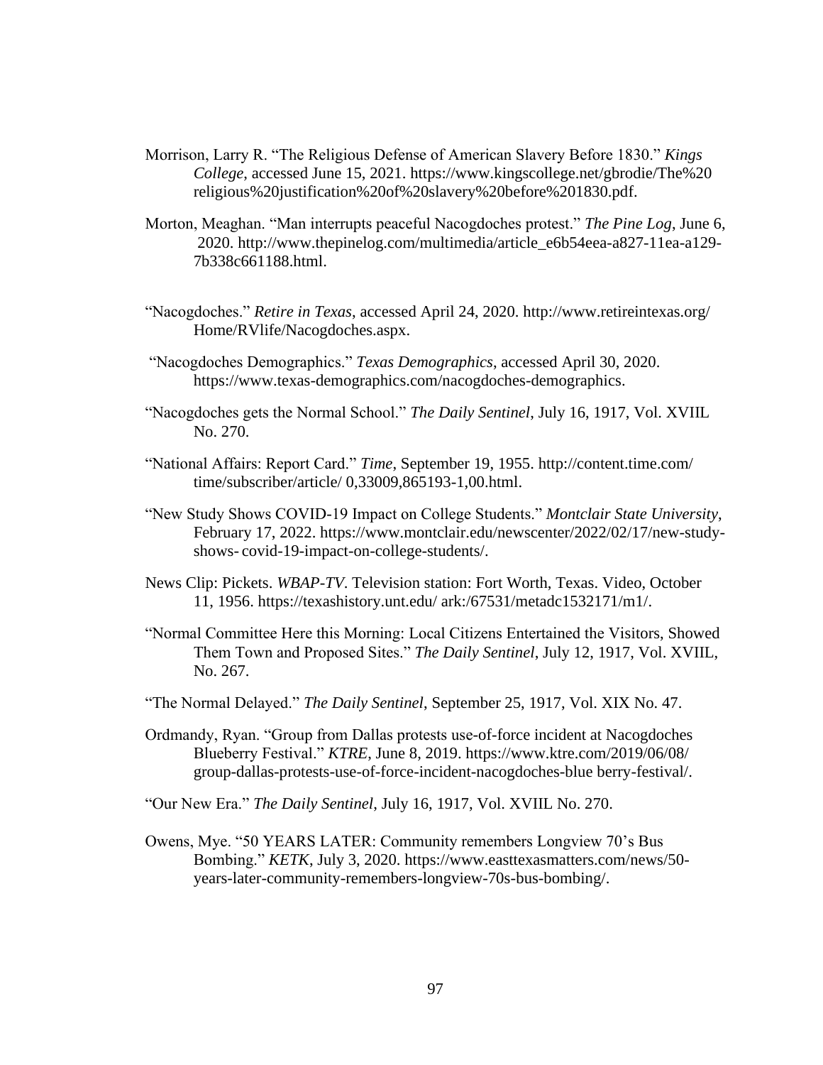Morrison, Larry R. "The Religious Defense of American Slavery Before 1830." *Kings College*, accessed June 15, 2021. https://www.kingscollege.net/gbrodie/The%20religious%20justification%20of%20slavery%20before%201830.pdf.

Morton, Meaghan. "Man interrupts peaceful Nacogdoches protest." *The Pine Log*, June 6, 2020. http://www.thepinelog.com/multimedia/article_e6b54eea-a827-11ea-a129-7b338c661188.html.

"Nacogdoches." *Retire in Texas*, accessed April 24, 2020. http://www.retireintexas.org/Home/RVlife/Nacogdoches.aspx.

"Nacogdoches Demographics." *Texas Demographics*, accessed April 30, 2020. https://www.texas-demographics.com/nacogdoches-demographics.

"Nacogdoches gets the Normal School." *The Daily Sentinel*, July 16, 1917, Vol. XVIIL No. 270.

"National Affairs: Report Card." *Time*, September 19, 1955. http://content.time.com/time/subscriber/article/ 0,33009,865193-1,00.html.

"New Study Shows COVID-19 Impact on College Students." *Montclair State University*, February 17, 2022. https://www.montclair.edu/newscenter/2022/02/17/new-study-shows- covid-19-impact-on-college-students/.

News Clip: Pickets. *WBAP-TV*. Television station: Fort Worth, Texas. Video, October 11, 1956. https://texashistory.unt.edu/ ark:/67531/metadc1532171/m1/.

"Normal Committee Here this Morning: Local Citizens Entertained the Visitors, Showed Them Town and Proposed Sites." *The Daily Sentinel*, July 12, 1917, Vol. XVIIL, No. 267.

"The Normal Delayed." *The Daily Sentinel*, September 25, 1917, Vol. XIX No. 47.

Ordmandy, Ryan. "Group from Dallas protests use-of-force incident at Nacogdoches Blueberry Festival." *KTRE*, June 8, 2019. https://www.ktre.com/2019/06/08/group-dallas-protests-use-of-force-incident-nacogdoches-blue berry-festival/.

"Our New Era." *The Daily Sentinel*, July 16, 1917, Vol. XVIIL No. 270.

Owens, Mye. "50 YEARS LATER: Community remembers Longview 70's Bus Bombing." *KETK*, July 3, 2020. https://www.easttexasmatters.com/news/50-years-later-community-remembers-longview-70s-bus-bombing/.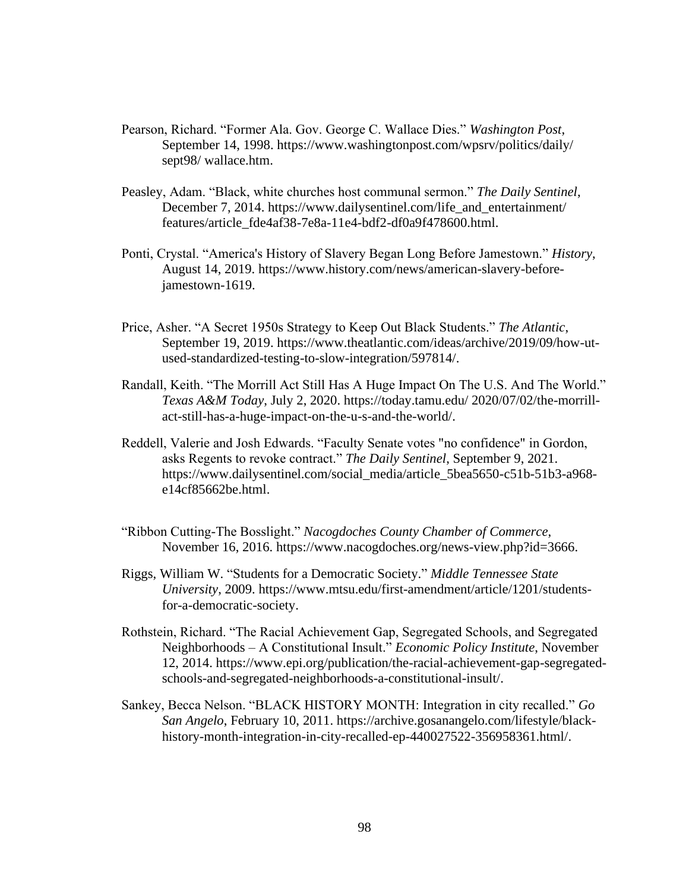Pearson, Richard. "Former Ala. Gov. George C. Wallace Dies." *Washington Post*, September 14, 1998. https://www.washingtonpost.com/wpsrv/politics/daily/sept98/ wallace.htm.

Peasley, Adam. "Black, white churches host communal sermon." *The Daily Sentinel*, December 7, 2014. https://www.dailysentinel.com/life_and_entertainment/features/article_fde4af38-7e8a-11e4-bdf2-df0a9f478600.html.

Ponti, Crystal. "America's History of Slavery Began Long Before Jamestown." *History*, August 14, 2019. https://www.history.com/news/american-slavery-before-jamestown-1619.

Price, Asher. "A Secret 1950s Strategy to Keep Out Black Students." *The Atlantic*, September 19, 2019. https://www.theatlantic.com/ideas/archive/2019/09/how-ut-used-standardized-testing-to-slow-integration/597814/.

Randall, Keith. "The Morrill Act Still Has A Huge Impact On The U.S. And The World." *Texas A&M Today*, July 2, 2020. https://today.tamu.edu/ 2020/07/02/the-morrill-act-still-has-a-huge-impact-on-the-u-s-and-the-world/.

Reddell, Valerie and Josh Edwards. "Faculty Senate votes "no confidence" in Gordon, asks Regents to revoke contract." *The Daily Sentinel*, September 9, 2021. https://www.dailysentinel.com/social_media/article_5bea5650-c51b-51b3-a968-e14cf85662be.html.

"Ribbon Cutting-The Bosslight." *Nacogdoches County Chamber of Commerce*, November 16, 2016. https://www.nacogdoches.org/news-view.php?id=3666.

Riggs, William W. "Students for a Democratic Society." *Middle Tennessee State University*, 2009. https://www.mtsu.edu/first-amendment/article/1201/students-for-a-democratic-society.

Rothstein, Richard. "The Racial Achievement Gap, Segregated Schools, and Segregated Neighborhoods – A Constitutional Insult." *Economic Policy Institute*, November 12, 2014. https://www.epi.org/publication/the-racial-achievement-gap-segregated-schools-and-segregated-neighborhoods-a-constitutional-insult/.

Sankey, Becca Nelson. "BLACK HISTORY MONTH: Integration in city recalled." *Go San Angelo*, February 10, 2011. https://archive.gosanangelo.com/lifestyle/black-history-month-integration-in-city-recalled-ep-440027522-356958361.html/.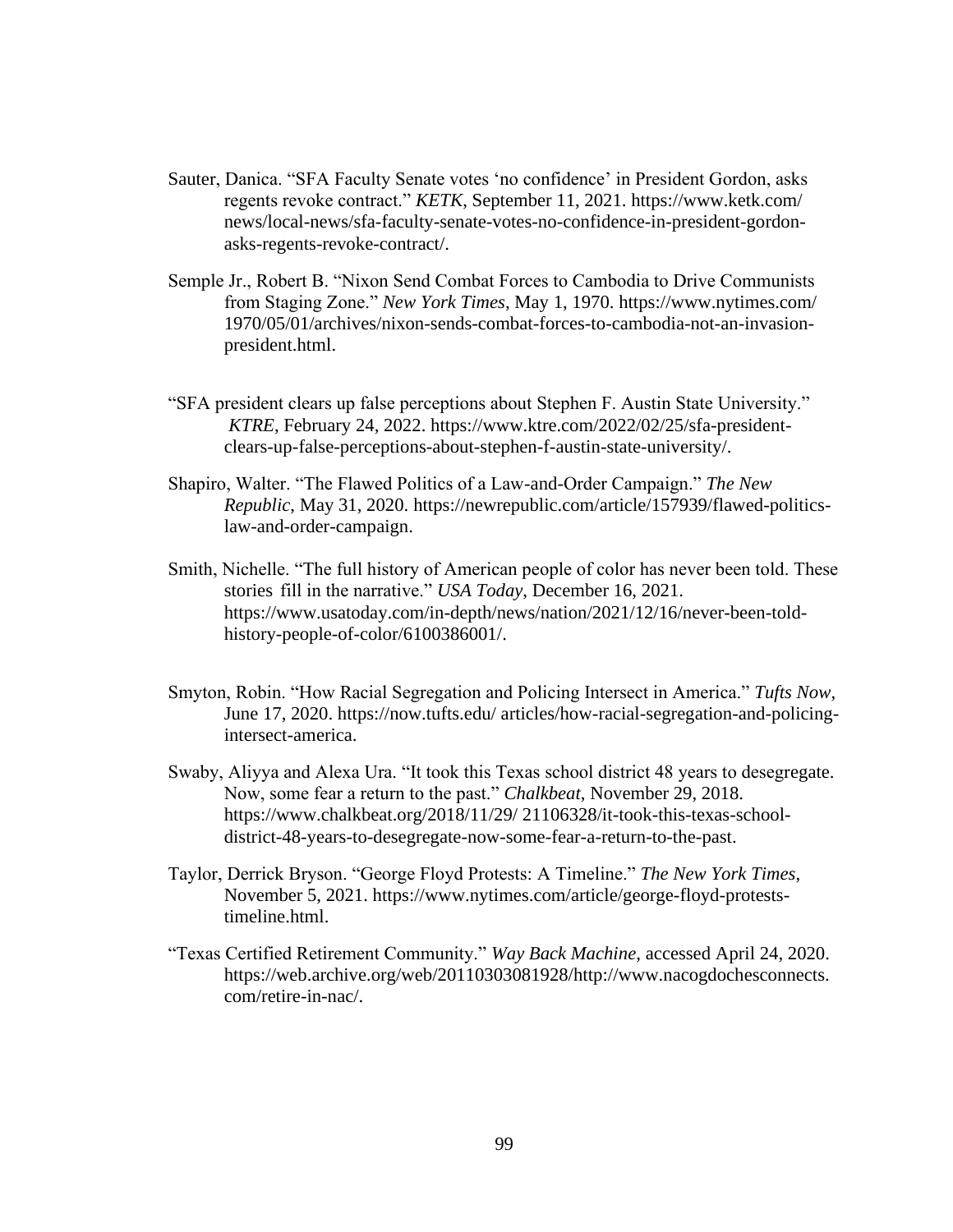Sauter, Danica. “SFA Faculty Senate votes ‘no confidence’ in President Gordon, asks regents revoke contract.” *KETK*, September 11, 2021. https://www.ketk.com/news/local-news/sfa-faculty-senate-votes-no-confidence-in-president-gordon-asks-regents-revoke-contract/.

Semple Jr., Robert B. “Nixon Send Combat Forces to Cambodia to Drive Communists from Staging Zone.” *New York Times*, May 1, 1970. https://www.nytimes.com/1970/05/01/archives/nixon-sends-combat-forces-to-cambodia-not-an-invasion-president.html.

“SFA president clears up false perceptions about Stephen F. Austin State University.” *KTRE*, February 24, 2022. https://www.ktre.com/2022/02/25/sfa-president-clears-up-false-perceptions-about-stephen-f-austin-state-university/.

Shapiro, Walter. “The Flawed Politics of a Law-and-Order Campaign.” *The New Republic*, May 31, 2020. https://newrepublic.com/article/157939/flawed-politics-law-and-order-campaign.

Smith, Nichelle. “The full history of American people of color has never been told. These stories fill in the narrative.” *USA Today*, December 16, 2021. https://www.usatoday.com/in-depth/news/nation/2021/12/16/never-been-told-history-people-of-color/6100386001/.

Smyton, Robin. “How Racial Segregation and Policing Intersect in America.” *Tufts Now*, June 17, 2020. https://now.tufts.edu/ articles/how-racial-segregation-and-policing-intersect-america.

Swaby, Aliyya and Alexa Ura. “It took this Texas school district 48 years to desegregate. Now, some fear a return to the past.” *Chalkbeat*, November 29, 2018. https://www.chalkbeat.org/2018/11/29/ 21106328/it-took-this-texas-school-district-48-years-to-desegregate-now-some-fear-a-return-to-the-past.

Taylor, Derrick Bryson. “George Floyd Protests: A Timeline.” *The New York Times*, November 5, 2021. https://www.nytimes.com/article/george-floyd-protests-timeline.html.

“Texas Certified Retirement Community.” *Way Back Machine*, accessed April 24, 2020. https://web.archive.org/web/20110303081928/http://www.nacogdochesconnects.com/retire-in-nac/.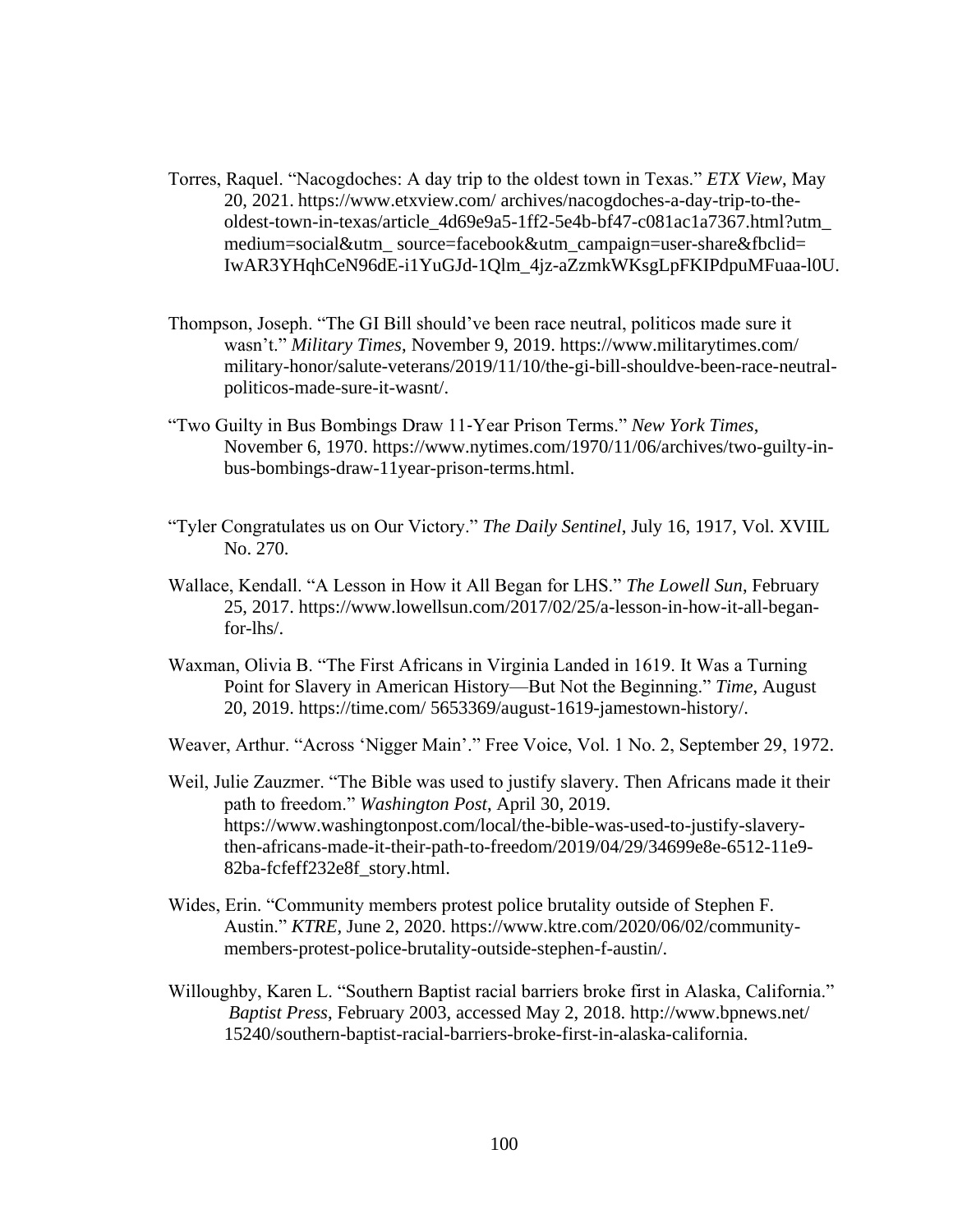Torres, Raquel. “Nacogdoches: A day trip to the oldest town in Texas.” *ETX View*, May 20, 2021. https://www.etxview.com/ archives/nacogdoches-a-day-trip-to-the-oldest-town-in-texas/article_4d69e9a5-1ff2-5e4b-bf47-c081ac1a7367.html?utm_ medium=social&utm_ source=facebook&utm_campaign=user-share&fbclid= IwAR3YHqhCeN96dE-i1YuGJd-1Qlm_4jz-aZzmkWKsgLpFKIPdpuMFuaa-l0U.

Thompson, Joseph. “The GI Bill should’ve been race neutral, politicos made sure it wasn’t.” *Military Times*, November 9, 2019. https://www.militarytimes.com/ military-honor/salute-veterans/2019/11/10/the-gi-bill-shouldve-been-race-neutral-politicos-made-sure-it-wasnt/.

“Two Guilty in Bus Bombings Draw 11-Year Prison Terms.” *New York Times*, November 6, 1970. https://www.nytimes.com/1970/11/06/archives/two-guilty-in-bus-bombings-draw-11year-prison-terms.html.

“Tyler Congratulates us on Our Victory.” *The Daily Sentinel*, July 16, 1917, Vol. XVIIL No. 270.

Wallace, Kendall. “A Lesson in How it All Began for LHS.” *The Lowell Sun*, February 25, 2017. https://www.lowellsun.com/2017/02/25/a-lesson-in-how-it-all-began-for-lhs/.

Waxman, Olivia B. “The First Africans in Virginia Landed in 1619. It Was a Turning Point for Slavery in American History—But Not the Beginning.” *Time*, August 20, 2019. https://time.com/ 5653369/august-1619-jamestown-history/.

Weaver, Arthur. “Across ‘Nigger Main’.” Free Voice, Vol. 1 No. 2, September 29, 1972.

Weil, Julie Zauzmer. “The Bible was used to justify slavery. Then Africans made it their path to freedom.” *Washington Post*, April 30, 2019. https://www.washingtonpost.com/local/the-bible-was-used-to-justify-slavery-then-africans-made-it-their-path-to-freedom/2019/04/29/34699e8e-6512-11e9-82ba-fcfeff232e8f_story.html.

Wides, Erin. “Community members protest police brutality outside of Stephen F. Austin.” *KTRE*, June 2, 2020. https://www.ktre.com/2020/06/02/community-members-protest-police-brutality-outside-stephen-f-austin/.

Willoughby, Karen L. “Southern Baptist racial barriers broke first in Alaska, California.” *Baptist Press*, February 2003, accessed May 2, 2018. http://www.bpnews.net/ 15240/southern-baptist-racial-barriers-broke-first-in-alaska-california.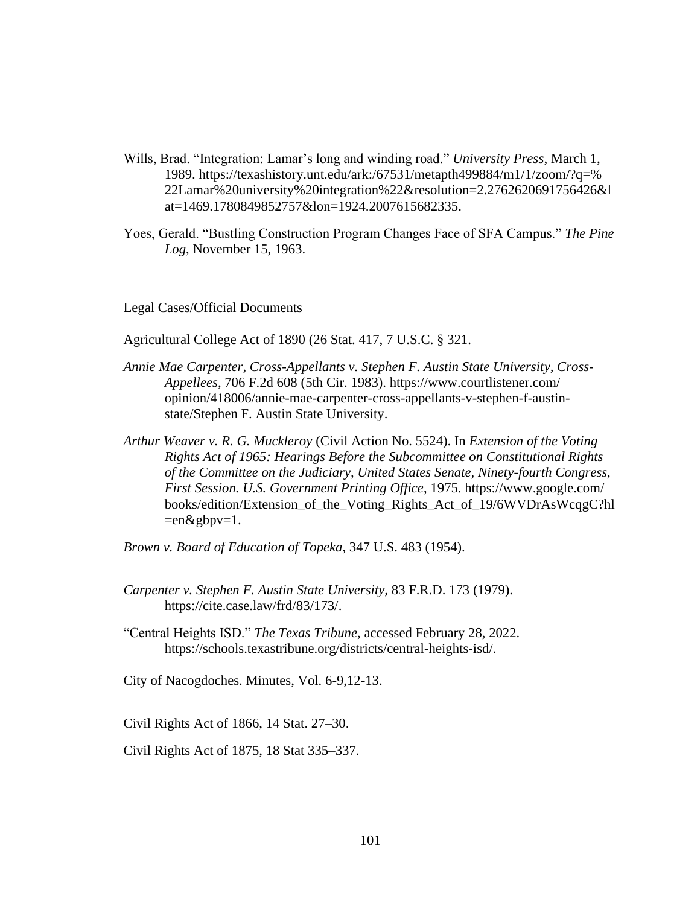Wills, Brad. "Integration: Lamar's long and winding road." *University Press*, March 1, 1989. https://texashistory.unt.edu/ark:/67531/metapth499884/m1/1/zoom/?q=%22Lamar%20university%20integration%22&resolution=2.2762620691756426&lat=1469.1780849852757&lon=1924.2007615682335.

Yoes, Gerald. "Bustling Construction Program Changes Face of SFA Campus." *The Pine Log*, November 15, 1963.

<u>Legal Cases/Official Documents</u>

Agricultural College Act of 1890 (26 Stat. 417, 7 U.S.C. § 321.

*Annie Mae Carpenter, Cross-Appellants v. Stephen F. Austin State University, Cross-Appellees*, 706 F.2d 608 (5th Cir. 1983). https://www.courtlistener.com/opinion/418006/annie-mae-carpenter-cross-appellants-v-stephen-f-austin-state/Stephen F. Austin State University.

*Arthur Weaver v. R. G. Muckleroy* (Civil Action No. 5524). In *Extension of the Voting Rights Act of 1965: Hearings Before the Subcommittee on Constitutional Rights of the Committee on the Judiciary, United States Senate, Ninety-fourth Congress, First Session. U.S. Government Printing Office*, 1975. https://www.google.com/books/edition/Extension_of_the_Voting_Rights_Act_of_19/6WVDrAsWcqgC?hl=en&gbpv=1.

*Brown v. Board of Education of Topeka*, 347 U.S. 483 (1954).

*Carpenter v. Stephen F. Austin State University,* 83 F.R.D. 173 (1979). https://cite.case.law/frd/83/173/.

"Central Heights ISD." *The Texas Tribune*, accessed February 28, 2022. https://schools.texastribune.org/districts/central-heights-isd/.

City of Nacogdoches. Minutes, Vol. 6-9,12-13.

Civil Rights Act of 1866, 14 Stat. 27–30.

Civil Rights Act of 1875, 18 Stat 335–337.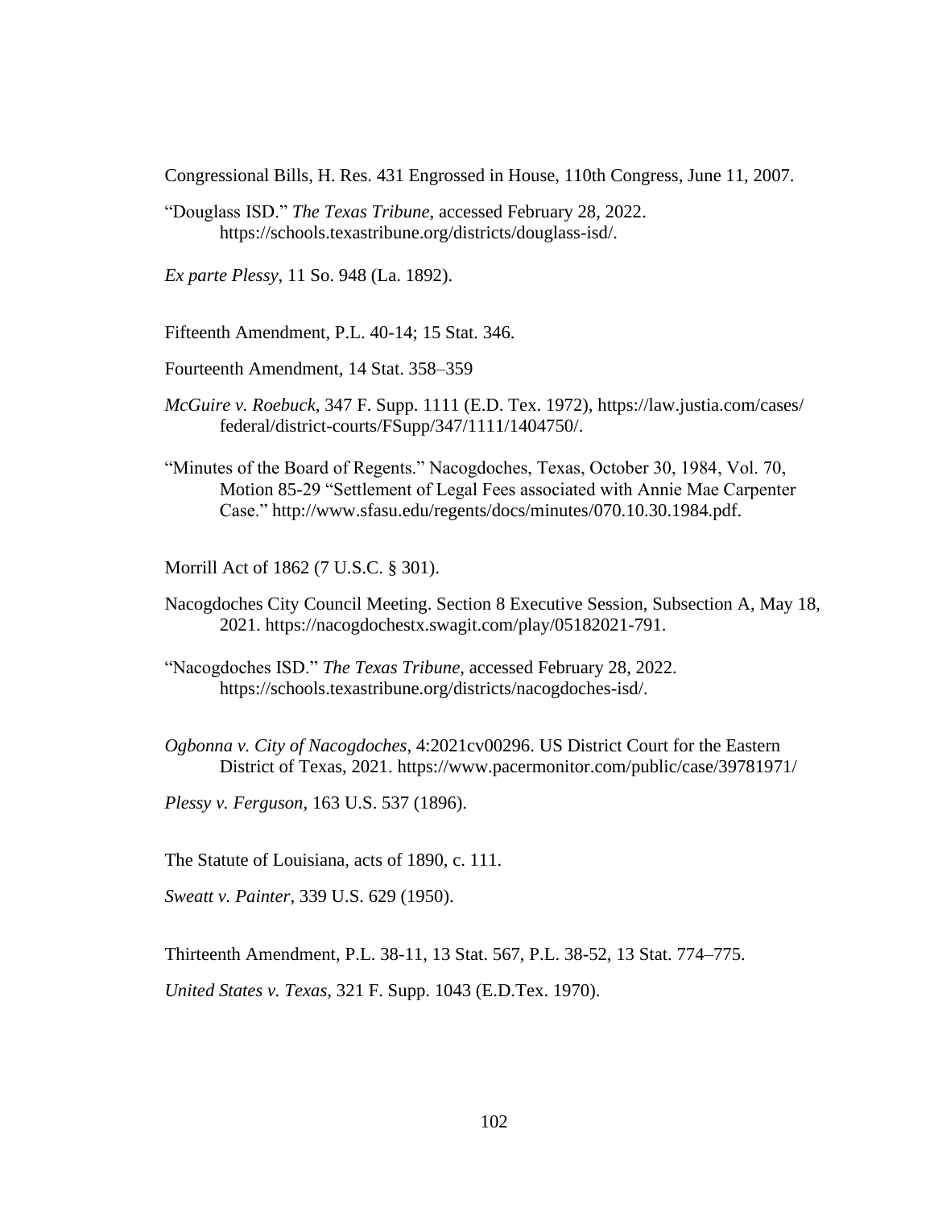Congressional Bills, H. Res. 431 Engrossed in House, 110th Congress, June 11, 2007.

"Douglass ISD." *The Texas Tribune*, accessed February 28, 2022. https://schools.texastribune.org/districts/douglass-isd/.

*Ex parte Plessy*, 11 So. 948 (La. 1892).

Fifteenth Amendment, P.L. 40-14; 15 Stat. 346.

Fourteenth Amendment, 14 Stat. 358–359

*McGuire v. Roebuck*, 347 F. Supp. 1111 (E.D. Tex. 1972), https://law.justia.com/cases/federal/district-courts/FSupp/347/1111/1404750/.

"Minutes of the Board of Regents." Nacogdoches, Texas, October 30, 1984, Vol. 70, Motion 85-29 "Settlement of Legal Fees associated with Annie Mae Carpenter Case." http://www.sfasu.edu/regents/docs/minutes/070.10.30.1984.pdf.

Morrill Act of 1862 (7 U.S.C. § 301).

Nacogdoches City Council Meeting. Section 8 Executive Session, Subsection A, May 18, 2021. https://nacogdochestx.swagit.com/play/05182021-791.

"Nacogdoches ISD." *The Texas Tribune*, accessed February 28, 2022. https://schools.texastribune.org/districts/nacogdoches-isd/.

*Ogbonna v. City of Nacogdoches*, 4:2021cv00296. US District Court for the Eastern District of Texas, 2021. https://www.pacermonitor.com/public/case/39781971/

*Plessy v. Ferguson*, 163 U.S. 537 (1896).

The Statute of Louisiana, acts of 1890, c. 111.

*Sweatt v. Painter*, 339 U.S. 629 (1950).

Thirteenth Amendment, P.L. 38-11, 13 Stat. 567, P.L. 38-52, 13 Stat. 774–775.

*United States v. Texas*, 321 F. Supp. 1043 (E.D.Tex. 1970).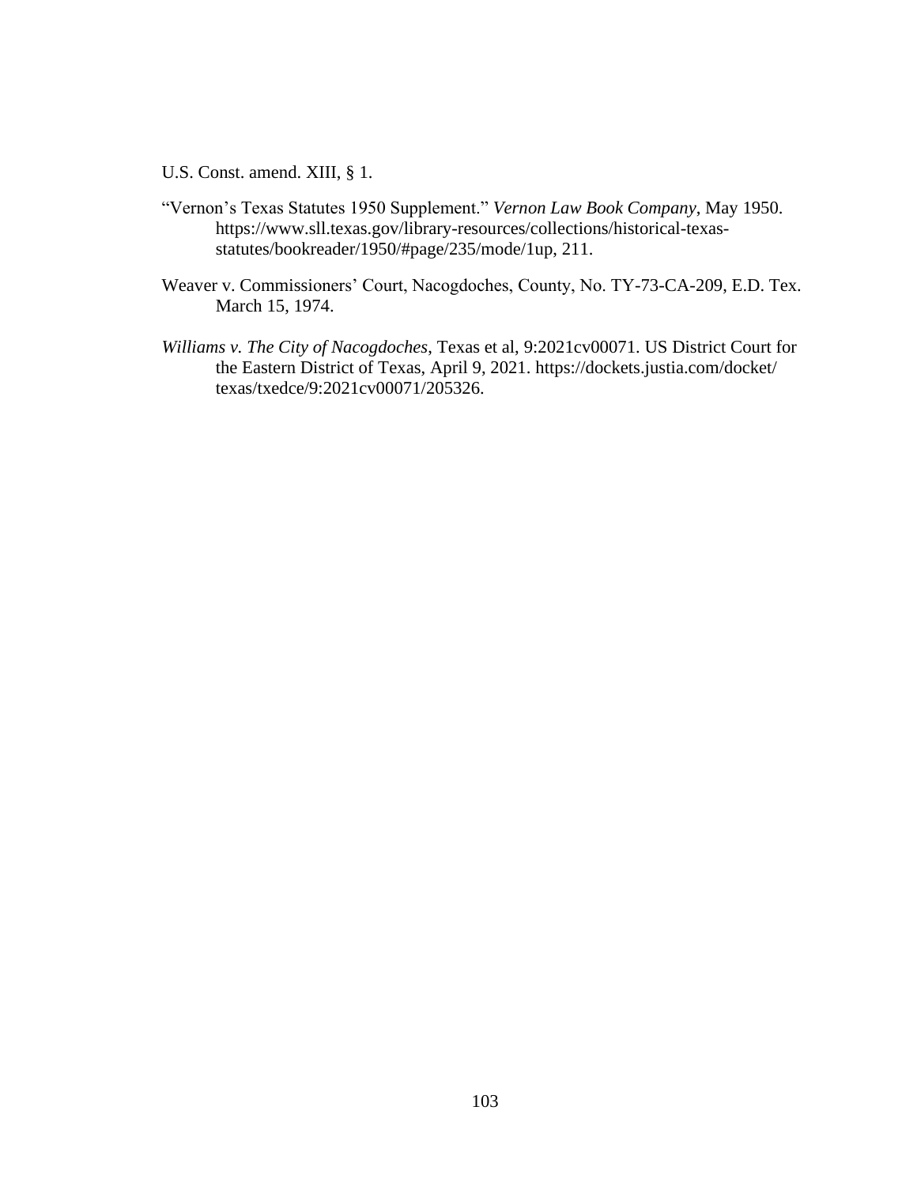U.S. Const. amend. XIII, § 1.

"Vernon's Texas Statutes 1950 Supplement." *Vernon Law Book Company*, May 1950. https://www.sll.texas.gov/library-resources/collections/historical-texas-statutes/bookreader/1950/#page/235/mode/1up, 211.

Weaver v. Commissioners' Court, Nacogdoches, County, No. TY-73-CA-209, E.D. Tex. March 15, 1974.

*Williams v. The City of Nacogdoches*, Texas et al, 9:2021cv00071. US District Court for the Eastern District of Texas, April 9, 2021. https://dockets.justia.com/docket/texas/txedce/9:2021cv00071/205326.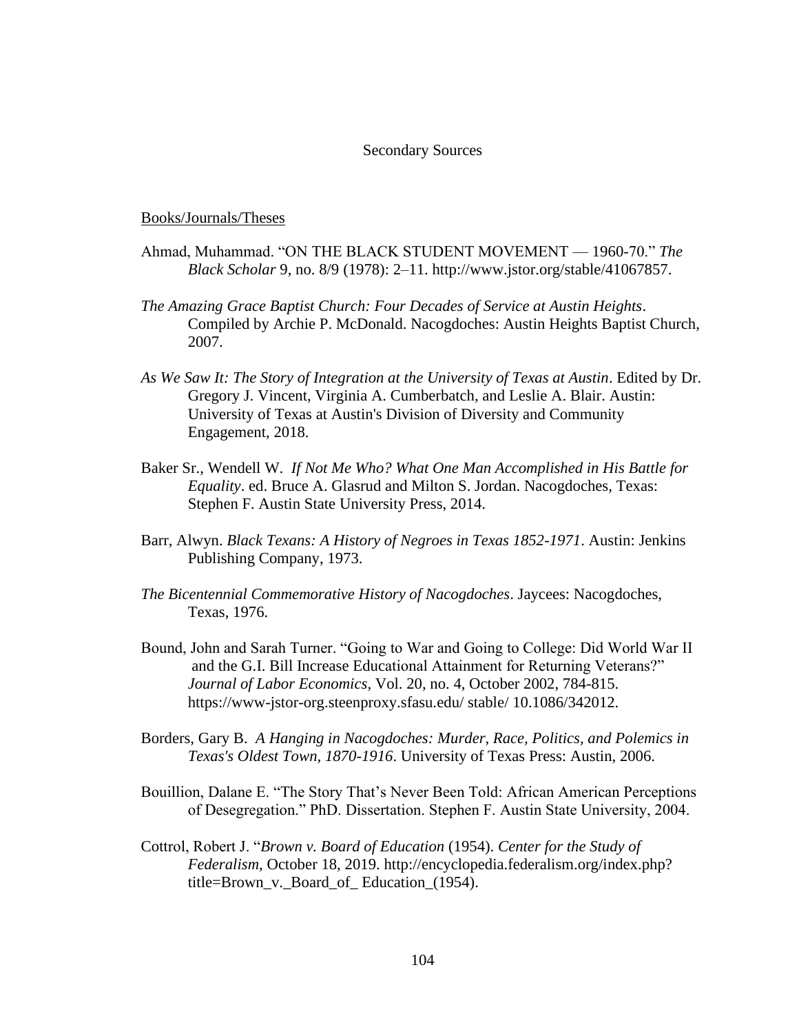# Secondary Sources

Books/Journals/Theses

Ahmad, Muhammad. "ON THE BLACK STUDENT MOVEMENT — 1960-70." *The Black Scholar* 9, no. 8/9 (1978): 2–11. http://www.jstor.org/stable/41067857.

*The Amazing Grace Baptist Church: Four Decades of Service at Austin Heights*. Compiled by Archie P. McDonald. Nacogdoches: Austin Heights Baptist Church, 2007.

*As We Saw It: The Story of Integration at the University of Texas at Austin*. Edited by Dr. Gregory J. Vincent, Virginia A. Cumberbatch, and Leslie A. Blair. Austin: University of Texas at Austin's Division of Diversity and Community Engagement, 2018.

Baker Sr., Wendell W. *If Not Me Who? What One Man Accomplished in His Battle for Equality*. ed. Bruce A. Glasrud and Milton S. Jordan. Nacogdoches, Texas: Stephen F. Austin State University Press, 2014.

Barr, Alwyn. *Black Texans: A History of Negroes in Texas 1852-1971*. Austin: Jenkins Publishing Company, 1973.

*The Bicentennial Commemorative History of Nacogdoches*. Jaycees: Nacogdoches, Texas, 1976.

Bound, John and Sarah Turner. "Going to War and Going to College: Did World War II and the G.I. Bill Increase Educational Attainment for Returning Veterans?" *Journal of Labor Economics*, Vol. 20, no. 4, October 2002, 784-815. https://www-jstor-org.steenproxy.sfasu.edu/ stable/ 10.1086/342012.

Borders, Gary B. *A Hanging in Nacogdoches: Murder, Race, Politics, and Polemics in Texas's Oldest Town, 1870-1916*. University of Texas Press: Austin, 2006.

Bouillion, Dalane E. "The Story That's Never Been Told: African American Perceptions of Desegregation." PhD. Dissertation. Stephen F. Austin State University, 2004.

Cottrol, Robert J. "*Brown v. Board of Education* (1954). *Center for the Study of Federalism*, October 18, 2019. http://encyclopedia.federalism.org/index.php?title=Brown_v._Board_of_ Education_(1954).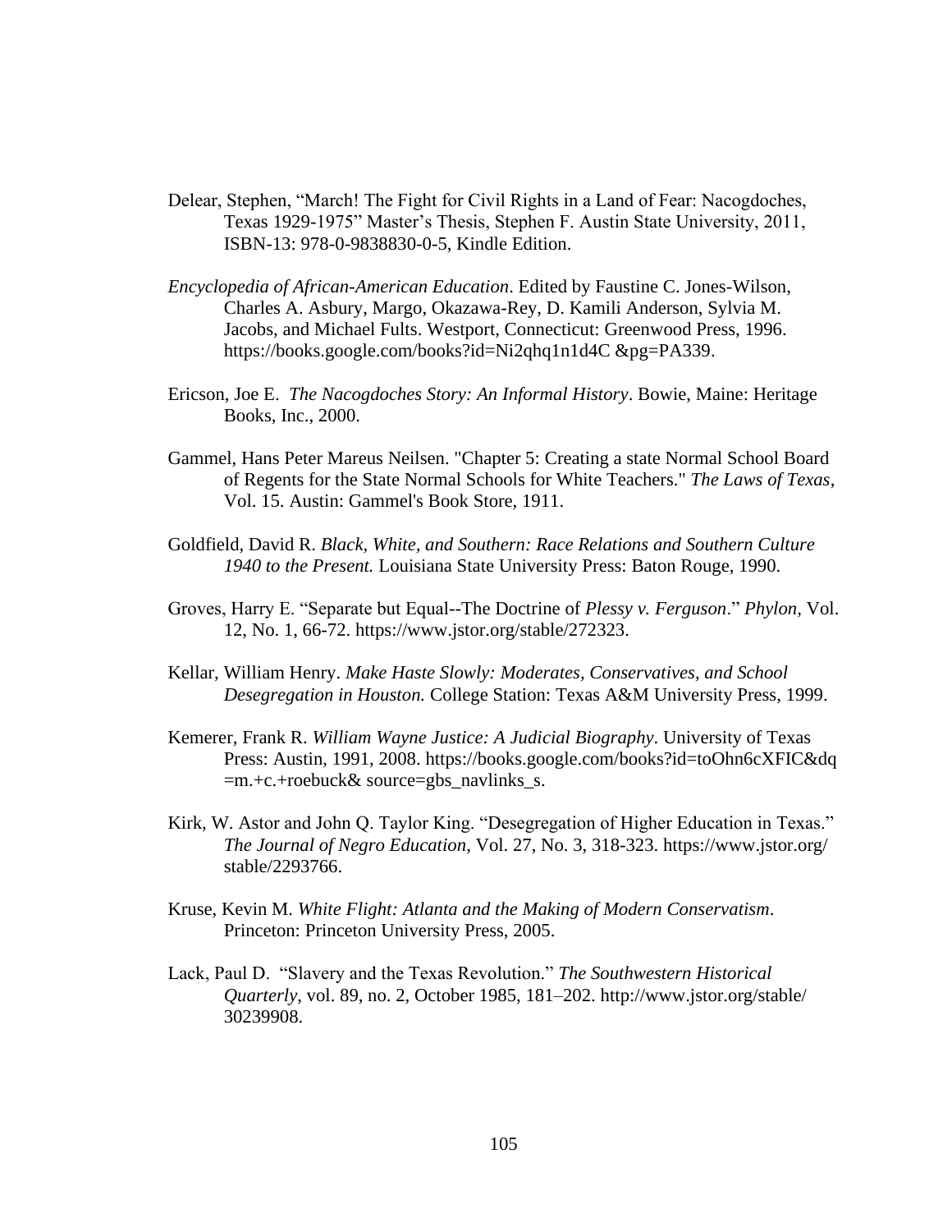Delear, Stephen, "March! The Fight for Civil Rights in a Land of Fear: Nacogdoches, Texas 1929-1975" Master's Thesis, Stephen F. Austin State University, 2011, ISBN-13: 978-0-9838830-0-5, Kindle Edition.

*Encyclopedia of African-American Education*. Edited by Faustine C. Jones-Wilson, Charles A. Asbury, Margo, Okazawa-Rey, D. Kamili Anderson, Sylvia M. Jacobs, and Michael Fults. Westport, Connecticut: Greenwood Press, 1996. https://books.google.com/books?id=Ni2qhq1n1d4C &pg=PA339.

Ericson, Joe E. *The Nacogdoches Story: An Informal History*. Bowie, Maine: Heritage Books, Inc., 2000.

Gammel, Hans Peter Mareus Neilsen. "Chapter 5: Creating a state Normal School Board of Regents for the State Normal Schools for White Teachers." *The Laws of Texas*, Vol. 15. Austin: Gammel's Book Store, 1911.

Goldfield, David R. *Black, White, and Southern: Race Relations and Southern Culture 1940 to the Present.* Louisiana State University Press: Baton Rouge, 1990.

Groves, Harry E. "Separate but Equal--The Doctrine of *Plessy v. Ferguson*." *Phylon*, Vol. 12, No. 1, 66-72. https://www.jstor.org/stable/272323.

Kellar, William Henry. *Make Haste Slowly: Moderates, Conservatives, and School Desegregation in Houston.* College Station: Texas A&M University Press, 1999.

Kemerer, Frank R. *William Wayne Justice: A Judicial Biography*. University of Texas Press: Austin, 1991, 2008. https://books.google.com/books?id=toOhn6cXFIC&dq =m.+c.+roebuck& source=gbs_navlinks_s.

Kirk, W. Astor and John Q. Taylor King. "Desegregation of Higher Education in Texas." *The Journal of Negro Education*, Vol. 27, No. 3, 318-323. https://www.jstor.org/ stable/2293766.

Kruse, Kevin M. *White Flight: Atlanta and the Making of Modern Conservatism*. Princeton: Princeton University Press, 2005.

Lack, Paul D. "Slavery and the Texas Revolution." *The Southwestern Historical Quarterly*, vol. 89, no. 2, October 1985, 181–202. http://www.jstor.org/stable/ 30239908.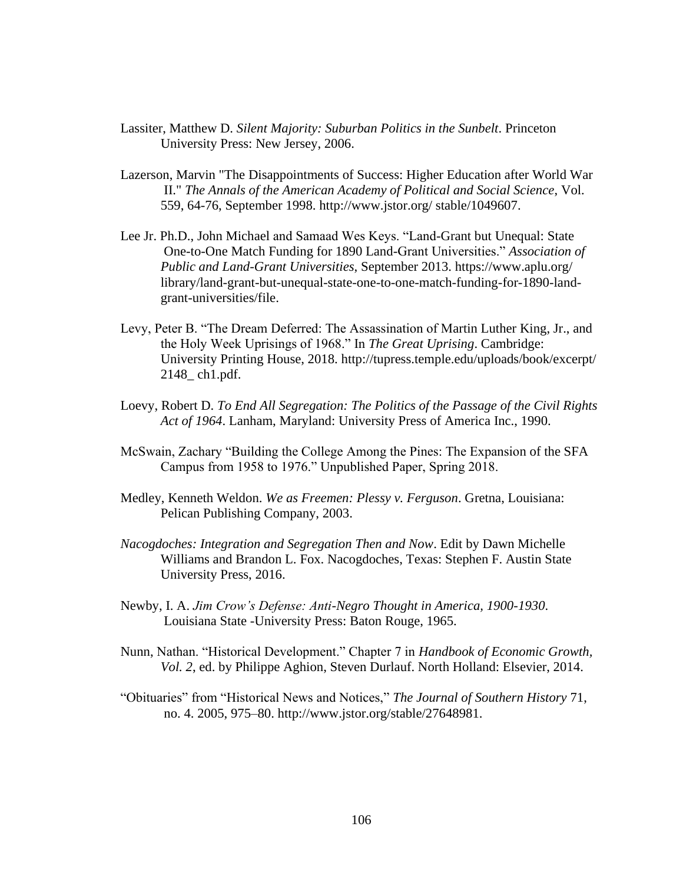Lassiter, Matthew D. *Silent Majority: Suburban Politics in the Sunbelt*. Princeton University Press: New Jersey, 2006.

Lazerson, Marvin "The Disappointments of Success: Higher Education after World War II." *The Annals of the American Academy of Political and Social Science*, Vol. 559, 64-76, September 1998. http://www.jstor.org/ stable/1049607.

Lee Jr. Ph.D., John Michael and Samaad Wes Keys. "Land-Grant but Unequal: State One-to-One Match Funding for 1890 Land-Grant Universities." *Association of Public and Land-Grant Universities*, September 2013. https://www.aplu.org/ library/land-grant-but-unequal-state-one-to-one-match-funding-for-1890-land-grant-universities/file.

Levy, Peter B. "The Dream Deferred: The Assassination of Martin Luther King, Jr., and the Holy Week Uprisings of 1968." In *The Great Uprising*. Cambridge: University Printing House, 2018. http://tupress.temple.edu/uploads/book/excerpt/ 2148_ ch1.pdf.

Loevy, Robert D. *To End All Segregation: The Politics of the Passage of the Civil Rights Act of 1964*. Lanham, Maryland: University Press of America Inc., 1990.

McSwain, Zachary "Building the College Among the Pines: The Expansion of the SFA Campus from 1958 to 1976." Unpublished Paper, Spring 2018.

Medley, Kenneth Weldon. *We as Freemen: Plessy v. Ferguson*. Gretna, Louisiana: Pelican Publishing Company, 2003.

*Nacogdoches: Integration and Segregation Then and Now*. Edit by Dawn Michelle Williams and Brandon L. Fox. Nacogdoches, Texas: Stephen F. Austin State University Press, 2016.

Newby, I. A. *Jim Crow's Defense: Anti-Negro Thought in America, 1900-1930*. Louisiana State -University Press: Baton Rouge, 1965.

Nunn, Nathan. "Historical Development." Chapter 7 in *Handbook of Economic Growth, Vol. 2*, ed. by Philippe Aghion, Steven Durlauf. North Holland: Elsevier, 2014.

"Obituaries" from "Historical News and Notices," *The Journal of Southern History* 71, no. 4. 2005, 975–80. http://www.jstor.org/stable/27648981.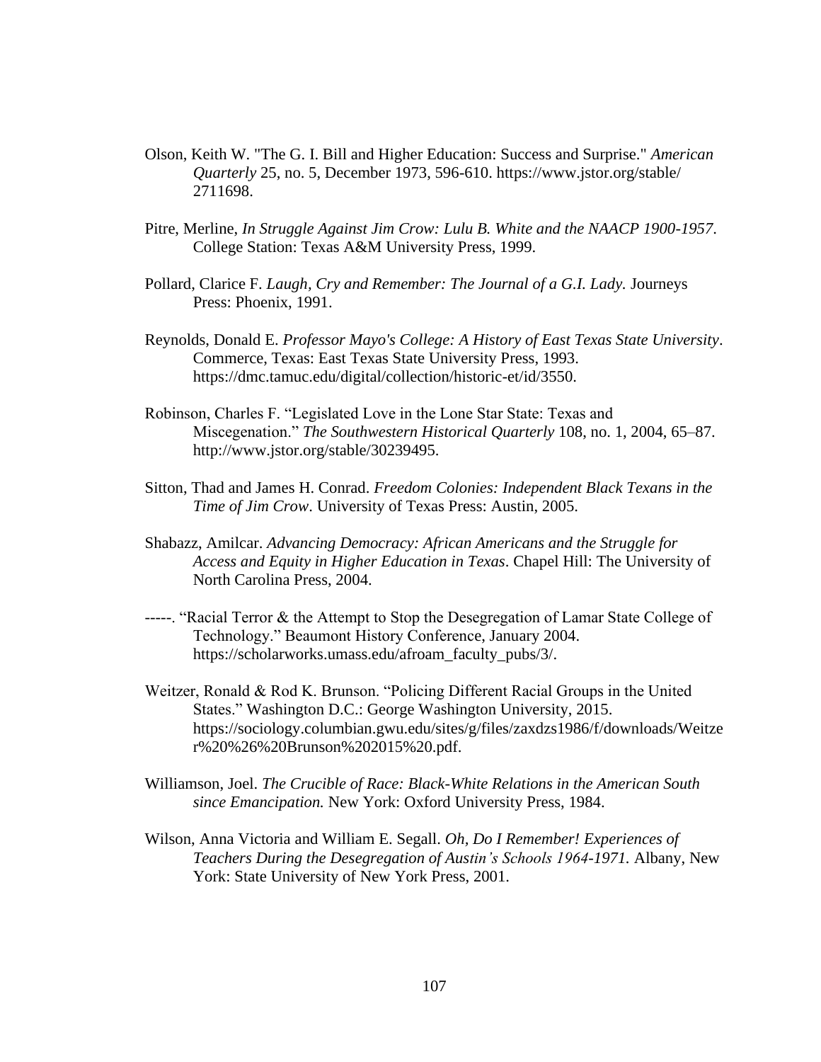Olson, Keith W. "The G. I. Bill and Higher Education: Success and Surprise." *American Quarterly* 25, no. 5, December 1973, 596-610. https://www.jstor.org/stable/2711698.

Pitre, Merline, *In Struggle Against Jim Crow: Lulu B. White and the NAACP 1900-1957*. College Station: Texas A&M University Press, 1999.

Pollard, Clarice F. *Laugh, Cry and Remember: The Journal of a G.I. Lady.* Journeys Press: Phoenix, 1991.

Reynolds, Donald E. *Professor Mayo's College: A History of East Texas State University*. Commerce, Texas: East Texas State University Press, 1993. https://dmc.tamuc.edu/digital/collection/historic-et/id/3550.

Robinson, Charles F. "Legislated Love in the Lone Star State: Texas and Miscegenation." *The Southwestern Historical Quarterly* 108, no. 1, 2004, 65–87. http://www.jstor.org/stable/30239495.

Sitton, Thad and James H. Conrad. *Freedom Colonies: Independent Black Texans in the Time of Jim Crow*. University of Texas Press: Austin, 2005.

Shabazz, Amilcar. *Advancing Democracy: African Americans and the Struggle for Access and Equity in Higher Education in Texas*. Chapel Hill: The University of North Carolina Press, 2004.

-----. "Racial Terror & the Attempt to Stop the Desegregation of Lamar State College of Technology." Beaumont History Conference, January 2004. https://scholarworks.umass.edu/afroam_faculty_pubs/3/.

Weitzer, Ronald & Rod K. Brunson. "Policing Different Racial Groups in the United States." Washington D.C.: George Washington University, 2015. https://sociology.columbian.gwu.edu/sites/g/files/zaxdzs1986/f/downloads/Weitzer%20%26%20Brunson%202015%20.pdf.

Williamson, Joel. *The Crucible of Race: Black-White Relations in the American South since Emancipation.* New York: Oxford University Press, 1984.

Wilson, Anna Victoria and William E. Segall. *Oh, Do I Remember! Experiences of Teachers During the Desegregation of Austin's Schools 1964-1971.* Albany, New York: State University of New York Press, 2001.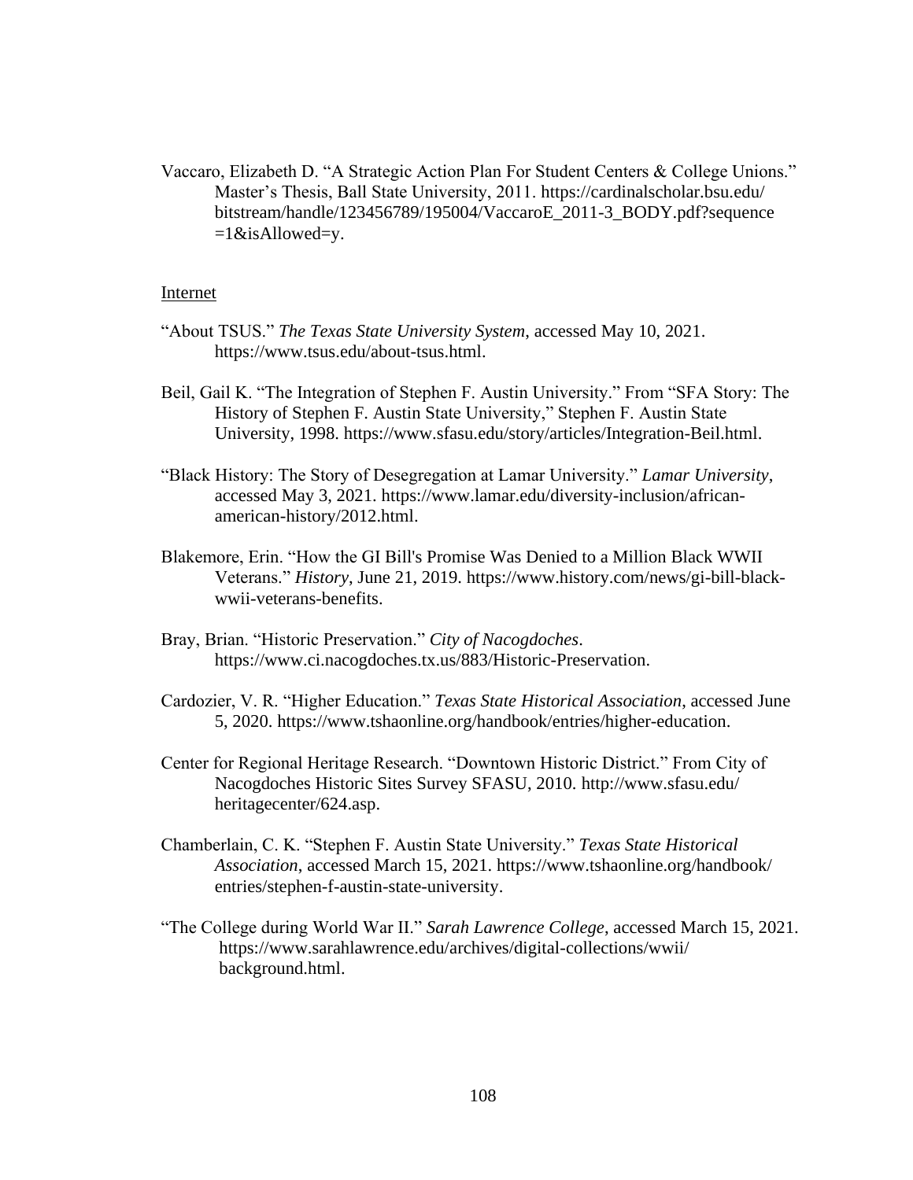Vaccaro, Elizabeth D. "A Strategic Action Plan For Student Centers & College Unions." Master's Thesis, Ball State University, 2011. https://cardinalscholar.bsu.edu/bitstream/handle/123456789/195004/VaccaroE_2011-3_BODY.pdf?sequence=1&isAllowed=y.

<u>Internet</u>

"About TSUS." *The Texas State University System*, accessed May 10, 2021. https://www.tsus.edu/about-tsus.html.

Beil, Gail K. "The Integration of Stephen F. Austin University." From "SFA Story: The History of Stephen F. Austin State University," Stephen F. Austin State University, 1998. https://www.sfasu.edu/story/articles/Integration-Beil.html.

"Black History: The Story of Desegregation at Lamar University." *Lamar University*, accessed May 3, 2021. https://www.lamar.edu/diversity-inclusion/african-american-history/2012.html.

Blakemore, Erin. "How the GI Bill's Promise Was Denied to a Million Black WWII Veterans." *History*, June 21, 2019. https://www.history.com/news/gi-bill-black-wwii-veterans-benefits.

Bray, Brian. "Historic Preservation." *City of Nacogdoches*. https://www.ci.nacogdoches.tx.us/883/Historic-Preservation.

Cardozier, V. R. "Higher Education." *Texas State Historical Association*, accessed June 5, 2020. https://www.tshaonline.org/handbook/entries/higher-education.

Center for Regional Heritage Research. "Downtown Historic District." From City of Nacogdoches Historic Sites Survey SFASU, 2010. http://www.sfasu.edu/heritagecenter/624.asp.

Chamberlain, C. K. "Stephen F. Austin State University." *Texas State Historical Association*, accessed March 15, 2021. https://www.tshaonline.org/handbook/entries/stephen-f-austin-state-university.

"The College during World War II." *Sarah Lawrence College*, accessed March 15, 2021. https://www.sarahlawrence.edu/archives/digital-collections/wwii/background.html.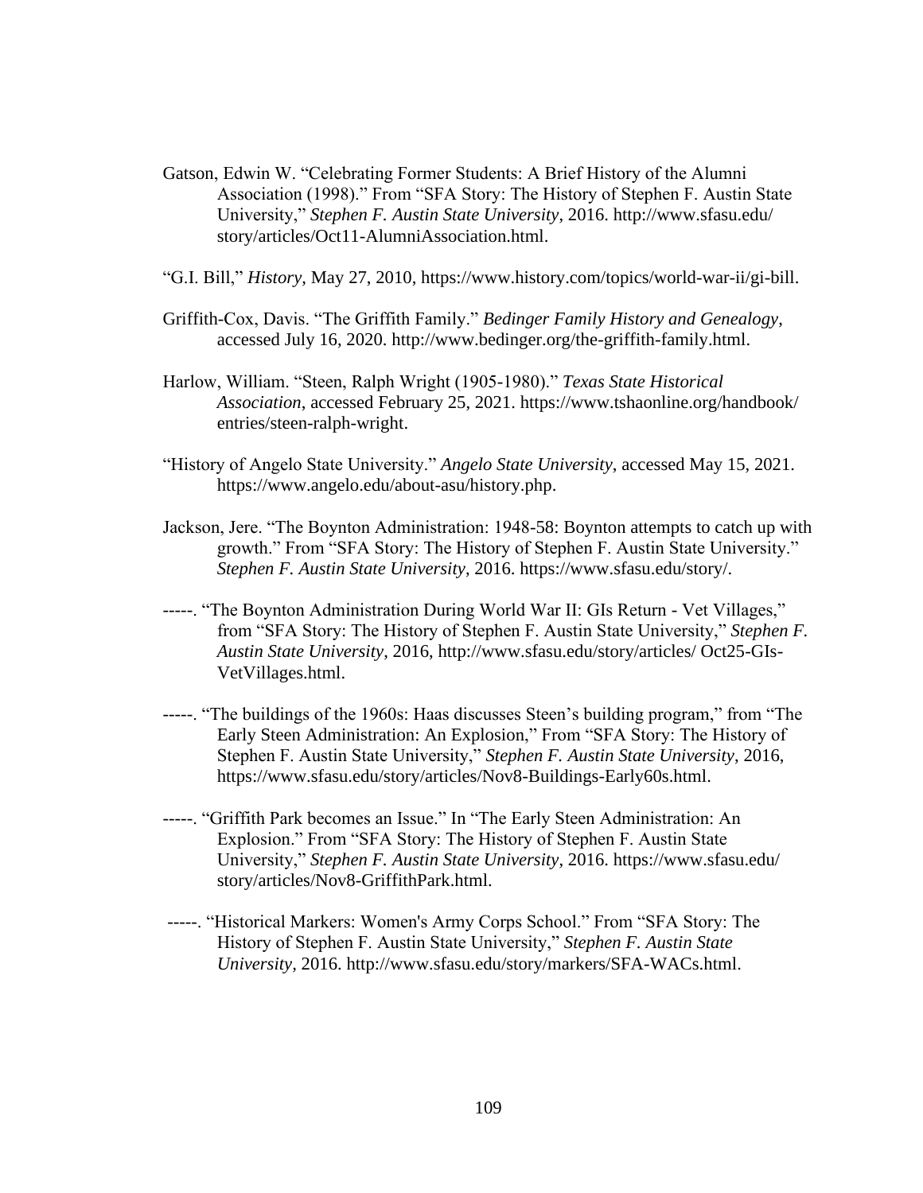Gatson, Edwin W. "Celebrating Former Students: A Brief History of the Alumni Association (1998)." From "SFA Story: The History of Stephen F. Austin State University," *Stephen F. Austin State University*, 2016. http://www.sfasu.edu/story/articles/Oct11-AlumniAssociation.html.

"G.I. Bill," *History*, May 27, 2010, https://www.history.com/topics/world-war-ii/gi-bill.

Griffith-Cox, Davis. "The Griffith Family." *Bedinger Family History and Genealogy*, accessed July 16, 2020. http://www.bedinger.org/the-griffith-family.html.

Harlow, William. "Steen, Ralph Wright (1905-1980)." *Texas State Historical Association*, accessed February 25, 2021. https://www.tshaonline.org/handbook/entries/steen-ralph-wright.

"History of Angelo State University." *Angelo State University*, accessed May 15, 2021. https://www.angelo.edu/about-asu/history.php.

Jackson, Jere. "The Boynton Administration: 1948-58: Boynton attempts to catch up with growth." From "SFA Story: The History of Stephen F. Austin State University." *Stephen F. Austin State University*, 2016. https://www.sfasu.edu/story/.

-----. "The Boynton Administration During World War II: GIs Return - Vet Villages," from "SFA Story: The History of Stephen F. Austin State University," *Stephen F. Austin State University*, 2016, http://www.sfasu.edu/story/articles/ Oct25-GIs-VetVillages.html.

-----. "The buildings of the 1960s: Haas discusses Steen's building program," from "The Early Steen Administration: An Explosion," From "SFA Story: The History of Stephen F. Austin State University," *Stephen F. Austin State University*, 2016, https://www.sfasu.edu/story/articles/Nov8-Buildings-Early60s.html.

-----. "Griffith Park becomes an Issue." In "The Early Steen Administration: An Explosion." From "SFA Story: The History of Stephen F. Austin State University," *Stephen F. Austin State University*, 2016. https://www.sfasu.edu/story/articles/Nov8-GriffithPark.html.

-----. "Historical Markers: Women's Army Corps School." From "SFA Story: The History of Stephen F. Austin State University," *Stephen F. Austin State University*, 2016. http://www.sfasu.edu/story/markers/SFA-WACs.html.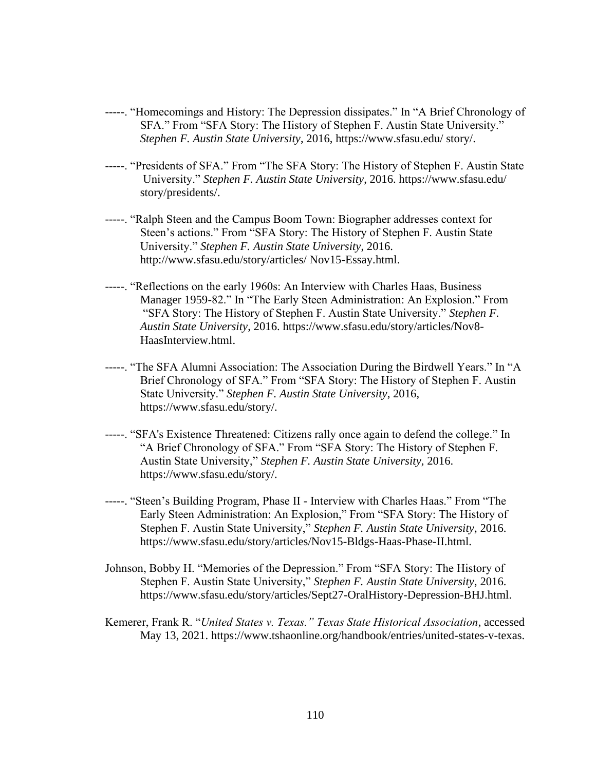-----. “Homecomings and History: The Depression dissipates.” In “A Brief Chronology of SFA.” From “SFA Story: The History of Stephen F. Austin State University.” *Stephen F. Austin State University*, 2016, https://www.sfasu.edu/ story/.

-----. “Presidents of SFA.” From “The SFA Story: The History of Stephen F. Austin State University.” *Stephen F. Austin State University*, 2016. https://www.sfasu.edu/ story/presidents/.

-----. “Ralph Steen and the Campus Boom Town: Biographer addresses context for Steen’s actions.” From “SFA Story: The History of Stephen F. Austin State University.” *Stephen F. Austin State University*, 2016. http://www.sfasu.edu/story/articles/ Nov15-Essay.html.

-----. “Reflections on the early 1960s: An Interview with Charles Haas, Business Manager 1959-82.” In “The Early Steen Administration: An Explosion.” From “SFA Story: The History of Stephen F. Austin State University.” *Stephen F. Austin State University*, 2016. https://www.sfasu.edu/story/articles/Nov8-HaasInterview.html.

-----. “The SFA Alumni Association: The Association During the Birdwell Years.” In “A Brief Chronology of SFA.” From “SFA Story: The History of Stephen F. Austin State University.” *Stephen F. Austin State University*, 2016, https://www.sfasu.edu/story/.

-----. “SFA's Existence Threatened: Citizens rally once again to defend the college.” In “A Brief Chronology of SFA.” From “SFA Story: The History of Stephen F. Austin State University,” *Stephen F. Austin State University*, 2016. https://www.sfasu.edu/story/.

-----. “Steen’s Building Program, Phase II - Interview with Charles Haas.” From “The Early Steen Administration: An Explosion,” From “SFA Story: The History of Stephen F. Austin State University,” *Stephen F. Austin State University*, 2016. https://www.sfasu.edu/story/articles/Nov15-Bldgs-Haas-Phase-II.html.

Johnson, Bobby H. “Memories of the Depression.” From “SFA Story: The History of Stephen F. Austin State University,” *Stephen F. Austin State University*, 2016. https://www.sfasu.edu/story/articles/Sept27-OralHistory-Depression-BHJ.html.

Kemerer, Frank R. “*United States v. Texas.” Texas State Historical Association*, accessed May 13, 2021. https://www.tshaonline.org/handbook/entries/united-states-v-texas.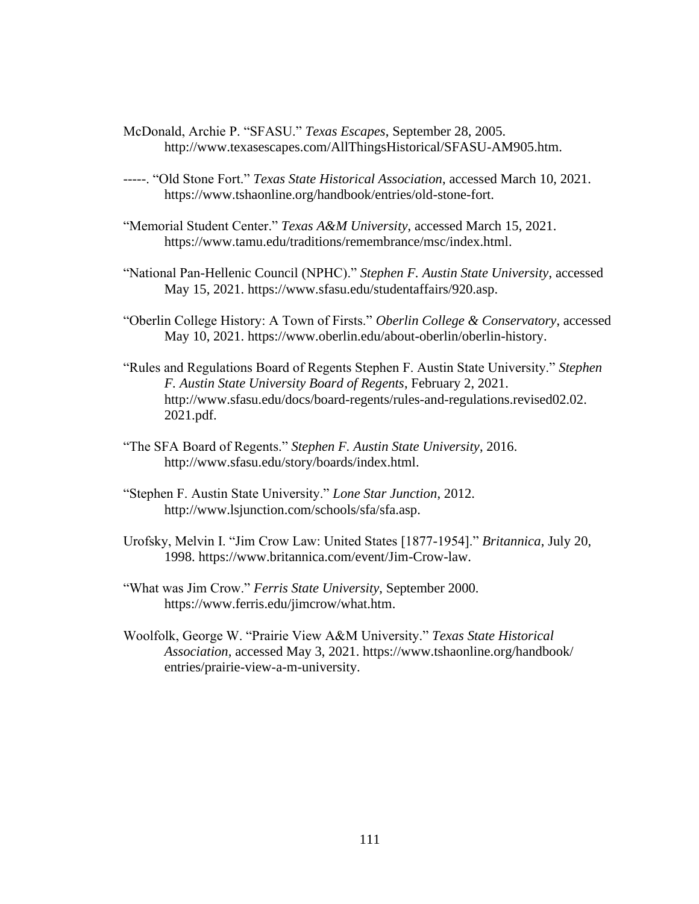McDonald, Archie P. “SFASU.” *Texas Escapes*, September 28, 2005. http://www.texasescapes.com/AllThingsHistorical/SFASU-AM905.htm.

-----. “Old Stone Fort.” *Texas State Historical Association*, accessed March 10, 2021. https://www.tshaonline.org/handbook/entries/old-stone-fort.

“Memorial Student Center.” *Texas A&M University*, accessed March 15, 2021. https://www.tamu.edu/traditions/remembrance/msc/index.html.

“National Pan-Hellenic Council (NPHC).” *Stephen F. Austin State University*, accessed May 15, 2021. https://www.sfasu.edu/studentaffairs/920.asp.

“Oberlin College History: A Town of Firsts.” *Oberlin College & Conservatory*, accessed May 10, 2021. https://www.oberlin.edu/about-oberlin/oberlin-history.

“Rules and Regulations Board of Regents Stephen F. Austin State University.” *Stephen F. Austin State University Board of Regents*, February 2, 2021. http://www.sfasu.edu/docs/board-regents/rules-and-regulations.revised02.02.2021.pdf.

“The SFA Board of Regents.” *Stephen F. Austin State University*, 2016. http://www.sfasu.edu/story/boards/index.html.

“Stephen F. Austin State University.” *Lone Star Junction*, 2012. http://www.lsjunction.com/schools/sfa/sfa.asp.

Urofsky, Melvin I. “Jim Crow Law: United States [1877-1954].” *Britannica*, July 20, 1998. https://www.britannica.com/event/Jim-Crow-law.

“What was Jim Crow.” *Ferris State University*, September 2000. https://www.ferris.edu/jimcrow/what.htm.

Woolfolk, George W. “Prairie View A&M University.” *Texas State Historical Association*, accessed May 3, 2021. https://www.tshaonline.org/handbook/entries/prairie-view-a-m-university.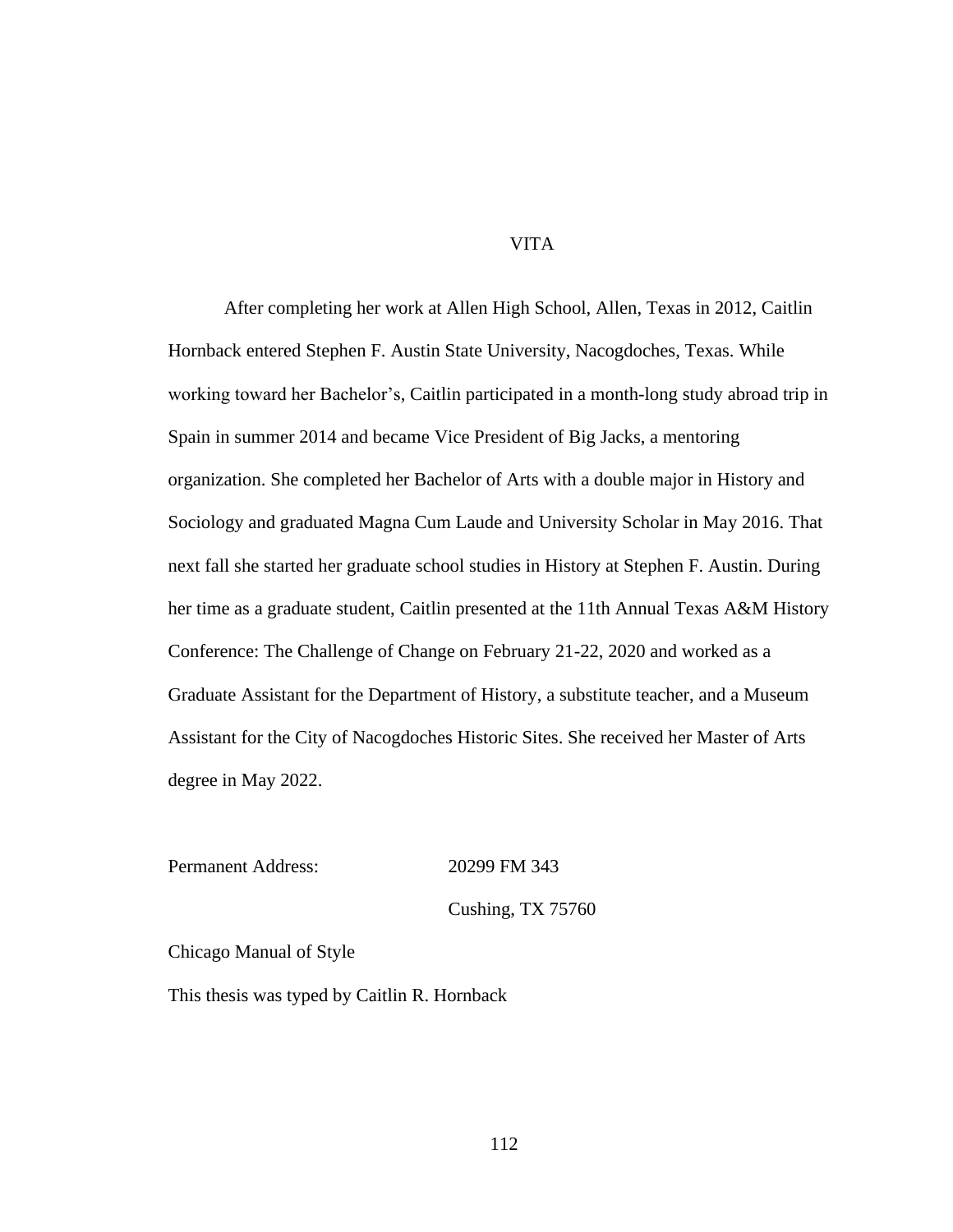# VITA

After completing her work at Allen High School, Allen, Texas in 2012, Caitlin Hornback entered Stephen F. Austin State University, Nacogdoches, Texas. While working toward her Bachelor's, Caitlin participated in a month-long study abroad trip in Spain in summer 2014 and became Vice President of Big Jacks, a mentoring organization. She completed her Bachelor of Arts with a double major in History and Sociology and graduated Magna Cum Laude and University Scholar in May 2016. That next fall she started her graduate school studies in History at Stephen F. Austin. During her time as a graduate student, Caitlin presented at the 11th Annual Texas A&M History Conference: The Challenge of Change on February 21-22, 2020 and worked as a Graduate Assistant for the Department of History, a substitute teacher, and a Museum Assistant for the City of Nacogdoches Historic Sites. She received her Master of Arts degree in May 2022.

Permanent Address: 20299 FM 343
Cushing, TX 75760

Chicago Manual of Style

This thesis was typed by Caitlin R. Hornback